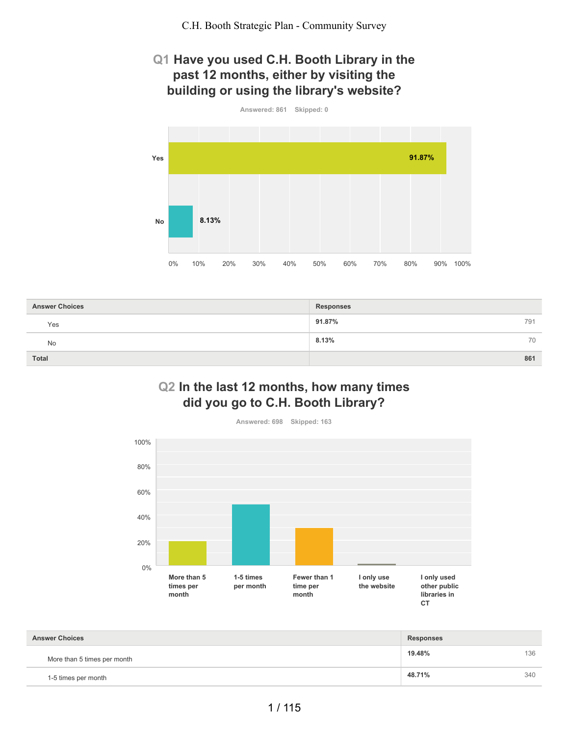C.H. Booth Strategic Plan - Community Survey

## Q1 Have you used C.H. Booth Library in the past 12 months, either by visiting the building or using the library's website?

Answered: 861 Skipped: 0

| Answer Choices | Responses | |
|---|---|---|
| Yes | 91.87% | 791 |
| No | 8.13% | 70 |
| **Total** | | **861** |

## Q2 In the last 12 months, how many times did you go to C.H. Booth Library?

Answered: 698 Skipped: 163

| Answer Choices | Responses | |
|---|---|---|
| More than 5 times per month | 19.48% | 136 |
| 1-5 times per month | 48.71% | 340 |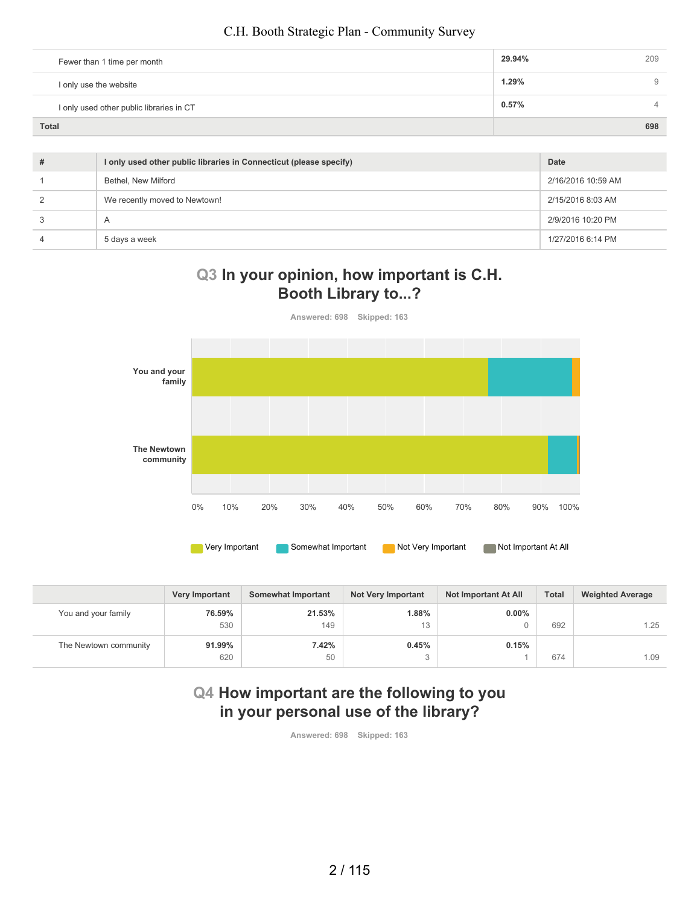| | | |
|---|---|---|
| Fewer than 1 time per month | 29.94% | 209 |
| I only use the website | 1.29% | 9 |
| I only used other public libraries in CT | 0.57% | 4 |
| **Total** | | **698** |

| # | I only used other public libraries in Connecticut (please specify) | Date |
|---|---|---|
| 1 | Bethel, New Milford | 2/16/2016 10:59 AM |
| 2 | We recently moved to Newtown! | 2/15/2016 8:03 AM |
| 3 | A | 2/9/2016 10:20 PM |
| 4 | 5 days a week | 1/27/2016 6:14 PM |

## Q3 In your opinion, how important is C.H. Booth Library to...?

Answered: 698 Skipped: 163

| | Very Important | Somewhat Important | Not Very Important | Not Important At All | Total | Weighted Average |
|---|---|---|---|---|---|---|
| You and your family | 76.59% 530 | 21.53% 149 | 1.88% 13 | 0.00% 0 | 692 | 1.25 |
| The Newtown community | 91.99% 620 | 7.42% 50 | 0.45% 3 | 0.15% 1 | 674 | 1.09 |

## Q4 How important are the following to you in your personal use of the library?

Answered: 698 Skipped: 163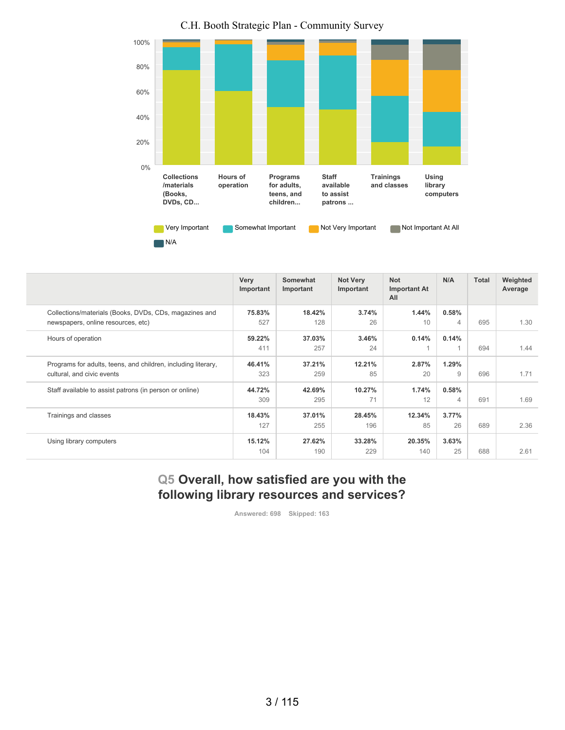C.H. Booth Strategic Plan - Community Survey

| | Very Important | Somewhat Important | Not Very Important | Not Important At All | N/A | Total | Weighted Average |
|---|---|---|---|---|---|---|---|
| Collections/materials (Books, DVDs, CDs, magazines and newspapers, online resources, etc) | **75.83%** 527 | **18.42%** 128 | **3.74%** 26 | **1.44%** 10 | **0.58%** 4 | 695 | 1.30 |
| Hours of operation | **59.22%** 411 | **37.03%** 257 | **3.46%** 24 | **0.14%** 1 | **0.14%** 1 | 694 | 1.44 |
| Programs for adults, teens, and children, including literary, cultural, and civic events | **46.41%** 323 | **37.21%** 259 | **12.21%** 85 | **2.87%** 20 | **1.29%** 9 | 696 | 1.71 |
| Staff available to assist patrons (in person or online) | **44.72%** 309 | **42.69%** 295 | **10.27%** 71 | **1.74%** 12 | **0.58%** 4 | 691 | 1.69 |
| Trainings and classes | **18.43%** 127 | **37.01%** 255 | **28.45%** 196 | **12.34%** 85 | **3.77%** 26 | 689 | 2.36 |
| Using library computers | **15.12%** 104 | **27.62%** 190 | **33.28%** 229 | **20.35%** 140 | **3.63%** 25 | 688 | 2.61 |

## Q5 Overall, how satisfied are you with the following library resources and services?

Answered: 698 Skipped: 163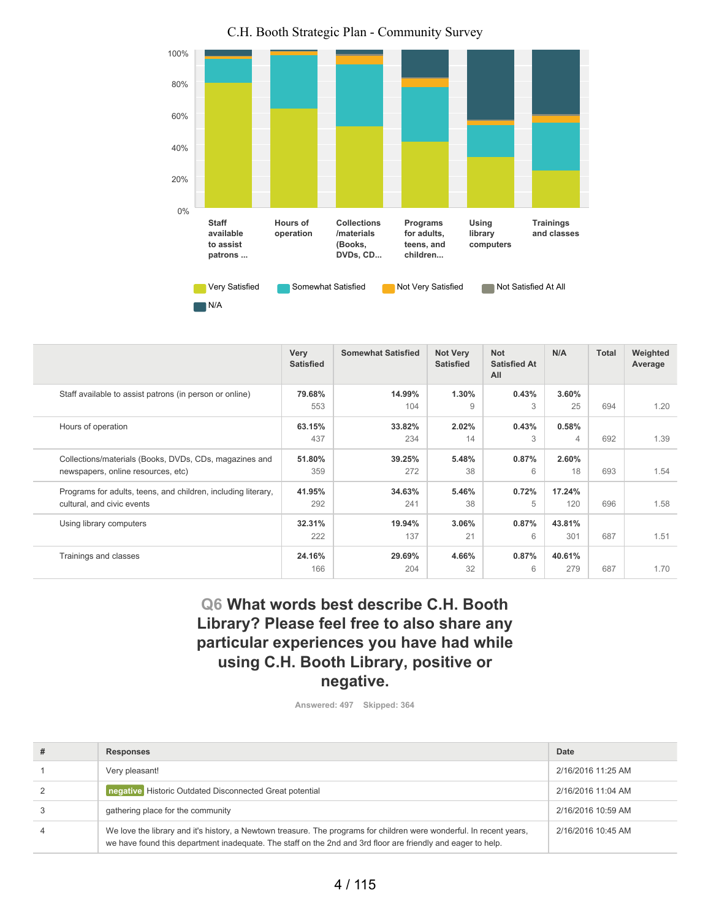C.H. Booth Strategic Plan - Community Survey

| | Very Satisfied | Somewhat Satisfied | Not Very Satisfied | Not Satisfied At All | N/A | Total | Weighted Average |
|---|---|---|---|---|---|---|---|
| Staff available to assist patrons (in person or online) | 79.68% 553 | 14.99% 104 | 1.30% 9 | 0.43% 3 | 3.60% 25 | 694 | 1.20 |
| Hours of operation | 63.15% 437 | 33.82% 234 | 2.02% 14 | 0.43% 3 | 0.58% 4 | 692 | 1.39 |
| Collections/materials (Books, DVDs, CDs, magazines and newspapers, online resources, etc) | 51.80% 359 | 39.25% 272 | 5.48% 38 | 0.87% 6 | 2.60% 18 | 693 | 1.54 |
| Programs for adults, teens, and children, including literary, cultural, and civic events | 41.95% 292 | 34.63% 241 | 5.46% 38 | 0.72% 5 | 17.24% 120 | 696 | 1.58 |
| Using library computers | 32.31% 222 | 19.94% 137 | 3.06% 21 | 0.87% 6 | 43.81% 301 | 687 | 1.51 |
| Trainings and classes | 24.16% 166 | 29.69% 204 | 4.66% 32 | 0.87% 6 | 40.61% 279 | 687 | 1.70 |

## Q6 What words best describe C.H. Booth Library? Please feel free to also share any particular experiences you have had while using C.H. Booth Library, positive or negative.

Answered: 497 Skipped: 364

| # | Responses | Date |
|---|---|---|
| 1 | Very pleasant! | 2/16/2016 11:25 AM |
| 2 | negative Historic Outdated Disconnected Great potential | 2/16/2016 11:04 AM |
| 3 | gathering place for the community | 2/16/2016 10:59 AM |
| 4 | We love the library and it's history, a Newtown treasure. The programs for children were wonderful. In recent years, we have found this department inadequate. The staff on the 2nd and 3rd floor are friendly and eager to help. | 2/16/2016 10:45 AM |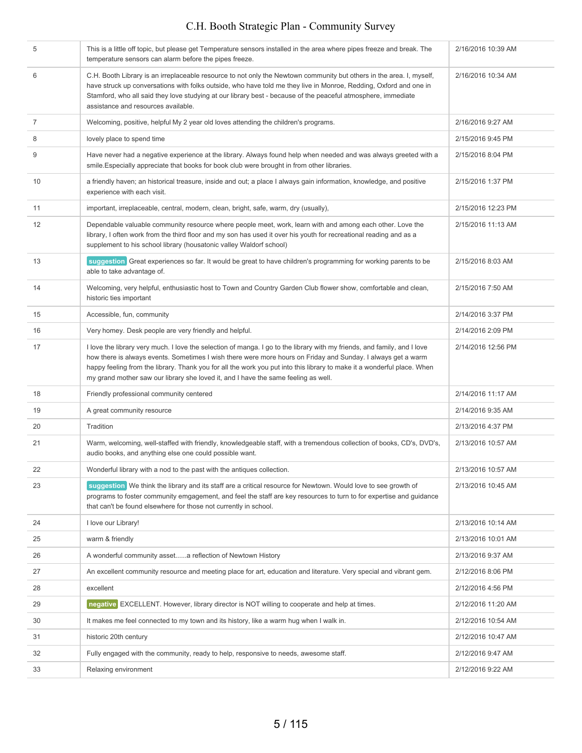| | | |
|---|---|---|
| 5 | This is a little off topic, but please get Temperature sensors installed in the area where pipes freeze and break. The temperature sensors can alarm before the pipes freeze. | 2/16/2016 10:39 AM |
| 6 | C.H. Booth Library is an irreplaceable resource to not only the Newtown community but others in the area. I, myself, have struck up conversations with folks outside, who have told me they live in Monroe, Redding, Oxford and one in Stamford, who all said they love studying at our library best - because of the peaceful atmosphere, immediate assistance and resources available. | 2/16/2016 10:34 AM |
| 7 | Welcoming, positive, helpful My 2 year old loves attending the children's programs. | 2/16/2016 9:27 AM |
| 8 | lovely place to spend time | 2/15/2016 9:45 PM |
| 9 | Have never had a negative experience at the library. Always found help when needed and was always greeted with a smile.Especially appreciate that books for book club were brought in from other libraries. | 2/15/2016 8:04 PM |
| 10 | a friendly haven; an historical treasure, inside and out; a place I always gain information, knowledge, and positive experience with each visit. | 2/15/2016 1:37 PM |
| 11 | important, irreplaceable, central, modern, clean, bright, safe, warm, dry (usually), | 2/15/2016 12:23 PM |
| 12 | Dependable valuable community resource where people meet, work, learn with and among each other. Love the library, I often work from the third floor and my son has used it over his youth for recreational reading and as a supplement to his school library (housatonic valley Waldorf school) | 2/15/2016 11:13 AM |
| 13 | suggestion Great experiences so far. It would be great to have children's programming for working parents to be able to take advantage of. | 2/15/2016 8:03 AM |
| 14 | Welcoming, very helpful, enthusiastic host to Town and Country Garden Club flower show, comfortable and clean, historic ties important | 2/15/2016 7:50 AM |
| 15 | Accessible, fun, community | 2/14/2016 3:37 PM |
| 16 | Very homey. Desk people are very friendly and helpful. | 2/14/2016 2:09 PM |
| 17 | I love the library very much. I love the selection of manga. I go to the library with my friends, and family, and I love how there is always events. Sometimes I wish there were more hours on Friday and Sunday. I always get a warm happy feeling from the library. Thank you for all the work you put into this library to make it a wonderful place. When my grand mother saw our library she loved it, and I have the same feeling as well. | 2/14/2016 12:56 PM |
| 18 | Friendly professional community centered | 2/14/2016 11:17 AM |
| 19 | A great community resource | 2/14/2016 9:35 AM |
| 20 | Tradition | 2/13/2016 4:37 PM |
| 21 | Warm, welcoming, well-staffed with friendly, knowledgeable staff, with a tremendous collection of books, CD's, DVD's, audio books, and anything else one could possible want. | 2/13/2016 10:57 AM |
| 22 | Wonderful library with a nod to the past with the antiques collection. | 2/13/2016 10:57 AM |
| 23 | suggestion We think the library and its staff are a critical resource for Newtown. Would love to see growth of programs to foster community emgagement, and feel the staff are key resources to turn to for expertise and guidance that can't be found elsewhere for those not currently in school. | 2/13/2016 10:45 AM |
| 24 | I love our Library! | 2/13/2016 10:14 AM |
| 25 | warm & friendly | 2/13/2016 10:01 AM |
| 26 | A wonderful community asset......a reflection of Newtown History | 2/13/2016 9:37 AM |
| 27 | An excellent community resource and meeting place for art, education and literature. Very special and vibrant gem. | 2/12/2016 8:06 PM |
| 28 | excellent | 2/12/2016 4:56 PM |
| 29 | negative EXCELLENT. However, library director is NOT willing to cooperate and help at times. | 2/12/2016 11:20 AM |
| 30 | It makes me feel connected to my town and its history, like a warm hug when I walk in. | 2/12/2016 10:54 AM |
| 31 | historic 20th century | 2/12/2016 10:47 AM |
| 32 | Fully engaged with the community, ready to help, responsive to needs, awesome staff. | 2/12/2016 9:47 AM |
| 33 | Relaxing environment | 2/12/2016 9:22 AM |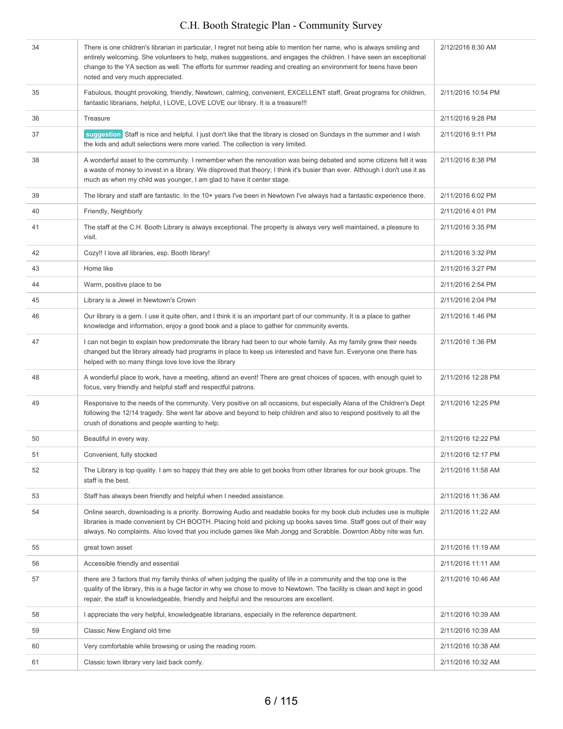| | | |
|---|---|---|
| 34 | There is one children's librarian in particular, I regret not being able to mention her name, who is always smiling and entirely welcoming. She volunteers to help, makes suggestions, and engages the children. I have seen an exceptional change to the YA section as well. The efforts for summer reading and creating an environment for teens have been noted and very much appreciated. | 2/12/2016 8:30 AM |
| 35 | Fabulous, thought provoking, friendly, Newtown, calming, convenient, EXCELLENT staff, Great programs for children, fantastic librarians, helpful, I LOVE, LOVE LOVE our library. It is a treasure!!! | 2/11/2016 10:54 PM |
| 36 | Treasure | 2/11/2016 9:28 PM |
| 37 | suggestion Staff is nice and helpful. I just don't like that the library is closed on Sundays in the summer and I wish the kids and adult selections were more varied. The collection is very limited. | 2/11/2016 9:11 PM |
| 38 | A wonderful asset to the community. I remember when the renovation was being debated and some citizens felt it was a waste of money to invest in a library. We disproved that theory; I think it's busier than ever. Although I don't use it as much as when my child was younger, I am glad to have it center stage. | 2/11/2016 8:38 PM |
| 39 | The library and staff are fantastic. In the 10+ years I've been in Newtown I've always had a fantastic experience there. | 2/11/2016 6:02 PM |
| 40 | Friendly, Neighborly | 2/11/2016 4:01 PM |
| 41 | The staff at the C.H. Booth Library is always exceptional. The property is always very well maintained, a pleasure to visit. | 2/11/2016 3:35 PM |
| 42 | Cozy!! I love all libraries, esp. Booth library! | 2/11/2016 3:32 PM |
| 43 | Home like | 2/11/2016 3:27 PM |
| 44 | Warm, positive place to be | 2/11/2016 2:54 PM |
| 45 | Library is a Jewel in Newtown's Crown | 2/11/2016 2:04 PM |
| 46 | Our library is a gem. I use it quite often, and I think it is an important part of our community. It is a place to gather knowledge and information, enjoy a good book and a place to gather for community events. | 2/11/2016 1:46 PM |
| 47 | I can not begin to explain how predominate the library had been to our whole family. As my family grew their needs changed but the library already had programs in place to keep us interested and have fun. Everyone one there has helped with so many things love love love the library | 2/11/2016 1:36 PM |
| 48 | A wonderful place to work, have a meeting, attend an event! There are great choices of spaces, with enough quiet to focus, very friendly and helpful staff and respectful patrons. | 2/11/2016 12:28 PM |
| 49 | Responsive to the needs of the community. Very positive on all occasions, but especially Alana of the Children's Dept following the 12/14 tragedy. She went far above and beyond to help children and also to respond positively to all the crush of donations and people wanting to help. | 2/11/2016 12:25 PM |
| 50 | Beautiful in every way. | 2/11/2016 12:22 PM |
| 51 | Convenient, fully stocked | 2/11/2016 12:17 PM |
| 52 | The Library is top quality. I am so happy that they are able to get books from other libraries for our book groups. The staff is the best. | 2/11/2016 11:58 AM |
| 53 | Staff has always been friendly and helpful when I needed assistance. | 2/11/2016 11:36 AM |
| 54 | Online search, downloading is a priority. Borrowing Audio and readable books for my book club includes use is multiple libraries is made convenient by CH BOOTH. Placing hold and picking up books saves time. Staff goes out of their way always. No complaints. Also loved that you include games like Mah Jongg and Scrabble. Downton Abby nite was fun. | 2/11/2016 11:22 AM |
| 55 | great town asset | 2/11/2016 11:19 AM |
| 56 | Accessible friendly and essential | 2/11/2016 11:11 AM |
| 57 | there are 3 factors that my family thinks of when judging the quality of life in a community and the top one is the quality of the library, this is a huge factor in why we chose to move to Newtown. The facility is clean and kept in good repair, the staff is knowledgeable, friendly and helpful and the resources are excellent. | 2/11/2016 10:46 AM |
| 58 | I appreciate the very helpful, knowledgeable librarians, especially in the reference department. | 2/11/2016 10:39 AM |
| 59 | Classic New England old time | 2/11/2016 10:39 AM |
| 60 | Very comfortable while browsing or using the reading room. | 2/11/2016 10:38 AM |
| 61 | Classic town library very laid back comfy. | 2/11/2016 10:32 AM |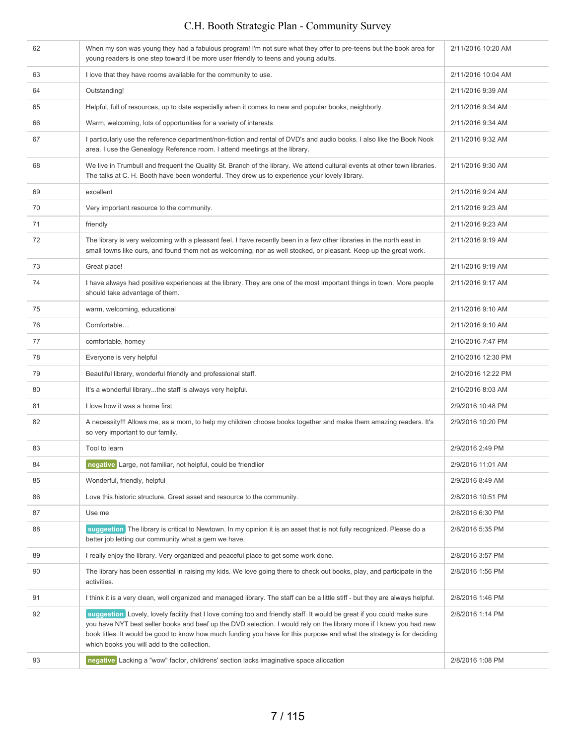| | | |
|---|---|---|
| 62 | When my son was young they had a fabulous program! I'm not sure what they offer to pre-teens but the book area for young readers is one step toward it be more user friendly to teens and young adults. | 2/11/2016 10:20 AM |
| 63 | I love that they have rooms available for the community to use. | 2/11/2016 10:04 AM |
| 64 | Outstanding! | 2/11/2016 9:39 AM |
| 65 | Helpful, full of resources, up to date especially when it comes to new and popular books, neighborly. | 2/11/2016 9:34 AM |
| 66 | Warm, welcoming, lots of opportunities for a variety of interests | 2/11/2016 9:34 AM |
| 67 | I particularly use the reference department/non-fiction and rental of DVD's and audio books. I also like the Book Nook area. I use the Genealogy Reference room. I attend meetings at the library. | 2/11/2016 9:32 AM |
| 68 | We live in Trumbull and frequent the Quality St. Branch of the library. We attend cultural events at other town libraries. The talks at C. H. Booth have been wonderful. They drew us to experience your lovely library. | 2/11/2016 9:30 AM |
| 69 | excellent | 2/11/2016 9:24 AM |
| 70 | Very important resource to the community. | 2/11/2016 9:23 AM |
| 71 | friendly | 2/11/2016 9:23 AM |
| 72 | The library is very welcoming with a pleasant feel. I have recently been in a few other libraries in the north east in small towns like ours, and found them not as welcoming, nor as well stocked, or pleasant. Keep up the great work. | 2/11/2016 9:19 AM |
| 73 | Great place! | 2/11/2016 9:19 AM |
| 74 | I have always had positive experiences at the library. They are one of the most important things in town. More people should take advantage of them. | 2/11/2016 9:17 AM |
| 75 | warm, welcoming, educational | 2/11/2016 9:10 AM |
| 76 | Comfortable… | 2/11/2016 9:10 AM |
| 77 | comfortable, homey | 2/10/2016 7:47 PM |
| 78 | Everyone is very helpful | 2/10/2016 12:30 PM |
| 79 | Beautiful library, wonderful friendly and professional staff. | 2/10/2016 12:22 PM |
| 80 | It's a wonderful library...the staff is always very helpful. | 2/10/2016 8:03 AM |
| 81 | I love how it was a home first | 2/9/2016 10:48 PM |
| 82 | A necessity!!! Allows me, as a mom, to help my children choose books together and make them amazing readers. It's so very important to our family. | 2/9/2016 10:20 PM |
| 83 | Tool to learn | 2/9/2016 2:49 PM |
| 84 | negative Large, not familiar, not helpful, could be friendlier | 2/9/2016 11:01 AM |
| 85 | Wonderful, friendly, helpful | 2/9/2016 8:49 AM |
| 86 | Love this historic structure. Great asset and resource to the community. | 2/8/2016 10:51 PM |
| 87 | Use me | 2/8/2016 6:30 PM |
| 88 | suggestion The library is critical to Newtown. In my opinion it is an asset that is not fully recognized. Please do a better job letting our community what a gem we have. | 2/8/2016 5:35 PM |
| 89 | I really enjoy the library. Very organized and peaceful place to get some work done. | 2/8/2016 3:57 PM |
| 90 | The library has been essential in raising my kids. We love going there to check out books, play, and participate in the activities. | 2/8/2016 1:56 PM |
| 91 | I think it is a very clean, well organized and managed library. The staff can be a little stiff - but they are always helpful. | 2/8/2016 1:46 PM |
| 92 | suggestion Lovely, lovely facility that I love coming too and friendly staff. It would be great if you could make sure you have NYT best seller books and beef up the DVD selection. I would rely on the library more if I knew you had new book titles. It would be good to know how much funding you have for this purpose and what the strategy is for deciding which books you will add to the collection. | 2/8/2016 1:14 PM |
| 93 | negative Lacking a "wow" factor, childrens' section lacks imaginative space allocation | 2/8/2016 1:08 PM |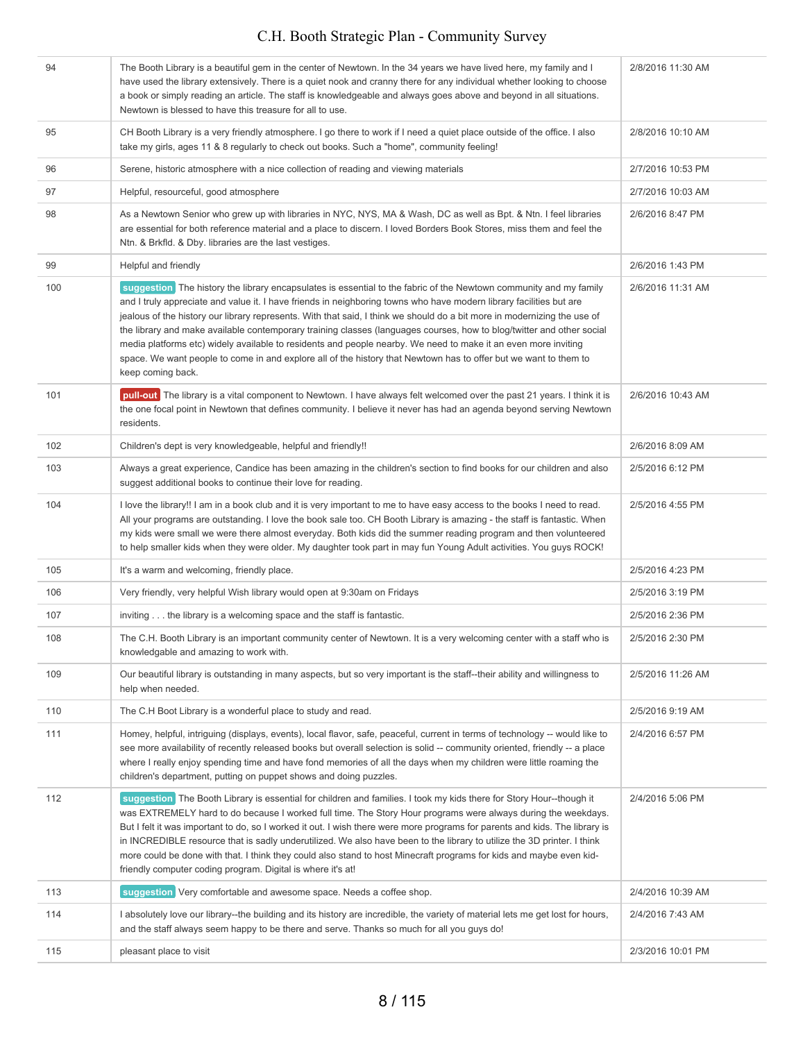| | | |
|---|---|---|
| 94 | The Booth Library is a beautiful gem in the center of Newtown. In the 34 years we have lived here, my family and I have used the library extensively. There is a quiet nook and cranny there for any individual whether looking to choose a book or simply reading an article. The staff is knowledgeable and always goes above and beyond in all situations. Newtown is blessed to have this treasure for all to use. | 2/8/2016 11:30 AM |
| 95 | CH Booth Library is a very friendly atmosphere. I go there to work if I need a quiet place outside of the office. I also take my girls, ages 11 & 8 regularly to check out books. Such a "home", community feeling! | 2/8/2016 10:10 AM |
| 96 | Serene, historic atmosphere with a nice collection of reading and viewing materials | 2/7/2016 10:53 PM |
| 97 | Helpful, resourceful, good atmosphere | 2/7/2016 10:03 AM |
| 98 | As a Newtown Senior who grew up with libraries in NYC, NYS, MA & Wash, DC as well as Bpt. & Ntn. I feel libraries are essential for both reference material and a place to discern. I loved Borders Book Stores, miss them and feel the Ntn. & Brkfld. & Dby. libraries are the last vestiges. | 2/6/2016 8:47 PM |
| 99 | Helpful and friendly | 2/6/2016 1:43 PM |
| 100 | suggestion The history the library encapsulates is essential to the fabric of the Newtown community and my family and I truly appreciate and value it. I have friends in neighboring towns who have modern library facilities but are jealous of the history our library represents. With that said, I think we should do a bit more in modernizing the use of the library and make available contemporary training classes (languages courses, how to blog/twitter and other social media platforms etc) widely available to residents and people nearby. We need to make it an even more inviting space. We want people to come in and explore all of the history that Newtown has to offer but we want to them to keep coming back. | 2/6/2016 11:31 AM |
| 101 | pull-out The library is a vital component to Newtown. I have always felt welcomed over the past 21 years. I think it is the one focal point in Newtown that defines community. I believe it never has had an agenda beyond serving Newtown residents. | 2/6/2016 10:43 AM |
| 102 | Children's dept is very knowledgeable, helpful and friendly!! | 2/6/2016 8:09 AM |
| 103 | Always a great experience, Candice has been amazing in the children's section to find books for our children and also suggest additional books to continue their love for reading. | 2/5/2016 6:12 PM |
| 104 | I love the library!! I am in a book club and it is very important to me to have easy access to the books I need to read. All your programs are outstanding. I love the book sale too. CH Booth Library is amazing - the staff is fantastic. When my kids were small we were there almost everyday. Both kids did the summer reading program and then volunteered to help smaller kids when they were older. My daughter took part in may fun Young Adult activities. You guys ROCK! | 2/5/2016 4:55 PM |
| 105 | It's a warm and welcoming, friendly place. | 2/5/2016 4:23 PM |
| 106 | Very friendly, very helpful Wish library would open at 9:30am on Fridays | 2/5/2016 3:19 PM |
| 107 | inviting . . . the library is a welcoming space and the staff is fantastic. | 2/5/2016 2:36 PM |
| 108 | The C.H. Booth Library is an important community center of Newtown. It is a very welcoming center with a staff who is knowledgable and amazing to work with. | 2/5/2016 2:30 PM |
| 109 | Our beautiful library is outstanding in many aspects, but so very important is the staff--their ability and willingness to help when needed. | 2/5/2016 11:26 AM |
| 110 | The C.H Boot Library is a wonderful place to study and read. | 2/5/2016 9:19 AM |
| 111 | Homey, helpful, intriguing (displays, events), local flavor, safe, peaceful, current in terms of technology -- would like to see more availability of recently released books but overall selection is solid -- community oriented, friendly -- a place where I really enjoy spending time and have fond memories of all the days when my children were little roaming the children's department, putting on puppet shows and doing puzzles. | 2/4/2016 6:57 PM |
| 112 | suggestion The Booth Library is essential for children and families. I took my kids there for Story Hour--though it was EXTREMELY hard to do because I worked full time. The Story Hour programs were always during the weekdays. But I felt it was important to do, so I worked it out. I wish there were more programs for parents and kids. The library is in INCREDIBLE resource that is sadly underutilized. We also have been to the library to utilize the 3D printer. I think more could be done with that. I think they could also stand to host Minecraft programs for kids and maybe even kid-friendly computer coding program. Digital is where it's at! | 2/4/2016 5:06 PM |
| 113 | suggestion Very comfortable and awesome space. Needs a coffee shop. | 2/4/2016 10:39 AM |
| 114 | I absolutely love our library--the building and its history are incredible, the variety of material lets me get lost for hours, and the staff always seem happy to be there and serve. Thanks so much for all you guys do! | 2/4/2016 7:43 AM |
| 115 | pleasant place to visit | 2/3/2016 10:01 PM |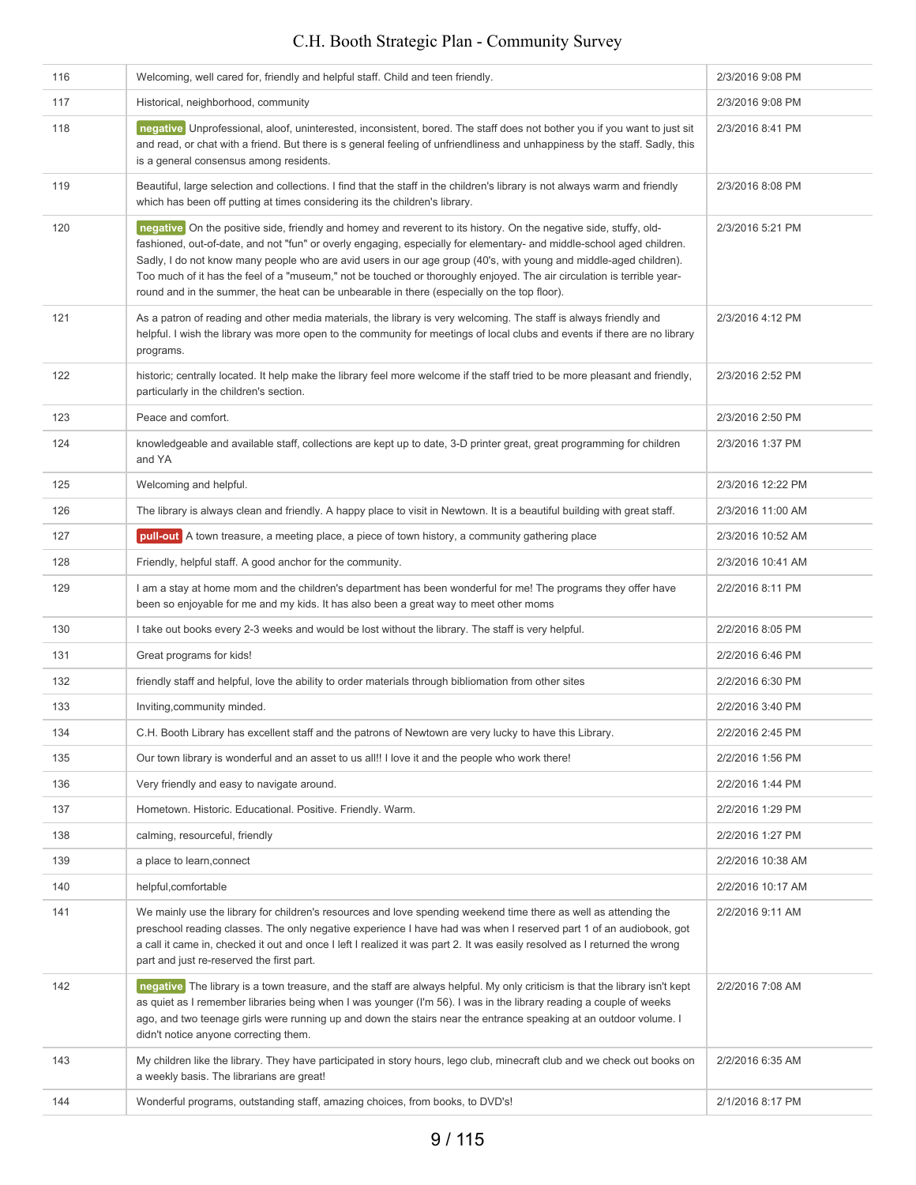| | | |
|---|---|---|
| 116 | Welcoming, well cared for, friendly and helpful staff. Child and teen friendly. | 2/3/2016 9:08 PM |
| 117 | Historical, neighborhood, community | 2/3/2016 9:08 PM |
| 118 | negative Unprofessional, aloof, uninterested, inconsistent, bored. The staff does not bother you if you want to just sit and read, or chat with a friend. But there is s general feeling of unfriendliness and unhappiness by the staff. Sadly, this is a general consensus among residents. | 2/3/2016 8:41 PM |
| 119 | Beautiful, large selection and collections. I find that the staff in the children's library is not always warm and friendly which has been off putting at times considering its the children's library. | 2/3/2016 8:08 PM |
| 120 | negative On the positive side, friendly and homey and reverent to its history. On the negative side, stuffy, old-fashioned, out-of-date, and not "fun" or overly engaging, especially for elementary- and middle-school aged children. Sadly, I do not know many people who are avid users in our age group (40's, with young and middle-aged children). Too much of it has the feel of a "museum," not be touched or thoroughly enjoyed. The air circulation is terrible year-round and in the summer, the heat can be unbearable in there (especially on the top floor). | 2/3/2016 5:21 PM |
| 121 | As a patron of reading and other media materials, the library is very welcoming. The staff is always friendly and helpful. I wish the library was more open to the community for meetings of local clubs and events if there are no library programs. | 2/3/2016 4:12 PM |
| 122 | historic; centrally located. It help make the library feel more welcome if the staff tried to be more pleasant and friendly, particularly in the children's section. | 2/3/2016 2:52 PM |
| 123 | Peace and comfort. | 2/3/2016 2:50 PM |
| 124 | knowledgeable and available staff, collections are kept up to date, 3-D printer great, great programming for children and YA | 2/3/2016 1:37 PM |
| 125 | Welcoming and helpful. | 2/3/2016 12:22 PM |
| 126 | The library is always clean and friendly. A happy place to visit in Newtown. It is a beautiful building with great staff. | 2/3/2016 11:00 AM |
| 127 | pull-out A town treasure, a meeting place, a piece of town history, a community gathering place | 2/3/2016 10:52 AM |
| 128 | Friendly, helpful staff. A good anchor for the community. | 2/3/2016 10:41 AM |
| 129 | I am a stay at home mom and the children's department has been wonderful for me! The programs they offer have been so enjoyable for me and my kids. It has also been a great way to meet other moms | 2/2/2016 8:11 PM |
| 130 | I take out books every 2-3 weeks and would be lost without the library. The staff is very helpful. | 2/2/2016 8:05 PM |
| 131 | Great programs for kids! | 2/2/2016 6:46 PM |
| 132 | friendly staff and helpful, love the ability to order materials through bibliomation from other sites | 2/2/2016 6:30 PM |
| 133 | Inviting,community minded. | 2/2/2016 3:40 PM |
| 134 | C.H. Booth Library has excellent staff and the patrons of Newtown are very lucky to have this Library. | 2/2/2016 2:45 PM |
| 135 | Our town library is wonderful and an asset to us all!! I love it and the people who work there! | 2/2/2016 1:56 PM |
| 136 | Very friendly and easy to navigate around. | 2/2/2016 1:44 PM |
| 137 | Hometown. Historic. Educational. Positive. Friendly. Warm. | 2/2/2016 1:29 PM |
| 138 | calming, resourceful, friendly | 2/2/2016 1:27 PM |
| 139 | a place to learn,connect | 2/2/2016 10:38 AM |
| 140 | helpful,comfortable | 2/2/2016 10:17 AM |
| 141 | We mainly use the library for children's resources and love spending weekend time there as well as attending the preschool reading classes. The only negative experience I have had was when I reserved part 1 of an audiobook, got a call it came in, checked it out and once I left I realized it was part 2. It was easily resolved as I returned the wrong part and just re-reserved the first part. | 2/2/2016 9:11 AM |
| 142 | negative The library is a town treasure, and the staff are always helpful. My only criticism is that the library isn't kept as quiet as I remember libraries being when I was younger (I'm 56). I was in the library reading a couple of weeks ago, and two teenage girls were running up and down the stairs near the entrance speaking at an outdoor volume. I didn't notice anyone correcting them. | 2/2/2016 7:08 AM |
| 143 | My children like the library. They have participated in story hours, lego club, minecraft club and we check out books on a weekly basis. The librarians are great! | 2/2/2016 6:35 AM |
| 144 | Wonderful programs, outstanding staff, amazing choices, from books, to DVD's! | 2/1/2016 8:17 PM |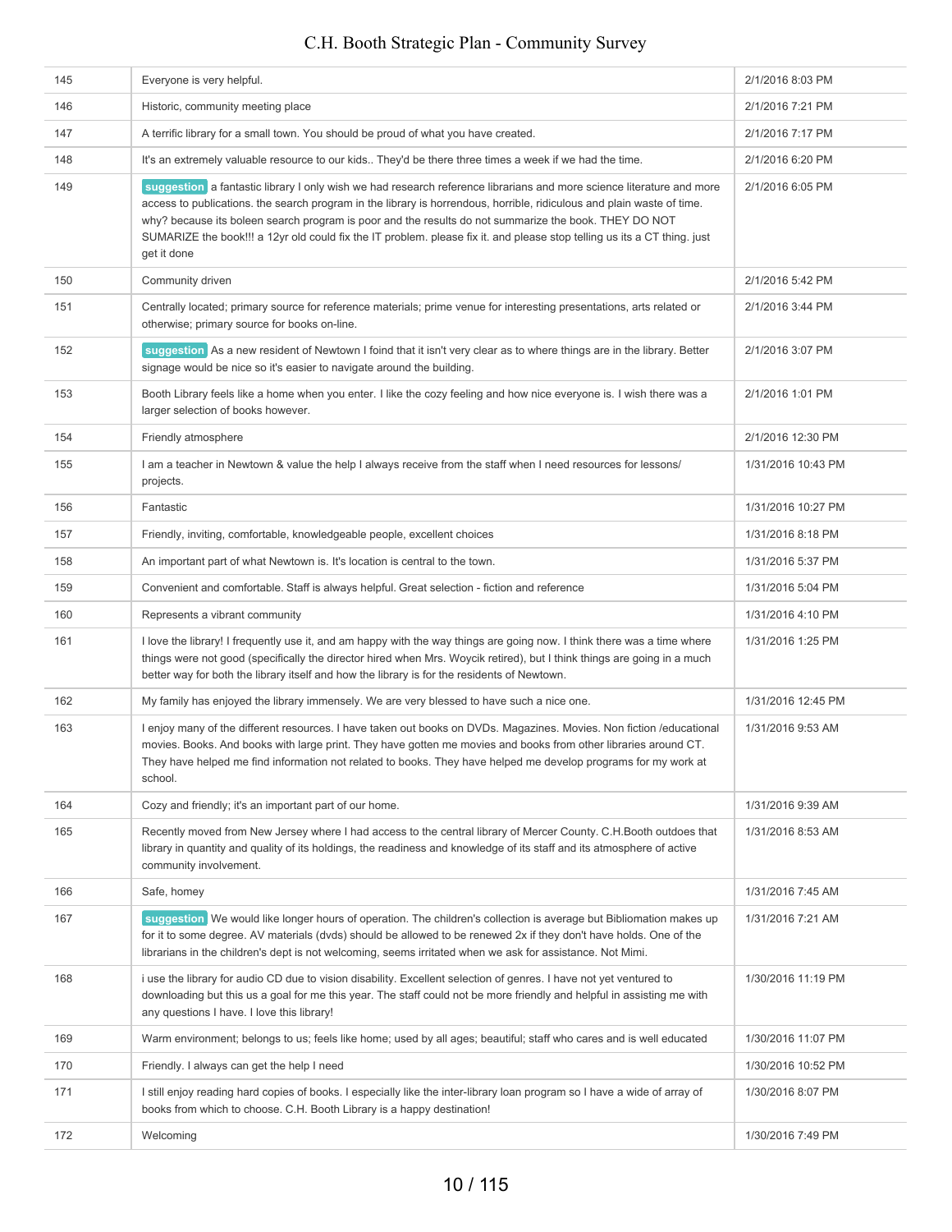| | | |
|---|---|---|
| 145 | Everyone is very helpful. | 2/1/2016 8:03 PM |
| 146 | Historic, community meeting place | 2/1/2016 7:21 PM |
| 147 | A terrific library for a small town. You should be proud of what you have created. | 2/1/2016 7:17 PM |
| 148 | It's an extremely valuable resource to our kids.. They'd be there three times a week if we had the time. | 2/1/2016 6:20 PM |
| 149 | suggestion a fantastic library I only wish we had research reference librarians and more science literature and more access to publications. the search program in the library is horrendous, horrible, ridiculous and plain waste of time. why? because its boleen search program is poor and the results do not summarize the book. THEY DO NOT SUMARIZE the book!!! a 12yr old could fix the IT problem. please fix it. and please stop telling us its a CT thing. just get it done | 2/1/2016 6:05 PM |
| 150 | Community driven | 2/1/2016 5:42 PM |
| 151 | Centrally located; primary source for reference materials; prime venue for interesting presentations, arts related or otherwise; primary source for books on-line. | 2/1/2016 3:44 PM |
| 152 | suggestion As a new resident of Newtown I foind that it isn't very clear as to where things are in the library. Better signage would be nice so it's easier to navigate around the building. | 2/1/2016 3:07 PM |
| 153 | Booth Library feels like a home when you enter. I like the cozy feeling and how nice everyone is. I wish there was a larger selection of books however. | 2/1/2016 1:01 PM |
| 154 | Friendly atmosphere | 2/1/2016 12:30 PM |
| 155 | I am a teacher in Newtown & value the help I always receive from the staff when I need resources for lessons/ projects. | 1/31/2016 10:43 PM |
| 156 | Fantastic | 1/31/2016 10:27 PM |
| 157 | Friendly, inviting, comfortable, knowledgeable people, excellent choices | 1/31/2016 8:18 PM |
| 158 | An important part of what Newtown is. It's location is central to the town. | 1/31/2016 5:37 PM |
| 159 | Convenient and comfortable. Staff is always helpful. Great selection - fiction and reference | 1/31/2016 5:04 PM |
| 160 | Represents a vibrant community | 1/31/2016 4:10 PM |
| 161 | I love the library! I frequently use it, and am happy with the way things are going now. I think there was a time where things were not good (specifically the director hired when Mrs. Woycik retired), but I think things are going in a much better way for both the library itself and how the library is for the residents of Newtown. | 1/31/2016 1:25 PM |
| 162 | My family has enjoyed the library immensely. We are very blessed to have such a nice one. | 1/31/2016 12:45 PM |
| 163 | I enjoy many of the different resources. I have taken out books on DVDs. Magazines. Movies. Non fiction /educational movies. Books. And books with large print. They have gotten me movies and books from other libraries around CT. They have helped me find information not related to books. They have helped me develop programs for my work at school. | 1/31/2016 9:53 AM |
| 164 | Cozy and friendly; it's an important part of our home. | 1/31/2016 9:39 AM |
| 165 | Recently moved from New Jersey where I had access to the central library of Mercer County. C.H.Booth outdoes that library in quantity and quality of its holdings, the readiness and knowledge of its staff and its atmosphere of active community involvement. | 1/31/2016 8:53 AM |
| 166 | Safe, homey | 1/31/2016 7:45 AM |
| 167 | suggestion We would like longer hours of operation. The children's collection is average but Bibliomation makes up for it to some degree. AV materials (dvds) should be allowed to be renewed 2x if they don't have holds. One of the librarians in the children's dept is not welcoming, seems irritated when we ask for assistance. Not Mimi. | 1/31/2016 7:21 AM |
| 168 | i use the library for audio CD due to vision disability. Excellent selection of genres. I have not yet ventured to downloading but this us a goal for me this year. The staff could not be more friendly and helpful in assisting me with any questions I have. I love this library! | 1/30/2016 11:19 PM |
| 169 | Warm environment; belongs to us; feels like home; used by all ages; beautiful; staff who cares and is well educated | 1/30/2016 11:07 PM |
| 170 | Friendly. I always can get the help I need | 1/30/2016 10:52 PM |
| 171 | I still enjoy reading hard copies of books. I especially like the inter-library loan program so I have a wide of array of books from which to choose. C.H. Booth Library is a happy destination! | 1/30/2016 8:07 PM |
| 172 | Welcoming | 1/30/2016 7:49 PM |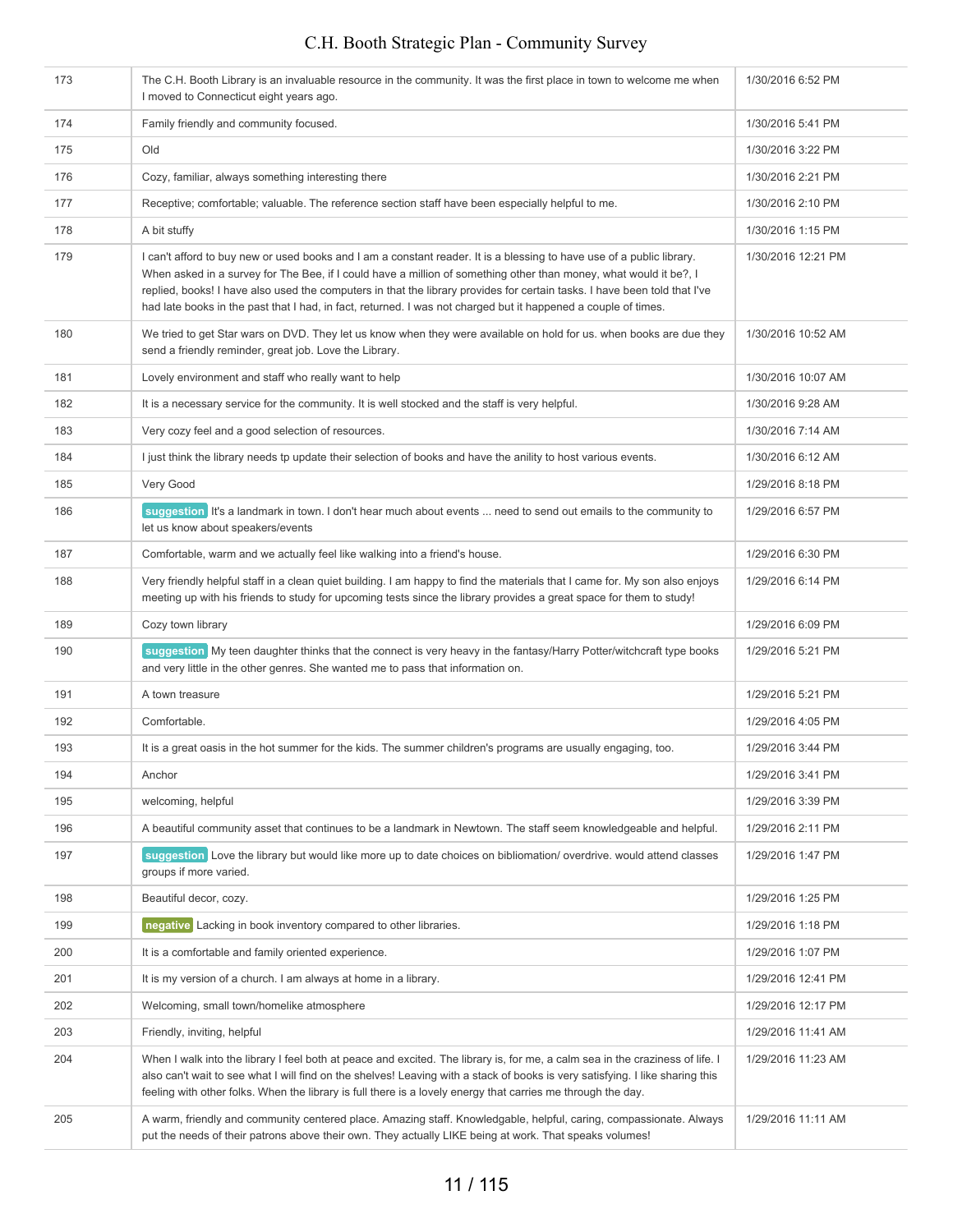| | | |
|---|---|---|
| 173 | The C.H. Booth Library is an invaluable resource in the community. It was the first place in town to welcome me when I moved to Connecticut eight years ago. | 1/30/2016 6:52 PM |
| 174 | Family friendly and community focused. | 1/30/2016 5:41 PM |
| 175 | Old | 1/30/2016 3:22 PM |
| 176 | Cozy, familiar, always something interesting there | 1/30/2016 2:21 PM |
| 177 | Receptive; comfortable; valuable. The reference section staff have been especially helpful to me. | 1/30/2016 2:10 PM |
| 178 | A bit stuffy | 1/30/2016 1:15 PM |
| 179 | I can't afford to buy new or used books and I am a constant reader. It is a blessing to have use of a public library. When asked in a survey for The Bee, if I could have a million of something other than money, what would it be?, I replied, books! I have also used the computers in that the library provides for certain tasks. I have been told that I've had late books in the past that I had, in fact, returned. I was not charged but it happened a couple of times. | 1/30/2016 12:21 PM |
| 180 | We tried to get Star wars on DVD. They let us know when they were available on hold for us. when books are due they send a friendly reminder, great job. Love the Library. | 1/30/2016 10:52 AM |
| 181 | Lovely environment and staff who really want to help | 1/30/2016 10:07 AM |
| 182 | It is a necessary service for the community. It is well stocked and the staff is very helpful. | 1/30/2016 9:28 AM |
| 183 | Very cozy feel and a good selection of resources. | 1/30/2016 7:14 AM |
| 184 | I just think the library needs tp update their selection of books and have the anility to host various events. | 1/30/2016 6:12 AM |
| 185 | Very Good | 1/29/2016 8:18 PM |
| 186 | suggestion It's a landmark in town. I don't hear much about events ... need to send out emails to the community to let us know about speakers/events | 1/29/2016 6:57 PM |
| 187 | Comfortable, warm and we actually feel like walking into a friend's house. | 1/29/2016 6:30 PM |
| 188 | Very friendly helpful staff in a clean quiet building. I am happy to find the materials that I came for. My son also enjoys meeting up with his friends to study for upcoming tests since the library provides a great space for them to study! | 1/29/2016 6:14 PM |
| 189 | Cozy town library | 1/29/2016 6:09 PM |
| 190 | suggestion My teen daughter thinks that the connect is very heavy in the fantasy/Harry Potter/witchcraft type books and very little in the other genres. She wanted me to pass that information on. | 1/29/2016 5:21 PM |
| 191 | A town treasure | 1/29/2016 5:21 PM |
| 192 | Comfortable. | 1/29/2016 4:05 PM |
| 193 | It is a great oasis in the hot summer for the kids. The summer children's programs are usually engaging, too. | 1/29/2016 3:44 PM |
| 194 | Anchor | 1/29/2016 3:41 PM |
| 195 | welcoming, helpful | 1/29/2016 3:39 PM |
| 196 | A beautiful community asset that continues to be a landmark in Newtown. The staff seem knowledgeable and helpful. | 1/29/2016 2:11 PM |
| 197 | suggestion Love the library but would like more up to date choices on bibliomation/ overdrive. would attend classes groups if more varied. | 1/29/2016 1:47 PM |
| 198 | Beautiful decor, cozy. | 1/29/2016 1:25 PM |
| 199 | negative Lacking in book inventory compared to other libraries. | 1/29/2016 1:18 PM |
| 200 | It is a comfortable and family oriented experience. | 1/29/2016 1:07 PM |
| 201 | It is my version of a church. I am always at home in a library. | 1/29/2016 12:41 PM |
| 202 | Welcoming, small town/homelike atmosphere | 1/29/2016 12:17 PM |
| 203 | Friendly, inviting, helpful | 1/29/2016 11:41 AM |
| 204 | When I walk into the library I feel both at peace and excited. The library is, for me, a calm sea in the craziness of life. I also can't wait to see what I will find on the shelves! Leaving with a stack of books is very satisfying. I like sharing this feeling with other folks. When the library is full there is a lovely energy that carries me through the day. | 1/29/2016 11:23 AM |
| 205 | A warm, friendly and community centered place. Amazing staff. Knowledgable, helpful, caring, compassionate. Always put the needs of their patrons above their own. They actually LIKE being at work. That speaks volumes! | 1/29/2016 11:11 AM |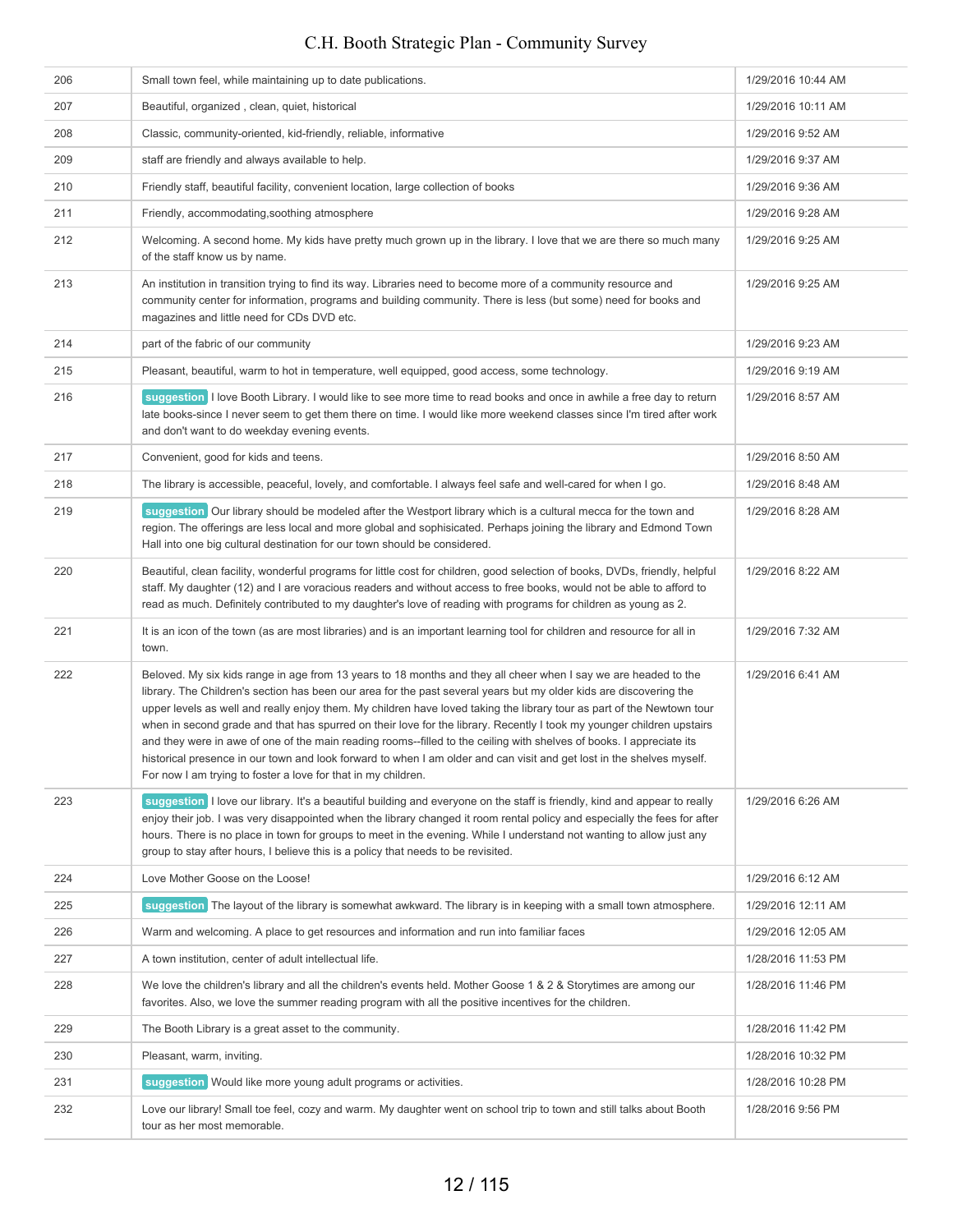| | | |
|---|---|---|
| 206 | Small town feel, while maintaining up to date publications. | 1/29/2016 10:44 AM |
| 207 | Beautiful, organized , clean, quiet, historical | 1/29/2016 10:11 AM |
| 208 | Classic, community-oriented, kid-friendly, reliable, informative | 1/29/2016 9:52 AM |
| 209 | staff are friendly and always available to help. | 1/29/2016 9:37 AM |
| 210 | Friendly staff, beautiful facility, convenient location, large collection of books | 1/29/2016 9:36 AM |
| 211 | Friendly, accommodating,soothing atmosphere | 1/29/2016 9:28 AM |
| 212 | Welcoming. A second home. My kids have pretty much grown up in the library. I love that we are there so much many of the staff know us by name. | 1/29/2016 9:25 AM |
| 213 | An institution in transition trying to find its way. Libraries need to become more of a community resource and community center for information, programs and building community. There is less (but some) need for books and magazines and little need for CDs DVD etc. | 1/29/2016 9:25 AM |
| 214 | part of the fabric of our community | 1/29/2016 9:23 AM |
| 215 | Pleasant, beautiful, warm to hot in temperature, well equipped, good access, some technology. | 1/29/2016 9:19 AM |
| 216 | suggestion I love Booth Library. I would like to see more time to read books and once in awhile a free day to return late books-since I never seem to get them there on time. I would like more weekend classes since I'm tired after work and don't want to do weekday evening events. | 1/29/2016 8:57 AM |
| 217 | Convenient, good for kids and teens. | 1/29/2016 8:50 AM |
| 218 | The library is accessible, peaceful, lovely, and comfortable. I always feel safe and well-cared for when I go. | 1/29/2016 8:48 AM |
| 219 | suggestion Our library should be modeled after the Westport library which is a cultural mecca for the town and region. The offerings are less local and more global and sophisticated. Perhaps joining the library and Edmond Town Hall into one big cultural destination for our town should be considered. | 1/29/2016 8:28 AM |
| 220 | Beautiful, clean facility, wonderful programs for little cost for children, good selection of books, DVDs, friendly, helpful staff. My daughter (12) and I are voracious readers and without access to free books, would not be able to afford to read as much. Definitely contributed to my daughter's love of reading with programs for children as young as 2. | 1/29/2016 8:22 AM |
| 221 | It is an icon of the town (as are most libraries) and is an important learning tool for children and resource for all in town. | 1/29/2016 7:32 AM |
| 222 | Beloved. My six kids range in age from 13 years to 18 months and they all cheer when I say we are headed to the library. The Children's section has been our area for the past several years but my older kids are discovering the upper levels as well and really enjoy them. My children have loved taking the library tour as part of the Newtown tour when in second grade and that has spurred on their love for the library. Recently I took my younger children upstairs and they were in awe of one of the main reading rooms--filled to the ceiling with shelves of books. I appreciate its historical presence in our town and look forward to when I am older and can visit and get lost in the shelves myself. For now I am trying to foster a love for that in my children. | 1/29/2016 6:41 AM |
| 223 | suggestion I love our library. It's a beautiful building and everyone on the staff is friendly, kind and appear to really enjoy their job. I was very disappointed when the library changed it room rental policy and especially the fees for after hours. There is no place in town for groups to meet in the evening. While I understand not wanting to allow just any group to stay after hours, I believe this is a policy that needs to be revisited. | 1/29/2016 6:26 AM |
| 224 | Love Mother Goose on the Loose! | 1/29/2016 6:12 AM |
| 225 | suggestion The layout of the library is somewhat awkward. The library is in keeping with a small town atmosphere. | 1/29/2016 12:11 AM |
| 226 | Warm and welcoming. A place to get resources and information and run into familiar faces | 1/29/2016 12:05 AM |
| 227 | A town institution, center of adult intellectual life. | 1/28/2016 11:53 PM |
| 228 | We love the children's library and all the children's events held. Mother Goose 1 & 2 & Storytimes are among our favorites. Also, we love the summer reading program with all the positive incentives for the children. | 1/28/2016 11:46 PM |
| 229 | The Booth Library is a great asset to the community. | 1/28/2016 11:42 PM |
| 230 | Pleasant, warm, inviting. | 1/28/2016 10:32 PM |
| 231 | suggestion Would like more young adult programs or activities. | 1/28/2016 10:28 PM |
| 232 | Love our library! Small toe feel, cozy and warm. My daughter went on school trip to town and still talks about Booth tour as her most memorable. | 1/28/2016 9:56 PM |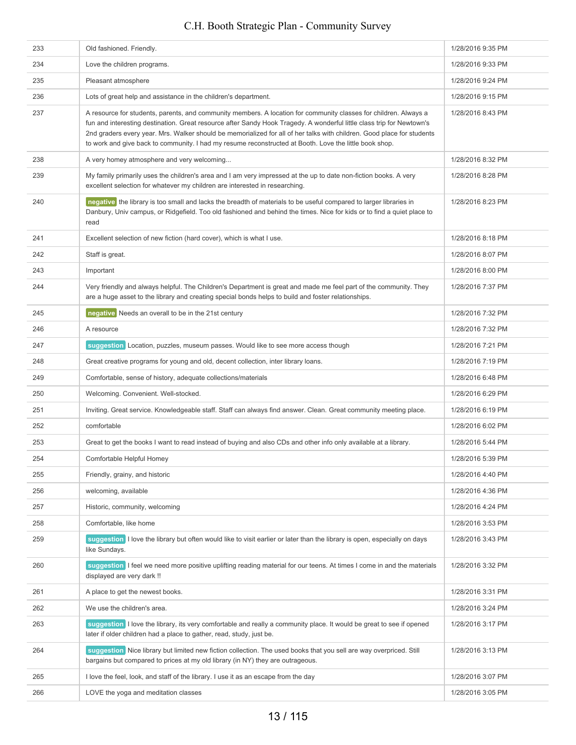| | | |
|---|---|---|
| 233 | Old fashioned. Friendly. | 1/28/2016 9:35 PM |
| 234 | Love the children programs. | 1/28/2016 9:33 PM |
| 235 | Pleasant atmosphere | 1/28/2016 9:24 PM |
| 236 | Lots of great help and assistance in the children's department. | 1/28/2016 9:15 PM |
| 237 | A resource for students, parents, and community members. A location for community classes for children. Always a fun and interesting destination. Great resource after Sandy Hook Tragedy. A wonderful little class trip for Newtown's 2nd graders every year. Mrs. Walker should be memorialized for all of her talks with children. Good place for students to work and give back to community. I had my resume reconstructed at Booth. Love the little book shop. | 1/28/2016 8:43 PM |
| 238 | A very homey atmosphere and very welcoming... | 1/28/2016 8:32 PM |
| 239 | My family primarily uses the children's area and I am very impressed at the up to date non-fiction books. A very excellent selection for whatever my children are interested in researching. | 1/28/2016 8:28 PM |
| 240 | negative the library is too small and lacks the breadth of materials to be useful compared to larger libraries in Danbury, Univ campus, or Ridgefield. Too old fashioned and behind the times. Nice for kids or to find a quiet place to read | 1/28/2016 8:23 PM |
| 241 | Excellent selection of new fiction (hard cover), which is what I use. | 1/28/2016 8:18 PM |
| 242 | Staff is great. | 1/28/2016 8:07 PM |
| 243 | Important | 1/28/2016 8:00 PM |
| 244 | Very friendly and always helpful. The Children's Department is great and made me feel part of the community. They are a huge asset to the library and creating special bonds helps to build and foster relationships. | 1/28/2016 7:37 PM |
| 245 | negative Needs an overall to be in the 21st century | 1/28/2016 7:32 PM |
| 246 | A resource | 1/28/2016 7:32 PM |
| 247 | suggestion Location, puzzles, museum passes. Would like to see more access though | 1/28/2016 7:21 PM |
| 248 | Great creative programs for young and old, decent collection, inter library loans. | 1/28/2016 7:19 PM |
| 249 | Comfortable, sense of history, adequate collections/materials | 1/28/2016 6:48 PM |
| 250 | Welcoming. Convenient. Well-stocked. | 1/28/2016 6:29 PM |
| 251 | Inviting. Great service. Knowledgeable staff. Staff can always find answer. Clean. Great community meeting place. | 1/28/2016 6:19 PM |
| 252 | comfortable | 1/28/2016 6:02 PM |
| 253 | Great to get the books I want to read instead of buying and also CDs and other info only available at a library. | 1/28/2016 5:44 PM |
| 254 | Comfortable Helpful Homey | 1/28/2016 5:39 PM |
| 255 | Friendly, grainy, and historic | 1/28/2016 4:40 PM |
| 256 | welcoming, available | 1/28/2016 4:36 PM |
| 257 | Historic, community, welcoming | 1/28/2016 4:24 PM |
| 258 | Comfortable, like home | 1/28/2016 3:53 PM |
| 259 | suggestion I love the library but often would like to visit earlier or later than the library is open, especially on days like Sundays. | 1/28/2016 3:43 PM |
| 260 | suggestion I feel we need more positive uplifting reading material for our teens. At times I come in and the materials displayed are very dark !! | 1/28/2016 3:32 PM |
| 261 | A place to get the newest books. | 1/28/2016 3:31 PM |
| 262 | We use the children's area. | 1/28/2016 3:24 PM |
| 263 | suggestion I love the library, its very comfortable and really a community place. It would be great to see if opened later if older children had a place to gather, read, study, just be. | 1/28/2016 3:17 PM |
| 264 | suggestion Nice library but limited new fiction collection. The used books that you sell are way overpriced. Still bargains but compared to prices at my old library (in NY) they are outrageous. | 1/28/2016 3:13 PM |
| 265 | I love the feel, look, and staff of the library. I use it as an escape from the day | 1/28/2016 3:07 PM |
| 266 | LOVE the yoga and meditation classes | 1/28/2016 3:05 PM |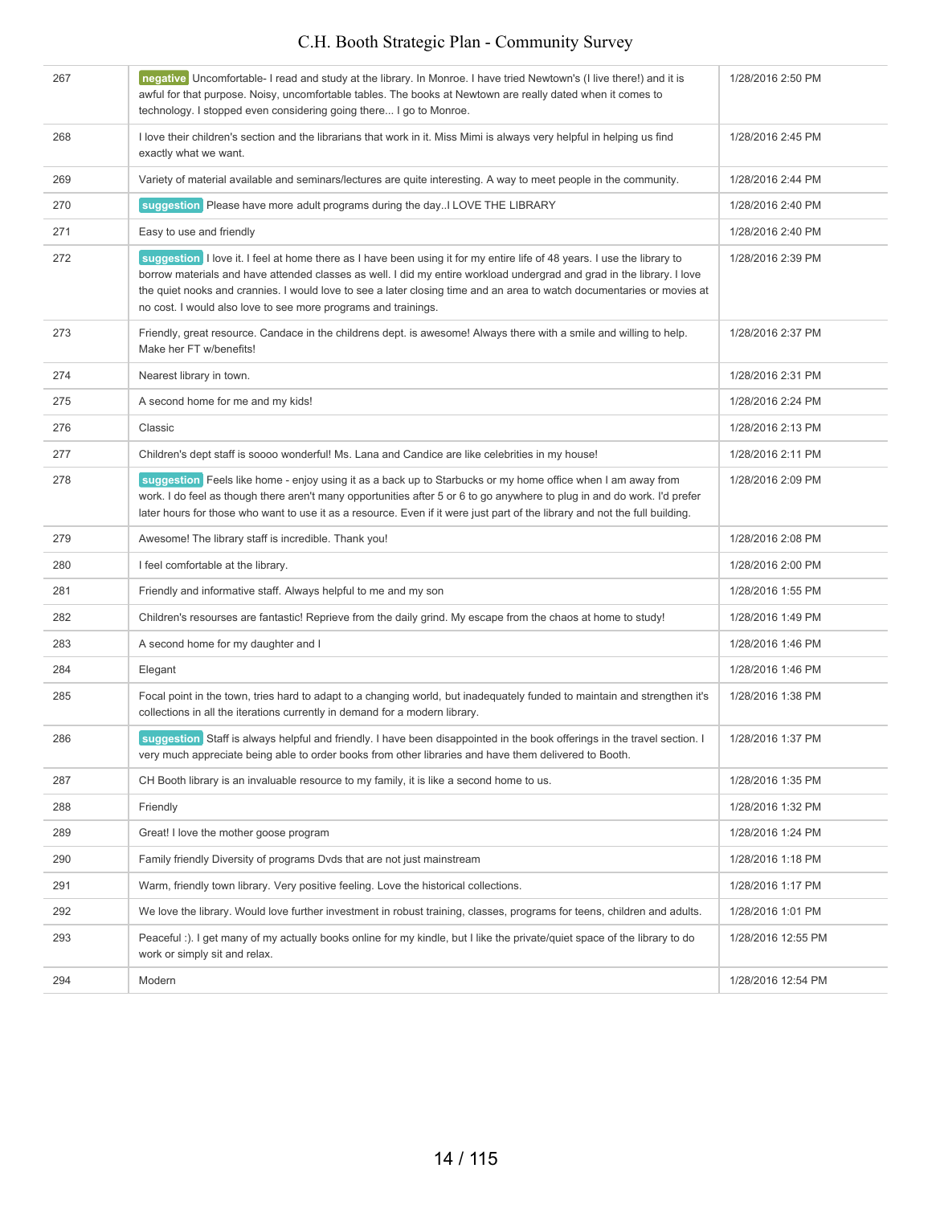| | | |
|---|---|---|
| 267 | negative Uncomfortable- I read and study at the library. In Monroe. I have tried Newtown's (I live there!) and it is awful for that purpose. Noisy, uncomfortable tables. The books at Newtown are really dated when it comes to technology. I stopped even considering going there... I go to Monroe. | 1/28/2016 2:50 PM |
| 268 | I love their children's section and the librarians that work in it. Miss Mimi is always very helpful in helping us find exactly what we want. | 1/28/2016 2:45 PM |
| 269 | Variety of material available and seminars/lectures are quite interesting. A way to meet people in the community. | 1/28/2016 2:44 PM |
| 270 | suggestion Please have more adult programs during the day..I LOVE THE LIBRARY | 1/28/2016 2:40 PM |
| 271 | Easy to use and friendly | 1/28/2016 2:40 PM |
| 272 | suggestion I love it. I feel at home there as I have been using it for my entire life of 48 years. I use the library to borrow materials and have attended classes as well. I did my entire workload undergrad and grad in the library. I love the quiet nooks and crannies. I would love to see a later closing time and an area to watch documentaries or movies at no cost. I would also love to see more programs and trainings. | 1/28/2016 2:39 PM |
| 273 | Friendly, great resource. Candace in the childrens dept. is awesome! Always there with a smile and willing to help. Make her FT w/benefits! | 1/28/2016 2:37 PM |
| 274 | Nearest library in town. | 1/28/2016 2:31 PM |
| 275 | A second home for me and my kids! | 1/28/2016 2:24 PM |
| 276 | Classic | 1/28/2016 2:13 PM |
| 277 | Children's dept staff is soooo wonderful! Ms. Lana and Candice are like celebrities in my house! | 1/28/2016 2:11 PM |
| 278 | suggestion Feels like home - enjoy using it as a back up to Starbucks or my home office when I am away from work. I do feel as though there aren't many opportunities after 5 or 6 to go anywhere to plug in and do work. I'd prefer later hours for those who want to use it as a resource. Even if it were just part of the library and not the full building. | 1/28/2016 2:09 PM |
| 279 | Awesome! The library staff is incredible. Thank you! | 1/28/2016 2:08 PM |
| 280 | I feel comfortable at the library. | 1/28/2016 2:00 PM |
| 281 | Friendly and informative staff. Always helpful to me and my son | 1/28/2016 1:55 PM |
| 282 | Children's resourses are fantastic! Reprieve from the daily grind. My escape from the chaos at home to study! | 1/28/2016 1:49 PM |
| 283 | A second home for my daughter and I | 1/28/2016 1:46 PM |
| 284 | Elegant | 1/28/2016 1:46 PM |
| 285 | Focal point in the town, tries hard to adapt to a changing world, but inadequately funded to maintain and strengthen it's collections in all the iterations currently in demand for a modern library. | 1/28/2016 1:38 PM |
| 286 | suggestion Staff is always helpful and friendly. I have been disappointed in the book offerings in the travel section. I very much appreciate being able to order books from other libraries and have them delivered to Booth. | 1/28/2016 1:37 PM |
| 287 | CH Booth library is an invaluable resource to my family, it is like a second home to us. | 1/28/2016 1:35 PM |
| 288 | Friendly | 1/28/2016 1:32 PM |
| 289 | Great! I love the mother goose program | 1/28/2016 1:24 PM |
| 290 | Family friendly Diversity of programs Dvds that are not just mainstream | 1/28/2016 1:18 PM |
| 291 | Warm, friendly town library. Very positive feeling. Love the historical collections. | 1/28/2016 1:17 PM |
| 292 | We love the library. Would love further investment in robust training, classes, programs for teens, children and adults. | 1/28/2016 1:01 PM |
| 293 | Peaceful :). I get many of my actually books online for my kindle, but I like the private/quiet space of the library to do work or simply sit and relax. | 1/28/2016 12:55 PM |
| 294 | Modern | 1/28/2016 12:54 PM |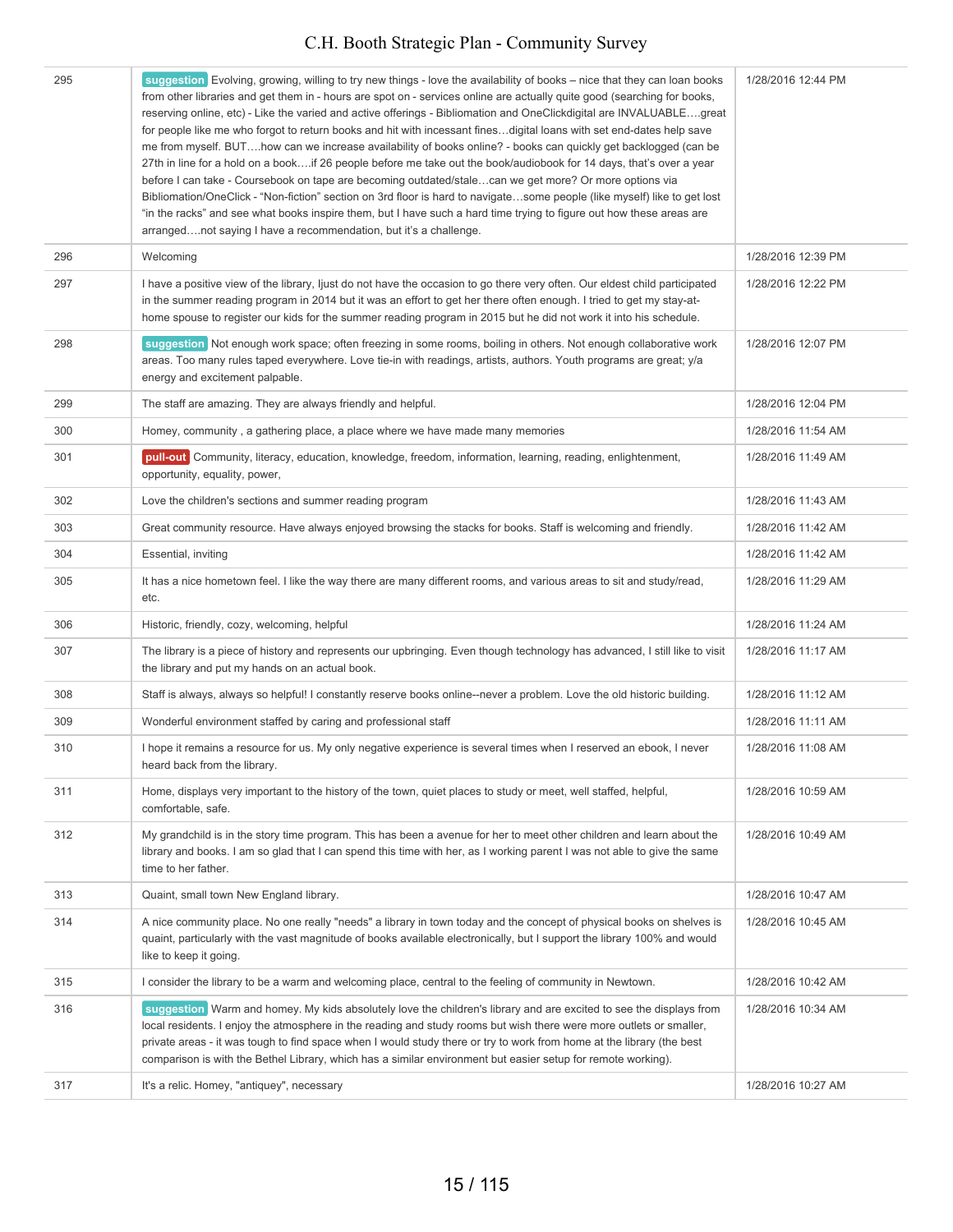| | | |
|---|---|---|
| 295 | suggestion Evolving, growing, willing to try new things - love the availability of books – nice that they can loan books from other libraries and get them in - hours are spot on - services online are actually quite good (searching for books, reserving online, etc) - Like the varied and active offerings - Bibliomation and OneClickdigital are INVALUABLE….great for people like me who forgot to return books and hit with incessant fines…digital loans with set end-dates help save me from myself. BUT….how can we increase availability of books online? - books can quickly get backlogged (can be 27th in line for a hold on a book….if 26 people before me take out the book/audiobook for 14 days, that's over a year before I can take - Coursebook on tape are becoming outdated/stale…can we get more? Or more options via Bibliomation/OneClick - "Non-fiction" section on 3rd floor is hard to navigate…some people (like myself) like to get lost "in the racks" and see what books inspire them, but I have such a hard time trying to figure out how these areas are arranged….not saying I have a recommendation, but it's a challenge. | 1/28/2016 12:44 PM |
| 296 | Welcoming | 1/28/2016 12:39 PM |
| 297 | I have a positive view of the library, Ijust do not have the occasion to go there very often. Our eldest child participated in the summer reading program in 2014 but it was an effort to get her there often enough. I tried to get my stay-at-home spouse to register our kids for the summer reading program in 2015 but he did not work it into his schedule. | 1/28/2016 12:22 PM |
| 298 | suggestion Not enough work space; often freezing in some rooms, boiling in others. Not enough collaborative work areas. Too many rules taped everywhere. Love tie-in with readings, artists, authors. Youth programs are great; y/a energy and excitement palpable. | 1/28/2016 12:07 PM |
| 299 | The staff are amazing. They are always friendly and helpful. | 1/28/2016 12:04 PM |
| 300 | Homey, community , a gathering place, a place where we have made many memories | 1/28/2016 11:54 AM |
| 301 | pull-out Community, literacy, education, knowledge, freedom, information, learning, reading, enlightenment, opportunity, equality, power, | 1/28/2016 11:49 AM |
| 302 | Love the children's sections and summer reading program | 1/28/2016 11:43 AM |
| 303 | Great community resource. Have always enjoyed browsing the stacks for books. Staff is welcoming and friendly. | 1/28/2016 11:42 AM |
| 304 | Essential, inviting | 1/28/2016 11:42 AM |
| 305 | It has a nice hometown feel. I like the way there are many different rooms, and various areas to sit and study/read, etc. | 1/28/2016 11:29 AM |
| 306 | Historic, friendly, cozy, welcoming, helpful | 1/28/2016 11:24 AM |
| 307 | The library is a piece of history and represents our upbringing. Even though technology has advanced, I still like to visit the library and put my hands on an actual book. | 1/28/2016 11:17 AM |
| 308 | Staff is always, always so helpful! I constantly reserve books online--never a problem. Love the old historic building. | 1/28/2016 11:12 AM |
| 309 | Wonderful environment staffed by caring and professional staff | 1/28/2016 11:11 AM |
| 310 | I hope it remains a resource for us. My only negative experience is several times when I reserved an ebook, I never heard back from the library. | 1/28/2016 11:08 AM |
| 311 | Home, displays very important to the history of the town, quiet places to study or meet, well staffed, helpful, comfortable, safe. | 1/28/2016 10:59 AM |
| 312 | My grandchild is in the story time program. This has been a avenue for her to meet other children and learn about the library and books. I am so glad that I can spend this time with her, as I working parent I was not able to give the same time to her father. | 1/28/2016 10:49 AM |
| 313 | Quaint, small town New England library. | 1/28/2016 10:47 AM |
| 314 | A nice community place. No one really "needs" a library in town today and the concept of physical books on shelves is quaint, particularly with the vast magnitude of books available electronically, but I support the library 100% and would like to keep it going. | 1/28/2016 10:45 AM |
| 315 | I consider the library to be a warm and welcoming place, central to the feeling of community in Newtown. | 1/28/2016 10:42 AM |
| 316 | suggestion Warm and homey. My kids absolutely love the children's library and are excited to see the displays from local residents. I enjoy the atmosphere in the reading and study rooms but wish there were more outlets or smaller, private areas - it was tough to find space when I would study there or try to work from home at the library (the best comparison is with the Bethel Library, which has a similar environment but easier setup for remote working). | 1/28/2016 10:34 AM |
| 317 | It's a relic. Homey, "antiquey", necessary | 1/28/2016 10:27 AM |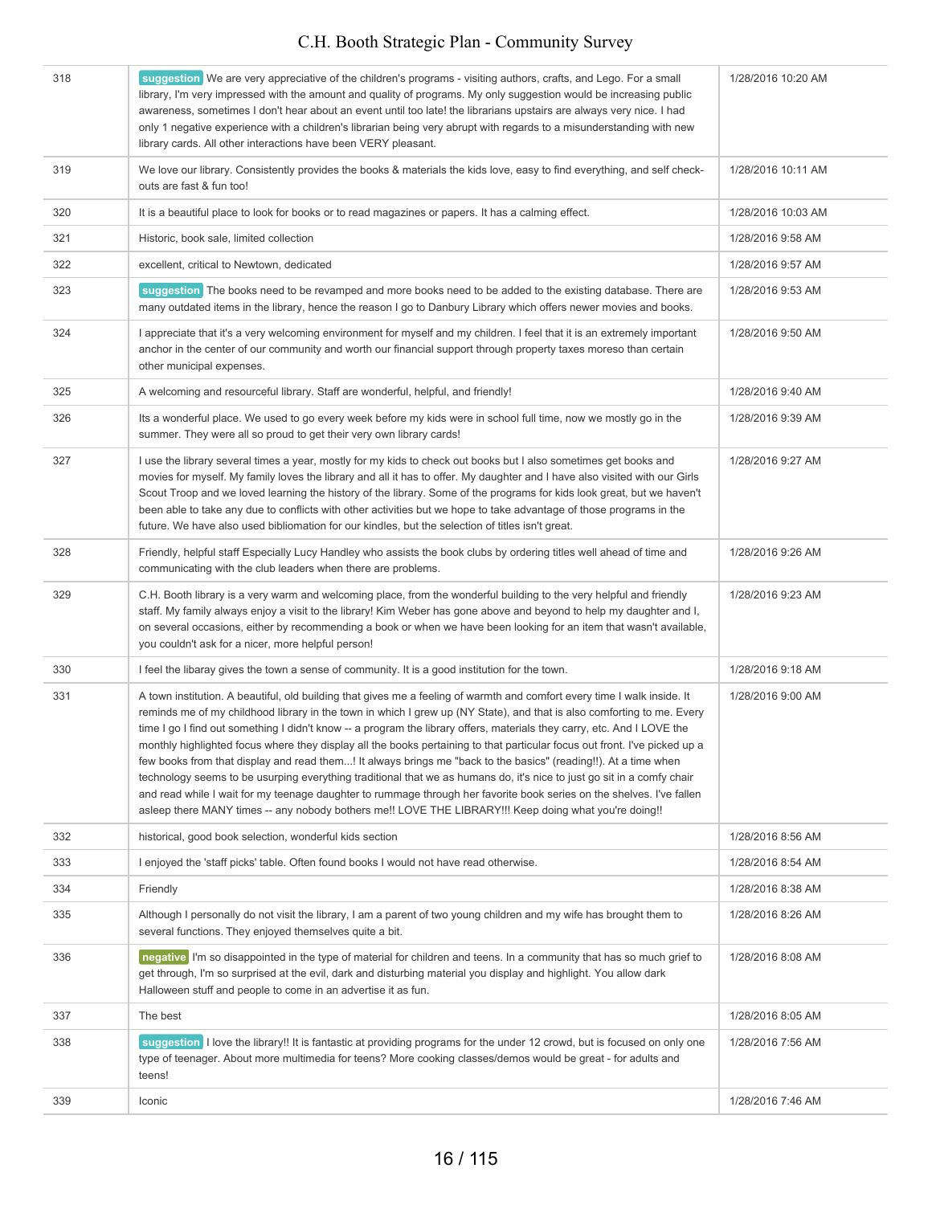| | | |
|---|---|---|
| 318 | suggestion We are very appreciative of the children's programs - visiting authors, crafts, and Lego. For a small library, I'm very impressed with the amount and quality of programs. My only suggestion would be increasing public awareness, sometimes I don't hear about an event until too late! the librarians upstairs are always very nice. I had only 1 negative experience with a children's librarian being very abrupt with regards to a misunderstanding with new library cards. All other interactions have been VERY pleasant. | 1/28/2016 10:20 AM |
| 319 | We love our library. Consistently provides the books & materials the kids love, easy to find everything, and self check-outs are fast & fun too! | 1/28/2016 10:11 AM |
| 320 | It is a beautiful place to look for books or to read magazines or papers. It has a calming effect. | 1/28/2016 10:03 AM |
| 321 | Historic, book sale, limited collection | 1/28/2016 9:58 AM |
| 322 | excellent, critical to Newtown, dedicated | 1/28/2016 9:57 AM |
| 323 | suggestion The books need to be revamped and more books need to be added to the existing database. There are many outdated items in the library, hence the reason I go to Danbury Library which offers newer movies and books. | 1/28/2016 9:53 AM |
| 324 | I appreciate that it's a very welcoming environment for myself and my children. I feel that it is an extremely important anchor in the center of our community and worth our financial support through property taxes moreso than certain other municipal expenses. | 1/28/2016 9:50 AM |
| 325 | A welcoming and resourceful library. Staff are wonderful, helpful, and friendly! | 1/28/2016 9:40 AM |
| 326 | Its a wonderful place. We used to go every week before my kids were in school full time, now we mostly go in the summer. They were all so proud to get their very own library cards! | 1/28/2016 9:39 AM |
| 327 | I use the library several times a year, mostly for my kids to check out books but I also sometimes get books and movies for myself. My family loves the library and all it has to offer. My daughter and I have also visited with our Girls Scout Troop and we loved learning the history of the library. Some of the programs for kids look great, but we haven't been able to take any due to conflicts with other activities but we hope to take advantage of those programs in the future. We have also used bibliomation for our kindles, but the selection of titles isn't great. | 1/28/2016 9:27 AM |
| 328 | Friendly, helpful staff Especially Lucy Handley who assists the book clubs by ordering titles well ahead of time and communicating with the club leaders when there are problems. | 1/28/2016 9:26 AM |
| 329 | C.H. Booth library is a very warm and welcoming place, from the wonderful building to the very helpful and friendly staff. My family always enjoy a visit to the library! Kim Weber has gone above and beyond to help my daughter and I, on several occasions, either by recommending a book or when we have been looking for an item that wasn't available, you couldn't ask for a nicer, more helpful person! | 1/28/2016 9:23 AM |
| 330 | I feel the libaray gives the town a sense of community. It is a good institution for the town. | 1/28/2016 9:18 AM |
| 331 | A town institution. A beautiful, old building that gives me a feeling of warmth and comfort every time I walk inside. It reminds me of my childhood library in the town in which I grew up (NY State), and that is also comforting to me. Every time I go I find out something I didn't know -- a program the library offers, materials they carry, etc. And I LOVE the monthly highlighted focus where they display all the books pertaining to that particular focus out front. I've picked up a few books from that display and read them...! It always brings me "back to the basics" (reading!!). At a time when technology seems to be usurping everything traditional that we as humans do, it's nice to just go sit in a comfy chair and read while I wait for my teenage daughter to rummage through her favorite book series on the shelves. I've fallen asleep there MANY times -- any nobody bothers me!! LOVE THE LIBRARY!!! Keep doing what you're doing!! | 1/28/2016 9:00 AM |
| 332 | historical, good book selection, wonderful kids section | 1/28/2016 8:56 AM |
| 333 | I enjoyed the 'staff picks' table. Often found books I would not have read otherwise. | 1/28/2016 8:54 AM |
| 334 | Friendly | 1/28/2016 8:38 AM |
| 335 | Although I personally do not visit the library, I am a parent of two young children and my wife has brought them to several functions. They enjoyed themselves quite a bit. | 1/28/2016 8:26 AM |
| 336 | negative I'm so disappointed in the type of material for children and teens. In a community that has so much grief to get through, I'm so surprised at the evil, dark and disturbing material you display and highlight. You allow dark Halloween stuff and people to come in an advertise it as fun. | 1/28/2016 8:08 AM |
| 337 | The best | 1/28/2016 8:05 AM |
| 338 | suggestion I love the library!! It is fantastic at providing programs for the under 12 crowd, but is focused on only one type of teenager. About more multimedia for teens? More cooking classes/demos would be great - for adults and teens! | 1/28/2016 7:56 AM |
| 339 | Iconic | 1/28/2016 7:46 AM |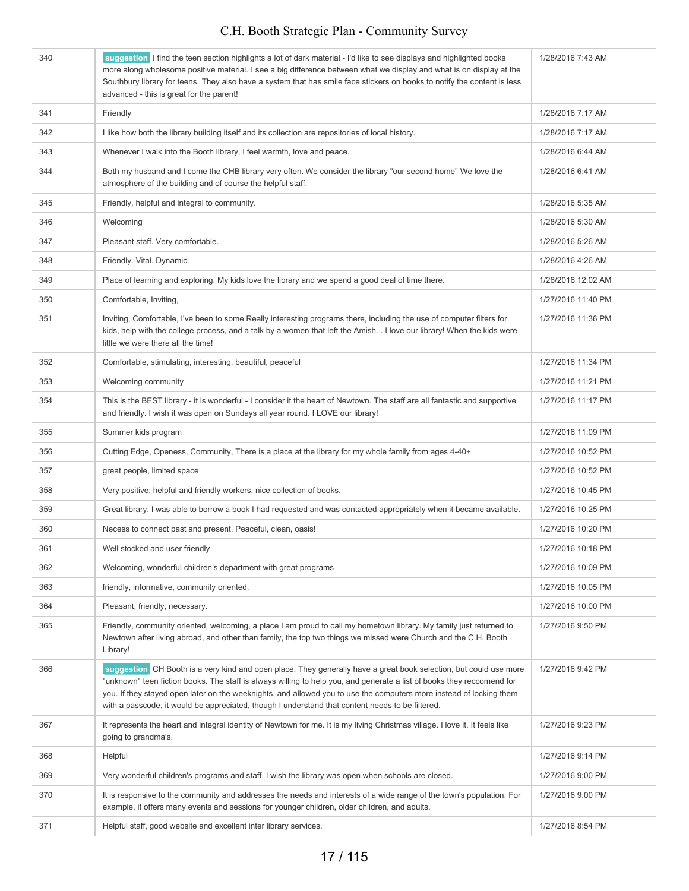| | | |
|---|---|---|
| 340 | suggestion I find the teen section highlights a lot of dark material - I'd like to see displays and highlighted books more along wholesome positive material. I see a big difference between what we display and what is on display at the Southbury library for teens. They also have a system that has smile face stickers on books to notify the content is less advanced - this is great for the parent! | 1/28/2016 7:43 AM |
| 341 | Friendly | 1/28/2016 7:17 AM |
| 342 | I like how both the library building itself and its collection are repositories of local history. | 1/28/2016 7:17 AM |
| 343 | Whenever I walk into the Booth library, I feel warmth, love and peace. | 1/28/2016 6:44 AM |
| 344 | Both my husband and I come the CHB library very often. We consider the library "our second home" We love the atmosphere of the building and of course the helpful staff. | 1/28/2016 6:41 AM |
| 345 | Friendly, helpful and integral to community. | 1/28/2016 5:35 AM |
| 346 | Welcoming | 1/28/2016 5:30 AM |
| 347 | Pleasant staff. Very comfortable. | 1/28/2016 5:26 AM |
| 348 | Friendly. Vital. Dynamic. | 1/28/2016 4:26 AM |
| 349 | Place of learning and exploring. My kids love the library and we spend a good deal of time there. | 1/28/2016 12:02 AM |
| 350 | Comfortable, Inviting, | 1/27/2016 11:40 PM |
| 351 | Inviting, Comfortable, I've been to some Really interesting programs there, including the use of computer filters for kids, help with the college process, and a talk by a women that left the Amish. . I love our library! When the kids were little we were there all the time! | 1/27/2016 11:36 PM |
| 352 | Comfortable, stimulating, interesting, beautiful, peaceful | 1/27/2016 11:34 PM |
| 353 | Welcoming community | 1/27/2016 11:21 PM |
| 354 | This is the BEST library - it is wonderful - I consider it the heart of Newtown. The staff are all fantastic and supportive and friendly. I wish it was open on Sundays all year round. I LOVE our library! | 1/27/2016 11:17 PM |
| 355 | Summer kids program | 1/27/2016 11:09 PM |
| 356 | Cutting Edge, Openess, Community, There is a place at the library for my whole family from ages 4-40+ | 1/27/2016 10:52 PM |
| 357 | great people, limited space | 1/27/2016 10:52 PM |
| 358 | Very positive; helpful and friendly workers, nice collection of books. | 1/27/2016 10:45 PM |
| 359 | Great library. I was able to borrow a book I had requested and was contacted appropriately when it became available. | 1/27/2016 10:25 PM |
| 360 | Necess to connect past and present. Peaceful, clean, oasis! | 1/27/2016 10:20 PM |
| 361 | Well stocked and user friendly | 1/27/2016 10:18 PM |
| 362 | Welcoming, wonderful children's department with great programs | 1/27/2016 10:09 PM |
| 363 | friendly, informative, community oriented. | 1/27/2016 10:05 PM |
| 364 | Pleasant, friendly, necessary. | 1/27/2016 10:00 PM |
| 365 | Friendly, community oriented, welcoming, a place I am proud to call my hometown library. My family just returned to Newtown after living abroad, and other than family, the top two things we missed were Church and the C.H. Booth Library! | 1/27/2016 9:50 PM |
| 366 | suggestion CH Booth is a very kind and open place. They generally have a great book selection, but could use more "unknown" teen fiction books. The staff is always willing to help you, and generate a list of books they reccomend for you. If they stayed open later on the weeknights, and allowed you to use the computers more instead of locking them with a passcode, it would be appreciated, though I understand that content needs to be filtered. | 1/27/2016 9:42 PM |
| 367 | It represents the heart and integral identity of Newtown for me. It is my living Christmas village. I love it. It feels like going to grandma's. | 1/27/2016 9:23 PM |
| 368 | Helpful | 1/27/2016 9:14 PM |
| 369 | Very wonderful children's programs and staff. I wish the library was open when schools are closed. | 1/27/2016 9:00 PM |
| 370 | It is responsive to the community and addresses the needs and interests of a wide range of the town's population. For example, it offers many events and sessions for younger children, older children, and adults. | 1/27/2016 9:00 PM |
| 371 | Helpful staff, good website and excellent inter library services. | 1/27/2016 8:54 PM |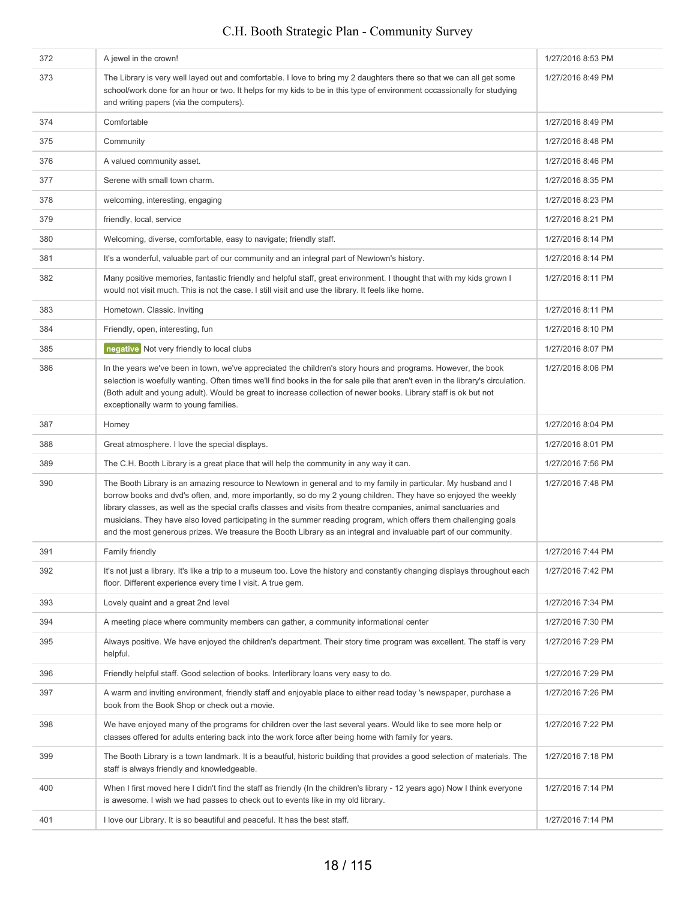| | | |
|---|---|---|
| 372 | A jewel in the crown! | 1/27/2016 8:53 PM |
| 373 | The Library is very well layed out and comfortable. I love to bring my 2 daughters there so that we can all get some school/work done for an hour or two. It helps for my kids to be in this type of environment occassionally for studying and writing papers (via the computers). | 1/27/2016 8:49 PM |
| 374 | Comfortable | 1/27/2016 8:49 PM |
| 375 | Community | 1/27/2016 8:48 PM |
| 376 | A valued community asset. | 1/27/2016 8:46 PM |
| 377 | Serene with small town charm. | 1/27/2016 8:35 PM |
| 378 | welcoming, interesting, engaging | 1/27/2016 8:23 PM |
| 379 | friendly, local, service | 1/27/2016 8:21 PM |
| 380 | Welcoming, diverse, comfortable, easy to navigate; friendly staff. | 1/27/2016 8:14 PM |
| 381 | It's a wonderful, valuable part of our community and an integral part of Newtown's history. | 1/27/2016 8:14 PM |
| 382 | Many positive memories, fantastic friendly and helpful staff, great environment. I thought that with my kids grown I would not visit much. This is not the case. I still visit and use the library. It feels like home. | 1/27/2016 8:11 PM |
| 383 | Hometown. Classic. Inviting | 1/27/2016 8:11 PM |
| 384 | Friendly, open, interesting, fun | 1/27/2016 8:10 PM |
| 385 | negative Not very friendly to local clubs | 1/27/2016 8:07 PM |
| 386 | In the years we've been in town, we've appreciated the children's story hours and programs. However, the book selection is woefully wanting. Often times we'll find books in the for sale pile that aren't even in the library's circulation. (Both adult and young adult). Would be great to increase collection of newer books. Library staff is ok but not exceptionally warm to young families. | 1/27/2016 8:06 PM |
| 387 | Homey | 1/27/2016 8:04 PM |
| 388 | Great atmosphere. I love the special displays. | 1/27/2016 8:01 PM |
| 389 | The C.H. Booth Library is a great place that will help the community in any way it can. | 1/27/2016 7:56 PM |
| 390 | The Booth Library is an amazing resource to Newtown in general and to my family in particular. My husband and I borrow books and dvd's often, and, more importantly, so do my 2 young children. They have so enjoyed the weekly library classes, as well as the special crafts classes and visits from theatre companies, animal sanctuaries and musicians. They have also loved participating in the summer reading program, which offers them challenging goals and the most generous prizes. We treasure the Booth Library as an integral and invaluable part of our community. | 1/27/2016 7:48 PM |
| 391 | Family friendly | 1/27/2016 7:44 PM |
| 392 | It's not just a library. It's like a trip to a museum too. Love the history and constantly changing displays throughout each floor. Different experience every time I visit. A true gem. | 1/27/2016 7:42 PM |
| 393 | Lovely quaint and a great 2nd level | 1/27/2016 7:34 PM |
| 394 | A meeting place where community members can gather, a community informational center | 1/27/2016 7:30 PM |
| 395 | Always positive. We have enjoyed the children's department. Their story time program was excellent. The staff is very helpful. | 1/27/2016 7:29 PM |
| 396 | Friendly helpful staff. Good selection of books. Interlibrary loans very easy to do. | 1/27/2016 7:29 PM |
| 397 | A warm and inviting environment, friendly staff and enjoyable place to either read today 's newspaper, purchase a book from the Book Shop or check out a movie. | 1/27/2016 7:26 PM |
| 398 | We have enjoyed many of the programs for children over the last several years. Would like to see more help or classes offered for adults entering back into the work force after being home with family for years. | 1/27/2016 7:22 PM |
| 399 | The Booth Library is a town landmark. It is a beautful, historic building that provides a good selection of materials. The staff is always friendly and knowledgeable. | 1/27/2016 7:18 PM |
| 400 | When I first moved here I didn't find the staff as friendly (In the children's library - 12 years ago) Now I think everyone is awesome. I wish we had passes to check out to events like in my old library. | 1/27/2016 7:14 PM |
| 401 | I love our Library. It is so beautiful and peaceful. It has the best staff. | 1/27/2016 7:14 PM |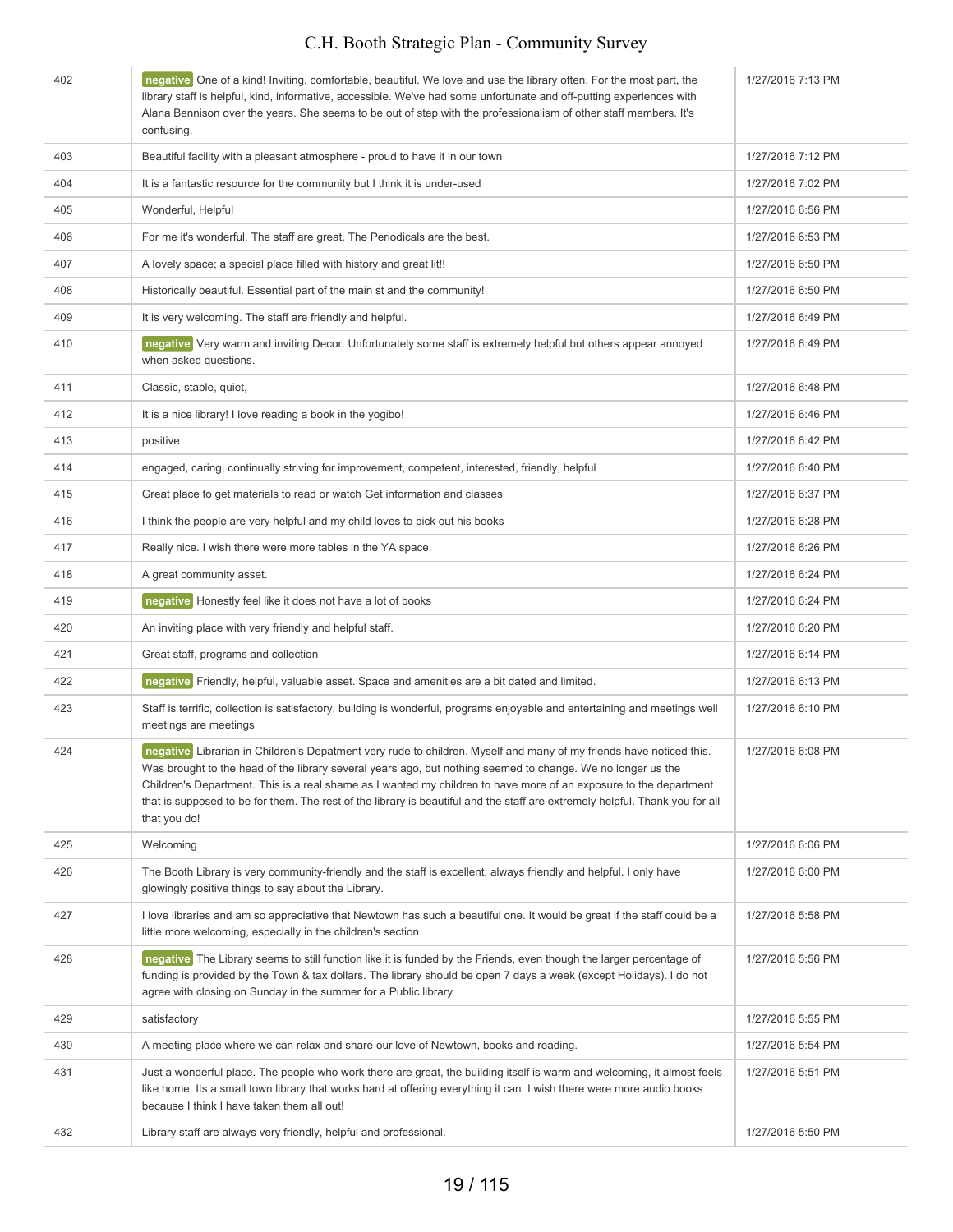| | | |
|---|---|---|
| 402 | negative One of a kind! Inviting, comfortable, beautiful. We love and use the library often. For the most part, the library staff is helpful, kind, informative, accessible. We've had some unfortunate and off-putting experiences with Alana Bennison over the years. She seems to be out of step with the professionalism of other staff members. It's confusing. | 1/27/2016 7:13 PM |
| 403 | Beautiful facility with a pleasant atmosphere - proud to have it in our town | 1/27/2016 7:12 PM |
| 404 | It is a fantastic resource for the community but I think it is under-used | 1/27/2016 7:02 PM |
| 405 | Wonderful, Helpful | 1/27/2016 6:56 PM |
| 406 | For me it's wonderful. The staff are great. The Periodicals are the best. | 1/27/2016 6:53 PM |
| 407 | A lovely space; a special place filled with history and great lit!! | 1/27/2016 6:50 PM |
| 408 | Historically beautiful. Essential part of the main st and the community! | 1/27/2016 6:50 PM |
| 409 | It is very welcoming. The staff are friendly and helpful. | 1/27/2016 6:49 PM |
| 410 | negative Very warm and inviting Decor. Unfortunately some staff is extremely helpful but others appear annoyed when asked questions. | 1/27/2016 6:49 PM |
| 411 | Classic, stable, quiet, | 1/27/2016 6:48 PM |
| 412 | It is a nice library! I love reading a book in the yogibo! | 1/27/2016 6:46 PM |
| 413 | positive | 1/27/2016 6:42 PM |
| 414 | engaged, caring, continually striving for improvement, competent, interested, friendly, helpful | 1/27/2016 6:40 PM |
| 415 | Great place to get materials to read or watch Get information and classes | 1/27/2016 6:37 PM |
| 416 | I think the people are very helpful and my child loves to pick out his books | 1/27/2016 6:28 PM |
| 417 | Really nice. I wish there were more tables in the YA space. | 1/27/2016 6:26 PM |
| 418 | A great community asset. | 1/27/2016 6:24 PM |
| 419 | negative Honestly feel like it does not have a lot of books | 1/27/2016 6:24 PM |
| 420 | An inviting place with very friendly and helpful staff. | 1/27/2016 6:20 PM |
| 421 | Great staff, programs and collection | 1/27/2016 6:14 PM |
| 422 | negative Friendly, helpful, valuable asset. Space and amenities are a bit dated and limited. | 1/27/2016 6:13 PM |
| 423 | Staff is terrific, collection is satisfactory, building is wonderful, programs enjoyable and entertaining and meetings well meetings are meetings | 1/27/2016 6:10 PM |
| 424 | negative Librarian in Children's Depatment very rude to children. Myself and many of my friends have noticed this. Was brought to the head of the library several years ago, but nothing seemed to change. We no longer us the Children's Department. This is a real shame as I wanted my children to have more of an exposure to the department that is supposed to be for them. The rest of the library is beautiful and the staff are extremely helpful. Thank you for all that you do! | 1/27/2016 6:08 PM |
| 425 | Welcoming | 1/27/2016 6:06 PM |
| 426 | The Booth Library is very community-friendly and the staff is excellent, always friendly and helpful. I only have glowingly positive things to say about the Library. | 1/27/2016 6:00 PM |
| 427 | I love libraries and am so appreciative that Newtown has such a beautiful one. It would be great if the staff could be a little more welcoming, especially in the children's section. | 1/27/2016 5:58 PM |
| 428 | negative The Library seems to still function like it is funded by the Friends, even though the larger percentage of funding is provided by the Town & tax dollars. The library should be open 7 days a week (except Holidays). I do not agree with closing on Sunday in the summer for a Public library | 1/27/2016 5:56 PM |
| 429 | satisfactory | 1/27/2016 5:55 PM |
| 430 | A meeting place where we can relax and share our love of Newtown, books and reading. | 1/27/2016 5:54 PM |
| 431 | Just a wonderful place. The people who work there are great, the building itself is warm and welcoming, it almost feels like home. Its a small town library that works hard at offering everything it can. I wish there were more audio books because I think I have taken them all out! | 1/27/2016 5:51 PM |
| 432 | Library staff are always very friendly, helpful and professional. | 1/27/2016 5:50 PM |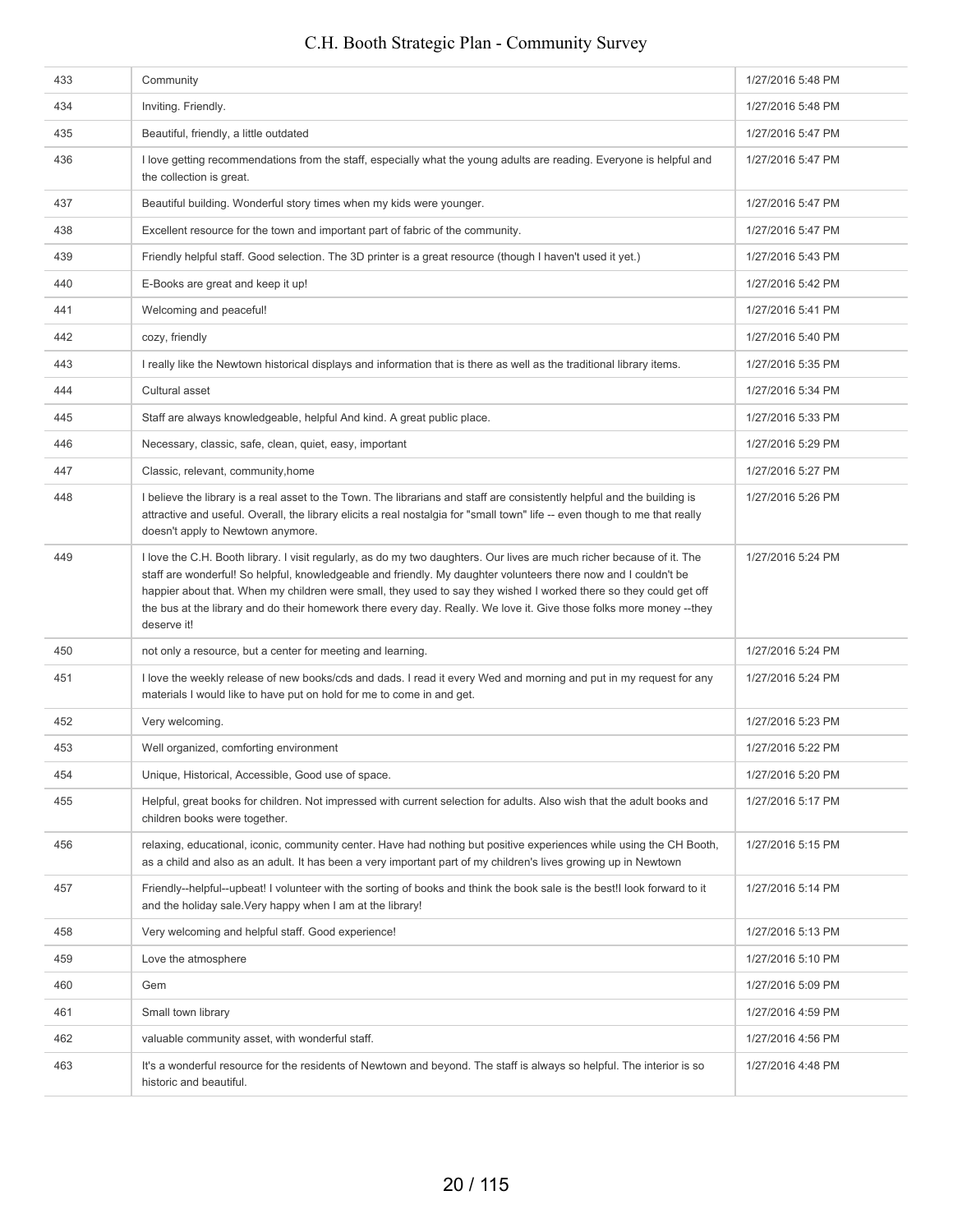| | | |
|---|---|---|
| 433 | Community | 1/27/2016 5:48 PM |
| 434 | Inviting. Friendly. | 1/27/2016 5:48 PM |
| 435 | Beautiful, friendly, a little outdated | 1/27/2016 5:47 PM |
| 436 | I love getting recommendations from the staff, especially what the young adults are reading. Everyone is helpful and the collection is great. | 1/27/2016 5:47 PM |
| 437 | Beautiful building. Wonderful story times when my kids were younger. | 1/27/2016 5:47 PM |
| 438 | Excellent resource for the town and important part of fabric of the community. | 1/27/2016 5:47 PM |
| 439 | Friendly helpful staff. Good selection. The 3D printer is a great resource (though I haven't used it yet.) | 1/27/2016 5:43 PM |
| 440 | E-Books are great and keep it up! | 1/27/2016 5:42 PM |
| 441 | Welcoming and peaceful! | 1/27/2016 5:41 PM |
| 442 | cozy, friendly | 1/27/2016 5:40 PM |
| 443 | I really like the Newtown historical displays and information that is there as well as the traditional library items. | 1/27/2016 5:35 PM |
| 444 | Cultural asset | 1/27/2016 5:34 PM |
| 445 | Staff are always knowledgeable, helpful And kind. A great public place. | 1/27/2016 5:33 PM |
| 446 | Necessary, classic, safe, clean, quiet, easy, important | 1/27/2016 5:29 PM |
| 447 | Classic, relevant, community,home | 1/27/2016 5:27 PM |
| 448 | I believe the library is a real asset to the Town. The librarians and staff are consistently helpful and the building is attractive and useful. Overall, the library elicits a real nostalgia for "small town" life -- even though to me that really doesn't apply to Newtown anymore. | 1/27/2016 5:26 PM |
| 449 | I love the C.H. Booth library. I visit regularly, as do my two daughters. Our lives are much richer because of it. The staff are wonderful! So helpful, knowledgeable and friendly. My daughter volunteers there now and I couldn't be happier about that. When my children were small, they used to say they wished I worked there so they could get off the bus at the library and do their homework there every day. Really. We love it. Give those folks more money --they deserve it! | 1/27/2016 5:24 PM |
| 450 | not only a resource, but a center for meeting and learning. | 1/27/2016 5:24 PM |
| 451 | I love the weekly release of new books/cds and dads. I read it every Wed and morning and put in my request for any materials I would like to have put on hold for me to come in and get. | 1/27/2016 5:24 PM |
| 452 | Very welcoming. | 1/27/2016 5:23 PM |
| 453 | Well organized, comforting environment | 1/27/2016 5:22 PM |
| 454 | Unique, Historical, Accessible, Good use of space. | 1/27/2016 5:20 PM |
| 455 | Helpful, great books for children. Not impressed with current selection for adults. Also wish that the adult books and children books were together. | 1/27/2016 5:17 PM |
| 456 | relaxing, educational, iconic, community center. Have had nothing but positive experiences while using the CH Booth, as a child and also as an adult. It has been a very important part of my children's lives growing up in Newtown | 1/27/2016 5:15 PM |
| 457 | Friendly--helpful--upbeat! I volunteer with the sorting of books and think the book sale is the best!I look forward to it and the holiday sale.Very happy when I am at the library! | 1/27/2016 5:14 PM |
| 458 | Very welcoming and helpful staff. Good experience! | 1/27/2016 5:13 PM |
| 459 | Love the atmosphere | 1/27/2016 5:10 PM |
| 460 | Gem | 1/27/2016 5:09 PM |
| 461 | Small town library | 1/27/2016 4:59 PM |
| 462 | valuable community asset, with wonderful staff. | 1/27/2016 4:56 PM |
| 463 | It's a wonderful resource for the residents of Newtown and beyond. The staff is always so helpful. The interior is so historic and beautiful. | 1/27/2016 4:48 PM |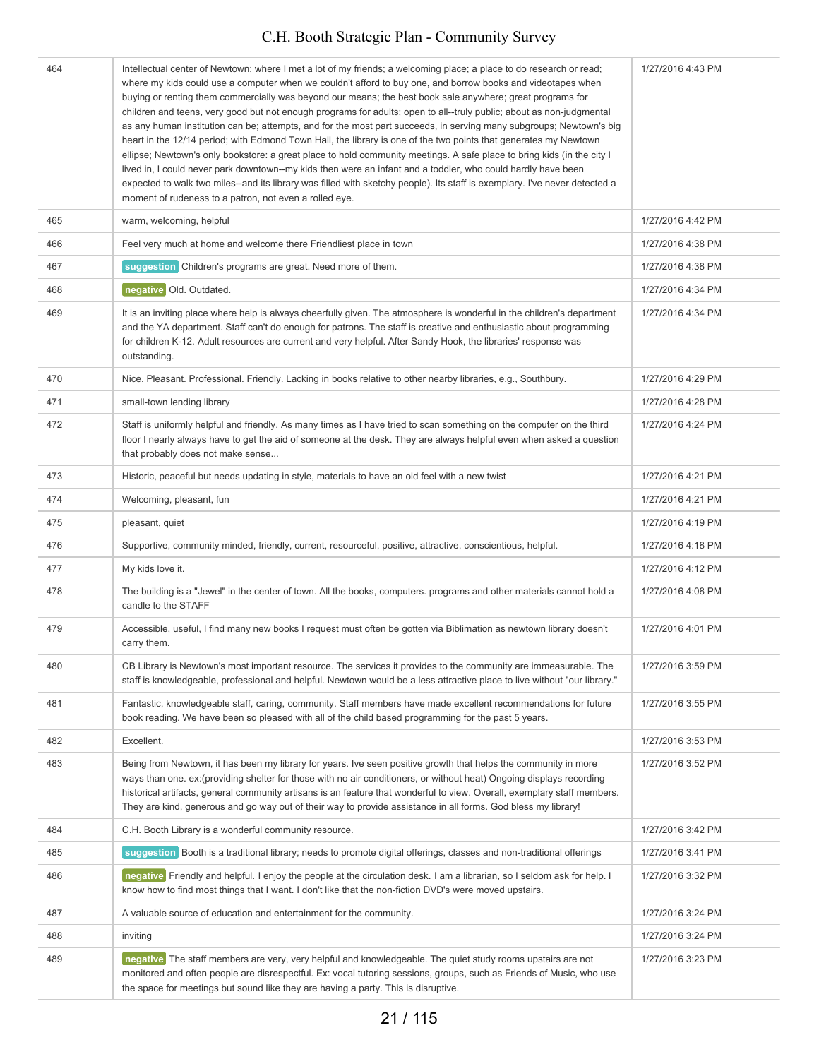| | | |
|---|---|---|
| 464 | Intellectual center of Newtown; where I met a lot of my friends; a welcoming place; a place to do research or read; where my kids could use a computer when we couldn't afford to buy one, and borrow books and videotapes when buying or renting them commercially was beyond our means; the best book sale anywhere; great programs for children and teens, very good but not enough programs for adults; open to all--truly public; about as non-judgmental as any human institution can be; attempts, and for the most part succeeds, in serving many subgroups; Newtown's big heart in the 12/14 period; with Edmond Town Hall, the library is one of the two points that generates my Newtown ellipse; Newtown's only bookstore: a great place to hold community meetings. A safe place to bring kids (in the city I lived in, I could never park downtown--my kids then were an infant and a toddler, who could hardly have been expected to walk two miles--and its library was filled with sketchy people). Its staff is exemplary. I've never detected a moment of rudeness to a patron, not even a rolled eye. | 1/27/2016 4:43 PM |
| 465 | warm, welcoming, helpful | 1/27/2016 4:42 PM |
| 466 | Feel very much at home and welcome there Friendliest place in town | 1/27/2016 4:38 PM |
| 467 | suggestion Children's programs are great. Need more of them. | 1/27/2016 4:38 PM |
| 468 | negative Old. Outdated. | 1/27/2016 4:34 PM |
| 469 | It is an inviting place where help is always cheerfully given. The atmosphere is wonderful in the children's department and the YA department. Staff can't do enough for patrons. The staff is creative and enthusiastic about programming for children K-12. Adult resources are current and very helpful. After Sandy Hook, the libraries' response was outstanding. | 1/27/2016 4:34 PM |
| 470 | Nice. Pleasant. Professional. Friendly. Lacking in books relative to other nearby libraries, e.g., Southbury. | 1/27/2016 4:29 PM |
| 471 | small-town lending library | 1/27/2016 4:28 PM |
| 472 | Staff is uniformly helpful and friendly. As many times as I have tried to scan something on the computer on the third floor I nearly always have to get the aid of someone at the desk. They are always helpful even when asked a question that probably does not make sense... | 1/27/2016 4:24 PM |
| 473 | Historic, peaceful but needs updating in style, materials to have an old feel with a new twist | 1/27/2016 4:21 PM |
| 474 | Welcoming, pleasant, fun | 1/27/2016 4:21 PM |
| 475 | pleasant, quiet | 1/27/2016 4:19 PM |
| 476 | Supportive, community minded, friendly, current, resourceful, positive, attractive, conscientious, helpful. | 1/27/2016 4:18 PM |
| 477 | My kids love it. | 1/27/2016 4:12 PM |
| 478 | The building is a "Jewel" in the center of town. All the books, computers. programs and other materials cannot hold a candle to the STAFF | 1/27/2016 4:08 PM |
| 479 | Accessible, useful, I find many new books I request must often be gotten via Biblimation as newtown library doesn't carry them. | 1/27/2016 4:01 PM |
| 480 | CB Library is Newtown's most important resource. The services it provides to the community are immeasurable. The staff is knowledgeable, professional and helpful. Newtown would be a less attractive place to live without "our library." | 1/27/2016 3:59 PM |
| 481 | Fantastic, knowledgeable staff, caring, community. Staff members have made excellent recommendations for future book reading. We have been so pleased with all of the child based programming for the past 5 years. | 1/27/2016 3:55 PM |
| 482 | Excellent. | 1/27/2016 3:53 PM |
| 483 | Being from Newtown, it has been my library for years. Ive seen positive growth that helps the community in more ways than one. ex:(providing shelter for those with no air conditioners, or without heat) Ongoing displays recording historical artifacts, general community artisans is an feature that wonderful to view. Overall, exemplary staff members. They are kind, generous and go way out of their way to provide assistance in all forms. God bless my library! | 1/27/2016 3:52 PM |
| 484 | C.H. Booth Library is a wonderful community resource. | 1/27/2016 3:42 PM |
| 485 | suggestion Booth is a traditional library; needs to promote digital offerings, classes and non-traditional offerings | 1/27/2016 3:41 PM |
| 486 | negative Friendly and helpful. I enjoy the people at the circulation desk. I am a librarian, so I seldom ask for help. I know how to find most things that I want. I don't like that the non-fiction DVD's were moved upstairs. | 1/27/2016 3:32 PM |
| 487 | A valuable source of education and entertainment for the community. | 1/27/2016 3:24 PM |
| 488 | inviting | 1/27/2016 3:24 PM |
| 489 | negative The staff members are very, very helpful and knowledgeable. The quiet study rooms upstairs are not monitored and often people are disrespectful. Ex: vocal tutoring sessions, groups, such as Friends of Music, who use the space for meetings but sound like they are having a party. This is disruptive. | 1/27/2016 3:23 PM |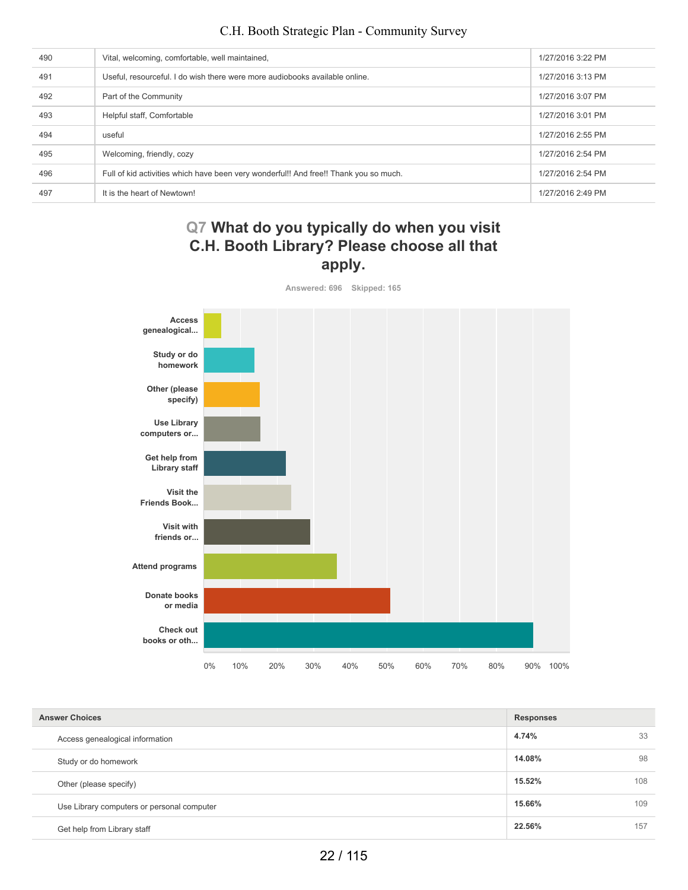| | | |
|---|---|---|
| 490 | Vital, welcoming, comfortable, well maintained, | 1/27/2016 3:22 PM |
| 491 | Useful, resourceful. I do wish there were more audiobooks available online. | 1/27/2016 3:13 PM |
| 492 | Part of the Community | 1/27/2016 3:07 PM |
| 493 | Helpful staff, Comfortable | 1/27/2016 3:01 PM |
| 494 | useful | 1/27/2016 2:55 PM |
| 495 | Welcoming, friendly, cozy | 1/27/2016 2:54 PM |
| 496 | Full of kid activities which have been very wonderful!! And free!! Thank you so much. | 1/27/2016 2:54 PM |
| 497 | It is the heart of Newtown! | 1/27/2016 2:49 PM |

## Q7 What do you typically do when you visit C.H. Booth Library? Please choose all that apply.

Answered: 696 Skipped: 165

| Answer Choices | Responses | |
|---|---|---|
| Access genealogical information | 4.74% | 33 |
| Study or do homework | 14.08% | 98 |
| Other (please specify) | 15.52% | 108 |
| Use Library computers or personal computer | 15.66% | 109 |
| Get help from Library staff | 22.56% | 157 |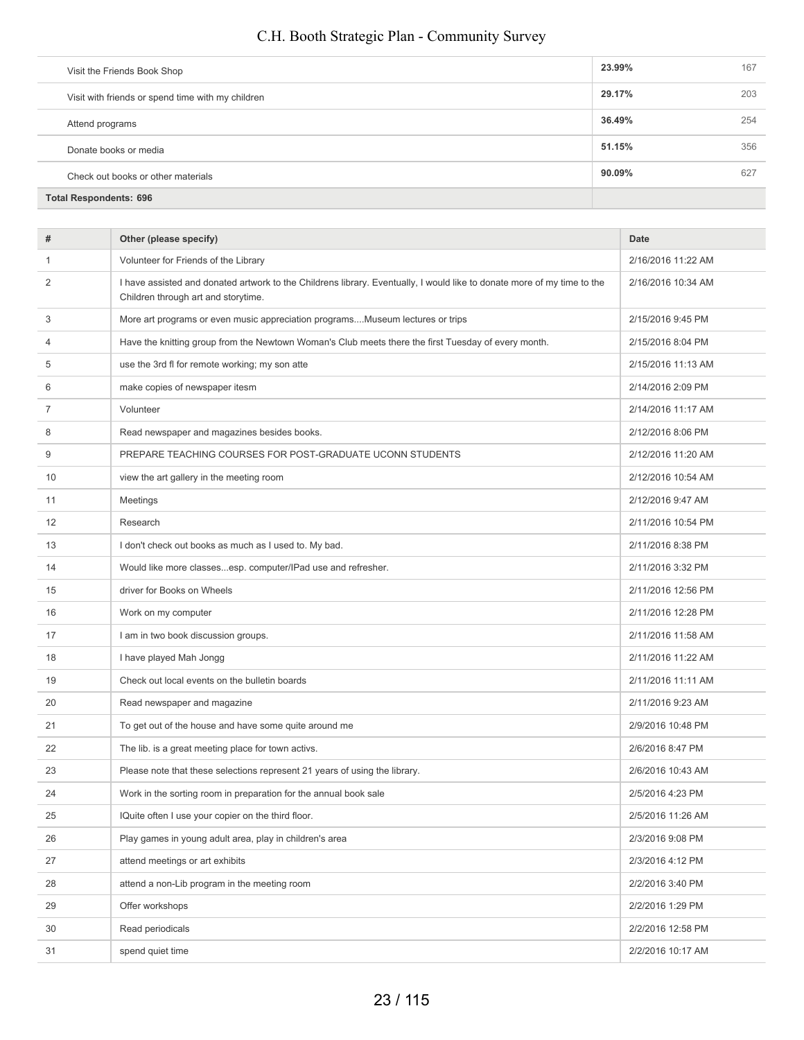| | | |
|---|---|---|
| Visit the Friends Book Shop | 23.99% | 167 |
| Visit with friends or spend time with my children | 29.17% | 203 |
| Attend programs | 36.49% | 254 |
| Donate books or media | 51.15% | 356 |
| Check out books or other materials | 90.09% | 627 |
| **Total Respondents: 696** | | |

| # | Other (please specify) | Date |
|---|---|---|
| 1 | Volunteer for Friends of the Library | 2/16/2016 11:22 AM |
| 2 | I have assisted and donated artwork to the Childrens library. Eventually, I would like to donate more of my time to the Children through art and storytime. | 2/16/2016 10:34 AM |
| 3 | More art programs or even music appreciation programs....Museum lectures or trips | 2/15/2016 9:45 PM |
| 4 | Have the knitting group from the Newtown Woman's Club meets there the first Tuesday of every month. | 2/15/2016 8:04 PM |
| 5 | use the 3rd fl for remote working; my son atte | 2/15/2016 11:13 AM |
| 6 | make copies of newspaper itesm | 2/14/2016 2:09 PM |
| 7 | Volunteer | 2/14/2016 11:17 AM |
| 8 | Read newspaper and magazines besides books. | 2/12/2016 8:06 PM |
| 9 | PREPARE TEACHING COURSES FOR POST-GRADUATE UCONN STUDENTS | 2/12/2016 11:20 AM |
| 10 | view the art gallery in the meeting room | 2/12/2016 10:54 AM |
| 11 | Meetings | 2/12/2016 9:47 AM |
| 12 | Research | 2/11/2016 10:54 PM |
| 13 | I don't check out books as much as I used to. My bad. | 2/11/2016 8:38 PM |
| 14 | Would like more classes...esp. computer/IPad use and refresher. | 2/11/2016 3:32 PM |
| 15 | driver for Books on Wheels | 2/11/2016 12:56 PM |
| 16 | Work on my computer | 2/11/2016 12:28 PM |
| 17 | I am in two book discussion groups. | 2/11/2016 11:58 AM |
| 18 | I have played Mah Jongg | 2/11/2016 11:22 AM |
| 19 | Check out local events on the bulletin boards | 2/11/2016 11:11 AM |
| 20 | Read newspaper and magazine | 2/11/2016 9:23 AM |
| 21 | To get out of the house and have some quite around me | 2/9/2016 10:48 PM |
| 22 | The lib. is a great meeting place for town activs. | 2/6/2016 8:47 PM |
| 23 | Please note that these selections represent 21 years of using the library. | 2/6/2016 10:43 AM |
| 24 | Work in the sorting room in preparation for the annual book sale | 2/5/2016 4:23 PM |
| 25 | IQuite often I use your copier on the third floor. | 2/5/2016 11:26 AM |
| 26 | Play games in young adult area, play in children's area | 2/3/2016 9:08 PM |
| 27 | attend meetings or art exhibits | 2/3/2016 4:12 PM |
| 28 | attend a non-Lib program in the meeting room | 2/2/2016 3:40 PM |
| 29 | Offer workshops | 2/2/2016 1:29 PM |
| 30 | Read periodicals | 2/2/2016 12:58 PM |
| 31 | spend quiet time | 2/2/2016 10:17 AM |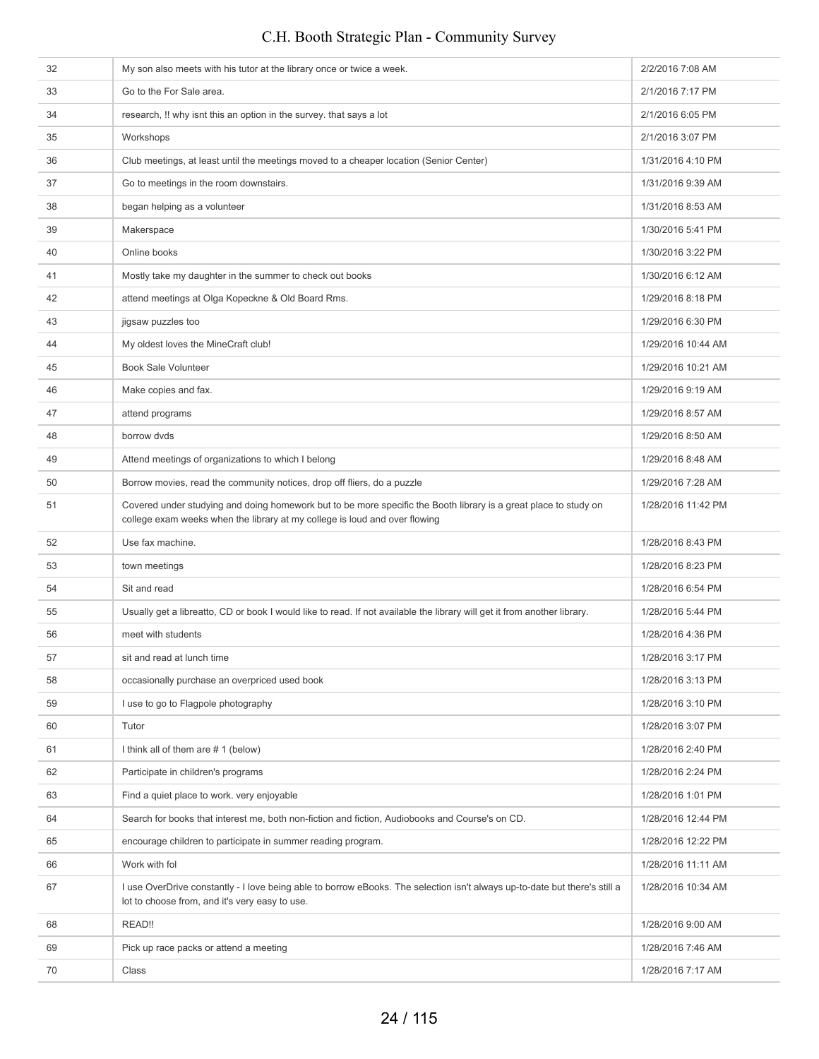| 32 | My son also meets with his tutor at the library once or twice a week. | 2/2/2016 7:08 AM |
|---|---|---|
| 33 | Go to the For Sale area. | 2/1/2016 7:17 PM |
| 34 | research, !! why isnt this an option in the survey. that says a lot | 2/1/2016 6:05 PM |
| 35 | Workshops | 2/1/2016 3:07 PM |
| 36 | Club meetings, at least until the meetings moved to a cheaper location (Senior Center) | 1/31/2016 4:10 PM |
| 37 | Go to meetings in the room downstairs. | 1/31/2016 9:39 AM |
| 38 | began helping as a volunteer | 1/31/2016 8:53 AM |
| 39 | Makerspace | 1/30/2016 5:41 PM |
| 40 | Online books | 1/30/2016 3:22 PM |
| 41 | Mostly take my daughter in the summer to check out books | 1/30/2016 6:12 AM |
| 42 | attend meetings at Olga Kopeckne & Old Board Rms. | 1/29/2016 8:18 PM |
| 43 | jigsaw puzzles too | 1/29/2016 6:30 PM |
| 44 | My oldest loves the MineCraft club! | 1/29/2016 10:44 AM |
| 45 | Book Sale Volunteer | 1/29/2016 10:21 AM |
| 46 | Make copies and fax. | 1/29/2016 9:19 AM |
| 47 | attend programs | 1/29/2016 8:57 AM |
| 48 | borrow dvds | 1/29/2016 8:50 AM |
| 49 | Attend meetings of organizations to which I belong | 1/29/2016 8:48 AM |
| 50 | Borrow movies, read the community notices, drop off fliers, do a puzzle | 1/29/2016 7:28 AM |
| 51 | Covered under studying and doing homework but to be more specific the Booth library is a great place to study on college exam weeks when the library at my college is loud and over flowing | 1/28/2016 11:42 PM |
| 52 | Use fax machine. | 1/28/2016 8:43 PM |
| 53 | town meetings | 1/28/2016 8:23 PM |
| 54 | Sit and read | 1/28/2016 6:54 PM |
| 55 | Usually get a libreatto, CD or book I would like to read. If not available the library will get it from another library. | 1/28/2016 5:44 PM |
| 56 | meet with students | 1/28/2016 4:36 PM |
| 57 | sit and read at lunch time | 1/28/2016 3:17 PM |
| 58 | occasionally purchase an overpriced used book | 1/28/2016 3:13 PM |
| 59 | I use to go to Flagpole photography | 1/28/2016 3:10 PM |
| 60 | Tutor | 1/28/2016 3:07 PM |
| 61 | I think all of them are # 1 (below) | 1/28/2016 2:40 PM |
| 62 | Participate in children's programs | 1/28/2016 2:24 PM |
| 63 | Find a quiet place to work. very enjoyable | 1/28/2016 1:01 PM |
| 64 | Search for books that interest me, both non-fiction and fiction, Audiobooks and Course's on CD. | 1/28/2016 12:44 PM |
| 65 | encourage children to participate in summer reading program. | 1/28/2016 12:22 PM |
| 66 | Work with fol | 1/28/2016 11:11 AM |
| 67 | I use OverDrive constantly - I love being able to borrow eBooks. The selection isn't always up-to-date but there's still a lot to choose from, and it's very easy to use. | 1/28/2016 10:34 AM |
| 68 | READ!! | 1/28/2016 9:00 AM |
| 69 | Pick up race packs or attend a meeting | 1/28/2016 7:46 AM |
| 70 | Class | 1/28/2016 7:17 AM |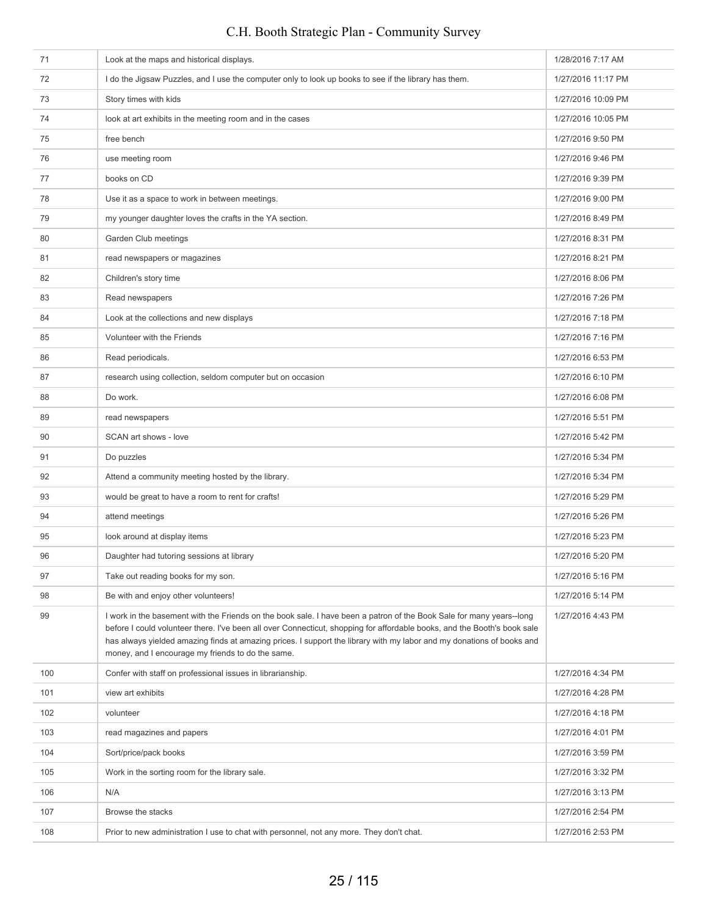| | | |
|---|---|---|
| 71 | Look at the maps and historical displays. | 1/28/2016 7:17 AM |
| 72 | I do the Jigsaw Puzzles, and I use the computer only to look up books to see if the library has them. | 1/27/2016 11:17 PM |
| 73 | Story times with kids | 1/27/2016 10:09 PM |
| 74 | look at art exhibits in the meeting room and in the cases | 1/27/2016 10:05 PM |
| 75 | free bench | 1/27/2016 9:50 PM |
| 76 | use meeting room | 1/27/2016 9:46 PM |
| 77 | books on CD | 1/27/2016 9:39 PM |
| 78 | Use it as a space to work in between meetings. | 1/27/2016 9:00 PM |
| 79 | my younger daughter loves the crafts in the YA section. | 1/27/2016 8:49 PM |
| 80 | Garden Club meetings | 1/27/2016 8:31 PM |
| 81 | read newspapers or magazines | 1/27/2016 8:21 PM |
| 82 | Children's story time | 1/27/2016 8:06 PM |
| 83 | Read newspapers | 1/27/2016 7:26 PM |
| 84 | Look at the collections and new displays | 1/27/2016 7:18 PM |
| 85 | Volunteer with the Friends | 1/27/2016 7:16 PM |
| 86 | Read periodicals. | 1/27/2016 6:53 PM |
| 87 | research using collection, seldom computer but on occasion | 1/27/2016 6:10 PM |
| 88 | Do work. | 1/27/2016 6:08 PM |
| 89 | read newspapers | 1/27/2016 5:51 PM |
| 90 | SCAN art shows - love | 1/27/2016 5:42 PM |
| 91 | Do puzzles | 1/27/2016 5:34 PM |
| 92 | Attend a community meeting hosted by the library. | 1/27/2016 5:34 PM |
| 93 | would be great to have a room to rent for crafts! | 1/27/2016 5:29 PM |
| 94 | attend meetings | 1/27/2016 5:26 PM |
| 95 | look around at display items | 1/27/2016 5:23 PM |
| 96 | Daughter had tutoring sessions at library | 1/27/2016 5:20 PM |
| 97 | Take out reading books for my son. | 1/27/2016 5:16 PM |
| 98 | Be with and enjoy other volunteers! | 1/27/2016 5:14 PM |
| 99 | I work in the basement with the Friends on the book sale. I have been a patron of the Book Sale for many years--long before I could volunteer there. I've been all over Connecticut, shopping for affordable books, and the Booth's book sale has always yielded amazing finds at amazing prices. I support the library with my labor and my donations of books and money, and I encourage my friends to do the same. | 1/27/2016 4:43 PM |
| 100 | Confer with staff on professional issues in librarianship. | 1/27/2016 4:34 PM |
| 101 | view art exhibits | 1/27/2016 4:28 PM |
| 102 | volunteer | 1/27/2016 4:18 PM |
| 103 | read magazines and papers | 1/27/2016 4:01 PM |
| 104 | Sort/price/pack books | 1/27/2016 3:59 PM |
| 105 | Work in the sorting room for the library sale. | 1/27/2016 3:32 PM |
| 106 | N/A | 1/27/2016 3:13 PM |
| 107 | Browse the stacks | 1/27/2016 2:54 PM |
| 108 | Prior to new administration I use to chat with personnel, not any more. They don't chat. | 1/27/2016 2:53 PM |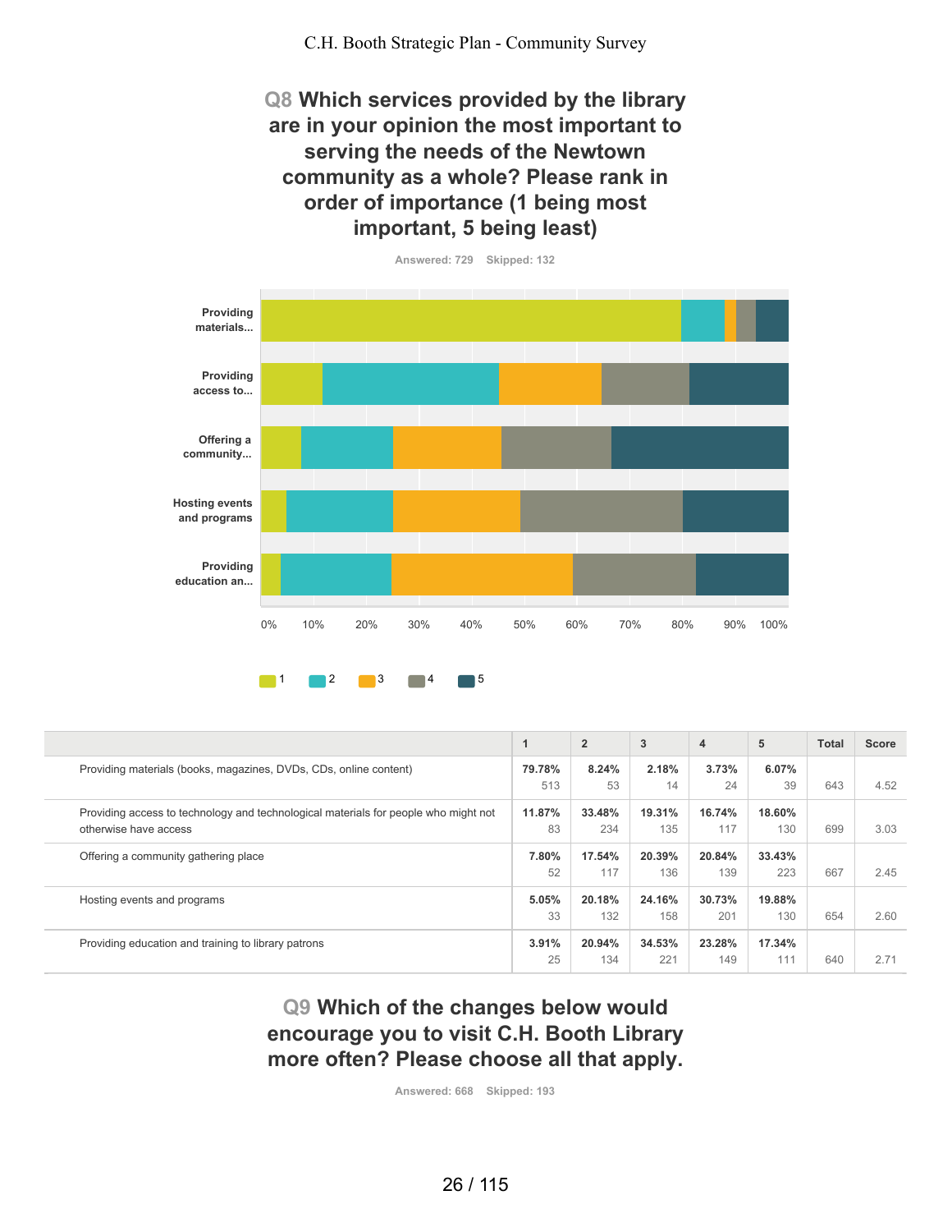## Q8 Which services provided by the library are in your opinion the most important to serving the needs of the Newtown community as a whole? Please rank in order of importance (1 being most important, 5 being least)

Answered: 729 Skipped: 132

| | 1 | 2 | 3 | 4 | 5 | Total | Score |
|---|---|---|---|---|---|---|---|
| Providing materials (books, magazines, DVDs, CDs, online content) | **79.78%** 513 | **8.24%** 53 | **2.18%** 14 | **3.73%** 24 | **6.07%** 39 | 643 | 4.52 |
| Providing access to technology and technological materials for people who might not otherwise have access | **11.87%** 83 | **33.48%** 234 | **19.31%** 135 | **16.74%** 117 | **18.60%** 130 | 699 | 3.03 |
| Offering a community gathering place | **7.80%** 52 | **17.54%** 117 | **20.39%** 136 | **20.84%** 139 | **33.43%** 223 | 667 | 2.45 |
| Hosting events and programs | **5.05%** 33 | **20.18%** 132 | **24.16%** 158 | **30.73%** 201 | **19.88%** 130 | 654 | 2.60 |
| Providing education and training to library patrons | **3.91%** 25 | **20.94%** 134 | **34.53%** 221 | **23.28%** 149 | **17.34%** 111 | 640 | 2.71 |

## Q9 Which of the changes below would encourage you to visit C.H. Booth Library more often? Please choose all that apply.

Answered: 668 Skipped: 193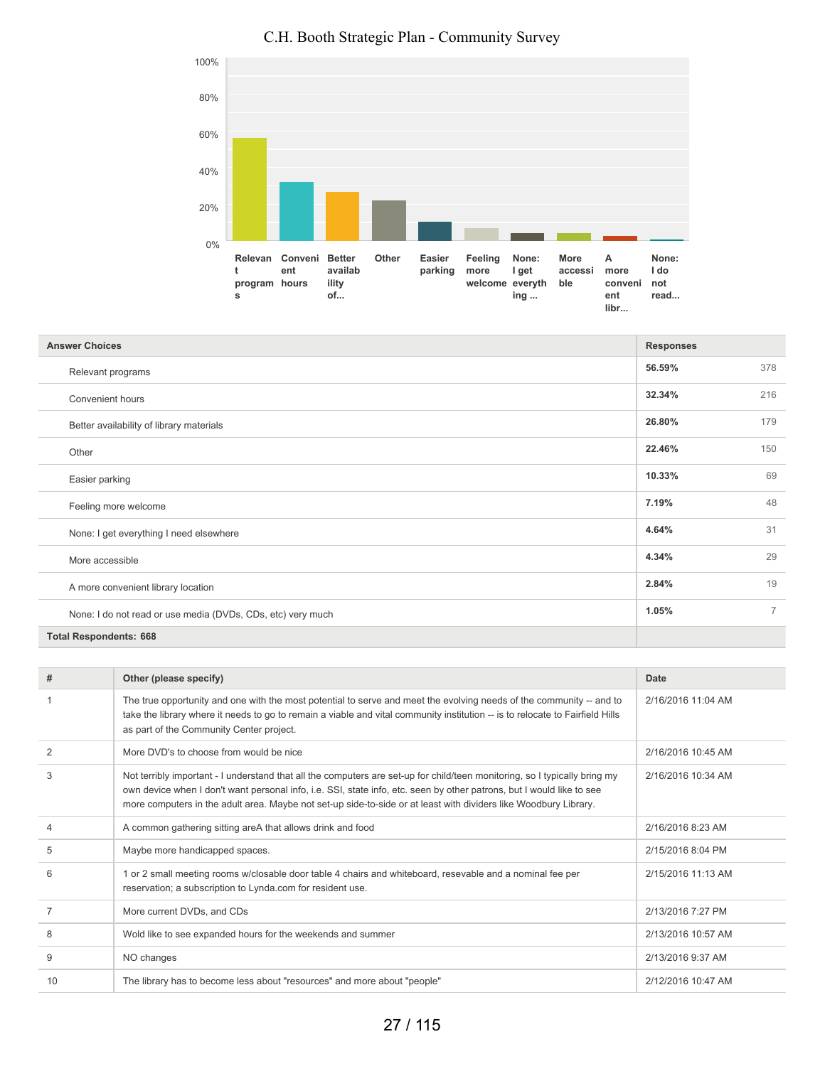# C.H. Booth Strategic Plan - Community Survey

| Answer Choices | Responses | |
|---|---|---|
| Relevant programs | 56.59% | 378 |
| Convenient hours | 32.34% | 216 |
| Better availability of library materials | 26.80% | 179 |
| Other | 22.46% | 150 |
| Easier parking | 10.33% | 69 |
| Feeling more welcome | 7.19% | 48 |
| None: I get everything I need elsewhere | 4.64% | 31 |
| More accessible | 4.34% | 29 |
| A more convenient library location | 2.84% | 19 |
| None: I do not read or use media (DVDs, CDs, etc) very much | 1.05% | 7 |
| **Total Respondents: 668** | | |

| # | Other (please specify) | Date |
|---|---|---|
| 1 | The true opportunity and one with the most potential to serve and meet the evolving needs of the community -- and to take the library where it needs to go to remain a viable and vital community institution -- is to relocate to Fairfield Hills as part of the Community Center project. | 2/16/2016 11:04 AM |
| 2 | More DVD's to choose from would be nice | 2/16/2016 10:45 AM |
| 3 | Not terribly important - I understand that all the computers are set-up for child/teen monitoring, so I typically bring my own device when I don't want personal info, i.e. SSI, state info, etc. seen by other patrons, but I would like to see more computers in the adult area. Maybe not set-up side-to-side or at least with dividers like Woodbury Library. | 2/16/2016 10:34 AM |
| 4 | A common gathering sitting areA that allows drink and food | 2/16/2016 8:23 AM |
| 5 | Maybe more handicapped spaces. | 2/15/2016 8:04 PM |
| 6 | 1 or 2 small meeting rooms w/closable door table 4 chairs and whiteboard, resevable and a nominal fee per reservation; a subscription to Lynda.com for resident use. | 2/15/2016 11:13 AM |
| 7 | More current DVDs, and CDs | 2/13/2016 7:27 PM |
| 8 | Wold like to see expanded hours for the weekends and summer | 2/13/2016 10:57 AM |
| 9 | NO changes | 2/13/2016 9:37 AM |
| 10 | The library has to become less about "resources" and more about "people" | 2/12/2016 10:47 AM |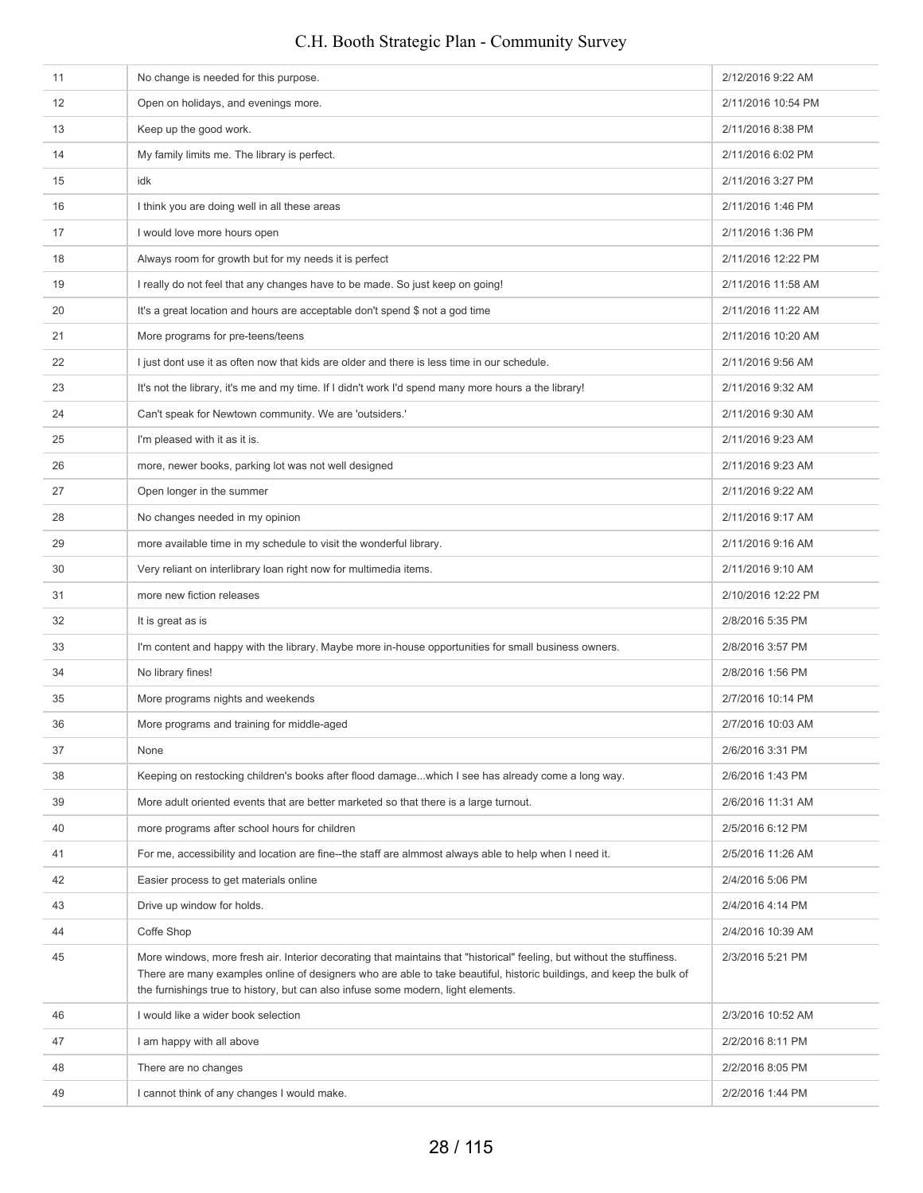| | | |
|---|---|---|
| 11 | No change is needed for this purpose. | 2/12/2016 9:22 AM |
| 12 | Open on holidays, and evenings more. | 2/11/2016 10:54 PM |
| 13 | Keep up the good work. | 2/11/2016 8:38 PM |
| 14 | My family limits me. The library is perfect. | 2/11/2016 6:02 PM |
| 15 | idk | 2/11/2016 3:27 PM |
| 16 | I think you are doing well in all these areas | 2/11/2016 1:46 PM |
| 17 | I would love more hours open | 2/11/2016 1:36 PM |
| 18 | Always room for growth but for my needs it is perfect | 2/11/2016 12:22 PM |
| 19 | I really do not feel that any changes have to be made. So just keep on going! | 2/11/2016 11:58 AM |
| 20 | It's a great location and hours are acceptable don't spend $ not a god time | 2/11/2016 11:22 AM |
| 21 | More programs for pre-teens/teens | 2/11/2016 10:20 AM |
| 22 | I just dont use it as often now that kids are older and there is less time in our schedule. | 2/11/2016 9:56 AM |
| 23 | It's not the library, it's me and my time. If I didn't work I'd spend many more hours a the library! | 2/11/2016 9:32 AM |
| 24 | Can't speak for Newtown community. We are 'outsiders.' | 2/11/2016 9:30 AM |
| 25 | I'm pleased with it as it is. | 2/11/2016 9:23 AM |
| 26 | more, newer books, parking lot was not well designed | 2/11/2016 9:23 AM |
| 27 | Open longer in the summer | 2/11/2016 9:22 AM |
| 28 | No changes needed in my opinion | 2/11/2016 9:17 AM |
| 29 | more available time in my schedule to visit the wonderful library. | 2/11/2016 9:16 AM |
| 30 | Very reliant on interlibrary loan right now for multimedia items. | 2/11/2016 9:10 AM |
| 31 | more new fiction releases | 2/10/2016 12:22 PM |
| 32 | It is great as is | 2/8/2016 5:35 PM |
| 33 | I'm content and happy with the library. Maybe more in-house opportunities for small business owners. | 2/8/2016 3:57 PM |
| 34 | No library fines! | 2/8/2016 1:56 PM |
| 35 | More programs nights and weekends | 2/7/2016 10:14 PM |
| 36 | More programs and training for middle-aged | 2/7/2016 10:03 AM |
| 37 | None | 2/6/2016 3:31 PM |
| 38 | Keeping on restocking children's books after flood damage...which I see has already come a long way. | 2/6/2016 1:43 PM |
| 39 | More adult oriented events that are better marketed so that there is a large turnout. | 2/6/2016 11:31 AM |
| 40 | more programs after school hours for children | 2/5/2016 6:12 PM |
| 41 | For me, accessibility and location are fine--the staff are almmost always able to help when I need it. | 2/5/2016 11:26 AM |
| 42 | Easier process to get materials online | 2/4/2016 5:06 PM |
| 43 | Drive up window for holds. | 2/4/2016 4:14 PM |
| 44 | Coffe Shop | 2/4/2016 10:39 AM |
| 45 | More windows, more fresh air. Interior decorating that maintains that "historical" feeling, but without the stuffiness. There are many examples online of designers who are able to take beautiful, historic buildings, and keep the bulk of the furnishings true to history, but can also infuse some modern, light elements. | 2/3/2016 5:21 PM |
| 46 | I would like a wider book selection | 2/3/2016 10:52 AM |
| 47 | I am happy with all above | 2/2/2016 8:11 PM |
| 48 | There are no changes | 2/2/2016 8:05 PM |
| 49 | I cannot think of any changes I would make. | 2/2/2016 1:44 PM |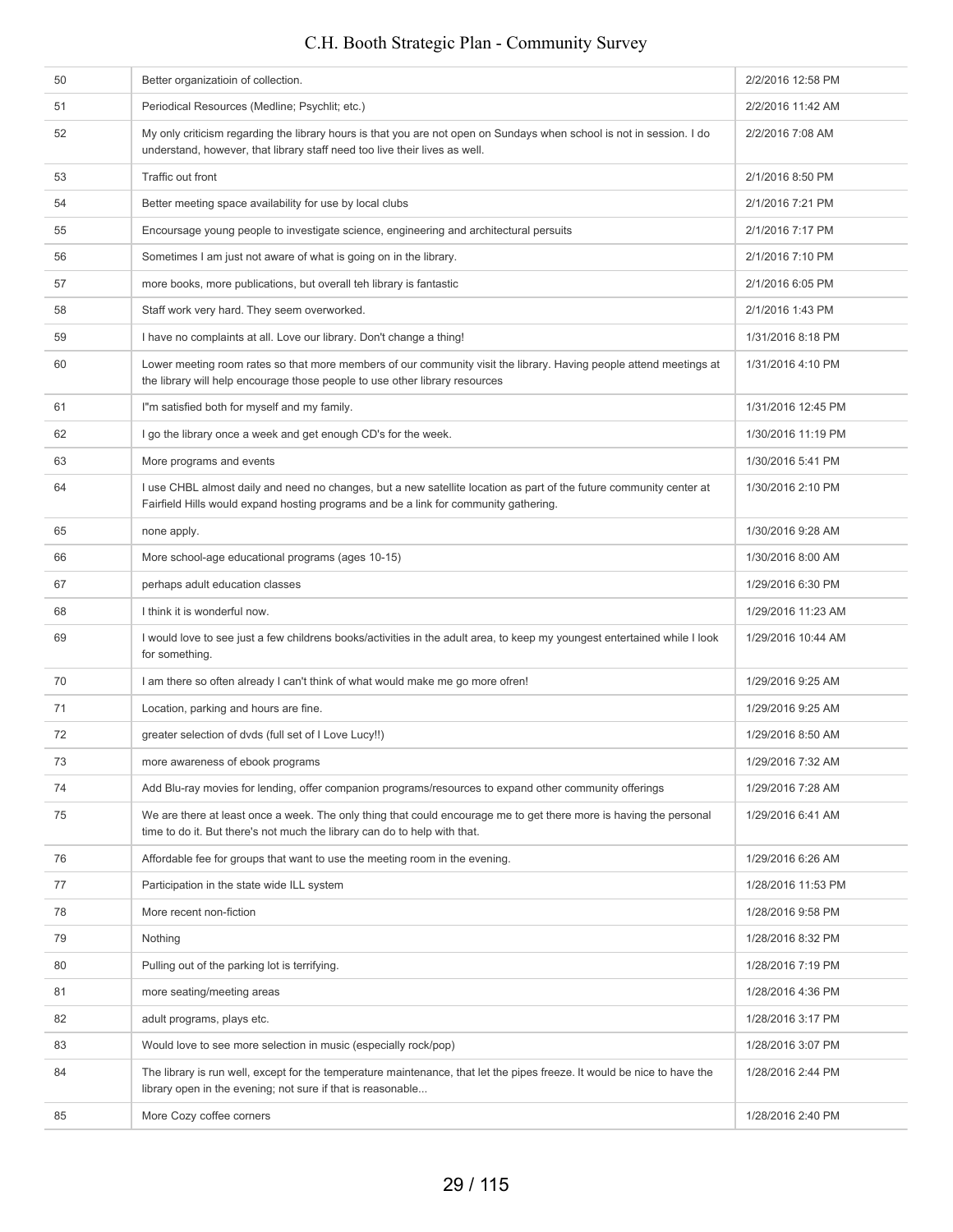| | | |
|---|---|---|
| 50 | Better organizatioin of collection. | 2/2/2016 12:58 PM |
| 51 | Periodical Resources (Medline; Psychlit; etc.) | 2/2/2016 11:42 AM |
| 52 | My only criticism regarding the library hours is that you are not open on Sundays when school is not in session. I do understand, however, that library staff need too live their lives as well. | 2/2/2016 7:08 AM |
| 53 | Traffic out front | 2/1/2016 8:50 PM |
| 54 | Better meeting space availability for use by local clubs | 2/1/2016 7:21 PM |
| 55 | Encoursage young people to investigate science, engineering and architectural persuits | 2/1/2016 7:17 PM |
| 56 | Sometimes I am just not aware of what is going on in the library. | 2/1/2016 7:10 PM |
| 57 | more books, more publications, but overall teh library is fantastic | 2/1/2016 6:05 PM |
| 58 | Staff work very hard. They seem overworked. | 2/1/2016 1:43 PM |
| 59 | I have no complaints at all. Love our library. Don't change a thing! | 1/31/2016 8:18 PM |
| 60 | Lower meeting room rates so that more members of our community visit the library. Having people attend meetings at the library will help encourage those people to use other library resources | 1/31/2016 4:10 PM |
| 61 | I"m satisfied both for myself and my family. | 1/31/2016 12:45 PM |
| 62 | I go the library once a week and get enough CD's for the week. | 1/30/2016 11:19 PM |
| 63 | More programs and events | 1/30/2016 5:41 PM |
| 64 | I use CHBL almost daily and need no changes, but a new satellite location as part of the future community center at Fairfield Hills would expand hosting programs and be a link for community gathering. | 1/30/2016 2:10 PM |
| 65 | none apply. | 1/30/2016 9:28 AM |
| 66 | More school-age educational programs (ages 10-15) | 1/30/2016 8:00 AM |
| 67 | perhaps adult education classes | 1/29/2016 6:30 PM |
| 68 | I think it is wonderful now. | 1/29/2016 11:23 AM |
| 69 | I would love to see just a few childrens books/activities in the adult area, to keep my youngest entertained while I look for something. | 1/29/2016 10:44 AM |
| 70 | I am there so often already I can't think of what would make me go more ofren! | 1/29/2016 9:25 AM |
| 71 | Location, parking and hours are fine. | 1/29/2016 9:25 AM |
| 72 | greater selection of dvds (full set of I Love Lucy!!) | 1/29/2016 8:50 AM |
| 73 | more awareness of ebook programs | 1/29/2016 7:32 AM |
| 74 | Add Blu-ray movies for lending, offer companion programs/resources to expand other community offerings | 1/29/2016 7:28 AM |
| 75 | We are there at least once a week. The only thing that could encourage me to get there more is having the personal time to do it. But there's not much the library can do to help with that. | 1/29/2016 6:41 AM |
| 76 | Affordable fee for groups that want to use the meeting room in the evening. | 1/29/2016 6:26 AM |
| 77 | Participation in the state wide ILL system | 1/28/2016 11:53 PM |
| 78 | More recent non-fiction | 1/28/2016 9:58 PM |
| 79 | Nothing | 1/28/2016 8:32 PM |
| 80 | Pulling out of the parking lot is terrifying. | 1/28/2016 7:19 PM |
| 81 | more seating/meeting areas | 1/28/2016 4:36 PM |
| 82 | adult programs, plays etc. | 1/28/2016 3:17 PM |
| 83 | Would love to see more selection in music (especially rock/pop) | 1/28/2016 3:07 PM |
| 84 | The library is run well, except for the temperature maintenance, that let the pipes freeze. It would be nice to have the library open in the evening; not sure if that is reasonable... | 1/28/2016 2:44 PM |
| 85 | More Cozy coffee corners | 1/28/2016 2:40 PM |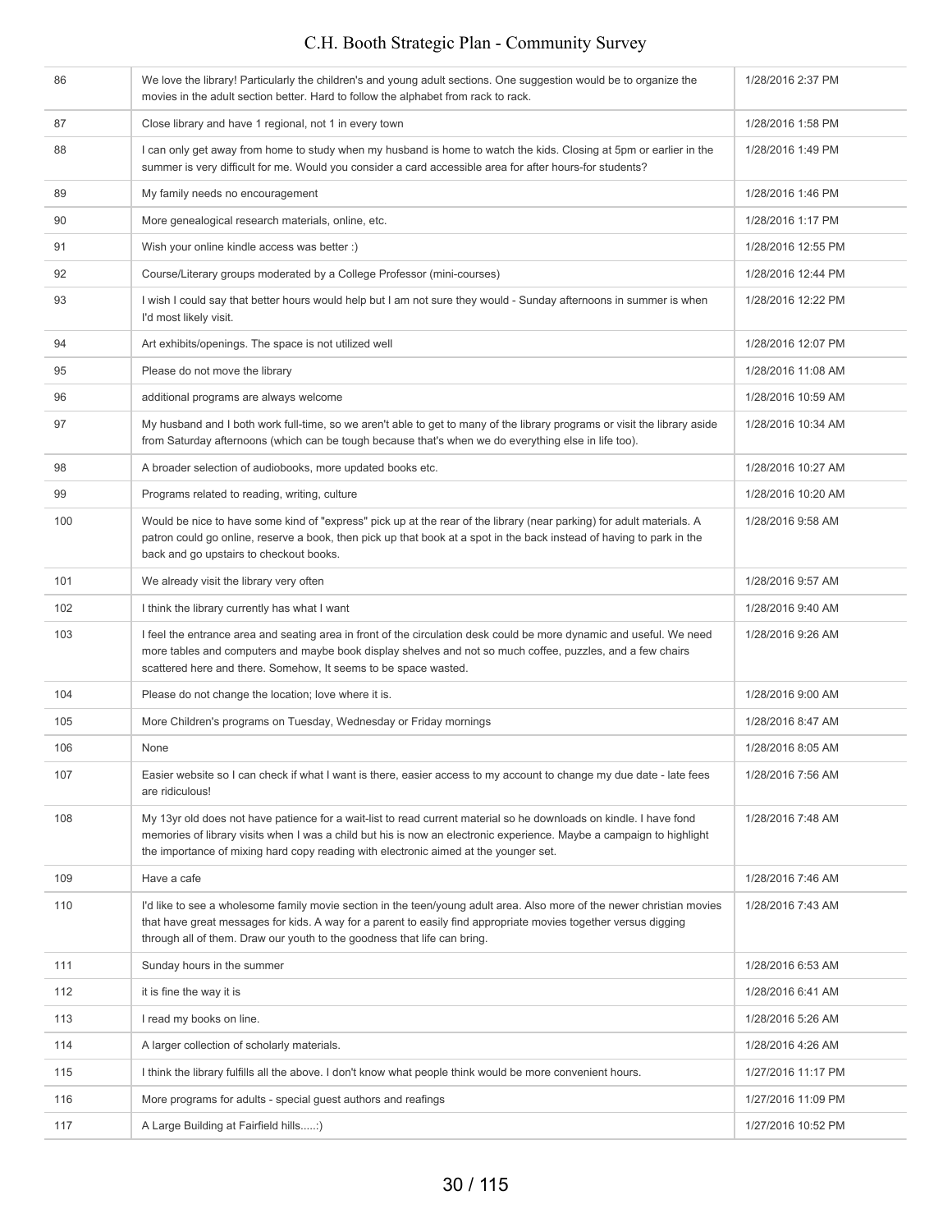| | | |
|---|---|---|
| 86 | We love the library! Particularly the children's and young adult sections. One suggestion would be to organize the movies in the adult section better. Hard to follow the alphabet from rack to rack. | 1/28/2016 2:37 PM |
| 87 | Close library and have 1 regional, not 1 in every town | 1/28/2016 1:58 PM |
| 88 | I can only get away from home to study when my husband is home to watch the kids. Closing at 5pm or earlier in the summer is very difficult for me. Would you consider a card accessible area for after hours-for students? | 1/28/2016 1:49 PM |
| 89 | My family needs no encouragement | 1/28/2016 1:46 PM |
| 90 | More genealogical research materials, online, etc. | 1/28/2016 1:17 PM |
| 91 | Wish your online kindle access was better :) | 1/28/2016 12:55 PM |
| 92 | Course/Literary groups moderated by a College Professor (mini-courses) | 1/28/2016 12:44 PM |
| 93 | I wish I could say that better hours would help but I am not sure they would - Sunday afternoons in summer is when I'd most likely visit. | 1/28/2016 12:22 PM |
| 94 | Art exhibits/openings. The space is not utilized well | 1/28/2016 12:07 PM |
| 95 | Please do not move the library | 1/28/2016 11:08 AM |
| 96 | additional programs are always welcome | 1/28/2016 10:59 AM |
| 97 | My husband and I both work full-time, so we aren't able to get to many of the library programs or visit the library aside from Saturday afternoons (which can be tough because that's when we do everything else in life too). | 1/28/2016 10:34 AM |
| 98 | A broader selection of audiobooks, more updated books etc. | 1/28/2016 10:27 AM |
| 99 | Programs related to reading, writing, culture | 1/28/2016 10:20 AM |
| 100 | Would be nice to have some kind of "express" pick up at the rear of the library (near parking) for adult materials. A patron could go online, reserve a book, then pick up that book at a spot in the back instead of having to park in the back and go upstairs to checkout books. | 1/28/2016 9:58 AM |
| 101 | We already visit the library very often | 1/28/2016 9:57 AM |
| 102 | I think the library currently has what I want | 1/28/2016 9:40 AM |
| 103 | I feel the entrance area and seating area in front of the circulation desk could be more dynamic and useful. We need more tables and computers and maybe book display shelves and not so much coffee, puzzles, and a few chairs scattered here and there. Somehow, It seems to be space wasted. | 1/28/2016 9:26 AM |
| 104 | Please do not change the location; love where it is. | 1/28/2016 9:00 AM |
| 105 | More Children's programs on Tuesday, Wednesday or Friday mornings | 1/28/2016 8:47 AM |
| 106 | None | 1/28/2016 8:05 AM |
| 107 | Easier website so I can check if what I want is there, easier access to my account to change my due date - late fees are ridiculous! | 1/28/2016 7:56 AM |
| 108 | My 13yr old does not have patience for a wait-list to read current material so he downloads on kindle. I have fond memories of library visits when I was a child but his is now an electronic experience. Maybe a campaign to highlight the importance of mixing hard copy reading with electronic aimed at the younger set. | 1/28/2016 7:48 AM |
| 109 | Have a cafe | 1/28/2016 7:46 AM |
| 110 | I'd like to see a wholesome family movie section in the teen/young adult area. Also more of the newer christian movies that have great messages for kids. A way for a parent to easily find appropriate movies together versus digging through all of them. Draw our youth to the goodness that life can bring. | 1/28/2016 7:43 AM |
| 111 | Sunday hours in the summer | 1/28/2016 6:53 AM |
| 112 | it is fine the way it is | 1/28/2016 6:41 AM |
| 113 | I read my books on line. | 1/28/2016 5:26 AM |
| 114 | A larger collection of scholarly materials. | 1/28/2016 4:26 AM |
| 115 | I think the library fulfills all the above. I don't know what people think would be more convenient hours. | 1/27/2016 11:17 PM |
| 116 | More programs for adults - special guest authors and reafings | 1/27/2016 11:09 PM |
| 117 | A Large Building at Fairfield hills.....:) | 1/27/2016 10:52 PM |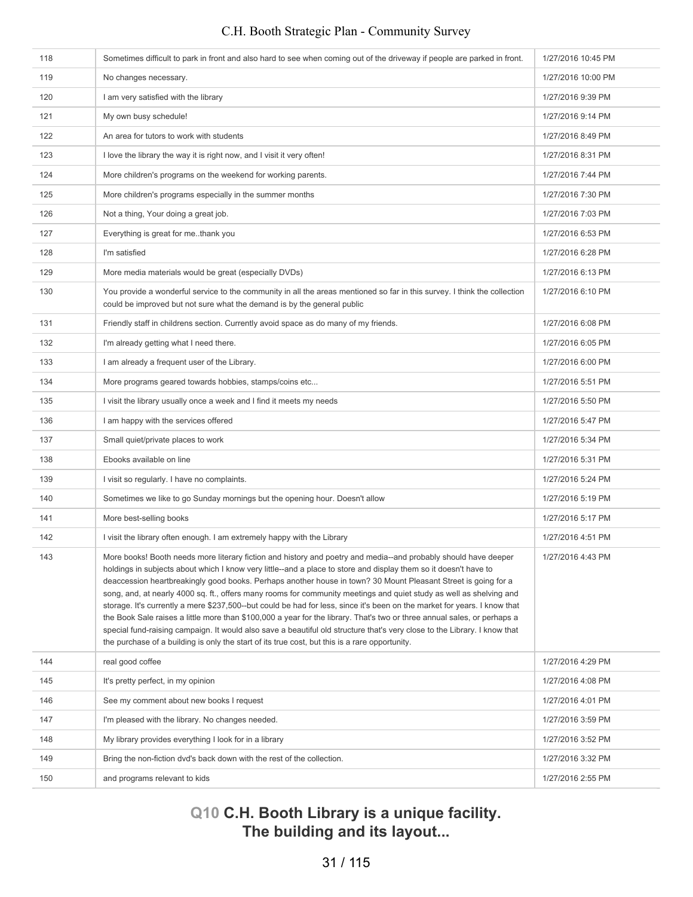| | | |
|---|---|---|
| 118 | Sometimes difficult to park in front and also hard to see when coming out of the driveway if people are parked in front. | 1/27/2016 10:45 PM |
| 119 | No changes necessary. | 1/27/2016 10:00 PM |
| 120 | I am very satisfied with the library | 1/27/2016 9:39 PM |
| 121 | My own busy schedule! | 1/27/2016 9:14 PM |
| 122 | An area for tutors to work with students | 1/27/2016 8:49 PM |
| 123 | I love the library the way it is right now, and I visit it very often! | 1/27/2016 8:31 PM |
| 124 | More children's programs on the weekend for working parents. | 1/27/2016 7:44 PM |
| 125 | More children's programs especially in the summer months | 1/27/2016 7:30 PM |
| 126 | Not a thing, Your doing a great job. | 1/27/2016 7:03 PM |
| 127 | Everything is great for me..thank you | 1/27/2016 6:53 PM |
| 128 | I'm satisfied | 1/27/2016 6:28 PM |
| 129 | More media materials would be great (especially DVDs) | 1/27/2016 6:13 PM |
| 130 | You provide a wonderful service to the community in all the areas mentioned so far in this survey. I think the collection could be improved but not sure what the demand is by the general public | 1/27/2016 6:10 PM |
| 131 | Friendly staff in childrens section. Currently avoid space as do many of my friends. | 1/27/2016 6:08 PM |
| 132 | I'm already getting what I need there. | 1/27/2016 6:05 PM |
| 133 | I am already a frequent user of the Library. | 1/27/2016 6:00 PM |
| 134 | More programs geared towards hobbies, stamps/coins etc... | 1/27/2016 5:51 PM |
| 135 | I visit the library usually once a week and I find it meets my needs | 1/27/2016 5:50 PM |
| 136 | I am happy with the services offered | 1/27/2016 5:47 PM |
| 137 | Small quiet/private places to work | 1/27/2016 5:34 PM |
| 138 | Ebooks available on line | 1/27/2016 5:31 PM |
| 139 | I visit so regularly. I have no complaints. | 1/27/2016 5:24 PM |
| 140 | Sometimes we like to go Sunday mornings but the opening hour. Doesn't allow | 1/27/2016 5:19 PM |
| 141 | More best-selling books | 1/27/2016 5:17 PM |
| 142 | I visit the library often enough. I am extremely happy with the Library | 1/27/2016 4:51 PM |
| 143 | More books! Booth needs more literary fiction and history and poetry and media--and probably should have deeper holdings in subjects about which I know very little--and a place to store and display them so it doesn't have to deaccession heartbreakingly good books. Perhaps another house in town? 30 Mount Pleasant Street is going for a song, and, at nearly 4000 sq. ft., offers many rooms for community meetings and quiet study as well as shelving and storage. It's currently a mere $237,500--but could be had for less, since it's been on the market for years. I know that the Book Sale raises a little more than $100,000 a year for the library. That's two or three annual sales, or perhaps a special fund-raising campaign. It would also save a beautiful old structure that's very close to the Library. I know that the purchase of a building is only the start of its true cost, but this is a rare opportunity. | 1/27/2016 4:43 PM |
| 144 | real good coffee | 1/27/2016 4:29 PM |
| 145 | It's pretty perfect, in my opinion | 1/27/2016 4:08 PM |
| 146 | See my comment about new books I request | 1/27/2016 4:01 PM |
| 147 | I'm pleased with the library. No changes needed. | 1/27/2016 3:59 PM |
| 148 | My library provides everything I look for in a library | 1/27/2016 3:52 PM |
| 149 | Bring the non-fiction dvd's back down with the rest of the collection. | 1/27/2016 3:32 PM |
| 150 | and programs relevant to kids | 1/27/2016 2:55 PM |

## Q10 C.H. Booth Library is a unique facility. The building and its layout...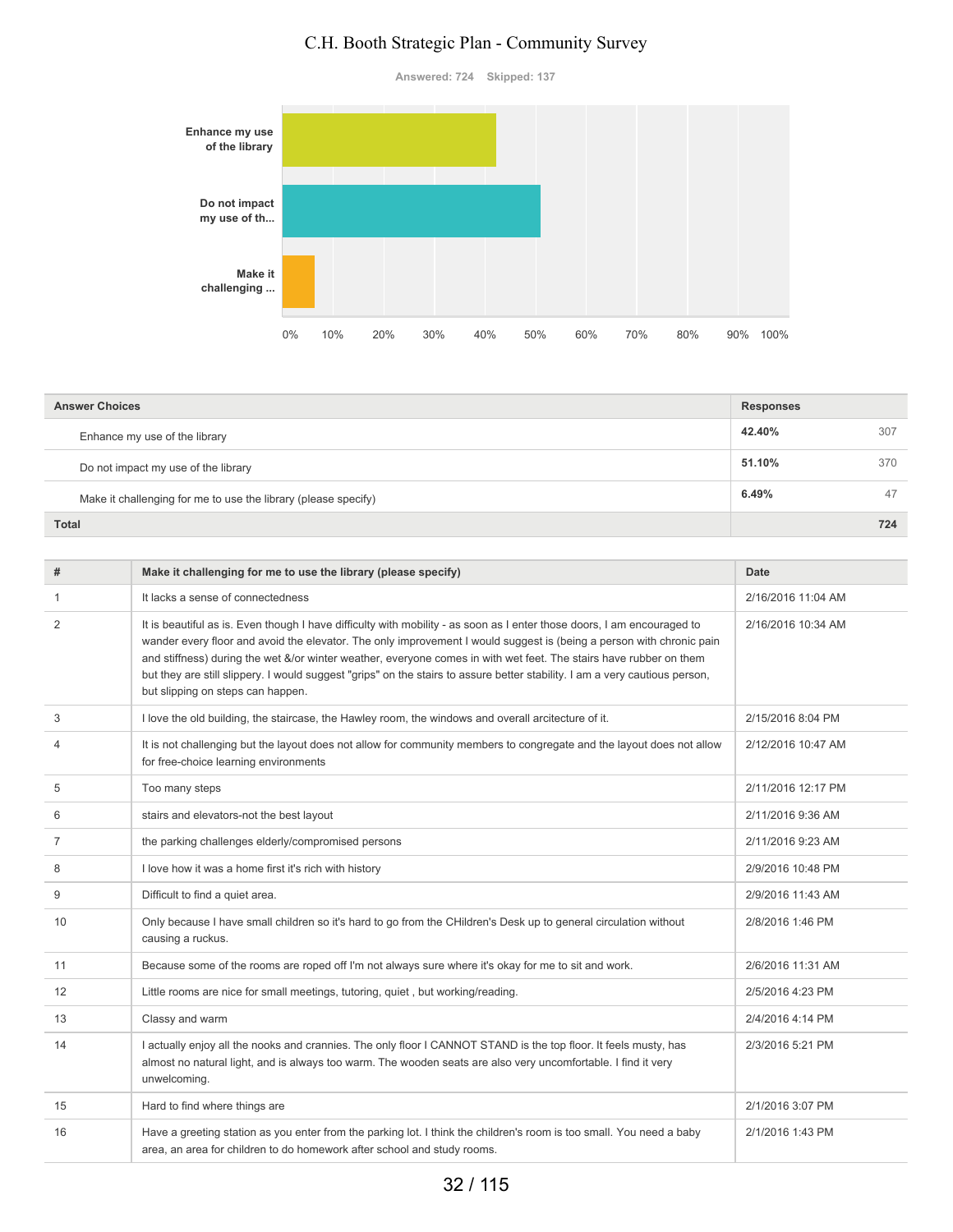# C.H. Booth Strategic Plan - Community Survey

Answered: 724 Skipped: 137

| Answer Choices | Responses | |
|---|---|---|
| Enhance my use of the library | 42.40% | 307 |
| Do not impact my use of the library | 51.10% | 370 |
| Make it challenging for me to use the library (please specify) | 6.49% | 47 |
| Total | | 724 |

| # | Make it challenging for me to use the library (please specify) | Date |
|---|---|---|
| 1 | It lacks a sense of connectedness | 2/16/2016 11:04 AM |
| 2 | It is beautiful as is. Even though I have difficulty with mobility - as soon as I enter those doors, I am encouraged to wander every floor and avoid the elevator. The only improvement I would suggest is (being a person with chronic pain and stiffness) during the wet &/or winter weather, everyone comes in with wet feet. The stairs have rubber on them but they are still slippery. I would suggest "grips" on the stairs to assure better stability. I am a very cautious person, but slipping on steps can happen. | 2/16/2016 10:34 AM |
| 3 | I love the old building, the staircase, the Hawley room, the windows and overall arcitecture of it. | 2/15/2016 8:04 PM |
| 4 | It is not challenging but the layout does not allow for community members to congregate and the layout does not allow for free-choice learning environments | 2/12/2016 10:47 AM |
| 5 | Too many steps | 2/11/2016 12:17 PM |
| 6 | stairs and elevators-not the best layout | 2/11/2016 9:36 AM |
| 7 | the parking challenges elderly/compromised persons | 2/11/2016 9:23 AM |
| 8 | I love how it was a home first it's rich with history | 2/9/2016 10:48 PM |
| 9 | Difficult to find a quiet area. | 2/9/2016 11:43 AM |
| 10 | Only because I have small children so it's hard to go from the CHildren's Desk up to general circulation without causing a ruckus. | 2/8/2016 1:46 PM |
| 11 | Because some of the rooms are roped off I'm not always sure where it's okay for me to sit and work. | 2/6/2016 11:31 AM |
| 12 | Little rooms are nice for small meetings, tutoring, quiet , but working/reading. | 2/5/2016 4:23 PM |
| 13 | Classy and warm | 2/4/2016 4:14 PM |
| 14 | I actually enjoy all the nooks and crannies. The only floor I CANNOT STAND is the top floor. It feels musty, has almost no natural light, and is always too warm. The wooden seats are also very uncomfortable. I find it very unwelcoming. | 2/3/2016 5:21 PM |
| 15 | Hard to find where things are | 2/1/2016 3:07 PM |
| 16 | Have a greeting station as you enter from the parking lot. I think the children's room is too small. You need a baby area, an area for children to do homework after school and study rooms. | 2/1/2016 1:43 PM |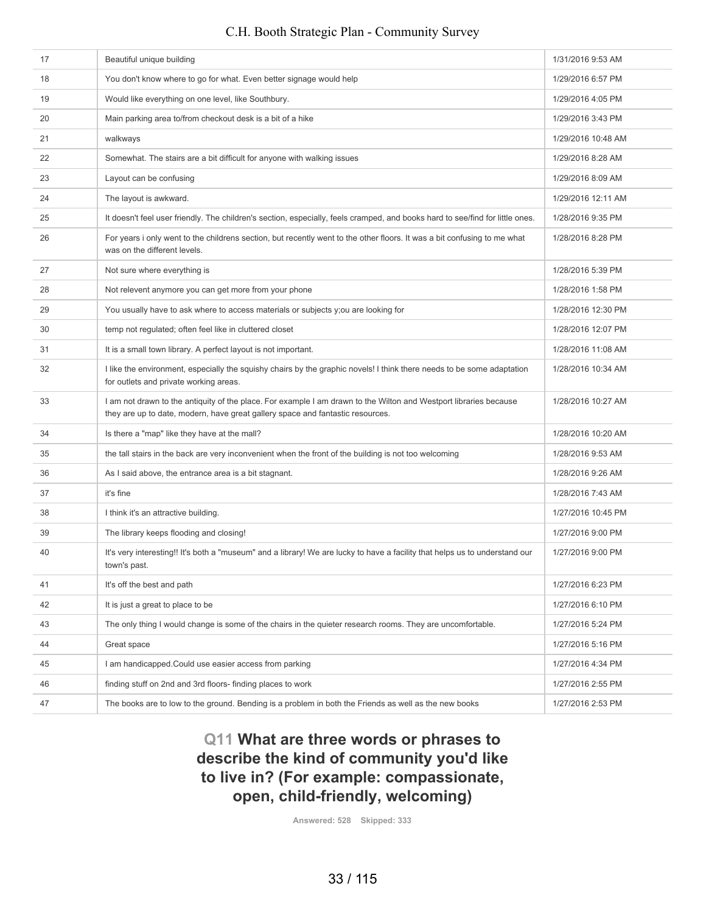| | | |
|---|---|---|
| 17 | Beautiful unique building | 1/31/2016 9:53 AM |
| 18 | You don't know where to go for what. Even better signage would help | 1/29/2016 6:57 PM |
| 19 | Would like everything on one level, like Southbury. | 1/29/2016 4:05 PM |
| 20 | Main parking area to/from checkout desk is a bit of a hike | 1/29/2016 3:43 PM |
| 21 | walkways | 1/29/2016 10:48 AM |
| 22 | Somewhat. The stairs are a bit difficult for anyone with walking issues | 1/29/2016 8:28 AM |
| 23 | Layout can be confusing | 1/29/2016 8:09 AM |
| 24 | The layout is awkward. | 1/29/2016 12:11 AM |
| 25 | It doesn't feel user friendly. The children's section, especially, feels cramped, and books hard to see/find for little ones. | 1/28/2016 9:35 PM |
| 26 | For years i only went to the childrens section, but recently went to the other floors. It was a bit confusing to me what was on the different levels. | 1/28/2016 8:28 PM |
| 27 | Not sure where everything is | 1/28/2016 5:39 PM |
| 28 | Not relevent anymore you can get more from your phone | 1/28/2016 1:58 PM |
| 29 | You usually have to ask where to access materials or subjects y;ou are looking for | 1/28/2016 12:30 PM |
| 30 | temp not regulated; often feel like in cluttered closet | 1/28/2016 12:07 PM |
| 31 | It is a small town library. A perfect layout is not important. | 1/28/2016 11:08 AM |
| 32 | I like the environment, especially the squishy chairs by the graphic novels! I think there needs to be some adaptation for outlets and private working areas. | 1/28/2016 10:34 AM |
| 33 | I am not drawn to the antiquity of the place. For example I am drawn to the Wilton and Westport libraries because they are up to date, modern, have great gallery space and fantastic resources. | 1/28/2016 10:27 AM |
| 34 | Is there a "map" like they have at the mall? | 1/28/2016 10:20 AM |
| 35 | the tall stairs in the back are very inconvenient when the front of the building is not too welcoming | 1/28/2016 9:53 AM |
| 36 | As I said above, the entrance area is a bit stagnant. | 1/28/2016 9:26 AM |
| 37 | it's fine | 1/28/2016 7:43 AM |
| 38 | I think it's an attractive building. | 1/27/2016 10:45 PM |
| 39 | The library keeps flooding and closing! | 1/27/2016 9:00 PM |
| 40 | It's very interesting!! It's both a "museum" and a library! We are lucky to have a facility that helps us to understand our town's past. | 1/27/2016 9:00 PM |
| 41 | It's off the best and path | 1/27/2016 6:23 PM |
| 42 | It is just a great to place to be | 1/27/2016 6:10 PM |
| 43 | The only thing I would change is some of the chairs in the quieter research rooms. They are uncomfortable. | 1/27/2016 5:24 PM |
| 44 | Great space | 1/27/2016 5:16 PM |
| 45 | I am handicapped.Could use easier access from parking | 1/27/2016 4:34 PM |
| 46 | finding stuff on 2nd and 3rd floors- finding places to work | 1/27/2016 2:55 PM |
| 47 | The books are to low to the ground. Bending is a problem in both the Friends as well as the new books | 1/27/2016 2:53 PM |

## Q11 What are three words or phrases to describe the kind of community you'd like to live in? (For example: compassionate, open, child-friendly, welcoming)

Answered: 528 Skipped: 333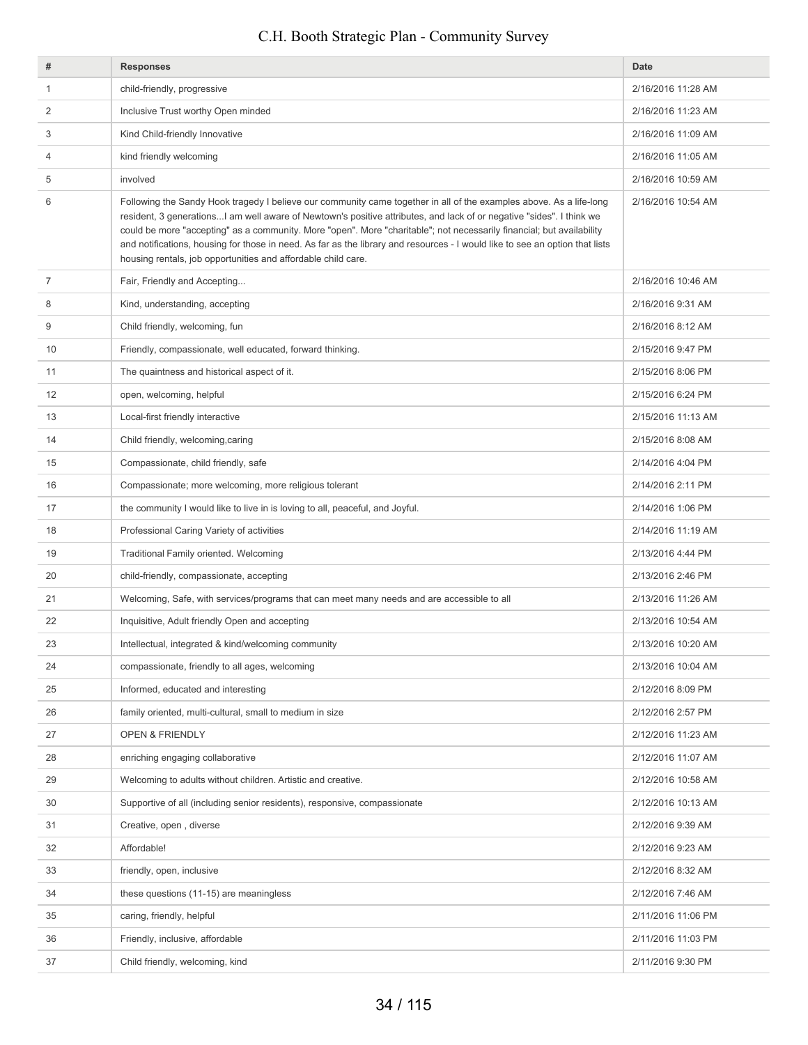| # | Responses | Date |
|---|---|---|
| 1 | child-friendly, progressive | 2/16/2016 11:28 AM |
| 2 | Inclusive Trust worthy Open minded | 2/16/2016 11:23 AM |
| 3 | Kind Child-friendly Innovative | 2/16/2016 11:09 AM |
| 4 | kind friendly welcoming | 2/16/2016 11:05 AM |
| 5 | involved | 2/16/2016 10:59 AM |
| 6 | Following the Sandy Hook tragedy I believe our community came together in all of the examples above. As a life-long resident, 3 generations...I am well aware of Newtown's positive attributes, and lack of or negative "sides". I think we could be more "accepting" as a community. More "open". More "charitable"; not necessarily financial; but availability and notifications, housing for those in need. As far as the library and resources - I would like to see an option that lists housing rentals, job opportunities and affordable child care. | 2/16/2016 10:54 AM |
| 7 | Fair, Friendly and Accepting... | 2/16/2016 10:46 AM |
| 8 | Kind, understanding, accepting | 2/16/2016 9:31 AM |
| 9 | Child friendly, welcoming, fun | 2/16/2016 8:12 AM |
| 10 | Friendly, compassionate, well educated, forward thinking. | 2/15/2016 9:47 PM |
| 11 | The quaintness and historical aspect of it. | 2/15/2016 8:06 PM |
| 12 | open, welcoming, helpful | 2/15/2016 6:24 PM |
| 13 | Local-first friendly interactive | 2/15/2016 11:13 AM |
| 14 | Child friendly, welcoming,caring | 2/15/2016 8:08 AM |
| 15 | Compassionate, child friendly, safe | 2/14/2016 4:04 PM |
| 16 | Compassionate; more welcoming, more religious tolerant | 2/14/2016 2:11 PM |
| 17 | the community I would like to live in is loving to all, peaceful, and Joyful. | 2/14/2016 1:06 PM |
| 18 | Professional Caring Variety of activities | 2/14/2016 11:19 AM |
| 19 | Traditional Family oriented. Welcoming | 2/13/2016 4:44 PM |
| 20 | child-friendly, compassionate, accepting | 2/13/2016 2:46 PM |
| 21 | Welcoming, Safe, with services/programs that can meet many needs and are accessible to all | 2/13/2016 11:26 AM |
| 22 | Inquisitive, Adult friendly Open and accepting | 2/13/2016 10:54 AM |
| 23 | Intellectual, integrated & kind/welcoming community | 2/13/2016 10:20 AM |
| 24 | compassionate, friendly to all ages, welcoming | 2/13/2016 10:04 AM |
| 25 | Informed, educated and interesting | 2/12/2016 8:09 PM |
| 26 | family oriented, multi-cultural, small to medium in size | 2/12/2016 2:57 PM |
| 27 | OPEN & FRIENDLY | 2/12/2016 11:23 AM |
| 28 | enriching engaging collaborative | 2/12/2016 11:07 AM |
| 29 | Welcoming to adults without children. Artistic and creative. | 2/12/2016 10:58 AM |
| 30 | Supportive of all (including senior residents), responsive, compassionate | 2/12/2016 10:13 AM |
| 31 | Creative, open , diverse | 2/12/2016 9:39 AM |
| 32 | Affordable! | 2/12/2016 9:23 AM |
| 33 | friendly, open, inclusive | 2/12/2016 8:32 AM |
| 34 | these questions (11-15) are meaningless | 2/12/2016 7:46 AM |
| 35 | caring, friendly, helpful | 2/11/2016 11:06 PM |
| 36 | Friendly, inclusive, affordable | 2/11/2016 11:03 PM |
| 37 | Child friendly, welcoming, kind | 2/11/2016 9:30 PM |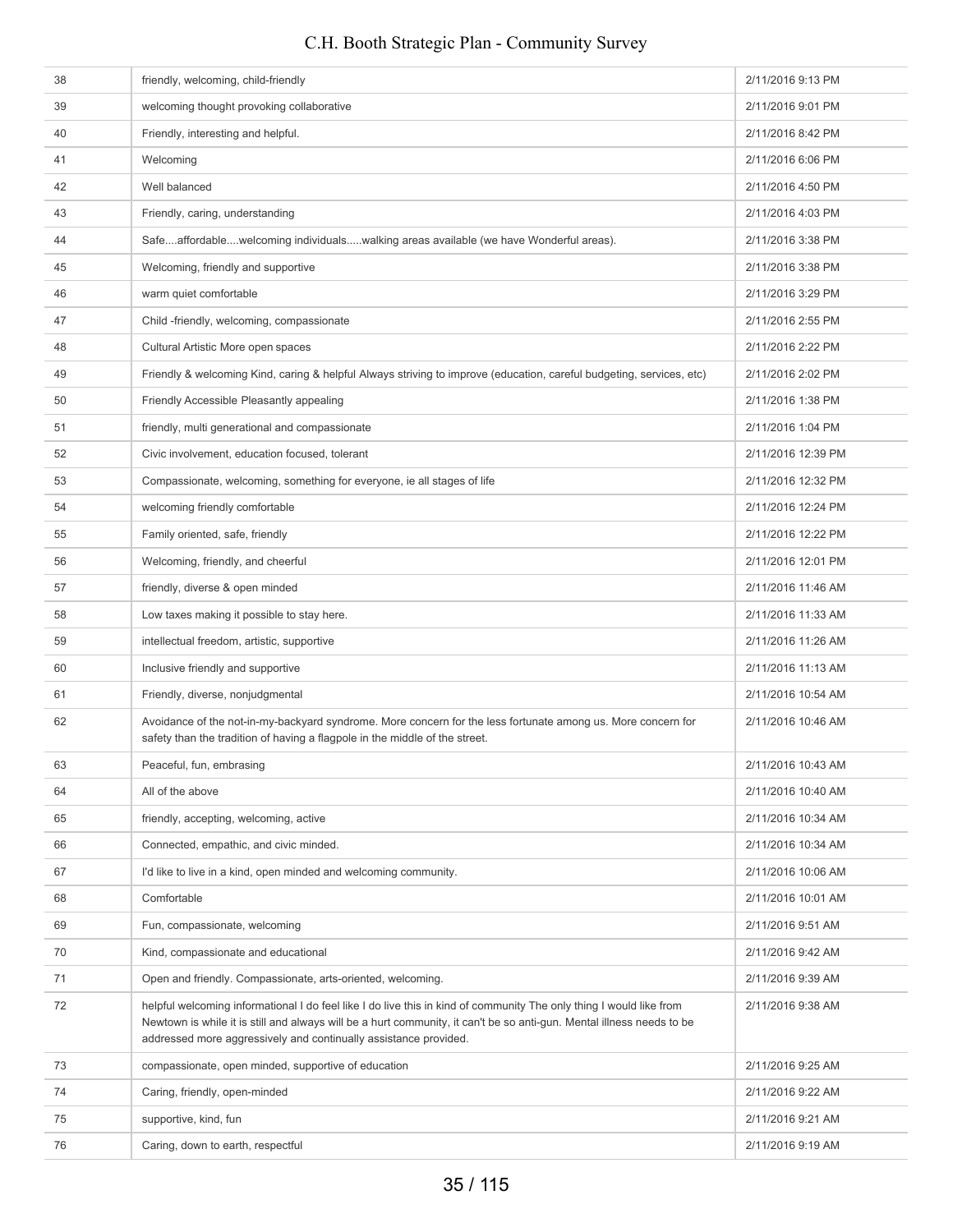| | | |
|---|---|---|
| 38 | friendly, welcoming, child-friendly | 2/11/2016 9:13 PM |
| 39 | welcoming thought provoking collaborative | 2/11/2016 9:01 PM |
| 40 | Friendly, interesting and helpful. | 2/11/2016 8:42 PM |
| 41 | Welcoming | 2/11/2016 6:06 PM |
| 42 | Well balanced | 2/11/2016 4:50 PM |
| 43 | Friendly, caring, understanding | 2/11/2016 4:03 PM |
| 44 | Safe....affordable....welcoming individuals.....walking areas available (we have Wonderful areas). | 2/11/2016 3:38 PM |
| 45 | Welcoming, friendly and supportive | 2/11/2016 3:38 PM |
| 46 | warm quiet comfortable | 2/11/2016 3:29 PM |
| 47 | Child -friendly, welcoming, compassionate | 2/11/2016 2:55 PM |
| 48 | Cultural Artistic More open spaces | 2/11/2016 2:22 PM |
| 49 | Friendly & welcoming Kind, caring & helpful Always striving to improve (education, careful budgeting, services, etc) | 2/11/2016 2:02 PM |
| 50 | Friendly Accessible Pleasantly appealing | 2/11/2016 1:38 PM |
| 51 | friendly, multi generational and compassionate | 2/11/2016 1:04 PM |
| 52 | Civic involvement, education focused, tolerant | 2/11/2016 12:39 PM |
| 53 | Compassionate, welcoming, something for everyone, ie all stages of life | 2/11/2016 12:32 PM |
| 54 | welcoming friendly comfortable | 2/11/2016 12:24 PM |
| 55 | Family oriented, safe, friendly | 2/11/2016 12:22 PM |
| 56 | Welcoming, friendly, and cheerful | 2/11/2016 12:01 PM |
| 57 | friendly, diverse & open minded | 2/11/2016 11:46 AM |
| 58 | Low taxes making it possible to stay here. | 2/11/2016 11:33 AM |
| 59 | intellectual freedom, artistic, supportive | 2/11/2016 11:26 AM |
| 60 | Inclusive friendly and supportive | 2/11/2016 11:13 AM |
| 61 | Friendly, diverse, nonjudgmental | 2/11/2016 10:54 AM |
| 62 | Avoidance of the not-in-my-backyard syndrome. More concern for the less fortunate among us. More concern for safety than the tradition of having a flagpole in the middle of the street. | 2/11/2016 10:46 AM |
| 63 | Peaceful, fun, embrasing | 2/11/2016 10:43 AM |
| 64 | All of the above | 2/11/2016 10:40 AM |
| 65 | friendly, accepting, welcoming, active | 2/11/2016 10:34 AM |
| 66 | Connected, empathic, and civic minded. | 2/11/2016 10:34 AM |
| 67 | I'd like to live in a kind, open minded and welcoming community. | 2/11/2016 10:06 AM |
| 68 | Comfortable | 2/11/2016 10:01 AM |
| 69 | Fun, compassionate, welcoming | 2/11/2016 9:51 AM |
| 70 | Kind, compassionate and educational | 2/11/2016 9:42 AM |
| 71 | Open and friendly. Compassionate, arts-oriented, welcoming. | 2/11/2016 9:39 AM |
| 72 | helpful welcoming informational I do feel like I do live this in kind of community The only thing I would like from Newtown is while it is still and always will be a hurt community, it can't be so anti-gun. Mental illness needs to be addressed more aggressively and continually assistance provided. | 2/11/2016 9:38 AM |
| 73 | compassionate, open minded, supportive of education | 2/11/2016 9:25 AM |
| 74 | Caring, friendly, open-minded | 2/11/2016 9:22 AM |
| 75 | supportive, kind, fun | 2/11/2016 9:21 AM |
| 76 | Caring, down to earth, respectful | 2/11/2016 9:19 AM |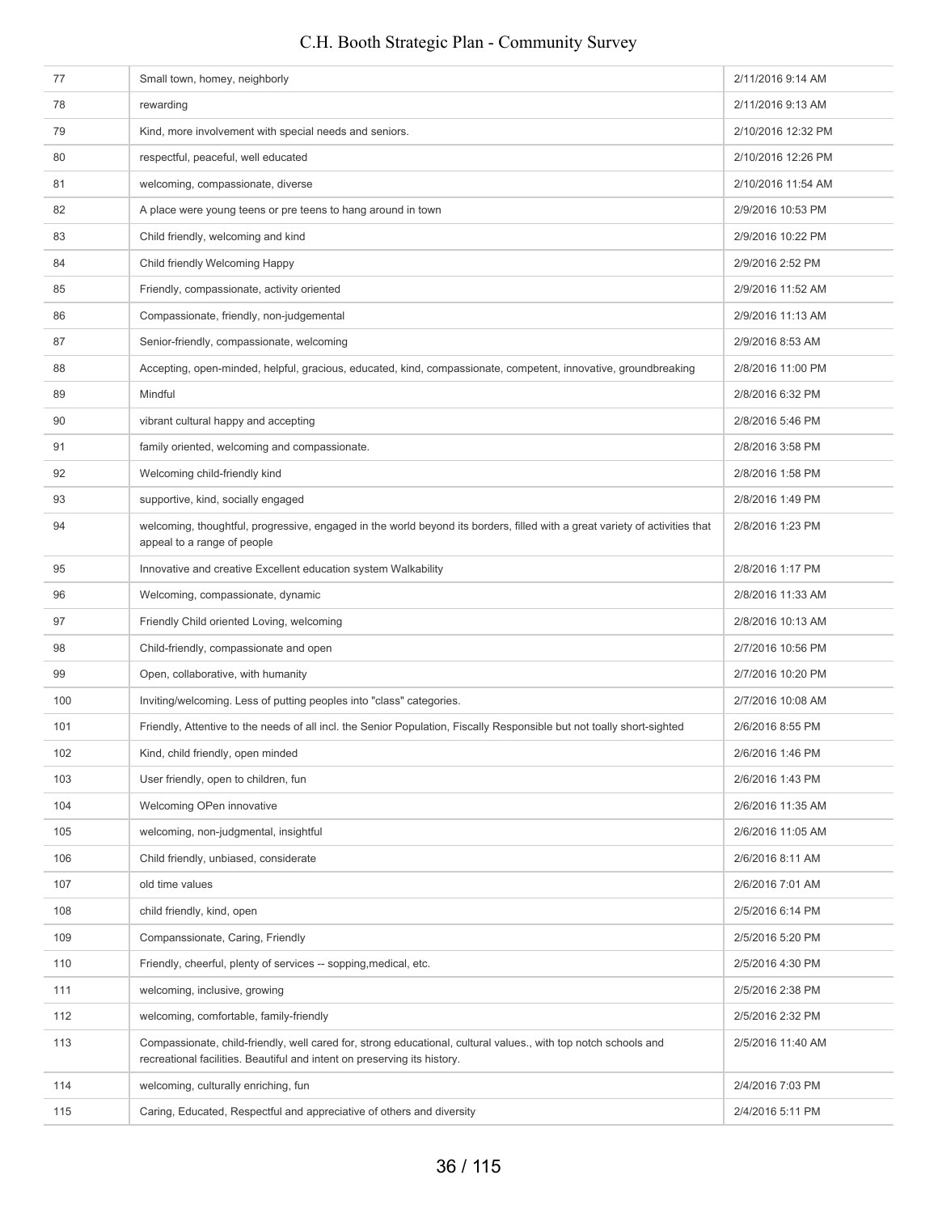| | | |
|---|---|---|
| 77 | Small town, homey, neighborly | 2/11/2016 9:14 AM |
| 78 | rewarding | 2/11/2016 9:13 AM |
| 79 | Kind, more involvement with special needs and seniors. | 2/10/2016 12:32 PM |
| 80 | respectful, peaceful, well educated | 2/10/2016 12:26 PM |
| 81 | welcoming, compassionate, diverse | 2/10/2016 11:54 AM |
| 82 | A place were young teens or pre teens to hang around in town | 2/9/2016 10:53 PM |
| 83 | Child friendly, welcoming and kind | 2/9/2016 10:22 PM |
| 84 | Child friendly Welcoming Happy | 2/9/2016 2:52 PM |
| 85 | Friendly, compassionate, activity oriented | 2/9/2016 11:52 AM |
| 86 | Compassionate, friendly, non-judgemental | 2/9/2016 11:13 AM |
| 87 | Senior-friendly, compassionate, welcoming | 2/9/2016 8:53 AM |
| 88 | Accepting, open-minded, helpful, gracious, educated, kind, compassionate, competent, innovative, groundbreaking | 2/8/2016 11:00 PM |
| 89 | Mindful | 2/8/2016 6:32 PM |
| 90 | vibrant cultural happy and accepting | 2/8/2016 5:46 PM |
| 91 | family oriented, welcoming and compassionate. | 2/8/2016 3:58 PM |
| 92 | Welcoming child-friendly kind | 2/8/2016 1:58 PM |
| 93 | supportive, kind, socially engaged | 2/8/2016 1:49 PM |
| 94 | welcoming, thoughtful, progressive, engaged in the world beyond its borders, filled with a great variety of activities that appeal to a range of people | 2/8/2016 1:23 PM |
| 95 | Innovative and creative Excellent education system Walkability | 2/8/2016 1:17 PM |
| 96 | Welcoming, compassionate, dynamic | 2/8/2016 11:33 AM |
| 97 | Friendly Child oriented Loving, welcoming | 2/8/2016 10:13 AM |
| 98 | Child-friendly, compassionate and open | 2/7/2016 10:56 PM |
| 99 | Open, collaborative, with humanity | 2/7/2016 10:20 PM |
| 100 | Inviting/welcoming. Less of putting peoples into "class" categories. | 2/7/2016 10:08 AM |
| 101 | Friendly, Attentive to the needs of all incl. the Senior Population, Fiscally Responsible but not toally short-sighted | 2/6/2016 8:55 PM |
| 102 | Kind, child friendly, open minded | 2/6/2016 1:46 PM |
| 103 | User friendly, open to children, fun | 2/6/2016 1:43 PM |
| 104 | Welcoming OPen innovative | 2/6/2016 11:35 AM |
| 105 | welcoming, non-judgmental, insightful | 2/6/2016 11:05 AM |
| 106 | Child friendly, unbiased, considerate | 2/6/2016 8:11 AM |
| 107 | old time values | 2/6/2016 7:01 AM |
| 108 | child friendly, kind, open | 2/5/2016 6:14 PM |
| 109 | Companssionate, Caring, Friendly | 2/5/2016 5:20 PM |
| 110 | Friendly, cheerful, plenty of services -- sopping,medical, etc. | 2/5/2016 4:30 PM |
| 111 | welcoming, inclusive, growing | 2/5/2016 2:38 PM |
| 112 | welcoming, comfortable, family-friendly | 2/5/2016 2:32 PM |
| 113 | Compassionate, child-friendly, well cared for, strong educational, cultural values., with top notch schools and recreational facilities. Beautiful and intent on preserving its history. | 2/5/2016 11:40 AM |
| 114 | welcoming, culturally enriching, fun | 2/4/2016 7:03 PM |
| 115 | Caring, Educated, Respectful and appreciative of others and diversity | 2/4/2016 5:11 PM |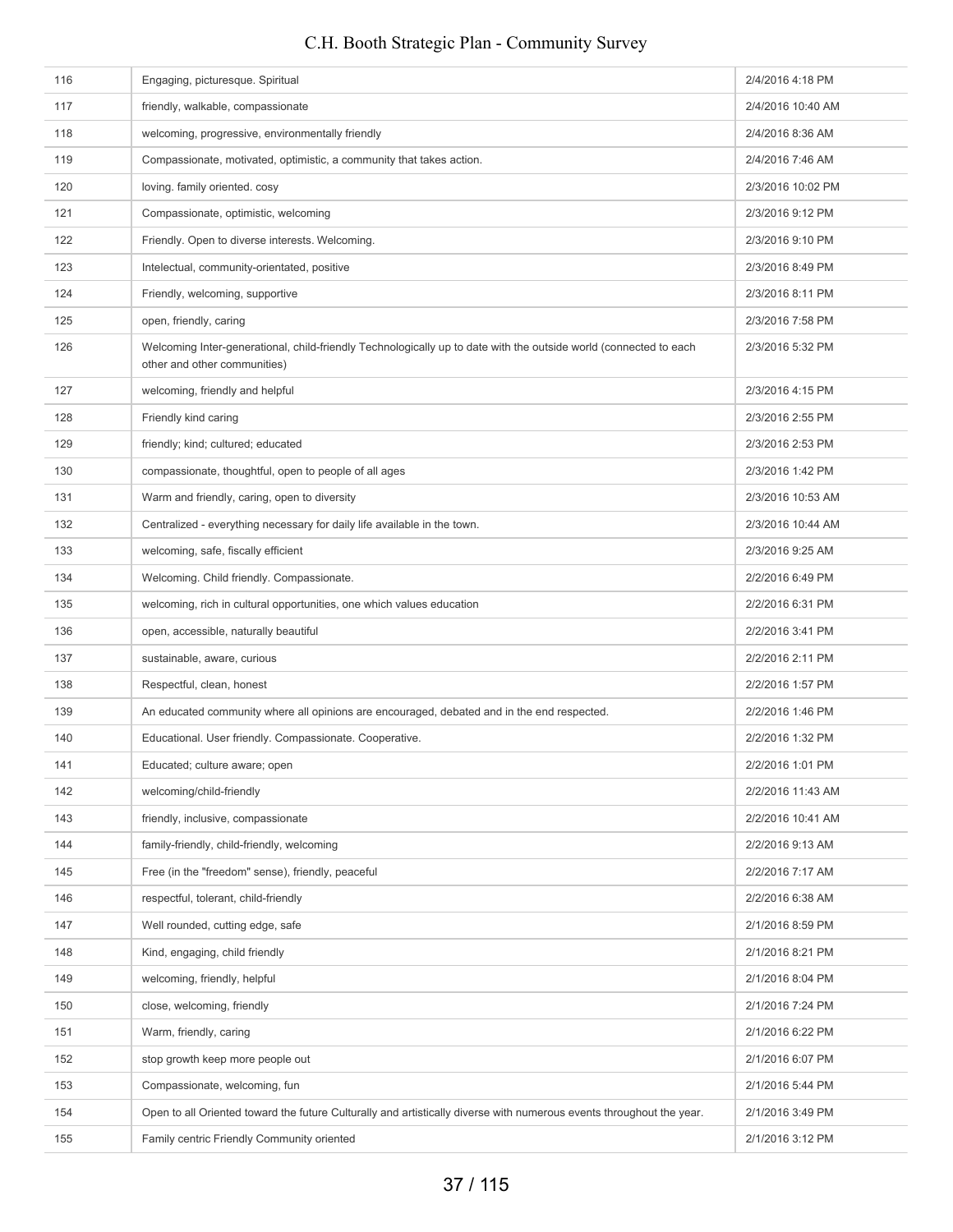| | | |
|---|---|---|
| 116 | Engaging, picturesque. Spiritual | 2/4/2016 4:18 PM |
| 117 | friendly, walkable, compassionate | 2/4/2016 10:40 AM |
| 118 | welcoming, progressive, environmentally friendly | 2/4/2016 8:36 AM |
| 119 | Compassionate, motivated, optimistic, a community that takes action. | 2/4/2016 7:46 AM |
| 120 | loving. family oriented. cosy | 2/3/2016 10:02 PM |
| 121 | Compassionate, optimistic, welcoming | 2/3/2016 9:12 PM |
| 122 | Friendly. Open to diverse interests. Welcoming. | 2/3/2016 9:10 PM |
| 123 | Intelectual, community-orientated, positive | 2/3/2016 8:49 PM |
| 124 | Friendly, welcoming, supportive | 2/3/2016 8:11 PM |
| 125 | open, friendly, caring | 2/3/2016 7:58 PM |
| 126 | Welcoming Inter-generational, child-friendly Technologically up to date with the outside world (connected to each other and other communities) | 2/3/2016 5:32 PM |
| 127 | welcoming, friendly and helpful | 2/3/2016 4:15 PM |
| 128 | Friendly kind caring | 2/3/2016 2:55 PM |
| 129 | friendly; kind; cultured; educated | 2/3/2016 2:53 PM |
| 130 | compassionate, thoughtful, open to people of all ages | 2/3/2016 1:42 PM |
| 131 | Warm and friendly, caring, open to diversity | 2/3/2016 10:53 AM |
| 132 | Centralized - everything necessary for daily life available in the town. | 2/3/2016 10:44 AM |
| 133 | welcoming, safe, fiscally efficient | 2/3/2016 9:25 AM |
| 134 | Welcoming. Child friendly. Compassionate. | 2/2/2016 6:49 PM |
| 135 | welcoming, rich in cultural opportunities, one which values education | 2/2/2016 6:31 PM |
| 136 | open, accessible, naturally beautiful | 2/2/2016 3:41 PM |
| 137 | sustainable, aware, curious | 2/2/2016 2:11 PM |
| 138 | Respectful, clean, honest | 2/2/2016 1:57 PM |
| 139 | An educated community where all opinions are encouraged, debated and in the end respected. | 2/2/2016 1:46 PM |
| 140 | Educational. User friendly. Compassionate. Cooperative. | 2/2/2016 1:32 PM |
| 141 | Educated; culture aware; open | 2/2/2016 1:01 PM |
| 142 | welcoming/child-friendly | 2/2/2016 11:43 AM |
| 143 | friendly, inclusive, compassionate | 2/2/2016 10:41 AM |
| 144 | family-friendly, child-friendly, welcoming | 2/2/2016 9:13 AM |
| 145 | Free (in the "freedom" sense), friendly, peaceful | 2/2/2016 7:17 AM |
| 146 | respectful, tolerant, child-friendly | 2/2/2016 6:38 AM |
| 147 | Well rounded, cutting edge, safe | 2/1/2016 8:59 PM |
| 148 | Kind, engaging, child friendly | 2/1/2016 8:21 PM |
| 149 | welcoming, friendly, helpful | 2/1/2016 8:04 PM |
| 150 | close, welcoming, friendly | 2/1/2016 7:24 PM |
| 151 | Warm, friendly, caring | 2/1/2016 6:22 PM |
| 152 | stop growth keep more people out | 2/1/2016 6:07 PM |
| 153 | Compassionate, welcoming, fun | 2/1/2016 5:44 PM |
| 154 | Open to all Oriented toward the future Culturally and artistically diverse with numerous events throughout the year. | 2/1/2016 3:49 PM |
| 155 | Family centric Friendly Community oriented | 2/1/2016 3:12 PM |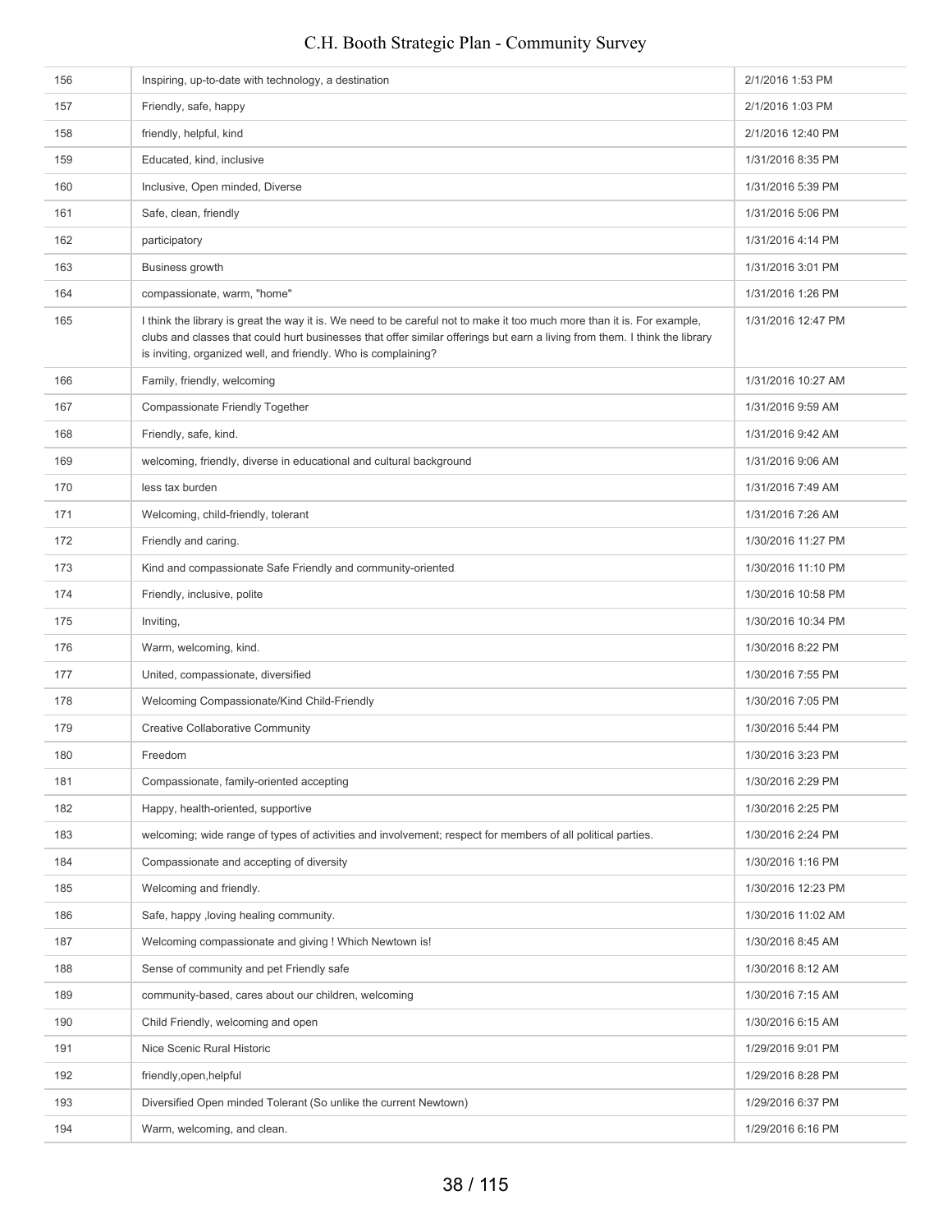| | | |
|---|---|---|
| 156 | Inspiring, up-to-date with technology, a destination | 2/1/2016 1:53 PM |
| 157 | Friendly, safe, happy | 2/1/2016 1:03 PM |
| 158 | friendly, helpful, kind | 2/1/2016 12:40 PM |
| 159 | Educated, kind, inclusive | 1/31/2016 8:35 PM |
| 160 | Inclusive, Open minded, Diverse | 1/31/2016 5:39 PM |
| 161 | Safe, clean, friendly | 1/31/2016 5:06 PM |
| 162 | participatory | 1/31/2016 4:14 PM |
| 163 | Business growth | 1/31/2016 3:01 PM |
| 164 | compassionate, warm, "home" | 1/31/2016 1:26 PM |
| 165 | I think the library is great the way it is. We need to be careful not to make it too much more than it is. For example, clubs and classes that could hurt businesses that offer similar offerings but earn a living from them. I think the library is inviting, organized well, and friendly. Who is complaining? | 1/31/2016 12:47 PM |
| 166 | Family, friendly, welcoming | 1/31/2016 10:27 AM |
| 167 | Compassionate Friendly Together | 1/31/2016 9:59 AM |
| 168 | Friendly, safe, kind. | 1/31/2016 9:42 AM |
| 169 | welcoming, friendly, diverse in educational and cultural background | 1/31/2016 9:06 AM |
| 170 | less tax burden | 1/31/2016 7:49 AM |
| 171 | Welcoming, child-friendly, tolerant | 1/31/2016 7:26 AM |
| 172 | Friendly and caring. | 1/30/2016 11:27 PM |
| 173 | Kind and compassionate Safe Friendly and community-oriented | 1/30/2016 11:10 PM |
| 174 | Friendly, inclusive, polite | 1/30/2016 10:58 PM |
| 175 | Inviting, | 1/30/2016 10:34 PM |
| 176 | Warm, welcoming, kind. | 1/30/2016 8:22 PM |
| 177 | United, compassionate, diversified | 1/30/2016 7:55 PM |
| 178 | Welcoming Compassionate/Kind Child-Friendly | 1/30/2016 7:05 PM |
| 179 | Creative Collaborative Community | 1/30/2016 5:44 PM |
| 180 | Freedom | 1/30/2016 3:23 PM |
| 181 | Compassionate, family-oriented accepting | 1/30/2016 2:29 PM |
| 182 | Happy, health-oriented, supportive | 1/30/2016 2:25 PM |
| 183 | welcoming; wide range of types of activities and involvement; respect for members of all political parties. | 1/30/2016 2:24 PM |
| 184 | Compassionate and accepting of diversity | 1/30/2016 1:16 PM |
| 185 | Welcoming and friendly. | 1/30/2016 12:23 PM |
| 186 | Safe, happy ,loving healing community. | 1/30/2016 11:02 AM |
| 187 | Welcoming compassionate and giving ! Which Newtown is! | 1/30/2016 8:45 AM |
| 188 | Sense of community and pet Friendly safe | 1/30/2016 8:12 AM |
| 189 | community-based, cares about our children, welcoming | 1/30/2016 7:15 AM |
| 190 | Child Friendly, welcoming and open | 1/30/2016 6:15 AM |
| 191 | Nice Scenic Rural Historic | 1/29/2016 9:01 PM |
| 192 | friendly,open,helpful | 1/29/2016 8:28 PM |
| 193 | Diversified Open minded Tolerant (So unlike the current Newtown) | 1/29/2016 6:37 PM |
| 194 | Warm, welcoming, and clean. | 1/29/2016 6:16 PM |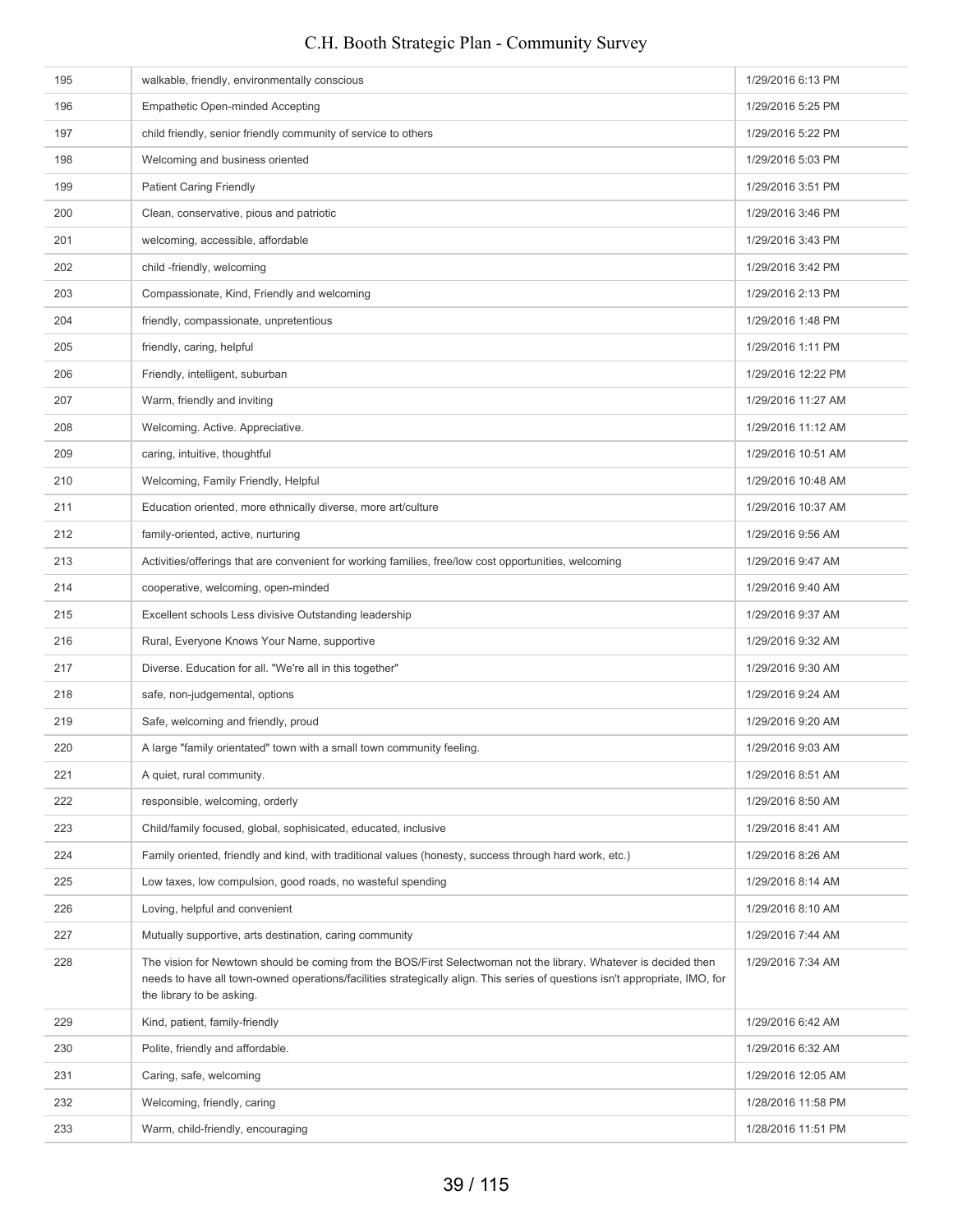| | | |
|---|---|---|
| 195 | walkable, friendly, environmentally conscious | 1/29/2016 6:13 PM |
| 196 | Empathetic Open-minded Accepting | 1/29/2016 5:25 PM |
| 197 | child friendly, senior friendly community of service to others | 1/29/2016 5:22 PM |
| 198 | Welcoming and business oriented | 1/29/2016 5:03 PM |
| 199 | Patient Caring Friendly | 1/29/2016 3:51 PM |
| 200 | Clean, conservative, pious and patriotic | 1/29/2016 3:46 PM |
| 201 | welcoming, accessible, affordable | 1/29/2016 3:43 PM |
| 202 | child -friendly, welcoming | 1/29/2016 3:42 PM |
| 203 | Compassionate, Kind, Friendly and welcoming | 1/29/2016 2:13 PM |
| 204 | friendly, compassionate, unpretentious | 1/29/2016 1:48 PM |
| 205 | friendly, caring, helpful | 1/29/2016 1:11 PM |
| 206 | Friendly, intelligent, suburban | 1/29/2016 12:22 PM |
| 207 | Warm, friendly and inviting | 1/29/2016 11:27 AM |
| 208 | Welcoming. Active. Appreciative. | 1/29/2016 11:12 AM |
| 209 | caring, intuitive, thoughtful | 1/29/2016 10:51 AM |
| 210 | Welcoming, Family Friendly, Helpful | 1/29/2016 10:48 AM |
| 211 | Education oriented, more ethnically diverse, more art/culture | 1/29/2016 10:37 AM |
| 212 | family-oriented, active, nurturing | 1/29/2016 9:56 AM |
| 213 | Activities/offerings that are convenient for working families, free/low cost opportunities, welcoming | 1/29/2016 9:47 AM |
| 214 | cooperative, welcoming, open-minded | 1/29/2016 9:40 AM |
| 215 | Excellent schools Less divisive Outstanding leadership | 1/29/2016 9:37 AM |
| 216 | Rural, Everyone Knows Your Name, supportive | 1/29/2016 9:32 AM |
| 217 | Diverse. Education for all. "We're all in this together" | 1/29/2016 9:30 AM |
| 218 | safe, non-judgemental, options | 1/29/2016 9:24 AM |
| 219 | Safe, welcoming and friendly, proud | 1/29/2016 9:20 AM |
| 220 | A large "family orientated" town with a small town community feeling. | 1/29/2016 9:03 AM |
| 221 | A quiet, rural community. | 1/29/2016 8:51 AM |
| 222 | responsible, welcoming, orderly | 1/29/2016 8:50 AM |
| 223 | Child/family focused, global, sophisicated, educated, inclusive | 1/29/2016 8:41 AM |
| 224 | Family oriented, friendly and kind, with traditional values (honesty, success through hard work, etc.) | 1/29/2016 8:26 AM |
| 225 | Low taxes, low compulsion, good roads, no wasteful spending | 1/29/2016 8:14 AM |
| 226 | Loving, helpful and convenient | 1/29/2016 8:10 AM |
| 227 | Mutually supportive, arts destination, caring community | 1/29/2016 7:44 AM |
| 228 | The vision for Newtown should be coming from the BOS/First Selectwoman not the library. Whatever is decided then needs to have all town-owned operations/facilities strategically align. This series of questions isn't appropriate, IMO, for the library to be asking. | 1/29/2016 7:34 AM |
| 229 | Kind, patient, family-friendly | 1/29/2016 6:42 AM |
| 230 | Polite, friendly and affordable. | 1/29/2016 6:32 AM |
| 231 | Caring, safe, welcoming | 1/29/2016 12:05 AM |
| 232 | Welcoming, friendly, caring | 1/28/2016 11:58 PM |
| 233 | Warm, child-friendly, encouraging | 1/28/2016 11:51 PM |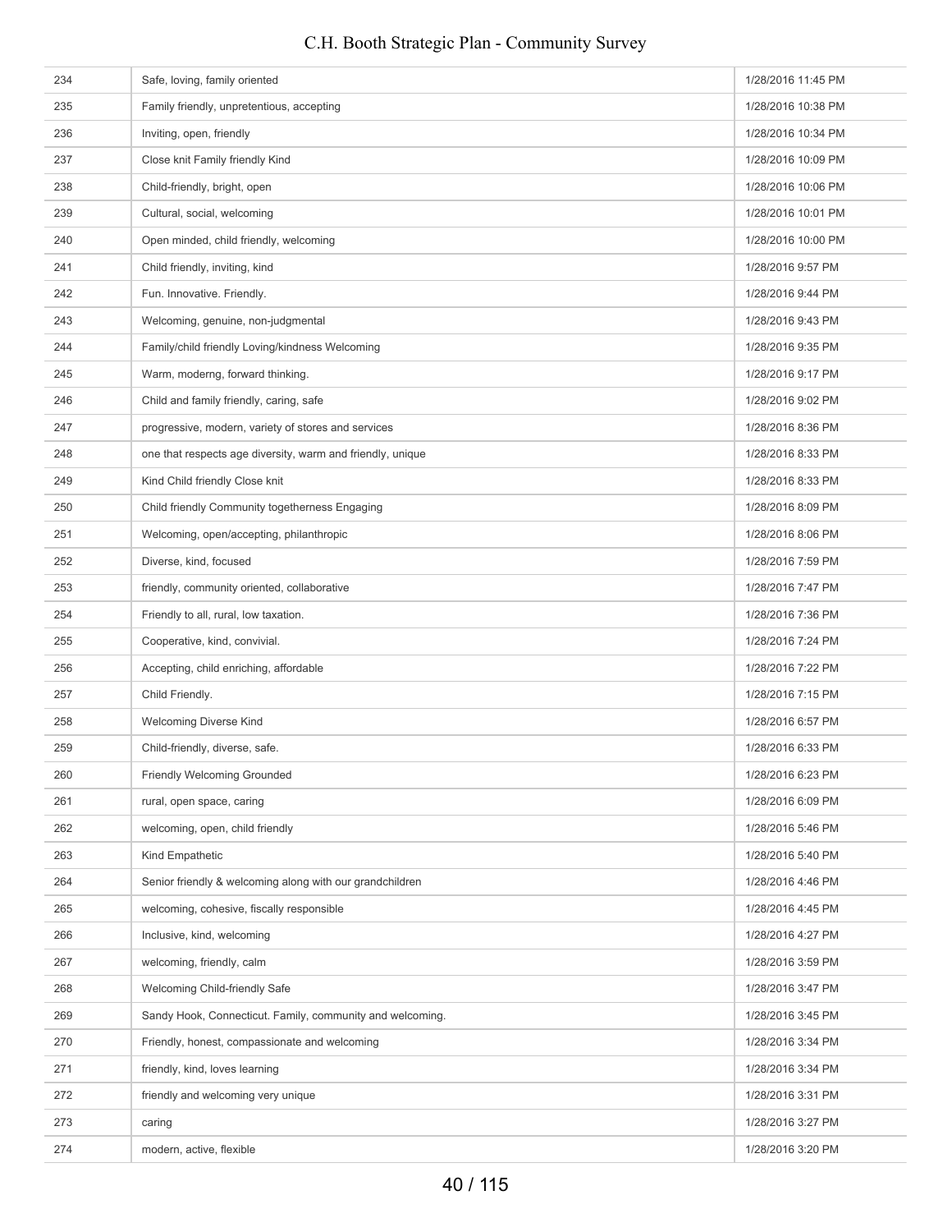| | | |
|---|---|---|
| 234 | Safe, loving, family oriented | 1/28/2016 11:45 PM |
| 235 | Family friendly, unpretentious, accepting | 1/28/2016 10:38 PM |
| 236 | Inviting, open, friendly | 1/28/2016 10:34 PM |
| 237 | Close knit Family friendly Kind | 1/28/2016 10:09 PM |
| 238 | Child-friendly, bright, open | 1/28/2016 10:06 PM |
| 239 | Cultural, social, welcoming | 1/28/2016 10:01 PM |
| 240 | Open minded, child friendly, welcoming | 1/28/2016 10:00 PM |
| 241 | Child friendly, inviting, kind | 1/28/2016 9:57 PM |
| 242 | Fun. Innovative. Friendly. | 1/28/2016 9:44 PM |
| 243 | Welcoming, genuine, non-judgmental | 1/28/2016 9:43 PM |
| 244 | Family/child friendly Loving/kindness Welcoming | 1/28/2016 9:35 PM |
| 245 | Warm, moderng, forward thinking. | 1/28/2016 9:17 PM |
| 246 | Child and family friendly, caring, safe | 1/28/2016 9:02 PM |
| 247 | progressive, modern, variety of stores and services | 1/28/2016 8:36 PM |
| 248 | one that respects age diversity, warm and friendly, unique | 1/28/2016 8:33 PM |
| 249 | Kind Child friendly Close knit | 1/28/2016 8:33 PM |
| 250 | Child friendly Community togetherness Engaging | 1/28/2016 8:09 PM |
| 251 | Welcoming, open/accepting, philanthropic | 1/28/2016 8:06 PM |
| 252 | Diverse, kind, focused | 1/28/2016 7:59 PM |
| 253 | friendly, community oriented, collaborative | 1/28/2016 7:47 PM |
| 254 | Friendly to all, rural, low taxation. | 1/28/2016 7:36 PM |
| 255 | Cooperative, kind, convivial. | 1/28/2016 7:24 PM |
| 256 | Accepting, child enriching, affordable | 1/28/2016 7:22 PM |
| 257 | Child Friendly. | 1/28/2016 7:15 PM |
| 258 | Welcoming Diverse Kind | 1/28/2016 6:57 PM |
| 259 | Child-friendly, diverse, safe. | 1/28/2016 6:33 PM |
| 260 | Friendly Welcoming Grounded | 1/28/2016 6:23 PM |
| 261 | rural, open space, caring | 1/28/2016 6:09 PM |
| 262 | welcoming, open, child friendly | 1/28/2016 5:46 PM |
| 263 | Kind Empathetic | 1/28/2016 5:40 PM |
| 264 | Senior friendly & welcoming along with our grandchildren | 1/28/2016 4:46 PM |
| 265 | welcoming, cohesive, fiscally responsible | 1/28/2016 4:45 PM |
| 266 | Inclusive, kind, welcoming | 1/28/2016 4:27 PM |
| 267 | welcoming, friendly, calm | 1/28/2016 3:59 PM |
| 268 | Welcoming Child-friendly Safe | 1/28/2016 3:47 PM |
| 269 | Sandy Hook, Connecticut. Family, community and welcoming. | 1/28/2016 3:45 PM |
| 270 | Friendly, honest, compassionate and welcoming | 1/28/2016 3:34 PM |
| 271 | friendly, kind, loves learning | 1/28/2016 3:34 PM |
| 272 | friendly and welcoming very unique | 1/28/2016 3:31 PM |
| 273 | caring | 1/28/2016 3:27 PM |
| 274 | modern, active, flexible | 1/28/2016 3:20 PM |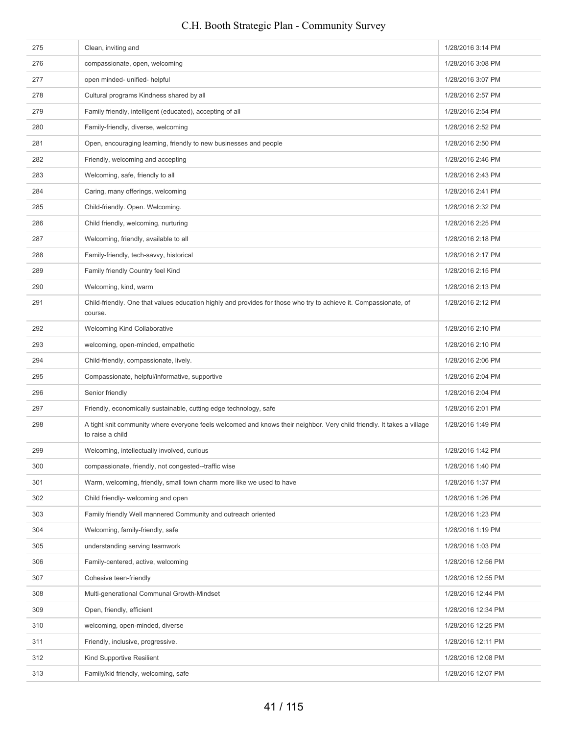| | | |
|---|---|---|
| 275 | Clean, inviting and | 1/28/2016 3:14 PM |
| 276 | compassionate, open, welcoming | 1/28/2016 3:08 PM |
| 277 | open minded- unified- helpful | 1/28/2016 3:07 PM |
| 278 | Cultural programs Kindness shared by all | 1/28/2016 2:57 PM |
| 279 | Family friendly, intelligent (educated), accepting of all | 1/28/2016 2:54 PM |
| 280 | Family-friendly, diverse, welcoming | 1/28/2016 2:52 PM |
| 281 | Open, encouraging learning, friendly to new businesses and people | 1/28/2016 2:50 PM |
| 282 | Friendly, welcoming and accepting | 1/28/2016 2:46 PM |
| 283 | Welcoming, safe, friendly to all | 1/28/2016 2:43 PM |
| 284 | Caring, many offerings, welcoming | 1/28/2016 2:41 PM |
| 285 | Child-friendly. Open. Welcoming. | 1/28/2016 2:32 PM |
| 286 | Child friendly, welcoming, nurturing | 1/28/2016 2:25 PM |
| 287 | Welcoming, friendly, available to all | 1/28/2016 2:18 PM |
| 288 | Family-friendly, tech-savvy, historical | 1/28/2016 2:17 PM |
| 289 | Family friendly Country feel Kind | 1/28/2016 2:15 PM |
| 290 | Welcoming, kind, warm | 1/28/2016 2:13 PM |
| 291 | Child-friendly. One that values education highly and provides for those who try to achieve it. Compassionate, of course. | 1/28/2016 2:12 PM |
| 292 | Welcoming Kind Collaborative | 1/28/2016 2:10 PM |
| 293 | welcoming, open-minded, empathetic | 1/28/2016 2:10 PM |
| 294 | Child-friendly, compassionate, lively. | 1/28/2016 2:06 PM |
| 295 | Compassionate, helpful/informative, supportive | 1/28/2016 2:04 PM |
| 296 | Senior friendly | 1/28/2016 2:04 PM |
| 297 | Friendly, economically sustainable, cutting edge technology, safe | 1/28/2016 2:01 PM |
| 298 | A tight knit community where everyone feels welcomed and knows their neighbor. Very child friendly. It takes a village to raise a child | 1/28/2016 1:49 PM |
| 299 | Welcoming, intellectually involved, curious | 1/28/2016 1:42 PM |
| 300 | compassionate, friendly, not congested--traffic wise | 1/28/2016 1:40 PM |
| 301 | Warm, welcoming, friendly, small town charm more like we used to have | 1/28/2016 1:37 PM |
| 302 | Child friendly- welcoming and open | 1/28/2016 1:26 PM |
| 303 | Family friendly Well mannered Community and outreach oriented | 1/28/2016 1:23 PM |
| 304 | Welcoming, family-friendly, safe | 1/28/2016 1:19 PM |
| 305 | understanding serving teamwork | 1/28/2016 1:03 PM |
| 306 | Family-centered, active, welcoming | 1/28/2016 12:56 PM |
| 307 | Cohesive teen-friendly | 1/28/2016 12:55 PM |
| 308 | Multi-generational Communal Growth-Mindset | 1/28/2016 12:44 PM |
| 309 | Open, friendly, efficient | 1/28/2016 12:34 PM |
| 310 | welcoming, open-minded, diverse | 1/28/2016 12:25 PM |
| 311 | Friendly, inclusive, progressive. | 1/28/2016 12:11 PM |
| 312 | Kind Supportive Resilient | 1/28/2016 12:08 PM |
| 313 | Family/kid friendly, welcoming, safe | 1/28/2016 12:07 PM |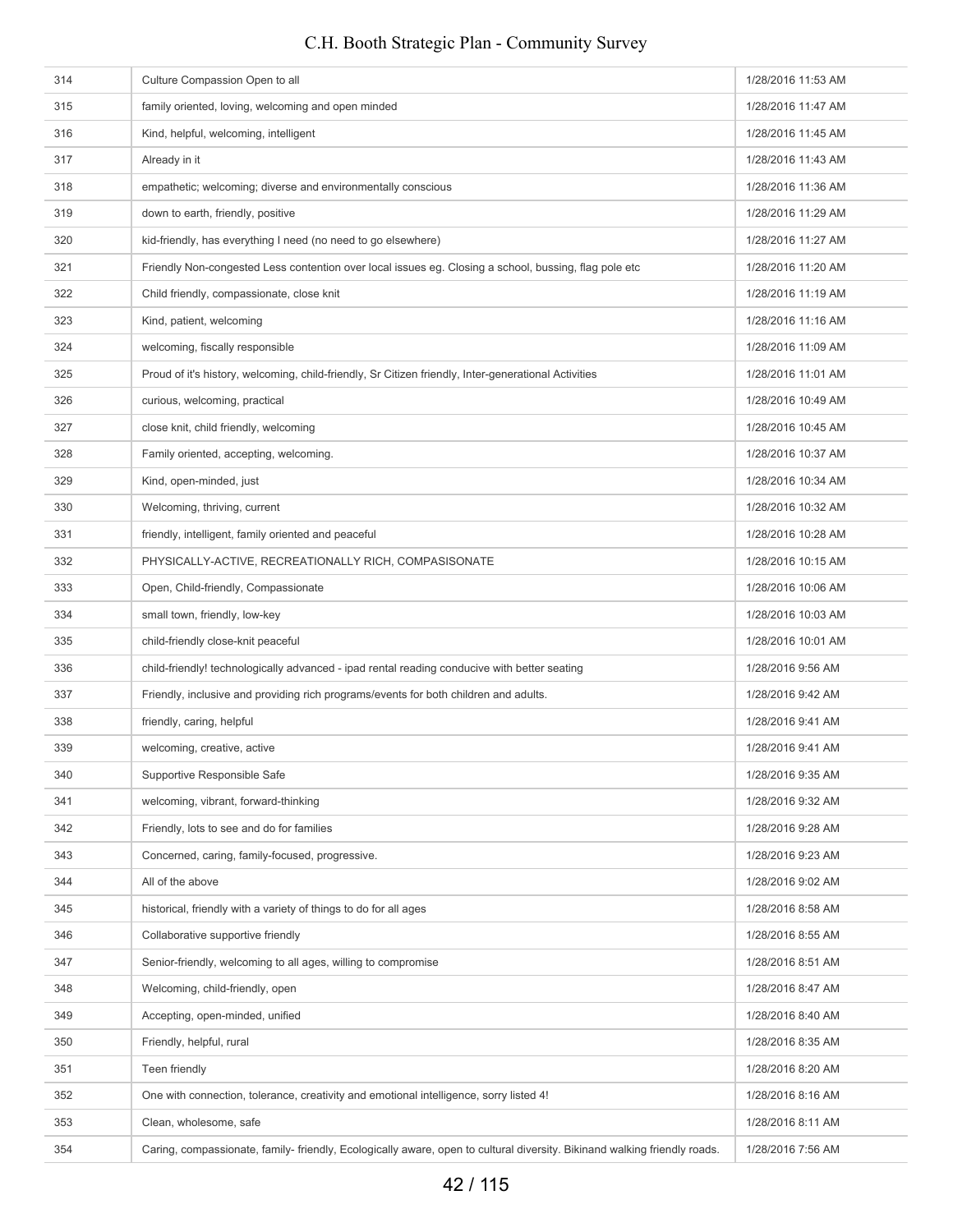| | | |
|---|---|---|
| 314 | Culture Compassion Open to all | 1/28/2016 11:53 AM |
| 315 | family oriented, loving, welcoming and open minded | 1/28/2016 11:47 AM |
| 316 | Kind, helpful, welcoming, intelligent | 1/28/2016 11:45 AM |
| 317 | Already in it | 1/28/2016 11:43 AM |
| 318 | empathetic; welcoming; diverse and environmentally conscious | 1/28/2016 11:36 AM |
| 319 | down to earth, friendly, positive | 1/28/2016 11:29 AM |
| 320 | kid-friendly, has everything I need (no need to go elsewhere) | 1/28/2016 11:27 AM |
| 321 | Friendly Non-congested Less contention over local issues eg. Closing a school, bussing, flag pole etc | 1/28/2016 11:20 AM |
| 322 | Child friendly, compassionate, close knit | 1/28/2016 11:19 AM |
| 323 | Kind, patient, welcoming | 1/28/2016 11:16 AM |
| 324 | welcoming, fiscally responsible | 1/28/2016 11:09 AM |
| 325 | Proud of it's history, welcoming, child-friendly, Sr Citizen friendly, Inter-generational Activities | 1/28/2016 11:01 AM |
| 326 | curious, welcoming, practical | 1/28/2016 10:49 AM |
| 327 | close knit, child friendly, welcoming | 1/28/2016 10:45 AM |
| 328 | Family oriented, accepting, welcoming. | 1/28/2016 10:37 AM |
| 329 | Kind, open-minded, just | 1/28/2016 10:34 AM |
| 330 | Welcoming, thriving, current | 1/28/2016 10:32 AM |
| 331 | friendly, intelligent, family oriented and peaceful | 1/28/2016 10:28 AM |
| 332 | PHYSICALLY-ACTIVE, RECREATIONALLY RICH, COMPASISONATE | 1/28/2016 10:15 AM |
| 333 | Open, Child-friendly, Compassionate | 1/28/2016 10:06 AM |
| 334 | small town, friendly, low-key | 1/28/2016 10:03 AM |
| 335 | child-friendly close-knit peaceful | 1/28/2016 10:01 AM |
| 336 | child-friendly! technologically advanced - ipad rental reading conducive with better seating | 1/28/2016 9:56 AM |
| 337 | Friendly, inclusive and providing rich programs/events for both children and adults. | 1/28/2016 9:42 AM |
| 338 | friendly, caring, helpful | 1/28/2016 9:41 AM |
| 339 | welcoming, creative, active | 1/28/2016 9:41 AM |
| 340 | Supportive Responsible Safe | 1/28/2016 9:35 AM |
| 341 | welcoming, vibrant, forward-thinking | 1/28/2016 9:32 AM |
| 342 | Friendly, lots to see and do for families | 1/28/2016 9:28 AM |
| 343 | Concerned, caring, family-focused, progressive. | 1/28/2016 9:23 AM |
| 344 | All of the above | 1/28/2016 9:02 AM |
| 345 | historical, friendly with a variety of things to do for all ages | 1/28/2016 8:58 AM |
| 346 | Collaborative supportive friendly | 1/28/2016 8:55 AM |
| 347 | Senior-friendly, welcoming to all ages, willing to compromise | 1/28/2016 8:51 AM |
| 348 | Welcoming, child-friendly, open | 1/28/2016 8:47 AM |
| 349 | Accepting, open-minded, unified | 1/28/2016 8:40 AM |
| 350 | Friendly, helpful, rural | 1/28/2016 8:35 AM |
| 351 | Teen friendly | 1/28/2016 8:20 AM |
| 352 | One with connection, tolerance, creativity and emotional intelligence, sorry listed 4! | 1/28/2016 8:16 AM |
| 353 | Clean, wholesome, safe | 1/28/2016 8:11 AM |
| 354 | Caring, compassionate, family- friendly, Ecologically aware, open to cultural diversity. Bikinand walking friendly roads. | 1/28/2016 7:56 AM |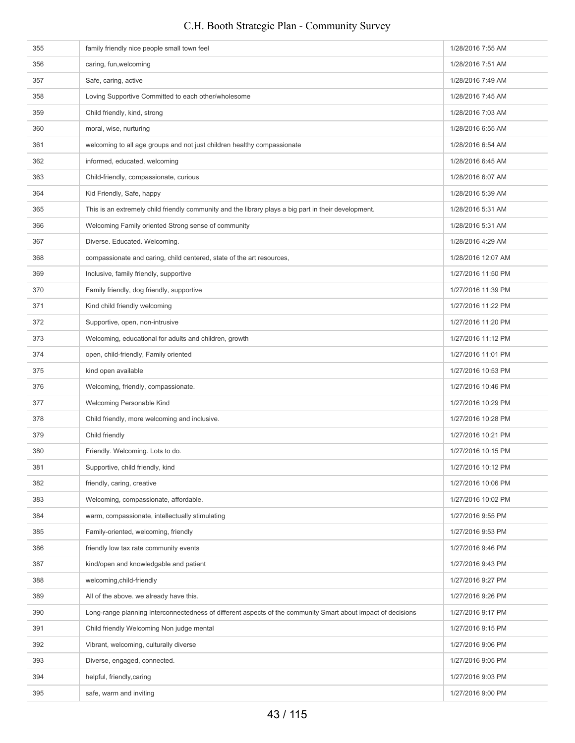| | | |
|---|---|---|
| 355 | family friendly nice people small town feel | 1/28/2016 7:55 AM |
| 356 | caring, fun,welcoming | 1/28/2016 7:51 AM |
| 357 | Safe, caring, active | 1/28/2016 7:49 AM |
| 358 | Loving Supportive Committed to each other/wholesome | 1/28/2016 7:45 AM |
| 359 | Child friendly, kind, strong | 1/28/2016 7:03 AM |
| 360 | moral, wise, nurturing | 1/28/2016 6:55 AM |
| 361 | welcoming to all age groups and not just children healthy compassionate | 1/28/2016 6:54 AM |
| 362 | informed, educated, welcoming | 1/28/2016 6:45 AM |
| 363 | Child-friendly, compassionate, curious | 1/28/2016 6:07 AM |
| 364 | Kid Friendly, Safe, happy | 1/28/2016 5:39 AM |
| 365 | This is an extremely child friendly community and the library plays a big part in their development. | 1/28/2016 5:31 AM |
| 366 | Welcoming Family oriented Strong sense of community | 1/28/2016 5:31 AM |
| 367 | Diverse. Educated. Welcoming. | 1/28/2016 4:29 AM |
| 368 | compassionate and caring, child centered, state of the art resources, | 1/28/2016 12:07 AM |
| 369 | Inclusive, family friendly, supportive | 1/27/2016 11:50 PM |
| 370 | Family friendly, dog friendly, supportive | 1/27/2016 11:39 PM |
| 371 | Kind child friendly welcoming | 1/27/2016 11:22 PM |
| 372 | Supportive, open, non-intrusive | 1/27/2016 11:20 PM |
| 373 | Welcoming, educational for adults and children, growth | 1/27/2016 11:12 PM |
| 374 | open, child-friendly, Family oriented | 1/27/2016 11:01 PM |
| 375 | kind open available | 1/27/2016 10:53 PM |
| 376 | Welcoming, friendly, compassionate. | 1/27/2016 10:46 PM |
| 377 | Welcoming Personable Kind | 1/27/2016 10:29 PM |
| 378 | Child friendly, more welcoming and inclusive. | 1/27/2016 10:28 PM |
| 379 | Child friendly | 1/27/2016 10:21 PM |
| 380 | Friendly. Welcoming. Lots to do. | 1/27/2016 10:15 PM |
| 381 | Supportive, child friendly, kind | 1/27/2016 10:12 PM |
| 382 | friendly, caring, creative | 1/27/2016 10:06 PM |
| 383 | Welcoming, compassionate, affordable. | 1/27/2016 10:02 PM |
| 384 | warm, compassionate, intellectually stimulating | 1/27/2016 9:55 PM |
| 385 | Family-oriented, welcoming, friendly | 1/27/2016 9:53 PM |
| 386 | friendly low tax rate community events | 1/27/2016 9:46 PM |
| 387 | kind/open and knowledgable and patient | 1/27/2016 9:43 PM |
| 388 | welcoming,child-friendly | 1/27/2016 9:27 PM |
| 389 | All of the above. we already have this. | 1/27/2016 9:26 PM |
| 390 | Long-range planning Interconnectedness of different aspects of the community Smart about impact of decisions | 1/27/2016 9:17 PM |
| 391 | Child friendly Welcoming Non judge mental | 1/27/2016 9:15 PM |
| 392 | Vibrant, welcoming, culturally diverse | 1/27/2016 9:06 PM |
| 393 | Diverse, engaged, connected. | 1/27/2016 9:05 PM |
| 394 | helpful, friendly,caring | 1/27/2016 9:03 PM |
| 395 | safe, warm and inviting | 1/27/2016 9:00 PM |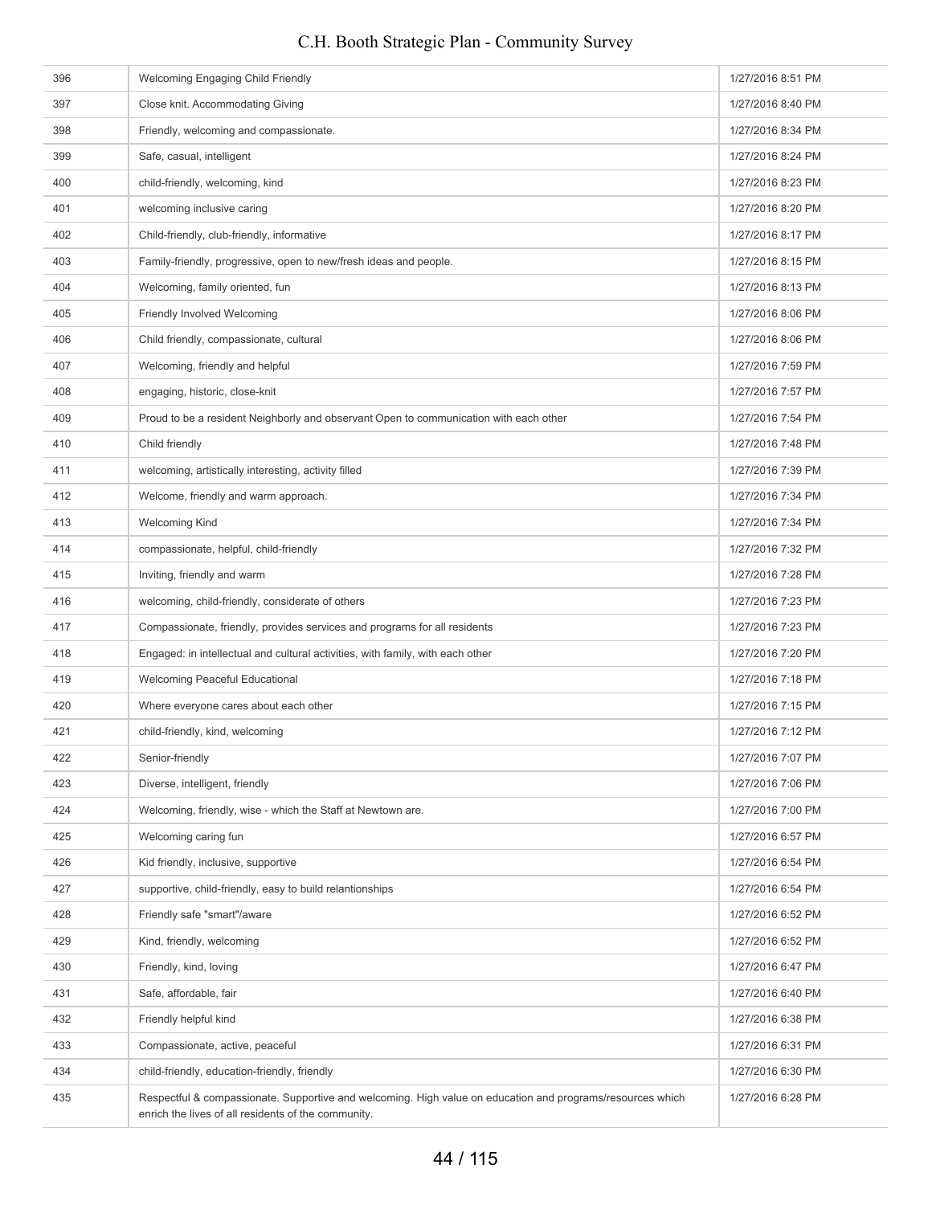| | | |
|---|---|---|
| 396 | Welcoming Engaging Child Friendly | 1/27/2016 8:51 PM |
| 397 | Close knit. Accommodating Giving | 1/27/2016 8:40 PM |
| 398 | Friendly, welcoming and compassionate. | 1/27/2016 8:34 PM |
| 399 | Safe, casual, intelligent | 1/27/2016 8:24 PM |
| 400 | child-friendly, welcoming, kind | 1/27/2016 8:23 PM |
| 401 | welcoming inclusive caring | 1/27/2016 8:20 PM |
| 402 | Child-friendly, club-friendly, informative | 1/27/2016 8:17 PM |
| 403 | Family-friendly, progressive, open to new/fresh ideas and people. | 1/27/2016 8:15 PM |
| 404 | Welcoming, family oriented, fun | 1/27/2016 8:13 PM |
| 405 | Friendly Involved Welcoming | 1/27/2016 8:06 PM |
| 406 | Child friendly, compassionate, cultural | 1/27/2016 8:06 PM |
| 407 | Welcoming, friendly and helpful | 1/27/2016 7:59 PM |
| 408 | engaging, historic, close-knit | 1/27/2016 7:57 PM |
| 409 | Proud to be a resident Neighborly and observant Open to communication with each other | 1/27/2016 7:54 PM |
| 410 | Child friendly | 1/27/2016 7:48 PM |
| 411 | welcoming, artistically interesting, activity filled | 1/27/2016 7:39 PM |
| 412 | Welcome, friendly and warm approach. | 1/27/2016 7:34 PM |
| 413 | Welcoming Kind | 1/27/2016 7:34 PM |
| 414 | compassionate, helpful, child-friendly | 1/27/2016 7:32 PM |
| 415 | Inviting, friendly and warm | 1/27/2016 7:28 PM |
| 416 | welcoming, child-friendly, considerate of others | 1/27/2016 7:23 PM |
| 417 | Compassionate, friendly, provides services and programs for all residents | 1/27/2016 7:23 PM |
| 418 | Engaged: in intellectual and cultural activities, with family, with each other | 1/27/2016 7:20 PM |
| 419 | Welcoming Peaceful Educational | 1/27/2016 7:18 PM |
| 420 | Where everyone cares about each other | 1/27/2016 7:15 PM |
| 421 | child-friendly, kind, welcoming | 1/27/2016 7:12 PM |
| 422 | Senior-friendly | 1/27/2016 7:07 PM |
| 423 | Diverse, intelligent, friendly | 1/27/2016 7:06 PM |
| 424 | Welcoming, friendly, wise - which the Staff at Newtown are. | 1/27/2016 7:00 PM |
| 425 | Welcoming caring fun | 1/27/2016 6:57 PM |
| 426 | Kid friendly, inclusive, supportive | 1/27/2016 6:54 PM |
| 427 | supportive, child-friendly, easy to build relantionships | 1/27/2016 6:54 PM |
| 428 | Friendly safe "smart"/aware | 1/27/2016 6:52 PM |
| 429 | Kind, friendly, welcoming | 1/27/2016 6:52 PM |
| 430 | Friendly, kind, loving | 1/27/2016 6:47 PM |
| 431 | Safe, affordable, fair | 1/27/2016 6:40 PM |
| 432 | Friendly helpful kind | 1/27/2016 6:38 PM |
| 433 | Compassionate, active, peaceful | 1/27/2016 6:31 PM |
| 434 | child-friendly, education-friendly, friendly | 1/27/2016 6:30 PM |
| 435 | Respectful & compassionate. Supportive and welcoming. High value on education and programs/resources which enrich the lives of all residents of the community. | 1/27/2016 6:28 PM |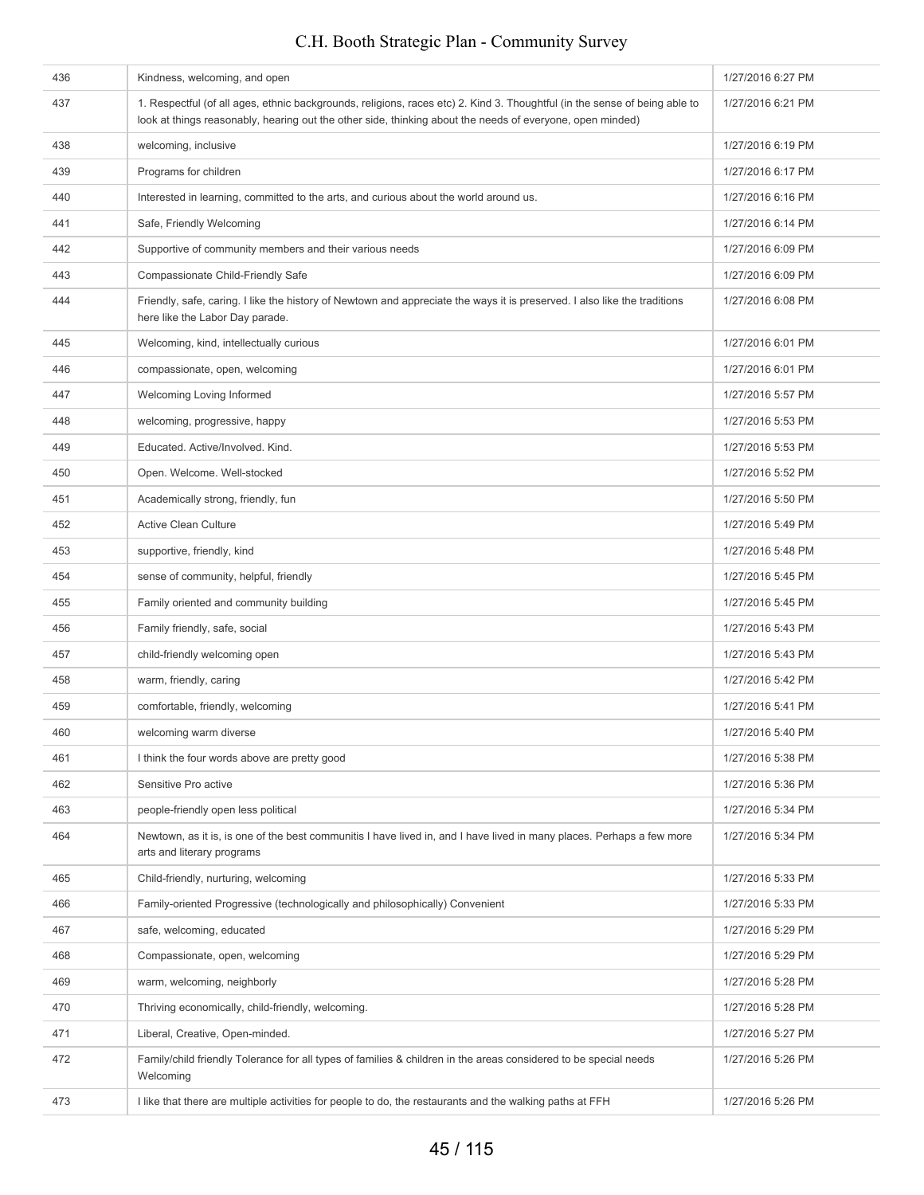| | | |
|---|---|---|
| 436 | Kindness, welcoming, and open | 1/27/2016 6:27 PM |
| 437 | 1. Respectful (of all ages, ethnic backgrounds, religions, races etc) 2. Kind 3. Thoughtful (in the sense of being able to look at things reasonably, hearing out the other side, thinking about the needs of everyone, open minded) | 1/27/2016 6:21 PM |
| 438 | welcoming, inclusive | 1/27/2016 6:19 PM |
| 439 | Programs for children | 1/27/2016 6:17 PM |
| 440 | Interested in learning, committed to the arts, and curious about the world around us. | 1/27/2016 6:16 PM |
| 441 | Safe, Friendly Welcoming | 1/27/2016 6:14 PM |
| 442 | Supportive of community members and their various needs | 1/27/2016 6:09 PM |
| 443 | Compassionate Child-Friendly Safe | 1/27/2016 6:09 PM |
| 444 | Friendly, safe, caring. I like the history of Newtown and appreciate the ways it is preserved. I also like the traditions here like the Labor Day parade. | 1/27/2016 6:08 PM |
| 445 | Welcoming, kind, intellectually curious | 1/27/2016 6:01 PM |
| 446 | compassionate, open, welcoming | 1/27/2016 6:01 PM |
| 447 | Welcoming Loving Informed | 1/27/2016 5:57 PM |
| 448 | welcoming, progressive, happy | 1/27/2016 5:53 PM |
| 449 | Educated. Active/Involved. Kind. | 1/27/2016 5:53 PM |
| 450 | Open. Welcome. Well-stocked | 1/27/2016 5:52 PM |
| 451 | Academically strong, friendly, fun | 1/27/2016 5:50 PM |
| 452 | Active Clean Culture | 1/27/2016 5:49 PM |
| 453 | supportive, friendly, kind | 1/27/2016 5:48 PM |
| 454 | sense of community, helpful, friendly | 1/27/2016 5:45 PM |
| 455 | Family oriented and community building | 1/27/2016 5:45 PM |
| 456 | Family friendly, safe, social | 1/27/2016 5:43 PM |
| 457 | child-friendly welcoming open | 1/27/2016 5:43 PM |
| 458 | warm, friendly, caring | 1/27/2016 5:42 PM |
| 459 | comfortable, friendly, welcoming | 1/27/2016 5:41 PM |
| 460 | welcoming warm diverse | 1/27/2016 5:40 PM |
| 461 | I think the four words above are pretty good | 1/27/2016 5:38 PM |
| 462 | Sensitive Pro active | 1/27/2016 5:36 PM |
| 463 | people-friendly open less political | 1/27/2016 5:34 PM |
| 464 | Newtown, as it is, is one of the best communitis I have lived in, and I have lived in many places. Perhaps a few more arts and literary programs | 1/27/2016 5:34 PM |
| 465 | Child-friendly, nurturing, welcoming | 1/27/2016 5:33 PM |
| 466 | Family-oriented Progressive (technologically and philosophically) Convenient | 1/27/2016 5:33 PM |
| 467 | safe, welcoming, educated | 1/27/2016 5:29 PM |
| 468 | Compassionate, open, welcoming | 1/27/2016 5:29 PM |
| 469 | warm, welcoming, neighborly | 1/27/2016 5:28 PM |
| 470 | Thriving economically, child-friendly, welcoming. | 1/27/2016 5:28 PM |
| 471 | Liberal, Creative, Open-minded. | 1/27/2016 5:27 PM |
| 472 | Family/child friendly Tolerance for all types of families & children in the areas considered to be special needs Welcoming | 1/27/2016 5:26 PM |
| 473 | I like that there are multiple activities for people to do, the restaurants and the walking paths at FFH | 1/27/2016 5:26 PM |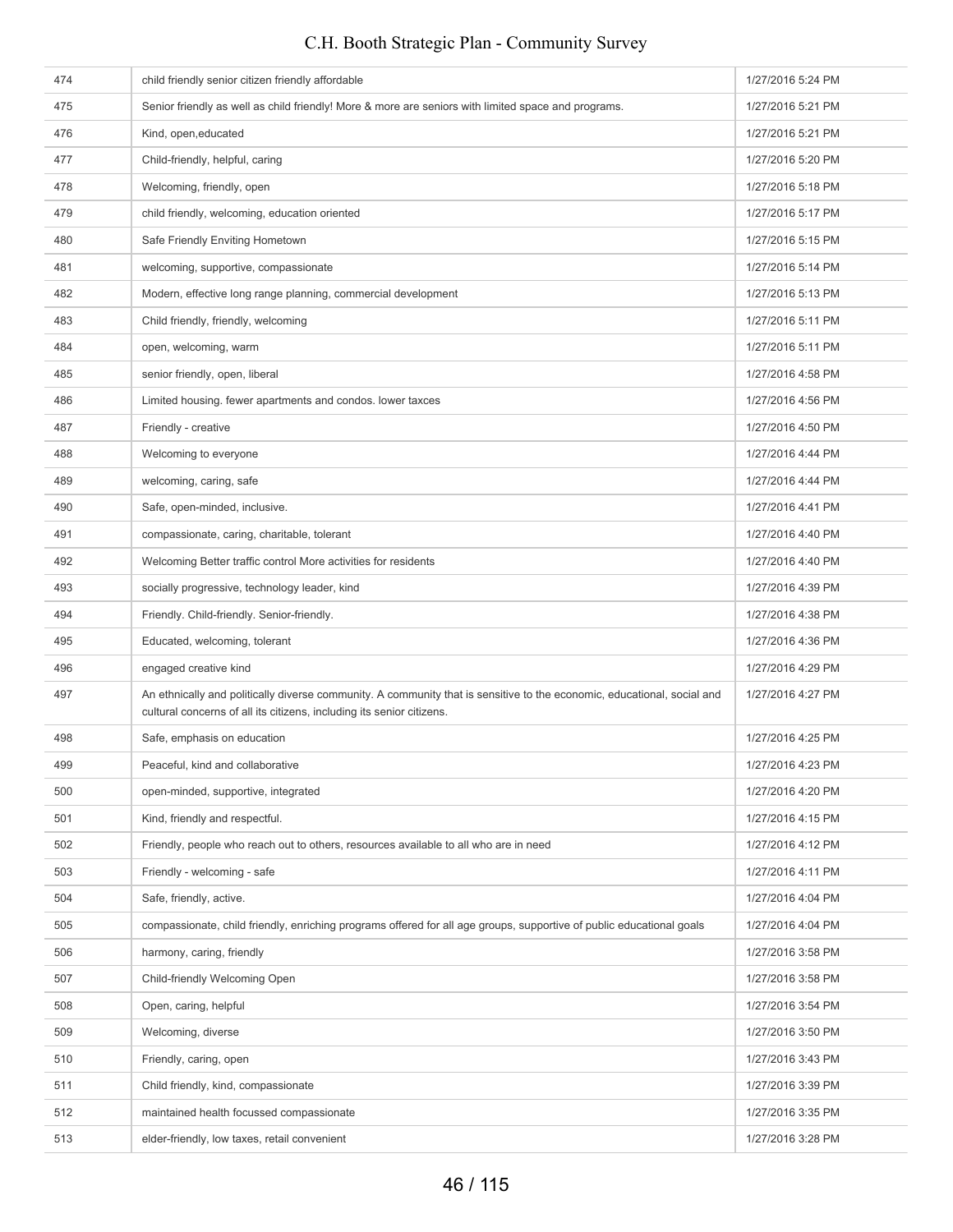| | | |
|---|---|---|
| 474 | child friendly senior citizen friendly affordable | 1/27/2016 5:24 PM |
| 475 | Senior friendly as well as child friendly! More & more are seniors with limited space and programs. | 1/27/2016 5:21 PM |
| 476 | Kind, open,educated | 1/27/2016 5:21 PM |
| 477 | Child-friendly, helpful, caring | 1/27/2016 5:20 PM |
| 478 | Welcoming, friendly, open | 1/27/2016 5:18 PM |
| 479 | child friendly, welcoming, education oriented | 1/27/2016 5:17 PM |
| 480 | Safe Friendly Enviting Hometown | 1/27/2016 5:15 PM |
| 481 | welcoming, supportive, compassionate | 1/27/2016 5:14 PM |
| 482 | Modern, effective long range planning, commercial development | 1/27/2016 5:13 PM |
| 483 | Child friendly, friendly, welcoming | 1/27/2016 5:11 PM |
| 484 | open, welcoming, warm | 1/27/2016 5:11 PM |
| 485 | senior friendly, open, liberal | 1/27/2016 4:58 PM |
| 486 | Limited housing. fewer apartments and condos. lower taxces | 1/27/2016 4:56 PM |
| 487 | Friendly - creative | 1/27/2016 4:50 PM |
| 488 | Welcoming to everyone | 1/27/2016 4:44 PM |
| 489 | welcoming, caring, safe | 1/27/2016 4:44 PM |
| 490 | Safe, open-minded, inclusive. | 1/27/2016 4:41 PM |
| 491 | compassionate, caring, charitable, tolerant | 1/27/2016 4:40 PM |
| 492 | Welcoming Better traffic control More activities for residents | 1/27/2016 4:40 PM |
| 493 | socially progressive, technology leader, kind | 1/27/2016 4:39 PM |
| 494 | Friendly. Child-friendly. Senior-friendly. | 1/27/2016 4:38 PM |
| 495 | Educated, welcoming, tolerant | 1/27/2016 4:36 PM |
| 496 | engaged creative kind | 1/27/2016 4:29 PM |
| 497 | An ethnically and politically diverse community. A community that is sensitive to the economic, educational, social and cultural concerns of all its citizens, including its senior citizens. | 1/27/2016 4:27 PM |
| 498 | Safe, emphasis on education | 1/27/2016 4:25 PM |
| 499 | Peaceful, kind and collaborative | 1/27/2016 4:23 PM |
| 500 | open-minded, supportive, integrated | 1/27/2016 4:20 PM |
| 501 | Kind, friendly and respectful. | 1/27/2016 4:15 PM |
| 502 | Friendly, people who reach out to others, resources available to all who are in need | 1/27/2016 4:12 PM |
| 503 | Friendly - welcoming - safe | 1/27/2016 4:11 PM |
| 504 | Safe, friendly, active. | 1/27/2016 4:04 PM |
| 505 | compassionate, child friendly, enriching programs offered for all age groups, supportive of public educational goals | 1/27/2016 4:04 PM |
| 506 | harmony, caring, friendly | 1/27/2016 3:58 PM |
| 507 | Child-friendly Welcoming Open | 1/27/2016 3:58 PM |
| 508 | Open, caring, helpful | 1/27/2016 3:54 PM |
| 509 | Welcoming, diverse | 1/27/2016 3:50 PM |
| 510 | Friendly, caring, open | 1/27/2016 3:43 PM |
| 511 | Child friendly, kind, compassionate | 1/27/2016 3:39 PM |
| 512 | maintained health focussed compassionate | 1/27/2016 3:35 PM |
| 513 | elder-friendly, low taxes, retail convenient | 1/27/2016 3:28 PM |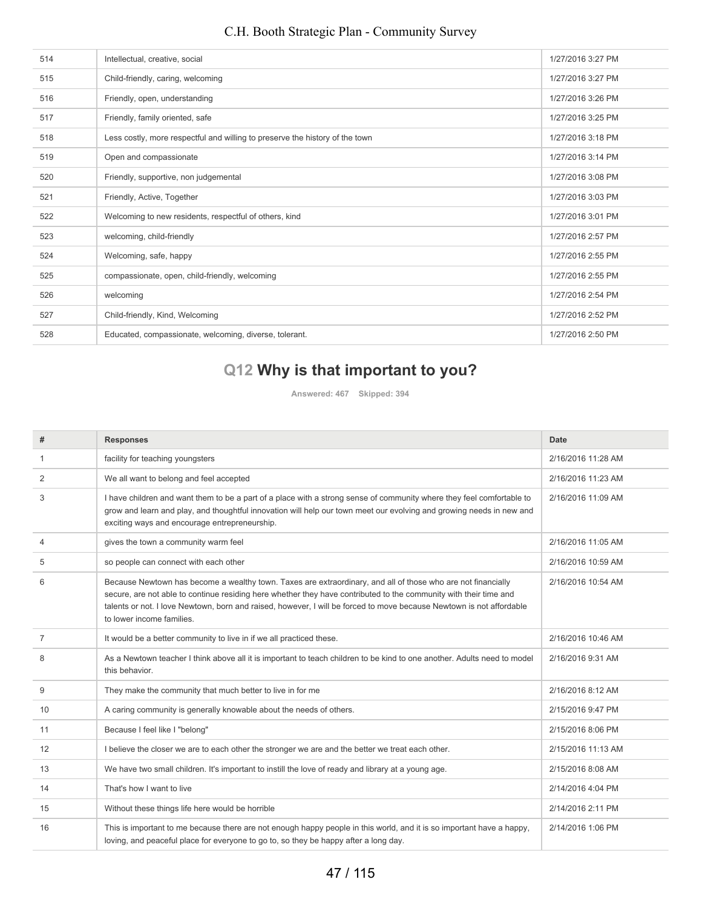| | | |
|---|---|---|
| 514 | Intellectual, creative, social | 1/27/2016 3:27 PM |
| 515 | Child-friendly, caring, welcoming | 1/27/2016 3:27 PM |
| 516 | Friendly, open, understanding | 1/27/2016 3:26 PM |
| 517 | Friendly, family oriented, safe | 1/27/2016 3:25 PM |
| 518 | Less costly, more respectful and willing to preserve the history of the town | 1/27/2016 3:18 PM |
| 519 | Open and compassionate | 1/27/2016 3:14 PM |
| 520 | Friendly, supportive, non judgemental | 1/27/2016 3:08 PM |
| 521 | Friendly, Active, Together | 1/27/2016 3:03 PM |
| 522 | Welcoming to new residents, respectful of others, kind | 1/27/2016 3:01 PM |
| 523 | welcoming, child-friendly | 1/27/2016 2:57 PM |
| 524 | Welcoming, safe, happy | 1/27/2016 2:55 PM |
| 525 | compassionate, open, child-friendly, welcoming | 1/27/2016 2:55 PM |
| 526 | welcoming | 1/27/2016 2:54 PM |
| 527 | Child-friendly, Kind, Welcoming | 1/27/2016 2:52 PM |
| 528 | Educated, compassionate, welcoming, diverse, tolerant. | 1/27/2016 2:50 PM |

## Q12 Why is that important to you?

Answered: 467 Skipped: 394

| # | Responses | Date |
|---|---|---|
| 1 | facility for teaching youngsters | 2/16/2016 11:28 AM |
| 2 | We all want to belong and feel accepted | 2/16/2016 11:23 AM |
| 3 | I have children and want them to be a part of a place with a strong sense of community where they feel comfortable to grow and learn and play, and thoughtful innovation will help our town meet our evolving and growing needs in new and exciting ways and encourage entrepreneurship. | 2/16/2016 11:09 AM |
| 4 | gives the town a community warm feel | 2/16/2016 11:05 AM |
| 5 | so people can connect with each other | 2/16/2016 10:59 AM |
| 6 | Because Newtown has become a wealthy town. Taxes are extraordinary, and all of those who are not financially secure, are not able to continue residing here whether they have contributed to the community with their time and talents or not. I love Newtown, born and raised, however, I will be forced to move because Newtown is not affordable to lower income families. | 2/16/2016 10:54 AM |
| 7 | It would be a better community to live in if we all practiced these. | 2/16/2016 10:46 AM |
| 8 | As a Newtown teacher I think above all it is important to teach children to be kind to one another. Adults need to model this behavior. | 2/16/2016 9:31 AM |
| 9 | They make the community that much better to live in for me | 2/16/2016 8:12 AM |
| 10 | A caring community is generally knowable about the needs of others. | 2/15/2016 9:47 PM |
| 11 | Because I feel like I "belong" | 2/15/2016 8:06 PM |
| 12 | I believe the closer we are to each other the stronger we are and the better we treat each other. | 2/15/2016 11:13 AM |
| 13 | We have two small children. It's important to instill the love of ready and library at a young age. | 2/15/2016 8:08 AM |
| 14 | That's how I want to live | 2/14/2016 4:04 PM |
| 15 | Without these things life here would be horrible | 2/14/2016 2:11 PM |
| 16 | This is important to me because there are not enough happy people in this world, and it is so important have a happy, loving, and peaceful place for everyone to go to, so they be happy after a long day. | 2/14/2016 1:06 PM |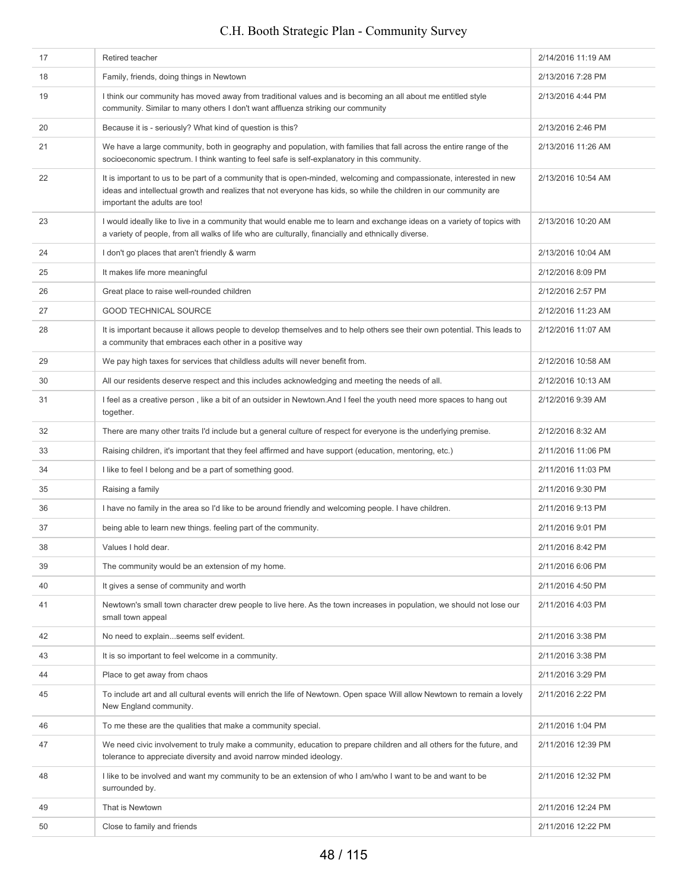| 17 | Retired teacher | 2/14/2016 11:19 AM |
|---|---|---|
| 18 | Family, friends, doing things in Newtown | 2/13/2016 7:28 PM |
| 19 | I think our community has moved away from traditional values and is becoming an all about me entitled style community. Similar to many others I don't want affluenza striking our community | 2/13/2016 4:44 PM |
| 20 | Because it is - seriously? What kind of question is this? | 2/13/2016 2:46 PM |
| 21 | We have a large community, both in geography and population, with families that fall across the entire range of the socioeconomic spectrum. I think wanting to feel safe is self-explanatory in this community. | 2/13/2016 11:26 AM |
| 22 | It is important to us to be part of a community that is open-minded, welcoming and compassionate, interested in new ideas and intellectual growth and realizes that not everyone has kids, so while the children in our community are important the adults are too! | 2/13/2016 10:54 AM |
| 23 | I would ideally like to live in a community that would enable me to learn and exchange ideas on a variety of topics with a variety of people, from all walks of life who are culturally, financially and ethnically diverse. | 2/13/2016 10:20 AM |
| 24 | I don't go places that aren't friendly & warm | 2/13/2016 10:04 AM |
| 25 | It makes life more meaningful | 2/12/2016 8:09 PM |
| 26 | Great place to raise well-rounded children | 2/12/2016 2:57 PM |
| 27 | GOOD TECHNICAL SOURCE | 2/12/2016 11:23 AM |
| 28 | It is important because it allows people to develop themselves and to help others see their own potential. This leads to a community that embraces each other in a positive way | 2/12/2016 11:07 AM |
| 29 | We pay high taxes for services that childless adults will never benefit from. | 2/12/2016 10:58 AM |
| 30 | All our residents deserve respect and this includes acknowledging and meeting the needs of all. | 2/12/2016 10:13 AM |
| 31 | I feel as a creative person , like a bit of an outsider in Newtown.And I feel the youth need more spaces to hang out together. | 2/12/2016 9:39 AM |
| 32 | There are many other traits I'd include but a general culture of respect for everyone is the underlying premise. | 2/12/2016 8:32 AM |
| 33 | Raising children, it's important that they feel affirmed and have support (education, mentoring, etc.) | 2/11/2016 11:06 PM |
| 34 | I like to feel I belong and be a part of something good. | 2/11/2016 11:03 PM |
| 35 | Raising a family | 2/11/2016 9:30 PM |
| 36 | I have no family in the area so I'd like to be around friendly and welcoming people. I have children. | 2/11/2016 9:13 PM |
| 37 | being able to learn new things. feeling part of the community. | 2/11/2016 9:01 PM |
| 38 | Values I hold dear. | 2/11/2016 8:42 PM |
| 39 | The community would be an extension of my home. | 2/11/2016 6:06 PM |
| 40 | It gives a sense of community and worth | 2/11/2016 4:50 PM |
| 41 | Newtown's small town character drew people to live here. As the town increases in population, we should not lose our small town appeal | 2/11/2016 4:03 PM |
| 42 | No need to explain...seems self evident. | 2/11/2016 3:38 PM |
| 43 | It is so important to feel welcome in a community. | 2/11/2016 3:38 PM |
| 44 | Place to get away from chaos | 2/11/2016 3:29 PM |
| 45 | To include art and all cultural events will enrich the life of Newtown. Open space Will allow Newtown to remain a lovely New England community. | 2/11/2016 2:22 PM |
| 46 | To me these are the qualities that make a community special. | 2/11/2016 1:04 PM |
| 47 | We need civic involvement to truly make a community, education to prepare children and all others for the future, and tolerance to appreciate diversity and avoid narrow minded ideology. | 2/11/2016 12:39 PM |
| 48 | I like to be involved and want my community to be an extension of who I am/who I want to be and want to be surrounded by. | 2/11/2016 12:32 PM |
| 49 | That is Newtown | 2/11/2016 12:24 PM |
| 50 | Close to family and friends | 2/11/2016 12:22 PM |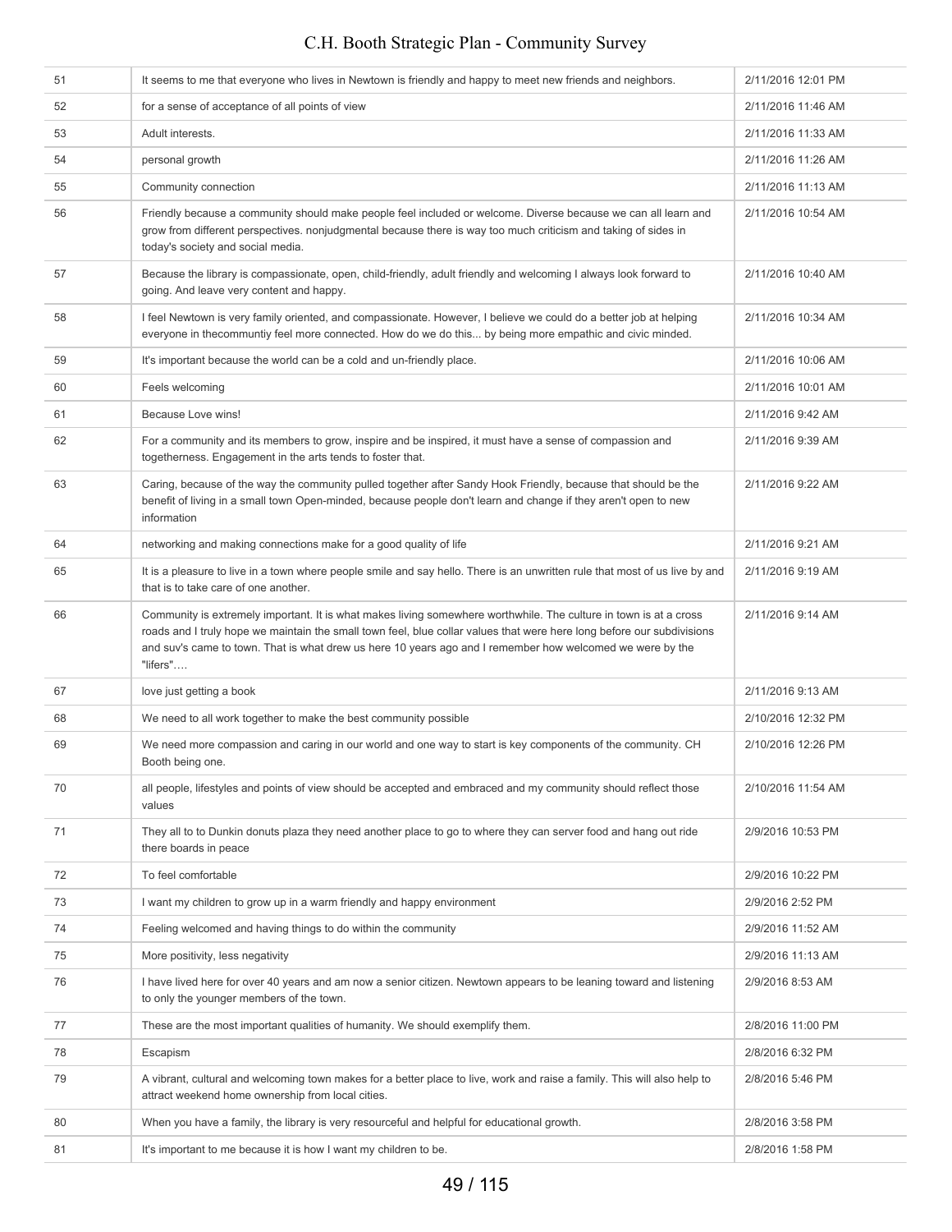| | | |
|---|---|---|
| 51 | It seems to me that everyone who lives in Newtown is friendly and happy to meet new friends and neighbors. | 2/11/2016 12:01 PM |
| 52 | for a sense of acceptance of all points of view | 2/11/2016 11:46 AM |
| 53 | Adult interests. | 2/11/2016 11:33 AM |
| 54 | personal growth | 2/11/2016 11:26 AM |
| 55 | Community connection | 2/11/2016 11:13 AM |
| 56 | Friendly because a community should make people feel included or welcome. Diverse because we can all learn and grow from different perspectives. nonjudgmental because there is way too much criticism and taking of sides in today's society and social media. | 2/11/2016 10:54 AM |
| 57 | Because the library is compassionate, open, child-friendly, adult friendly and welcoming I always look forward to going. And leave very content and happy. | 2/11/2016 10:40 AM |
| 58 | I feel Newtown is very family oriented, and compassionate. However, I believe we could do a better job at helping everyone in thecommuntiy feel more connected. How do we do this... by being more empathic and civic minded. | 2/11/2016 10:34 AM |
| 59 | It's important because the world can be a cold and un-friendly place. | 2/11/2016 10:06 AM |
| 60 | Feels welcoming | 2/11/2016 10:01 AM |
| 61 | Because Love wins! | 2/11/2016 9:42 AM |
| 62 | For a community and its members to grow, inspire and be inspired, it must have a sense of compassion and togetherness. Engagement in the arts tends to foster that. | 2/11/2016 9:39 AM |
| 63 | Caring, because of the way the community pulled together after Sandy Hook Friendly, because that should be the benefit of living in a small town Open-minded, because people don't learn and change if they aren't open to new information | 2/11/2016 9:22 AM |
| 64 | networking and making connections make for a good quality of life | 2/11/2016 9:21 AM |
| 65 | It is a pleasure to live in a town where people smile and say hello. There is an unwritten rule that most of us live by and that is to take care of one another. | 2/11/2016 9:19 AM |
| 66 | Community is extremely important. It is what makes living somewhere worthwhile. The culture in town is at a cross roads and I truly hope we maintain the small town feel, blue collar values that were here long before our subdivisions and suv's came to town. That is what drew us here 10 years ago and I remember how welcomed we were by the "lifers"…. | 2/11/2016 9:14 AM |
| 67 | love just getting a book | 2/11/2016 9:13 AM |
| 68 | We need to all work together to make the best community possible | 2/10/2016 12:32 PM |
| 69 | We need more compassion and caring in our world and one way to start is key components of the community. CH Booth being one. | 2/10/2016 12:26 PM |
| 70 | all people, lifestyles and points of view should be accepted and embraced and my community should reflect those values | 2/10/2016 11:54 AM |
| 71 | They all to to Dunkin donuts plaza they need another place to go to where they can server food and hang out ride there boards in peace | 2/9/2016 10:53 PM |
| 72 | To feel comfortable | 2/9/2016 10:22 PM |
| 73 | I want my children to grow up in a warm friendly and happy environment | 2/9/2016 2:52 PM |
| 74 | Feeling welcomed and having things to do within the community | 2/9/2016 11:52 AM |
| 75 | More positivity, less negativity | 2/9/2016 11:13 AM |
| 76 | I have lived here for over 40 years and am now a senior citizen. Newtown appears to be leaning toward and listening to only the younger members of the town. | 2/9/2016 8:53 AM |
| 77 | These are the most important qualities of humanity. We should exemplify them. | 2/8/2016 11:00 PM |
| 78 | Escapism | 2/8/2016 6:32 PM |
| 79 | A vibrant, cultural and welcoming town makes for a better place to live, work and raise a family. This will also help to attract weekend home ownership from local cities. | 2/8/2016 5:46 PM |
| 80 | When you have a family, the library is very resourceful and helpful for educational growth. | 2/8/2016 3:58 PM |
| 81 | It's important to me because it is how I want my children to be. | 2/8/2016 1:58 PM |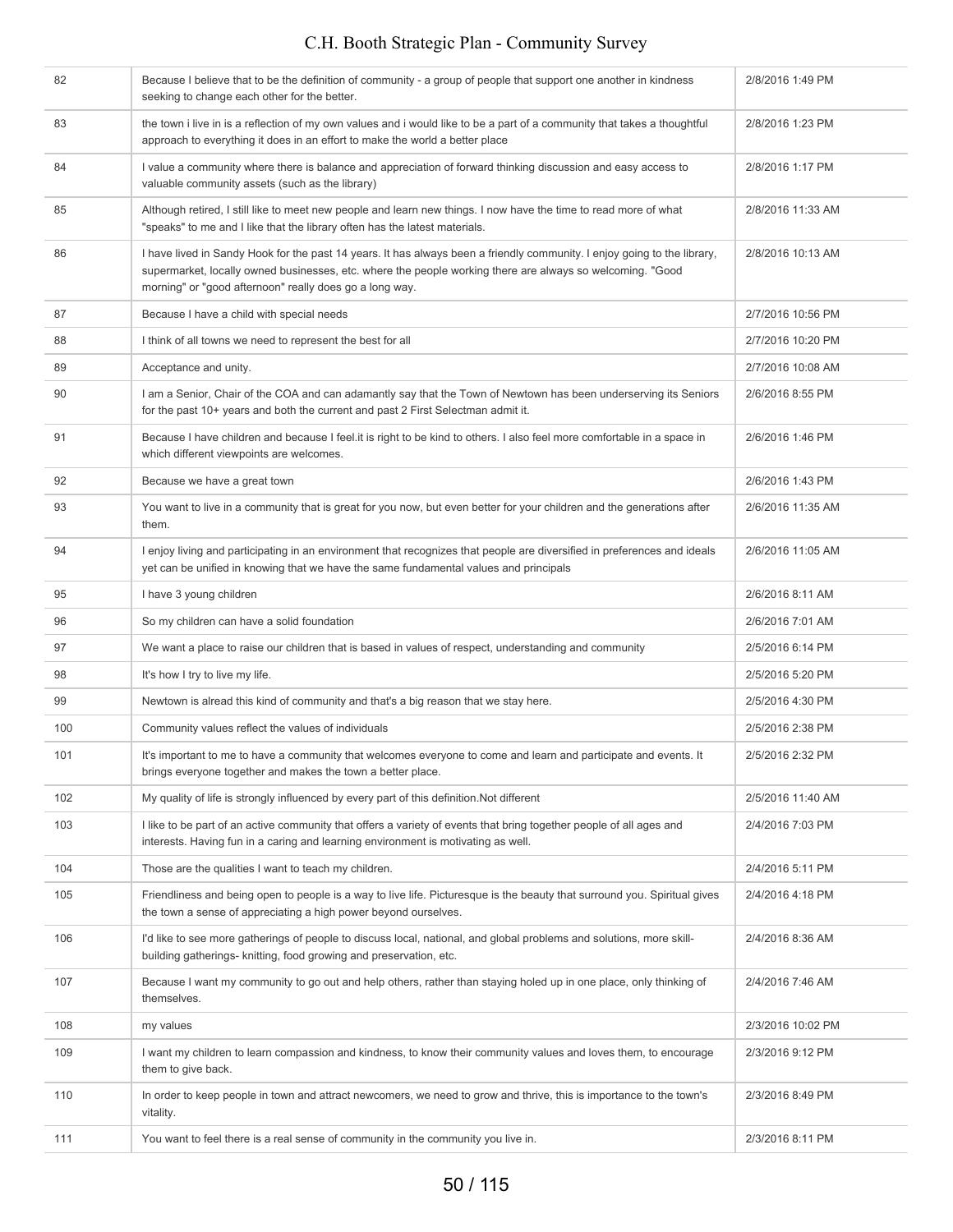| | | |
|---|---|---|
| 82 | Because I believe that to be the definition of community - a group of people that support one another in kindness seeking to change each other for the better. | 2/8/2016 1:49 PM |
| 83 | the town i live in is a reflection of my own values and i would like to be a part of a community that takes a thoughtful approach to everything it does in an effort to make the world a better place | 2/8/2016 1:23 PM |
| 84 | I value a community where there is balance and appreciation of forward thinking discussion and easy access to valuable community assets (such as the library) | 2/8/2016 1:17 PM |
| 85 | Although retired, I still like to meet new people and learn new things. I now have the time to read more of what "speaks" to me and I like that the library often has the latest materials. | 2/8/2016 11:33 AM |
| 86 | I have lived in Sandy Hook for the past 14 years. It has always been a friendly community. I enjoy going to the library, supermarket, locally owned businesses, etc. where the people working there are always so welcoming. "Good morning" or "good afternoon" really does go a long way. | 2/8/2016 10:13 AM |
| 87 | Because I have a child with special needs | 2/7/2016 10:56 PM |
| 88 | I think of all towns we need to represent the best for all | 2/7/2016 10:20 PM |
| 89 | Acceptance and unity. | 2/7/2016 10:08 AM |
| 90 | I am a Senior, Chair of the COA and can adamantly say that the Town of Newtown has been underserving its Seniors for the past 10+ years and both the current and past 2 First Selectman admit it. | 2/6/2016 8:55 PM |
| 91 | Because I have children and because I feel.it is right to be kind to others. I also feel more comfortable in a space in which different viewpoints are welcomes. | 2/6/2016 1:46 PM |
| 92 | Because we have a great town | 2/6/2016 1:43 PM |
| 93 | You want to live in a community that is great for you now, but even better for your children and the generations after them. | 2/6/2016 11:35 AM |
| 94 | I enjoy living and participating in an environment that recognizes that people are diversified in preferences and ideals yet can be unified in knowing that we have the same fundamental values and principals | 2/6/2016 11:05 AM |
| 95 | I have 3 young children | 2/6/2016 8:11 AM |
| 96 | So my children can have a solid foundation | 2/6/2016 7:01 AM |
| 97 | We want a place to raise our children that is based in values of respect, understanding and community | 2/5/2016 6:14 PM |
| 98 | It's how I try to live my life. | 2/5/2016 5:20 PM |
| 99 | Newtown is alread this kind of community and that's a big reason that we stay here. | 2/5/2016 4:30 PM |
| 100 | Community values reflect the values of individuals | 2/5/2016 2:38 PM |
| 101 | It's important to me to have a community that welcomes everyone to come and learn and participate and events. It brings everyone together and makes the town a better place. | 2/5/2016 2:32 PM |
| 102 | My quality of life is strongly influenced by every part of this definition.Not different | 2/5/2016 11:40 AM |
| 103 | I like to be part of an active community that offers a variety of events that bring together people of all ages and interests. Having fun in a caring and learning environment is motivating as well. | 2/4/2016 7:03 PM |
| 104 | Those are the qualities I want to teach my children. | 2/4/2016 5:11 PM |
| 105 | Friendliness and being open to people is a way to live life. Picturesque is the beauty that surround you. Spiritual gives the town a sense of appreciating a high power beyond ourselves. | 2/4/2016 4:18 PM |
| 106 | I'd like to see more gatherings of people to discuss local, national, and global problems and solutions, more skill-building gatherings- knitting, food growing and preservation, etc. | 2/4/2016 8:36 AM |
| 107 | Because I want my community to go out and help others, rather than staying holed up in one place, only thinking of themselves. | 2/4/2016 7:46 AM |
| 108 | my values | 2/3/2016 10:02 PM |
| 109 | I want my children to learn compassion and kindness, to know their community values and loves them, to encourage them to give back. | 2/3/2016 9:12 PM |
| 110 | In order to keep people in town and attract newcomers, we need to grow and thrive, this is importance to the town's vitality. | 2/3/2016 8:49 PM |
| 111 | You want to feel there is a real sense of community in the community you live in. | 2/3/2016 8:11 PM |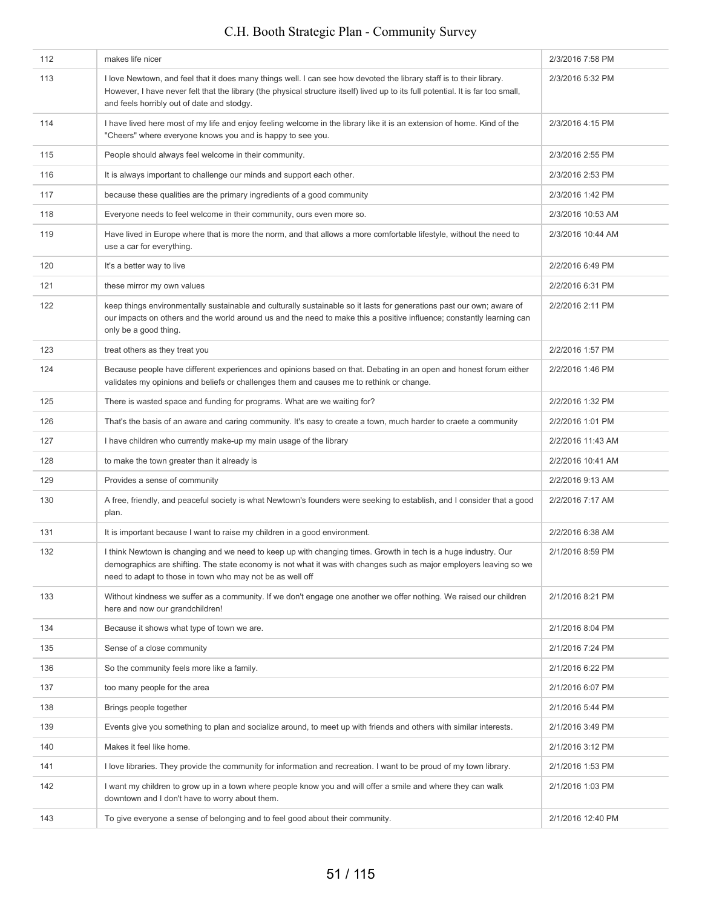| | | |
|---|---|---|
| 112 | makes life nicer | 2/3/2016 7:58 PM |
| 113 | I love Newtown, and feel that it does many things well. I can see how devoted the library staff is to their library. However, I have never felt that the library (the physical structure itself) lived up to its full potential. It is far too small, and feels horribly out of date and stodgy. | 2/3/2016 5:32 PM |
| 114 | I have lived here most of my life and enjoy feeling welcome in the library like it is an extension of home. Kind of the "Cheers" where everyone knows you and is happy to see you. | 2/3/2016 4:15 PM |
| 115 | People should always feel welcome in their community. | 2/3/2016 2:55 PM |
| 116 | It is always important to challenge our minds and support each other. | 2/3/2016 2:53 PM |
| 117 | because these qualities are the primary ingredients of a good community | 2/3/2016 1:42 PM |
| 118 | Everyone needs to feel welcome in their community, ours even more so. | 2/3/2016 10:53 AM |
| 119 | Have lived in Europe where that is more the norm, and that allows a more comfortable lifestyle, without the need to use a car for everything. | 2/3/2016 10:44 AM |
| 120 | It's a better way to live | 2/2/2016 6:49 PM |
| 121 | these mirror my own values | 2/2/2016 6:31 PM |
| 122 | keep things environmentally sustainable and culturally sustainable so it lasts for generations past our own; aware of our impacts on others and the world around us and the need to make this a positive influence; constantly learning can only be a good thing. | 2/2/2016 2:11 PM |
| 123 | treat others as they treat you | 2/2/2016 1:57 PM |
| 124 | Because people have different experiences and opinions based on that. Debating in an open and honest forum either validates my opinions and beliefs or challenges them and causes me to rethink or change. | 2/2/2016 1:46 PM |
| 125 | There is wasted space and funding for programs. What are we waiting for? | 2/2/2016 1:32 PM |
| 126 | That's the basis of an aware and caring community. It's easy to create a town, much harder to craete a community | 2/2/2016 1:01 PM |
| 127 | I have children who currently make-up my main usage of the library | 2/2/2016 11:43 AM |
| 128 | to make the town greater than it already is | 2/2/2016 10:41 AM |
| 129 | Provides a sense of community | 2/2/2016 9:13 AM |
| 130 | A free, friendly, and peaceful society is what Newtown's founders were seeking to establish, and I consider that a good plan. | 2/2/2016 7:17 AM |
| 131 | It is important because I want to raise my children in a good environment. | 2/2/2016 6:38 AM |
| 132 | I think Newtown is changing and we need to keep up with changing times. Growth in tech is a huge industry. Our demographics are shifting. The state economy is not what it was with changes such as major employers leaving so we need to adapt to those in town who may not be as well off | 2/1/2016 8:59 PM |
| 133 | Without kindness we suffer as a community. If we don't engage one another we offer nothing. We raised our children here and now our grandchildren! | 2/1/2016 8:21 PM |
| 134 | Because it shows what type of town we are. | 2/1/2016 8:04 PM |
| 135 | Sense of a close community | 2/1/2016 7:24 PM |
| 136 | So the community feels more like a family. | 2/1/2016 6:22 PM |
| 137 | too many people for the area | 2/1/2016 6:07 PM |
| 138 | Brings people together | 2/1/2016 5:44 PM |
| 139 | Events give you something to plan and socialize around, to meet up with friends and others with similar interests. | 2/1/2016 3:49 PM |
| 140 | Makes it feel like home. | 2/1/2016 3:12 PM |
| 141 | I love libraries. They provide the community for information and recreation. I want to be proud of my town library. | 2/1/2016 1:53 PM |
| 142 | I want my children to grow up in a town where people know you and will offer a smile and where they can walk downtown and I don't have to worry about them. | 2/1/2016 1:03 PM |
| 143 | To give everyone a sense of belonging and to feel good about their community. | 2/1/2016 12:40 PM |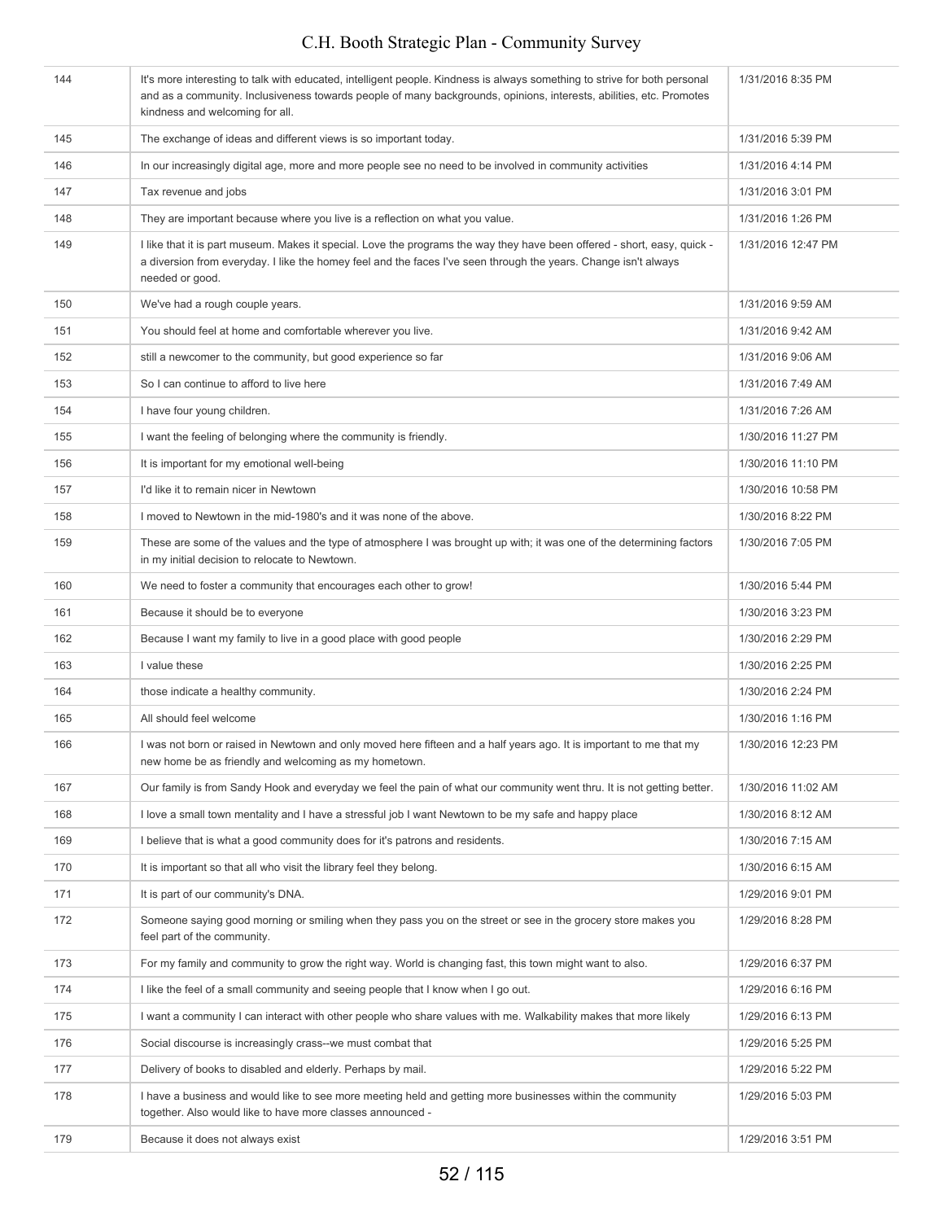| | | |
|---|---|---|
| 144 | It's more interesting to talk with educated, intelligent people. Kindness is always something to strive for both personal and as a community. Inclusiveness towards people of many backgrounds, opinions, interests, abilities, etc. Promotes kindness and welcoming for all. | 1/31/2016 8:35 PM |
| 145 | The exchange of ideas and different views is so important today. | 1/31/2016 5:39 PM |
| 146 | In our increasingly digital age, more and more people see no need to be involved in community activities | 1/31/2016 4:14 PM |
| 147 | Tax revenue and jobs | 1/31/2016 3:01 PM |
| 148 | They are important because where you live is a reflection on what you value. | 1/31/2016 1:26 PM |
| 149 | I like that it is part museum. Makes it special. Love the programs the way they have been offered - short, easy, quick - a diversion from everyday. I like the homey feel and the faces I've seen through the years. Change isn't always needed or good. | 1/31/2016 12:47 PM |
| 150 | We've had a rough couple years. | 1/31/2016 9:59 AM |
| 151 | You should feel at home and comfortable wherever you live. | 1/31/2016 9:42 AM |
| 152 | still a newcomer to the community, but good experience so far | 1/31/2016 9:06 AM |
| 153 | So I can continue to afford to live here | 1/31/2016 7:49 AM |
| 154 | I have four young children. | 1/31/2016 7:26 AM |
| 155 | I want the feeling of belonging where the community is friendly. | 1/30/2016 11:27 PM |
| 156 | It is important for my emotional well-being | 1/30/2016 11:10 PM |
| 157 | I'd like it to remain nicer in Newtown | 1/30/2016 10:58 PM |
| 158 | I moved to Newtown in the mid-1980's and it was none of the above. | 1/30/2016 8:22 PM |
| 159 | These are some of the values and the type of atmosphere I was brought up with; it was one of the determining factors in my initial decision to relocate to Newtown. | 1/30/2016 7:05 PM |
| 160 | We need to foster a community that encourages each other to grow! | 1/30/2016 5:44 PM |
| 161 | Because it should be to everyone | 1/30/2016 3:23 PM |
| 162 | Because I want my family to live in a good place with good people | 1/30/2016 2:29 PM |
| 163 | I value these | 1/30/2016 2:25 PM |
| 164 | those indicate a healthy community. | 1/30/2016 2:24 PM |
| 165 | All should feel welcome | 1/30/2016 1:16 PM |
| 166 | I was not born or raised in Newtown and only moved here fifteen and a half years ago. It is important to me that my new home be as friendly and welcoming as my hometown. | 1/30/2016 12:23 PM |
| 167 | Our family is from Sandy Hook and everyday we feel the pain of what our community went thru. It is not getting better. | 1/30/2016 11:02 AM |
| 168 | I love a small town mentality and I have a stressful job I want Newtown to be my safe and happy place | 1/30/2016 8:12 AM |
| 169 | I believe that is what a good community does for it's patrons and residents. | 1/30/2016 7:15 AM |
| 170 | It is important so that all who visit the library feel they belong. | 1/30/2016 6:15 AM |
| 171 | It is part of our community's DNA. | 1/29/2016 9:01 PM |
| 172 | Someone saying good morning or smiling when they pass you on the street or see in the grocery store makes you feel part of the community. | 1/29/2016 8:28 PM |
| 173 | For my family and community to grow the right way. World is changing fast, this town might want to also. | 1/29/2016 6:37 PM |
| 174 | I like the feel of a small community and seeing people that I know when I go out. | 1/29/2016 6:16 PM |
| 175 | I want a community I can interact with other people who share values with me. Walkability makes that more likely | 1/29/2016 6:13 PM |
| 176 | Social discourse is increasingly crass--we must combat that | 1/29/2016 5:25 PM |
| 177 | Delivery of books to disabled and elderly. Perhaps by mail. | 1/29/2016 5:22 PM |
| 178 | I have a business and would like to see more meeting held and getting more businesses within the community together. Also would like to have more classes announced - | 1/29/2016 5:03 PM |
| 179 | Because it does not always exist | 1/29/2016 3:51 PM |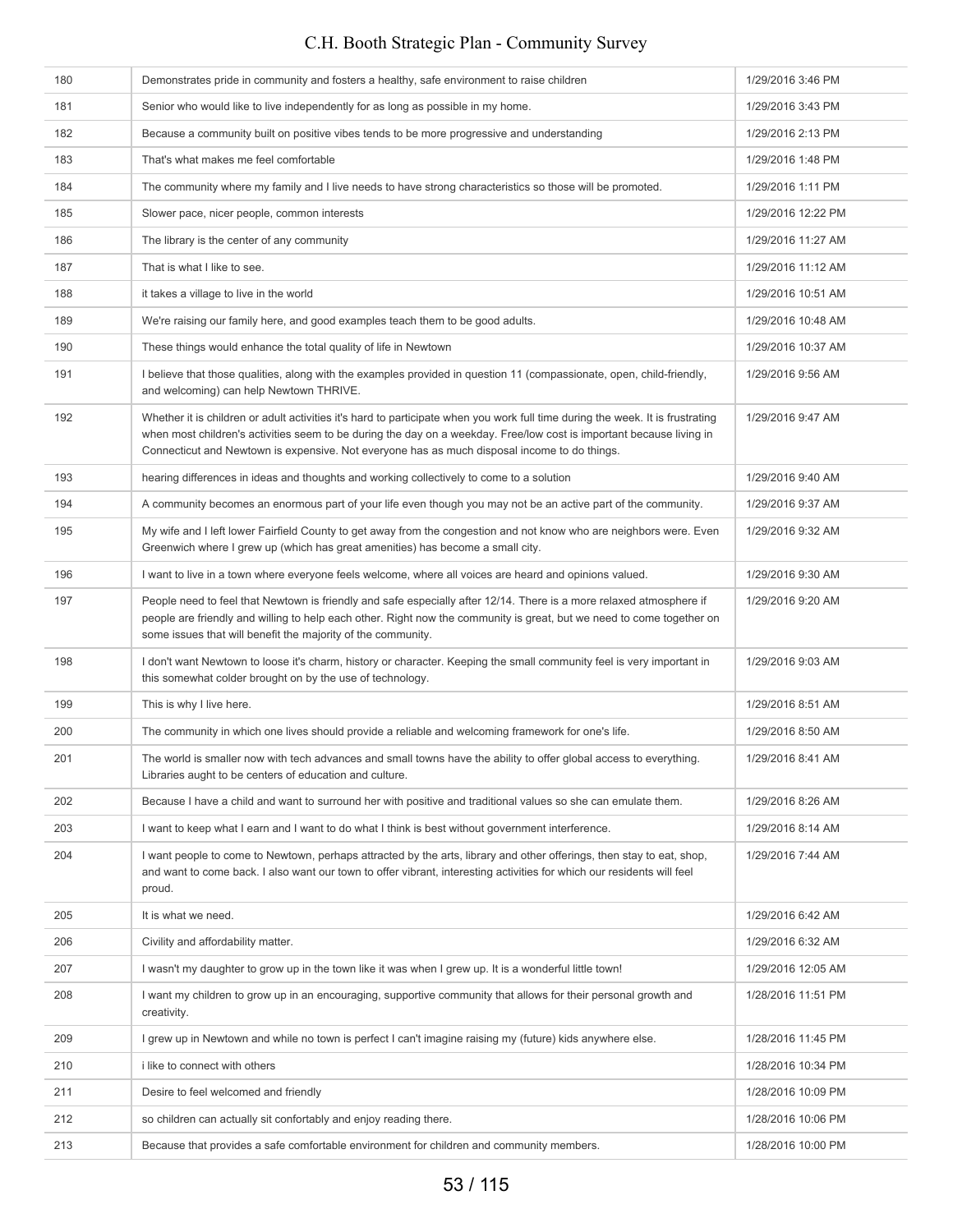| | | |
|---|---|---|
| 180 | Demonstrates pride in community and fosters a healthy, safe environment to raise children | 1/29/2016 3:46 PM |
| 181 | Senior who would like to live independently for as long as possible in my home. | 1/29/2016 3:43 PM |
| 182 | Because a community built on positive vibes tends to be more progressive and understanding | 1/29/2016 2:13 PM |
| 183 | That's what makes me feel comfortable | 1/29/2016 1:48 PM |
| 184 | The community where my family and I live needs to have strong characteristics so those will be promoted. | 1/29/2016 1:11 PM |
| 185 | Slower pace, nicer people, common interests | 1/29/2016 12:22 PM |
| 186 | The library is the center of any community | 1/29/2016 11:27 AM |
| 187 | That is what I like to see. | 1/29/2016 11:12 AM |
| 188 | it takes a village to live in the world | 1/29/2016 10:51 AM |
| 189 | We're raising our family here, and good examples teach them to be good adults. | 1/29/2016 10:48 AM |
| 190 | These things would enhance the total quality of life in Newtown | 1/29/2016 10:37 AM |
| 191 | I believe that those qualities, along with the examples provided in question 11 (compassionate, open, child-friendly, and welcoming) can help Newtown THRIVE. | 1/29/2016 9:56 AM |
| 192 | Whether it is children or adult activities it's hard to participate when you work full time during the week. It is frustrating when most children's activities seem to be during the day on a weekday. Free/low cost is important because living in Connecticut and Newtown is expensive. Not everyone has as much disposal income to do things. | 1/29/2016 9:47 AM |
| 193 | hearing differences in ideas and thoughts and working collectively to come to a solution | 1/29/2016 9:40 AM |
| 194 | A community becomes an enormous part of your life even though you may not be an active part of the community. | 1/29/2016 9:37 AM |
| 195 | My wife and I left lower Fairfield County to get away from the congestion and not know who are neighbors were. Even Greenwich where I grew up (which has great amenities) has become a small city. | 1/29/2016 9:32 AM |
| 196 | I want to live in a town where everyone feels welcome, where all voices are heard and opinions valued. | 1/29/2016 9:30 AM |
| 197 | People need to feel that Newtown is friendly and safe especially after 12/14. There is a more relaxed atmosphere if people are friendly and willing to help each other. Right now the community is great, but we need to come together on some issues that will benefit the majority of the community. | 1/29/2016 9:20 AM |
| 198 | I don't want Newtown to loose it's charm, history or character. Keeping the small community feel is very important in this somewhat colder brought on by the use of technology. | 1/29/2016 9:03 AM |
| 199 | This is why I live here. | 1/29/2016 8:51 AM |
| 200 | The community in which one lives should provide a reliable and welcoming framework for one's life. | 1/29/2016 8:50 AM |
| 201 | The world is smaller now with tech advances and small towns have the ability to offer global access to everything. Libraries aught to be centers of education and culture. | 1/29/2016 8:41 AM |
| 202 | Because I have a child and want to surround her with positive and traditional values so she can emulate them. | 1/29/2016 8:26 AM |
| 203 | I want to keep what I earn and I want to do what I think is best without government interference. | 1/29/2016 8:14 AM |
| 204 | I want people to come to Newtown, perhaps attracted by the arts, library and other offerings, then stay to eat, shop, and want to come back. I also want our town to offer vibrant, interesting activities for which our residents will feel proud. | 1/29/2016 7:44 AM |
| 205 | It is what we need. | 1/29/2016 6:42 AM |
| 206 | Civility and affordability matter. | 1/29/2016 6:32 AM |
| 207 | I wasn't my daughter to grow up in the town like it was when I grew up. It is a wonderful little town! | 1/29/2016 12:05 AM |
| 208 | I want my children to grow up in an encouraging, supportive community that allows for their personal growth and creativity. | 1/28/2016 11:51 PM |
| 209 | I grew up in Newtown and while no town is perfect I can't imagine raising my (future) kids anywhere else. | 1/28/2016 11:45 PM |
| 210 | i like to connect with others | 1/28/2016 10:34 PM |
| 211 | Desire to feel welcomed and friendly | 1/28/2016 10:09 PM |
| 212 | so children can actually sit confortably and enjoy reading there. | 1/28/2016 10:06 PM |
| 213 | Because that provides a safe comfortable environment for children and community members. | 1/28/2016 10:00 PM |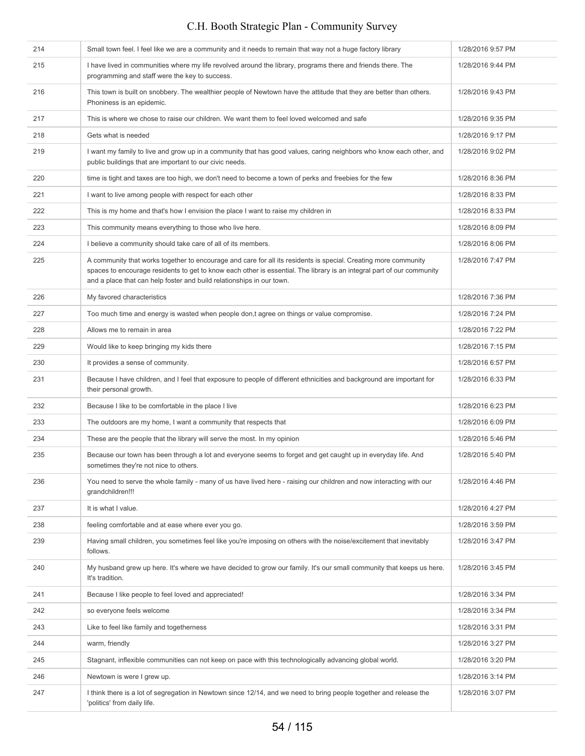| | | |
|---|---|---|
| 214 | Small town feel. I feel like we are a community and it needs to remain that way not a huge factory library | 1/28/2016 9:57 PM |
| 215 | I have lived in communities where my life revolved around the library, programs there and friends there. The programming and staff were the key to success. | 1/28/2016 9:44 PM |
| 216 | This town is built on snobbery. The wealthier people of Newtown have the attitude that they are better than others. Phoniness is an epidemic. | 1/28/2016 9:43 PM |
| 217 | This is where we chose to raise our children. We want them to feel loved welcomed and safe | 1/28/2016 9:35 PM |
| 218 | Gets what is needed | 1/28/2016 9:17 PM |
| 219 | I want my family to live and grow up in a community that has good values, caring neighbors who know each other, and public buildings that are important to our civic needs. | 1/28/2016 9:02 PM |
| 220 | time is tight and taxes are too high, we don't need to become a town of perks and freebies for the few | 1/28/2016 8:36 PM |
| 221 | I want to live among people with respect for each other | 1/28/2016 8:33 PM |
| 222 | This is my home and that's how I envision the place I want to raise my children in | 1/28/2016 8:33 PM |
| 223 | This community means everything to those who live here. | 1/28/2016 8:09 PM |
| 224 | I believe a community should take care of all of its members. | 1/28/2016 8:06 PM |
| 225 | A community that works together to encourage and care for all its residents is special. Creating more community spaces to encourage residents to get to know each other is essential. The library is an integral part of our community and a place that can help foster and build relationships in our town. | 1/28/2016 7:47 PM |
| 226 | My favored characteristics | 1/28/2016 7:36 PM |
| 227 | Too much time and energy is wasted when people don,t agree on things or value compromise. | 1/28/2016 7:24 PM |
| 228 | Allows me to remain in area | 1/28/2016 7:22 PM |
| 229 | Would like to keep bringing my kids there | 1/28/2016 7:15 PM |
| 230 | It provides a sense of community. | 1/28/2016 6:57 PM |
| 231 | Because I have children, and I feel that exposure to people of different ethnicities and background are important for their personal growth. | 1/28/2016 6:33 PM |
| 232 | Because I like to be comfortable in the place I live | 1/28/2016 6:23 PM |
| 233 | The outdoors are my home, I want a community that respects that | 1/28/2016 6:09 PM |
| 234 | These are the people that the library will serve the most. In my opinion | 1/28/2016 5:46 PM |
| 235 | Because our town has been through a lot and everyone seems to forget and get caught up in everyday life. And sometimes they're not nice to others. | 1/28/2016 5:40 PM |
| 236 | You need to serve the whole family - many of us have lived here - raising our children and now interacting with our grandchildren!!! | 1/28/2016 4:46 PM |
| 237 | It is what I value. | 1/28/2016 4:27 PM |
| 238 | feeling comfortable and at ease where ever you go. | 1/28/2016 3:59 PM |
| 239 | Having small children, you sometimes feel like you're imposing on others with the noise/excitement that inevitably follows. | 1/28/2016 3:47 PM |
| 240 | My husband grew up here. It's where we have decided to grow our family. It's our small community that keeps us here. It's tradition. | 1/28/2016 3:45 PM |
| 241 | Because I like people to feel loved and appreciated! | 1/28/2016 3:34 PM |
| 242 | so everyone feels welcome | 1/28/2016 3:34 PM |
| 243 | Like to feel like family and togetherness | 1/28/2016 3:31 PM |
| 244 | warm, friendly | 1/28/2016 3:27 PM |
| 245 | Stagnant, inflexible communities can not keep on pace with this technologically advancing global world. | 1/28/2016 3:20 PM |
| 246 | Newtown is were I grew up. | 1/28/2016 3:14 PM |
| 247 | I think there is a lot of segregation in Newtown since 12/14, and we need to bring people together and release the 'politics' from daily life. | 1/28/2016 3:07 PM |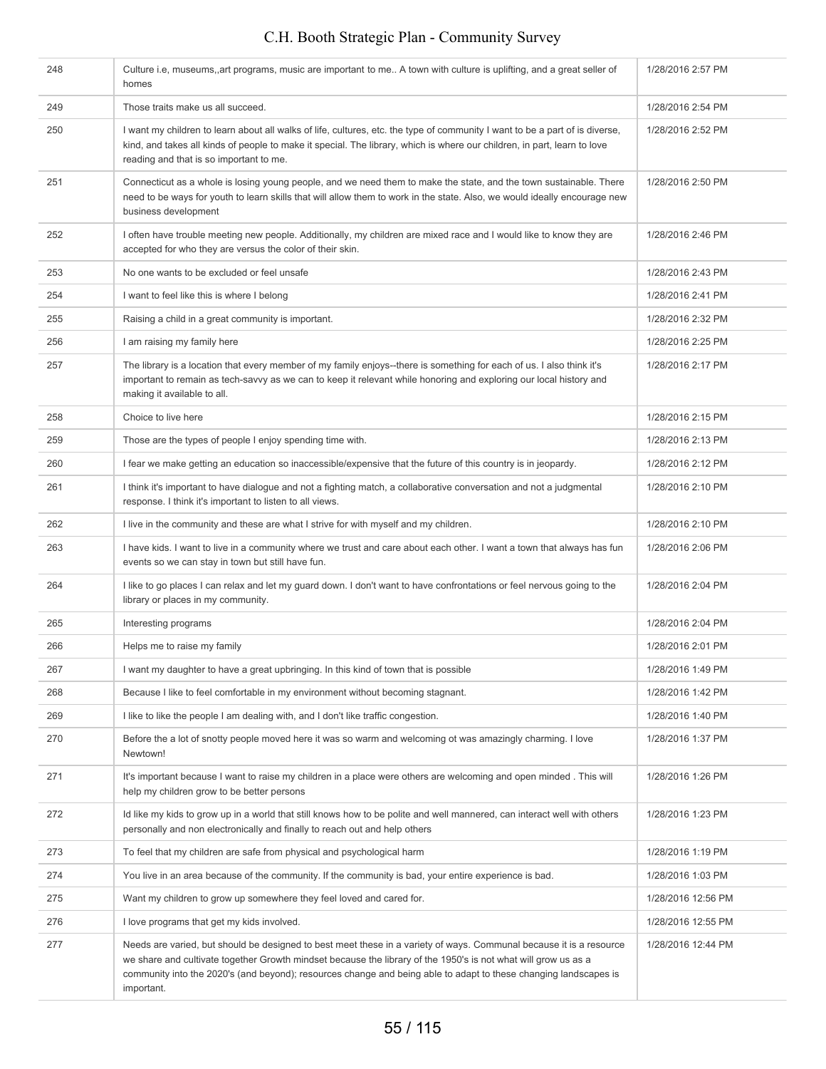| | | |
|---|---|---|
| 248 | Culture i.e, museums,,art programs, music are important to me.. A town with culture is uplifting, and a great seller of homes | 1/28/2016 2:57 PM |
| 249 | Those traits make us all succeed. | 1/28/2016 2:54 PM |
| 250 | I want my children to learn about all walks of life, cultures, etc. the type of community I want to be a part of is diverse, kind, and takes all kinds of people to make it special. The library, which is where our children, in part, learn to love reading and that is so important to me. | 1/28/2016 2:52 PM |
| 251 | Connecticut as a whole is losing young people, and we need them to make the state, and the town sustainable. There need to be ways for youth to learn skills that will allow them to work in the state. Also, we would ideally encourage new business development | 1/28/2016 2:50 PM |
| 252 | I often have trouble meeting new people. Additionally, my children are mixed race and I would like to know they are accepted for who they are versus the color of their skin. | 1/28/2016 2:46 PM |
| 253 | No one wants to be excluded or feel unsafe | 1/28/2016 2:43 PM |
| 254 | I want to feel like this is where I belong | 1/28/2016 2:41 PM |
| 255 | Raising a child in a great community is important. | 1/28/2016 2:32 PM |
| 256 | I am raising my family here | 1/28/2016 2:25 PM |
| 257 | The library is a location that every member of my family enjoys--there is something for each of us. I also think it's important to remain as tech-savvy as we can to keep it relevant while honoring and exploring our local history and making it available to all. | 1/28/2016 2:17 PM |
| 258 | Choice to live here | 1/28/2016 2:15 PM |
| 259 | Those are the types of people I enjoy spending time with. | 1/28/2016 2:13 PM |
| 260 | I fear we make getting an education so inaccessible/expensive that the future of this country is in jeopardy. | 1/28/2016 2:12 PM |
| 261 | I think it's important to have dialogue and not a fighting match, a collaborative conversation and not a judgmental response. I think it's important to listen to all views. | 1/28/2016 2:10 PM |
| 262 | I live in the community and these are what I strive for with myself and my children. | 1/28/2016 2:10 PM |
| 263 | I have kids. I want to live in a community where we trust and care about each other. I want a town that always has fun events so we can stay in town but still have fun. | 1/28/2016 2:06 PM |
| 264 | I like to go places I can relax and let my guard down. I don't want to have confrontations or feel nervous going to the library or places in my community. | 1/28/2016 2:04 PM |
| 265 | Interesting programs | 1/28/2016 2:04 PM |
| 266 | Helps me to raise my family | 1/28/2016 2:01 PM |
| 267 | I want my daughter to have a great upbringing. In this kind of town that is possible | 1/28/2016 1:49 PM |
| 268 | Because I like to feel comfortable in my environment without becoming stagnant. | 1/28/2016 1:42 PM |
| 269 | I like to like the people I am dealing with, and I don't like traffic congestion. | 1/28/2016 1:40 PM |
| 270 | Before the a lot of snotty people moved here it was so warm and welcoming ot was amazingly charming. I love Newtown! | 1/28/2016 1:37 PM |
| 271 | It's important because I want to raise my children in a place were others are welcoming and open minded . This will help my children grow to be better persons | 1/28/2016 1:26 PM |
| 272 | Id like my kids to grow up in a world that still knows how to be polite and well mannered, can interact well with others personally and non electronically and finally to reach out and help others | 1/28/2016 1:23 PM |
| 273 | To feel that my children are safe from physical and psychological harm | 1/28/2016 1:19 PM |
| 274 | You live in an area because of the community. If the community is bad, your entire experience is bad. | 1/28/2016 1:03 PM |
| 275 | Want my children to grow up somewhere they feel loved and cared for. | 1/28/2016 12:56 PM |
| 276 | I love programs that get my kids involved. | 1/28/2016 12:55 PM |
| 277 | Needs are varied, but should be designed to best meet these in a variety of ways. Communal because it is a resource we share and cultivate together Growth mindset because the library of the 1950's is not what will grow us as a community into the 2020's (and beyond); resources change and being able to adapt to these changing landscapes is important. | 1/28/2016 12:44 PM |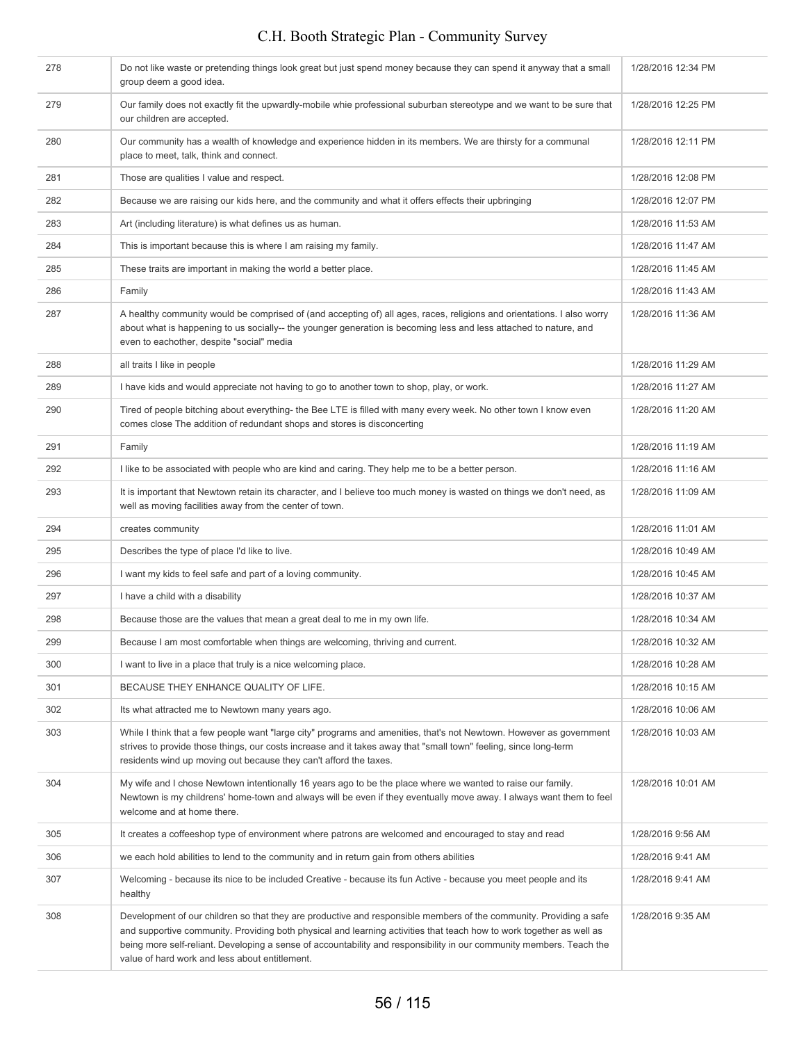| | | |
|---|---|---|
| 278 | Do not like waste or pretending things look great but just spend money because they can spend it anyway that a small group deem a good idea. | 1/28/2016 12:34 PM |
| 279 | Our family does not exactly fit the upwardly-mobile whie professional suburban stereotype and we want to be sure that our children are accepted. | 1/28/2016 12:25 PM |
| 280 | Our community has a wealth of knowledge and experience hidden in its members. We are thirsty for a communal place to meet, talk, think and connect. | 1/28/2016 12:11 PM |
| 281 | Those are qualities I value and respect. | 1/28/2016 12:08 PM |
| 282 | Because we are raising our kids here, and the community and what it offers effects their upbringing | 1/28/2016 12:07 PM |
| 283 | Art (including literature) is what defines us as human. | 1/28/2016 11:53 AM |
| 284 | This is important because this is where I am raising my family. | 1/28/2016 11:47 AM |
| 285 | These traits are important in making the world a better place. | 1/28/2016 11:45 AM |
| 286 | Family | 1/28/2016 11:43 AM |
| 287 | A healthy community would be comprised of (and accepting of) all ages, races, religions and orientations. I also worry about what is happening to us socially-- the younger generation is becoming less and less attached to nature, and even to eachother, despite "social" media | 1/28/2016 11:36 AM |
| 288 | all traits I like in people | 1/28/2016 11:29 AM |
| 289 | I have kids and would appreciate not having to go to another town to shop, play, or work. | 1/28/2016 11:27 AM |
| 290 | Tired of people bitching about everything- the Bee LTE is filled with many every week. No other town I know even comes close The addition of redundant shops and stores is disconcerting | 1/28/2016 11:20 AM |
| 291 | Family | 1/28/2016 11:19 AM |
| 292 | I like to be associated with people who are kind and caring. They help me to be a better person. | 1/28/2016 11:16 AM |
| 293 | It is important that Newtown retain its character, and I believe too much money is wasted on things we don't need, as well as moving facilities away from the center of town. | 1/28/2016 11:09 AM |
| 294 | creates community | 1/28/2016 11:01 AM |
| 295 | Describes the type of place I'd like to live. | 1/28/2016 10:49 AM |
| 296 | I want my kids to feel safe and part of a loving community. | 1/28/2016 10:45 AM |
| 297 | I have a child with a disability | 1/28/2016 10:37 AM |
| 298 | Because those are the values that mean a great deal to me in my own life. | 1/28/2016 10:34 AM |
| 299 | Because I am most comfortable when things are welcoming, thriving and current. | 1/28/2016 10:32 AM |
| 300 | I want to live in a place that truly is a nice welcoming place. | 1/28/2016 10:28 AM |
| 301 | BECAUSE THEY ENHANCE QUALITY OF LIFE. | 1/28/2016 10:15 AM |
| 302 | Its what attracted me to Newtown many years ago. | 1/28/2016 10:06 AM |
| 303 | While I think that a few people want "large city" programs and amenities, that's not Newtown. However as government strives to provide those things, our costs increase and it takes away that "small town" feeling, since long-term residents wind up moving out because they can't afford the taxes. | 1/28/2016 10:03 AM |
| 304 | My wife and I chose Newtown intentionally 16 years ago to be the place where we wanted to raise our family. Newtown is my childrens' home-town and always will be even if they eventually move away. I always want them to feel welcome and at home there. | 1/28/2016 10:01 AM |
| 305 | It creates a coffeeshop type of environment where patrons are welcomed and encouraged to stay and read | 1/28/2016 9:56 AM |
| 306 | we each hold abilities to lend to the community and in return gain from others abilities | 1/28/2016 9:41 AM |
| 307 | Welcoming - because its nice to be included Creative - because its fun Active - because you meet people and its healthy | 1/28/2016 9:41 AM |
| 308 | Development of our children so that they are productive and responsible members of the community. Providing a safe and supportive community. Providing both physical and learning activities that teach how to work together as well as being more self-reliant. Developing a sense of accountability and responsibility in our community members. Teach the value of hard work and less about entitlement. | 1/28/2016 9:35 AM |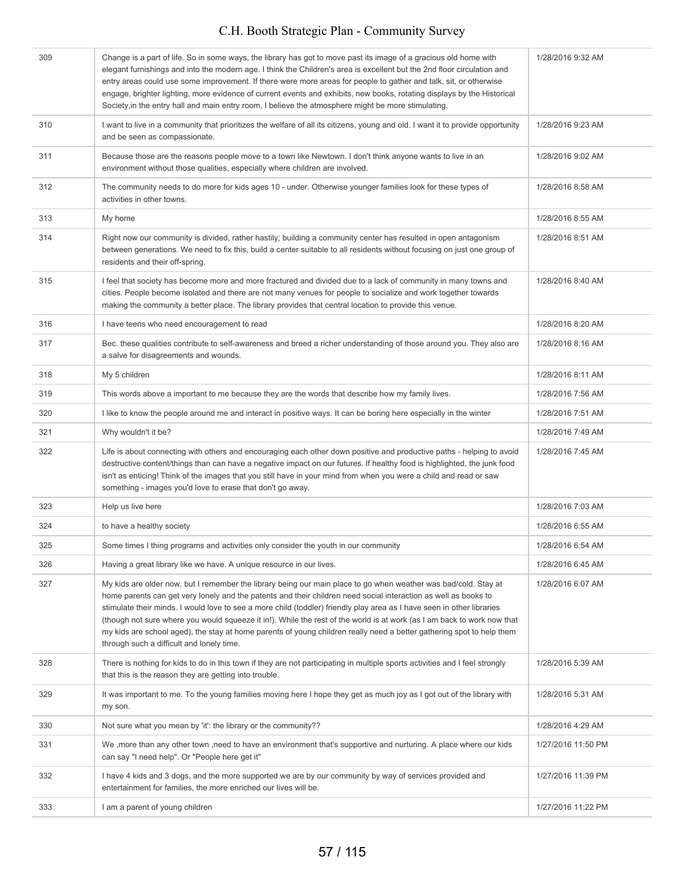| | | |
|---|---|---|
| 309 | Change is a part of life. So in some ways, the library has got to move past its image of a gracious old home with elegant furnishings and into the modern age. I think the Children's area is excellent but the 2nd floor circulation and entry areas could use some improvement. If there were more areas for people to gather and talk, sit, or otherwise engage, brighter lighting, more evidence of current events and exhibits, new books, rotating displays by the Historical Society,in the entry hall and main entry room, I believe the atmosphere might be more stimulating. | 1/28/2016 9:32 AM |
| 310 | I want to live in a community that prioritizes the welfare of all its citizens, young and old. I want it to provide opportunity and be seen as compassionate. | 1/28/2016 9:23 AM |
| 311 | Because those are the reasons people move to a town like Newtown. I don't think anyone wants to live in an environment without those qualities, especially where children are involved. | 1/28/2016 9:02 AM |
| 312 | The community needs to do more for kids ages 10 - under. Otherwise younger families look for these types of activities in other towns. | 1/28/2016 8:58 AM |
| 313 | My home | 1/28/2016 8:55 AM |
| 314 | Right now our community is divided, rather hastily; building a community center has resulted in open antagonism between generations. We need to fix this, build a center suitable to all residents without focusing on just one group of residents and their off-spring. | 1/28/2016 8:51 AM |
| 315 | I feel that society has become more and more fractured and divided due to a lack of community in many towns and cities. People become isolated and there are not many venues for people to socialize and work together towards making the community a better place. The library provides that central location to provide this venue. | 1/28/2016 8:40 AM |
| 316 | I have teens who need encouragement to read | 1/28/2016 8:20 AM |
| 317 | Bec. these qualities contribute to self-awareness and breed a richer understanding of those around you. They also are a salve for disagreements and wounds. | 1/28/2016 8:16 AM |
| 318 | My 5 children | 1/28/2016 8:11 AM |
| 319 | This words above a important to me because they are the words that describe how my family lives. | 1/28/2016 7:56 AM |
| 320 | I like to know the people around me and interact in positive ways. It can be boring here especially in the winter | 1/28/2016 7:51 AM |
| 321 | Why wouldn't it be? | 1/28/2016 7:49 AM |
| 322 | Life is about connecting with others and encouraging each other down positive and productive paths - helping to avoid destructive content/things than can have a negative impact on our futures. If healthy food is highlighted, the junk food isn't as enticing! Think of the images that you still have in your mind from when you were a child and read or saw something - images you'd love to erase that don't go away. | 1/28/2016 7:45 AM |
| 323 | Help us live here | 1/28/2016 7:03 AM |
| 324 | to have a healthy society | 1/28/2016 6:55 AM |
| 325 | Some times I thing programs and activities only consider the youth in our community | 1/28/2016 6:54 AM |
| 326 | Having a great library like we have. A unique resource in our lives. | 1/28/2016 6:45 AM |
| 327 | My kids are older now, but I remember the library being our main place to go when weather was bad/cold. Stay at home parents can get very lonely and the patents and their children need social interaction as well as books to stimulate their minds. I would love to see a more child (toddler) friendly play area as I have seen in other libraries (though not sure where you would squeeze it in!). While the rest of the world is at work (as I am back to work now that my kids are school aged), the stay at home parents of young children really need a better gathering spot to help them through such a difficult and lonely time. | 1/28/2016 6:07 AM |
| 328 | There is nothing for kids to do in this town if they are not participating in multiple sports activities and I feel strongly that this is the reason they are getting into trouble. | 1/28/2016 5:39 AM |
| 329 | It was important to me. To the young families moving here I hope they get as much joy as I got out of the library with my son. | 1/28/2016 5:31 AM |
| 330 | Not sure what you mean by 'it': the library or the community?? | 1/28/2016 4:29 AM |
| 331 | We ,more than any other town ,need to have an environment that's supportive and nurturing. A place where our kids can say "I need help". Or "People here get it" | 1/27/2016 11:50 PM |
| 332 | I have 4 kids and 3 dogs, and the more supported we are by our community by way of services provided and entertainment for families, the more enriched our lives will be. | 1/27/2016 11:39 PM |
| 333 | I am a parent of young children | 1/27/2016 11:22 PM |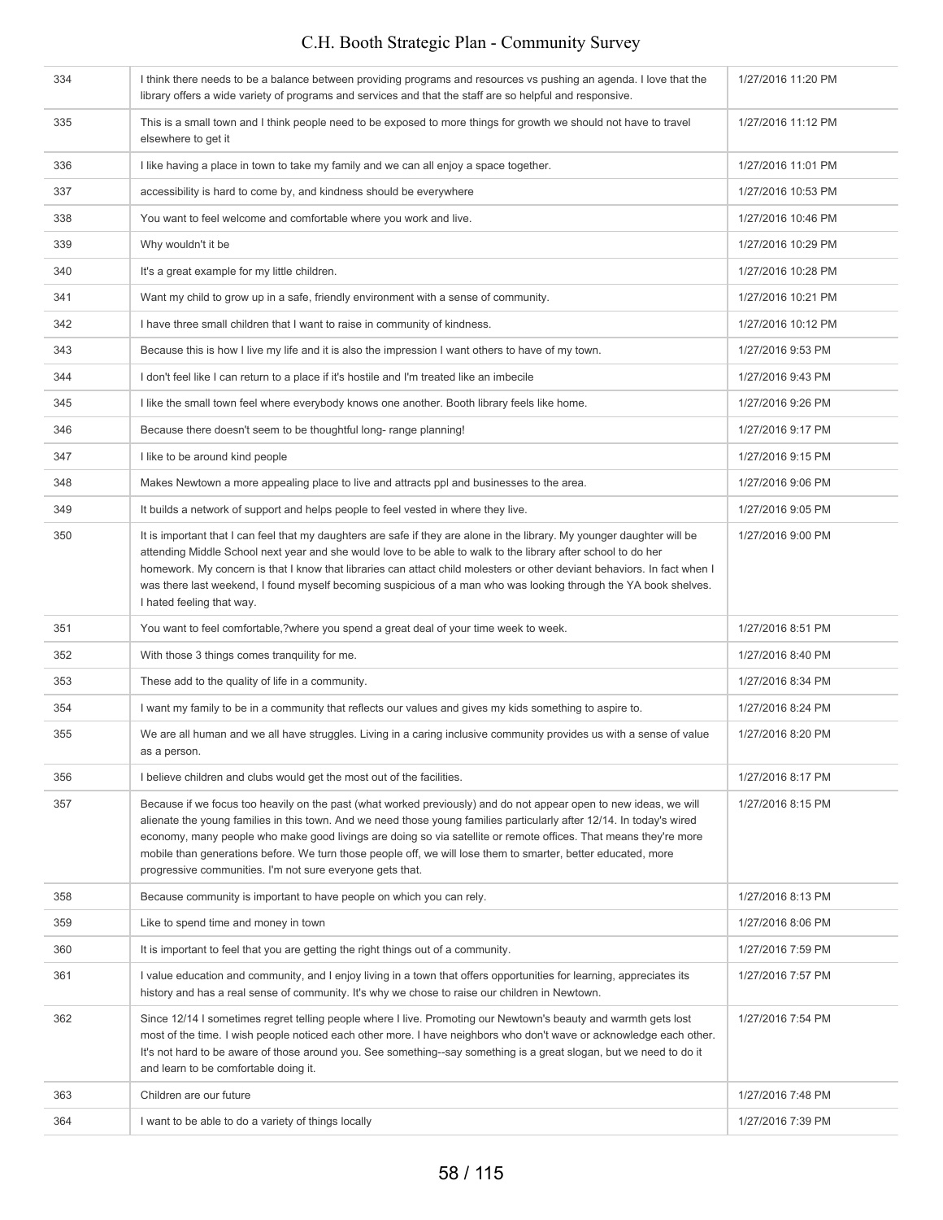| | | |
|---|---|---|
| 334 | I think there needs to be a balance between providing programs and resources vs pushing an agenda. I love that the library offers a wide variety of programs and services and that the staff are so helpful and responsive. | 1/27/2016 11:20 PM |
| 335 | This is a small town and I think people need to be exposed to more things for growth we should not have to travel elsewhere to get it | 1/27/2016 11:12 PM |
| 336 | I like having a place in town to take my family and we can all enjoy a space together. | 1/27/2016 11:01 PM |
| 337 | accessibility is hard to come by, and kindness should be everywhere | 1/27/2016 10:53 PM |
| 338 | You want to feel welcome and comfortable where you work and live. | 1/27/2016 10:46 PM |
| 339 | Why wouldn't it be | 1/27/2016 10:29 PM |
| 340 | It's a great example for my little children. | 1/27/2016 10:28 PM |
| 341 | Want my child to grow up in a safe, friendly environment with a sense of community. | 1/27/2016 10:21 PM |
| 342 | I have three small children that I want to raise in community of kindness. | 1/27/2016 10:12 PM |
| 343 | Because this is how I live my life and it is also the impression I want others to have of my town. | 1/27/2016 9:53 PM |
| 344 | I don't feel like I can return to a place if it's hostile and I'm treated like an imbecile | 1/27/2016 9:43 PM |
| 345 | I like the small town feel where everybody knows one another. Booth library feels like home. | 1/27/2016 9:26 PM |
| 346 | Because there doesn't seem to be thoughtful long- range planning! | 1/27/2016 9:17 PM |
| 347 | I like to be around kind people | 1/27/2016 9:15 PM |
| 348 | Makes Newtown a more appealing place to live and attracts ppl and businesses to the area. | 1/27/2016 9:06 PM |
| 349 | It builds a network of support and helps people to feel vested in where they live. | 1/27/2016 9:05 PM |
| 350 | It is important that I can feel that my daughters are safe if they are alone in the library. My younger daughter will be attending Middle School next year and she would love to be able to walk to the library after school to do her homework. My concern is that I know that libraries can attact child molesters or other deviant behaviors. In fact when I was there last weekend, I found myself becoming suspicious of a man who was looking through the YA book shelves. I hated feeling that way. | 1/27/2016 9:00 PM |
| 351 | You want to feel comfortable,?where you spend a great deal of your time week to week. | 1/27/2016 8:51 PM |
| 352 | With those 3 things comes tranquility for me. | 1/27/2016 8:40 PM |
| 353 | These add to the quality of life in a community. | 1/27/2016 8:34 PM |
| 354 | I want my family to be in a community that reflects our values and gives my kids something to aspire to. | 1/27/2016 8:24 PM |
| 355 | We are all human and we all have struggles. Living in a caring inclusive community provides us with a sense of value as a person. | 1/27/2016 8:20 PM |
| 356 | I believe children and clubs would get the most out of the facilities. | 1/27/2016 8:17 PM |
| 357 | Because if we focus too heavily on the past (what worked previously) and do not appear open to new ideas, we will alienate the young families in this town. And we need those young families particularly after 12/14. In today's wired economy, many people who make good livings are doing so via satellite or remote offices. That means they're more mobile than generations before. We turn those people off, we will lose them to smarter, better educated, more progressive communities. I'm not sure everyone gets that. | 1/27/2016 8:15 PM |
| 358 | Because community is important to have people on which you can rely. | 1/27/2016 8:13 PM |
| 359 | Like to spend time and money in town | 1/27/2016 8:06 PM |
| 360 | It is important to feel that you are getting the right things out of a community. | 1/27/2016 7:59 PM |
| 361 | I value education and community, and I enjoy living in a town that offers opportunities for learning, appreciates its history and has a real sense of community. It's why we chose to raise our children in Newtown. | 1/27/2016 7:57 PM |
| 362 | Since 12/14 I sometimes regret telling people where I live. Promoting our Newtown's beauty and warmth gets lost most of the time. I wish people noticed each other more. I have neighbors who don't wave or acknowledge each other. It's not hard to be aware of those around you. See something--say something is a great slogan, but we need to do it and learn to be comfortable doing it. | 1/27/2016 7:54 PM |
| 363 | Children are our future | 1/27/2016 7:48 PM |
| 364 | I want to be able to do a variety of things locally | 1/27/2016 7:39 PM |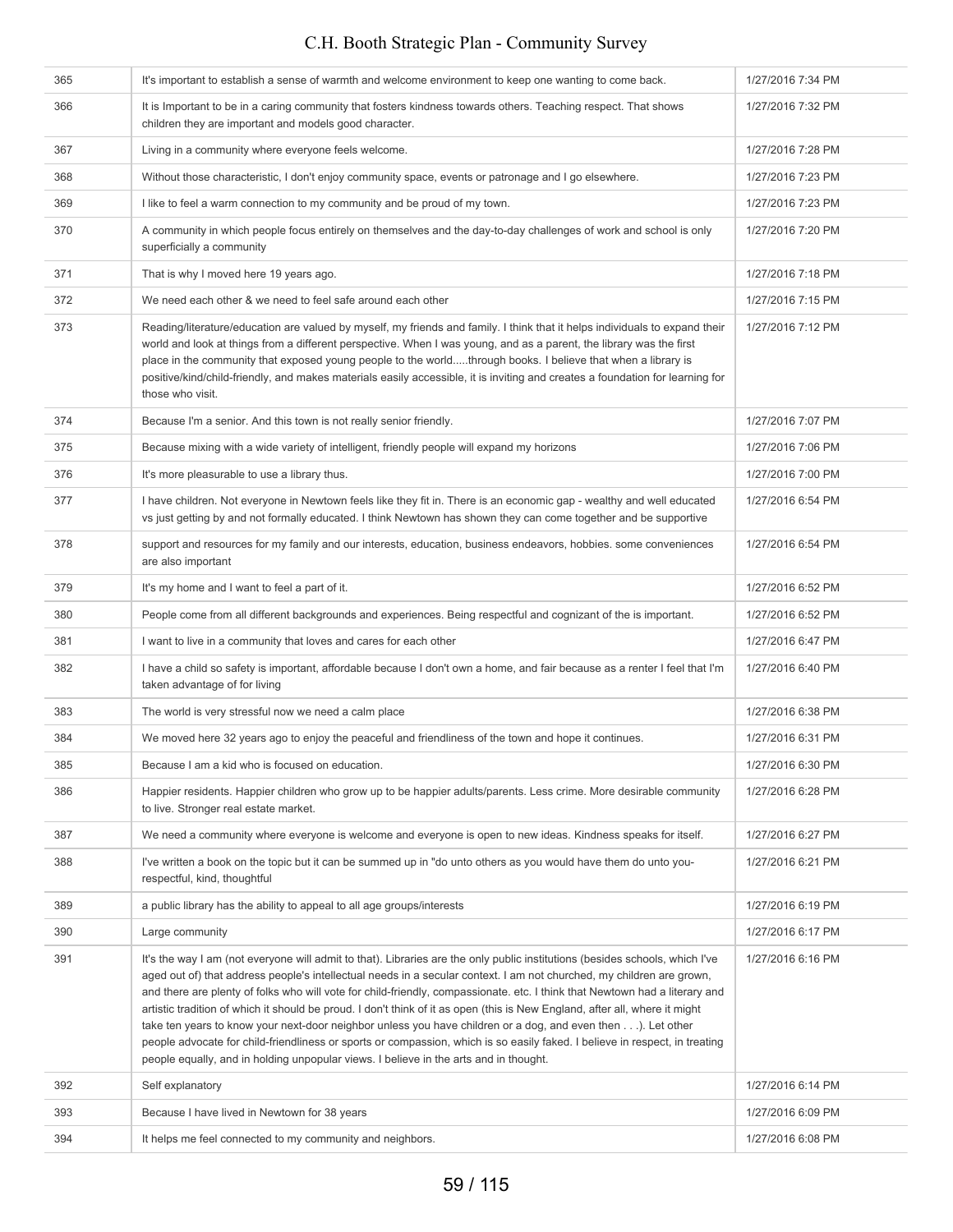| | | |
|---|---|---|
| 365 | It's important to establish a sense of warmth and welcome environment to keep one wanting to come back. | 1/27/2016 7:34 PM |
| 366 | It is Important to be in a caring community that fosters kindness towards others. Teaching respect. That shows children they are important and models good character. | 1/27/2016 7:32 PM |
| 367 | Living in a community where everyone feels welcome. | 1/27/2016 7:28 PM |
| 368 | Without those characteristic, I don't enjoy community space, events or patronage and I go elsewhere. | 1/27/2016 7:23 PM |
| 369 | I like to feel a warm connection to my community and be proud of my town. | 1/27/2016 7:23 PM |
| 370 | A community in which people focus entirely on themselves and the day-to-day challenges of work and school is only superficially a community | 1/27/2016 7:20 PM |
| 371 | That is why I moved here 19 years ago. | 1/27/2016 7:18 PM |
| 372 | We need each other & we need to feel safe around each other | 1/27/2016 7:15 PM |
| 373 | Reading/literature/education are valued by myself, my friends and family. I think that it helps individuals to expand their world and look at things from a different perspective. When I was young, and as a parent, the library was the first place in the community that exposed young people to the world.....through books. I believe that when a library is positive/kind/child-friendly, and makes materials easily accessible, it is inviting and creates a foundation for learning for those who visit. | 1/27/2016 7:12 PM |
| 374 | Because I'm a senior. And this town is not really senior friendly. | 1/27/2016 7:07 PM |
| 375 | Because mixing with a wide variety of intelligent, friendly people will expand my horizons | 1/27/2016 7:06 PM |
| 376 | It's more pleasurable to use a library thus. | 1/27/2016 7:00 PM |
| 377 | I have children. Not everyone in Newtown feels like they fit in. There is an economic gap - wealthy and well educated vs just getting by and not formally educated. I think Newtown has shown they can come together and be supportive | 1/27/2016 6:54 PM |
| 378 | support and resources for my family and our interests, education, business endeavors, hobbies. some conveniences are also important | 1/27/2016 6:54 PM |
| 379 | It's my home and I want to feel a part of it. | 1/27/2016 6:52 PM |
| 380 | People come from all different backgrounds and experiences. Being respectful and cognizant of the is important. | 1/27/2016 6:52 PM |
| 381 | I want to live in a community that loves and cares for each other | 1/27/2016 6:47 PM |
| 382 | I have a child so safety is important, affordable because I don't own a home, and fair because as a renter I feel that I'm taken advantage of for living | 1/27/2016 6:40 PM |
| 383 | The world is very stressful now we need a calm place | 1/27/2016 6:38 PM |
| 384 | We moved here 32 years ago to enjoy the peaceful and friendliness of the town and hope it continues. | 1/27/2016 6:31 PM |
| 385 | Because I am a kid who is focused on education. | 1/27/2016 6:30 PM |
| 386 | Happier residents. Happier children who grow up to be happier adults/parents. Less crime. More desirable community to live. Stronger real estate market. | 1/27/2016 6:28 PM |
| 387 | We need a community where everyone is welcome and everyone is open to new ideas. Kindness speaks for itself. | 1/27/2016 6:27 PM |
| 388 | I've written a book on the topic but it can be summed up in "do unto others as you would have them do unto you- respectful, kind, thoughtful | 1/27/2016 6:21 PM |
| 389 | a public library has the ability to appeal to all age groups/interests | 1/27/2016 6:19 PM |
| 390 | Large community | 1/27/2016 6:17 PM |
| 391 | It's the way I am (not everyone will admit to that). Libraries are the only public institutions (besides schools, which I've aged out of) that address people's intellectual needs in a secular context. I am not churched, my children are grown, and there are plenty of folks who will vote for child-friendly, compassionate. etc. I think that Newtown had a literary and artistic tradition of which it should be proud. I don't think of it as open (this is New England, after all, where it might take ten years to know your next-door neighbor unless you have children or a dog, and even then . . .). Let other people advocate for child-friendliness or sports or compassion, which is so easily faked. I believe in respect, in treating people equally, and in holding unpopular views. I believe in the arts and in thought. | 1/27/2016 6:16 PM |
| 392 | Self explanatory | 1/27/2016 6:14 PM |
| 393 | Because I have lived in Newtown for 38 years | 1/27/2016 6:09 PM |
| 394 | It helps me feel connected to my community and neighbors. | 1/27/2016 6:08 PM |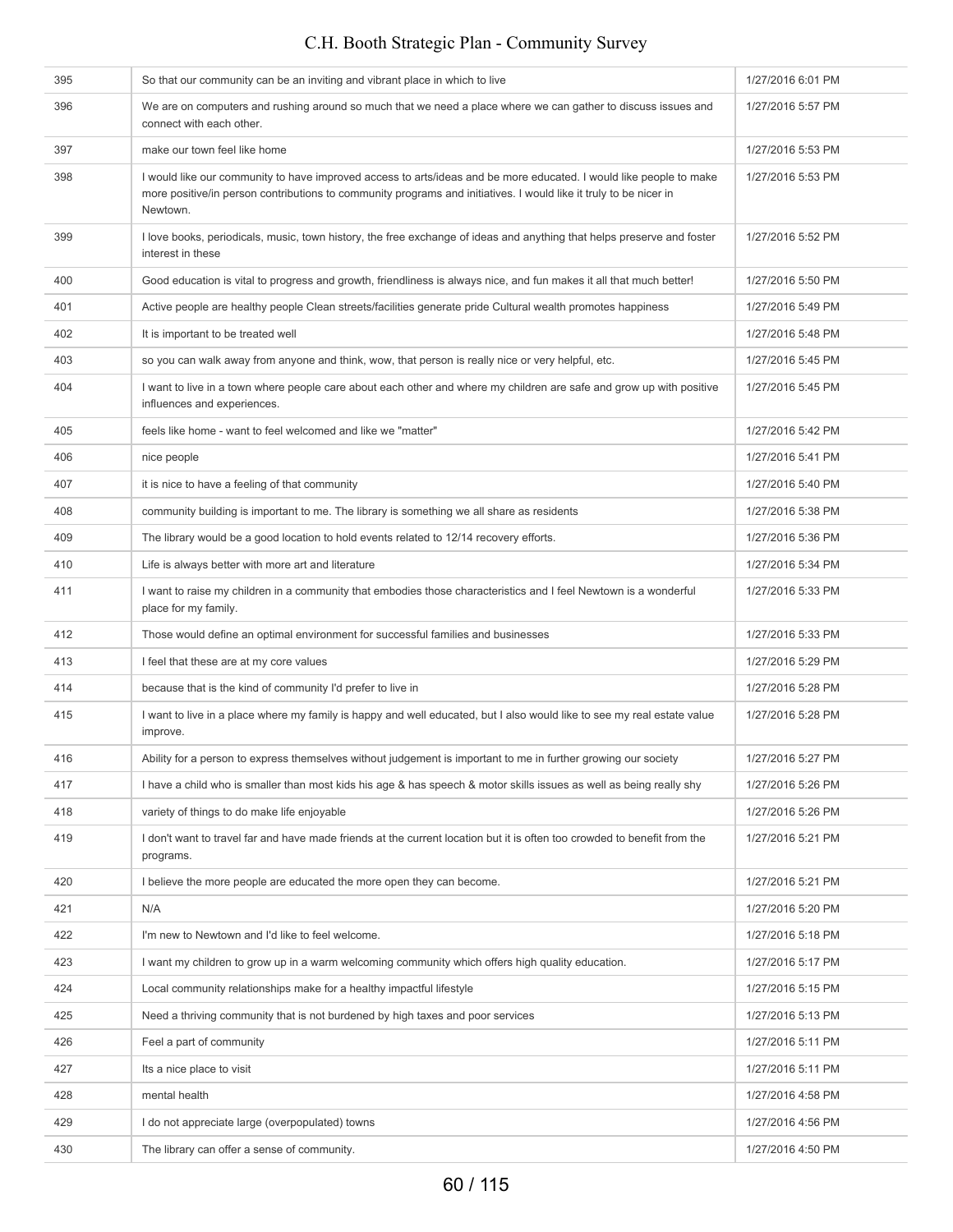| | | |
|---|---|---|
| 395 | So that our community can be an inviting and vibrant place in which to live | 1/27/2016 6:01 PM |
| 396 | We are on computers and rushing around so much that we need a place where we can gather to discuss issues and connect with each other. | 1/27/2016 5:57 PM |
| 397 | make our town feel like home | 1/27/2016 5:53 PM |
| 398 | I would like our community to have improved access to arts/ideas and be more educated. I would like people to make more positive/in person contributions to community programs and initiatives. I would like it truly to be nicer in Newtown. | 1/27/2016 5:53 PM |
| 399 | I love books, periodicals, music, town history, the free exchange of ideas and anything that helps preserve and foster interest in these | 1/27/2016 5:52 PM |
| 400 | Good education is vital to progress and growth, friendliness is always nice, and fun makes it all that much better! | 1/27/2016 5:50 PM |
| 401 | Active people are healthy people Clean streets/facilities generate pride Cultural wealth promotes happiness | 1/27/2016 5:49 PM |
| 402 | It is important to be treated well | 1/27/2016 5:48 PM |
| 403 | so you can walk away from anyone and think, wow, that person is really nice or very helpful, etc. | 1/27/2016 5:45 PM |
| 404 | I want to live in a town where people care about each other and where my children are safe and grow up with positive influences and experiences. | 1/27/2016 5:45 PM |
| 405 | feels like home - want to feel welcomed and like we "matter" | 1/27/2016 5:42 PM |
| 406 | nice people | 1/27/2016 5:41 PM |
| 407 | it is nice to have a feeling of that community | 1/27/2016 5:40 PM |
| 408 | community building is important to me. The library is something we all share as residents | 1/27/2016 5:38 PM |
| 409 | The library would be a good location to hold events related to 12/14 recovery efforts. | 1/27/2016 5:36 PM |
| 410 | Life is always better with more art and literature | 1/27/2016 5:34 PM |
| 411 | I want to raise my children in a community that embodies those characteristics and I feel Newtown is a wonderful place for my family. | 1/27/2016 5:33 PM |
| 412 | Those would define an optimal environment for successful families and businesses | 1/27/2016 5:33 PM |
| 413 | I feel that these are at my core values | 1/27/2016 5:29 PM |
| 414 | because that is the kind of community I'd prefer to live in | 1/27/2016 5:28 PM |
| 415 | I want to live in a place where my family is happy and well educated, but I also would like to see my real estate value improve. | 1/27/2016 5:28 PM |
| 416 | Ability for a person to express themselves without judgement is important to me in further growing our society | 1/27/2016 5:27 PM |
| 417 | I have a child who is smaller than most kids his age & has speech & motor skills issues as well as being really shy | 1/27/2016 5:26 PM |
| 418 | variety of things to do make life enjoyable | 1/27/2016 5:26 PM |
| 419 | I don't want to travel far and have made friends at the current location but it is often too crowded to benefit from the programs. | 1/27/2016 5:21 PM |
| 420 | I believe the more people are educated the more open they can become. | 1/27/2016 5:21 PM |
| 421 | N/A | 1/27/2016 5:20 PM |
| 422 | I'm new to Newtown and I'd like to feel welcome. | 1/27/2016 5:18 PM |
| 423 | I want my children to grow up in a warm welcoming community which offers high quality education. | 1/27/2016 5:17 PM |
| 424 | Local community relationships make for a healthy impactful lifestyle | 1/27/2016 5:15 PM |
| 425 | Need a thriving community that is not burdened by high taxes and poor services | 1/27/2016 5:13 PM |
| 426 | Feel a part of community | 1/27/2016 5:11 PM |
| 427 | Its a nice place to visit | 1/27/2016 5:11 PM |
| 428 | mental health | 1/27/2016 4:58 PM |
| 429 | I do not appreciate large (overpopulated) towns | 1/27/2016 4:56 PM |
| 430 | The library can offer a sense of community. | 1/27/2016 4:50 PM |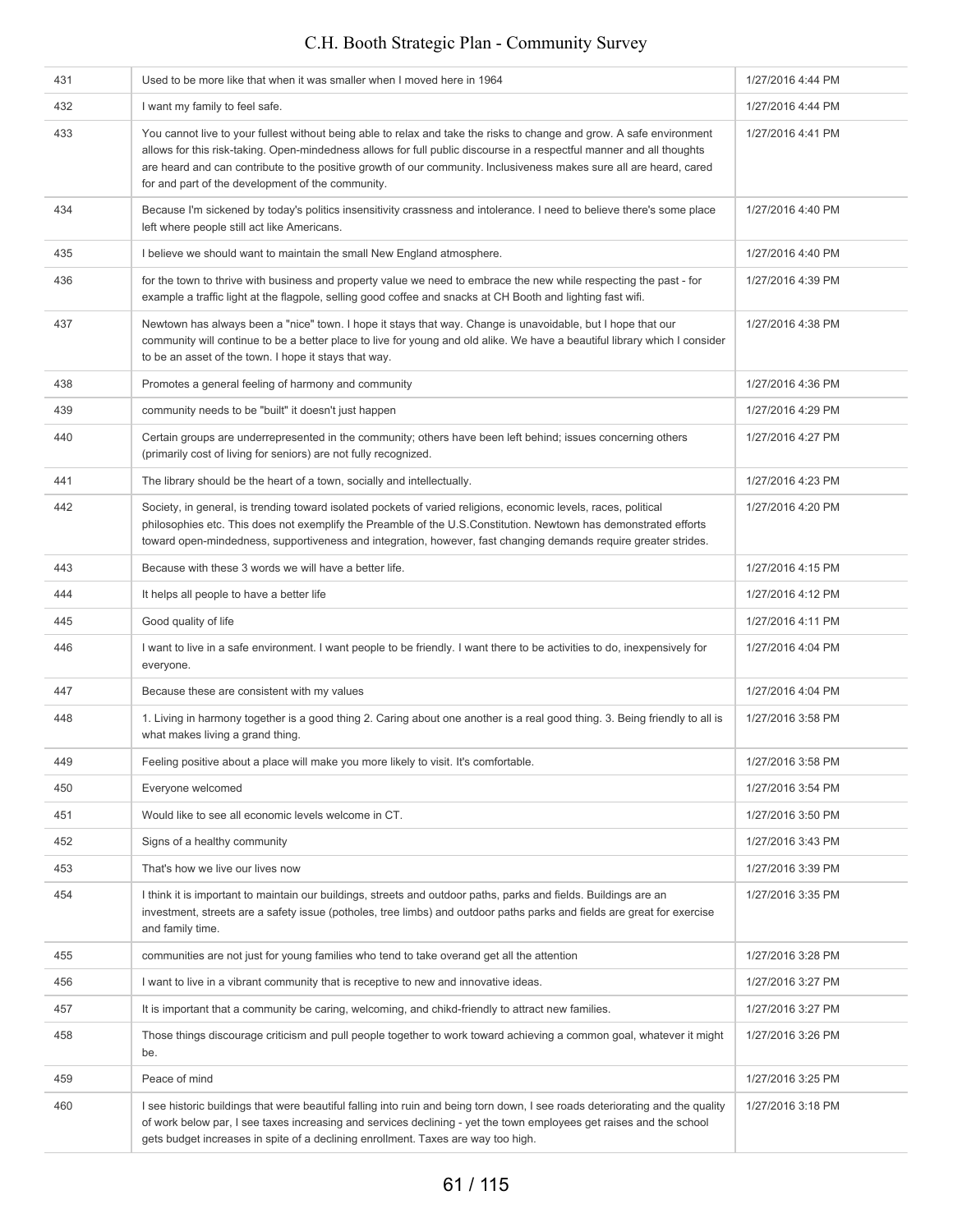| | | |
|---|---|---|
| 431 | Used to be more like that when it was smaller when I moved here in 1964 | 1/27/2016 4:44 PM |
| 432 | I want my family to feel safe. | 1/27/2016 4:44 PM |
| 433 | You cannot live to your fullest without being able to relax and take the risks to change and grow. A safe environment allows for this risk-taking. Open-mindedness allows for full public discourse in a respectful manner and all thoughts are heard and can contribute to the positive growth of our community. Inclusiveness makes sure all are heard, cared for and part of the development of the community. | 1/27/2016 4:41 PM |
| 434 | Because I'm sickened by today's politics insensitivity crassness and intolerance. I need to believe there's some place left where people still act like Americans. | 1/27/2016 4:40 PM |
| 435 | I believe we should want to maintain the small New England atmosphere. | 1/27/2016 4:40 PM |
| 436 | for the town to thrive with business and property value we need to embrace the new while respecting the past - for example a traffic light at the flagpole, selling good coffee and snacks at CH Booth and lighting fast wifi. | 1/27/2016 4:39 PM |
| 437 | Newtown has always been a "nice" town. I hope it stays that way. Change is unavoidable, but I hope that our community will continue to be a better place to live for young and old alike. We have a beautiful library which I consider to be an asset of the town. I hope it stays that way. | 1/27/2016 4:38 PM |
| 438 | Promotes a general feeling of harmony and community | 1/27/2016 4:36 PM |
| 439 | community needs to be "built" it doesn't just happen | 1/27/2016 4:29 PM |
| 440 | Certain groups are underrepresented in the community; others have been left behind; issues concerning others (primarily cost of living for seniors) are not fully recognized. | 1/27/2016 4:27 PM |
| 441 | The library should be the heart of a town, socially and intellectually. | 1/27/2016 4:23 PM |
| 442 | Society, in general, is trending toward isolated pockets of varied religions, economic levels, races, political philosophies etc. This does not exemplify the Preamble of the U.S.Constitution. Newtown has demonstrated efforts toward open-mindedness, supportiveness and integration, however, fast changing demands require greater strides. | 1/27/2016 4:20 PM |
| 443 | Because with these 3 words we will have a better life. | 1/27/2016 4:15 PM |
| 444 | It helps all people to have a better life | 1/27/2016 4:12 PM |
| 445 | Good quality of life | 1/27/2016 4:11 PM |
| 446 | I want to live in a safe environment. I want people to be friendly. I want there to be activities to do, inexpensively for everyone. | 1/27/2016 4:04 PM |
| 447 | Because these are consistent with my values | 1/27/2016 4:04 PM |
| 448 | 1. Living in harmony together is a good thing 2. Caring about one another is a real good thing. 3. Being friendly to all is what makes living a grand thing. | 1/27/2016 3:58 PM |
| 449 | Feeling positive about a place will make you more likely to visit. It's comfortable. | 1/27/2016 3:58 PM |
| 450 | Everyone welcomed | 1/27/2016 3:54 PM |
| 451 | Would like to see all economic levels welcome in CT. | 1/27/2016 3:50 PM |
| 452 | Signs of a healthy community | 1/27/2016 3:43 PM |
| 453 | That's how we live our lives now | 1/27/2016 3:39 PM |
| 454 | I think it is important to maintain our buildings, streets and outdoor paths, parks and fields. Buildings are an investment, streets are a safety issue (potholes, tree limbs) and outdoor paths parks and fields are great for exercise and family time. | 1/27/2016 3:35 PM |
| 455 | communities are not just for young families who tend to take overand get all the attention | 1/27/2016 3:28 PM |
| 456 | I want to live in a vibrant community that is receptive to new and innovative ideas. | 1/27/2016 3:27 PM |
| 457 | It is important that a community be caring, welcoming, and chikd-friendly to attract new families. | 1/27/2016 3:27 PM |
| 458 | Those things discourage criticism and pull people together to work toward achieving a common goal, whatever it might be. | 1/27/2016 3:26 PM |
| 459 | Peace of mind | 1/27/2016 3:25 PM |
| 460 | I see historic buildings that were beautiful falling into ruin and being torn down, I see roads deteriorating and the quality of work below par, I see taxes increasing and services declining - yet the town employees get raises and the school gets budget increases in spite of a declining enrollment. Taxes are way too high. | 1/27/2016 3:18 PM |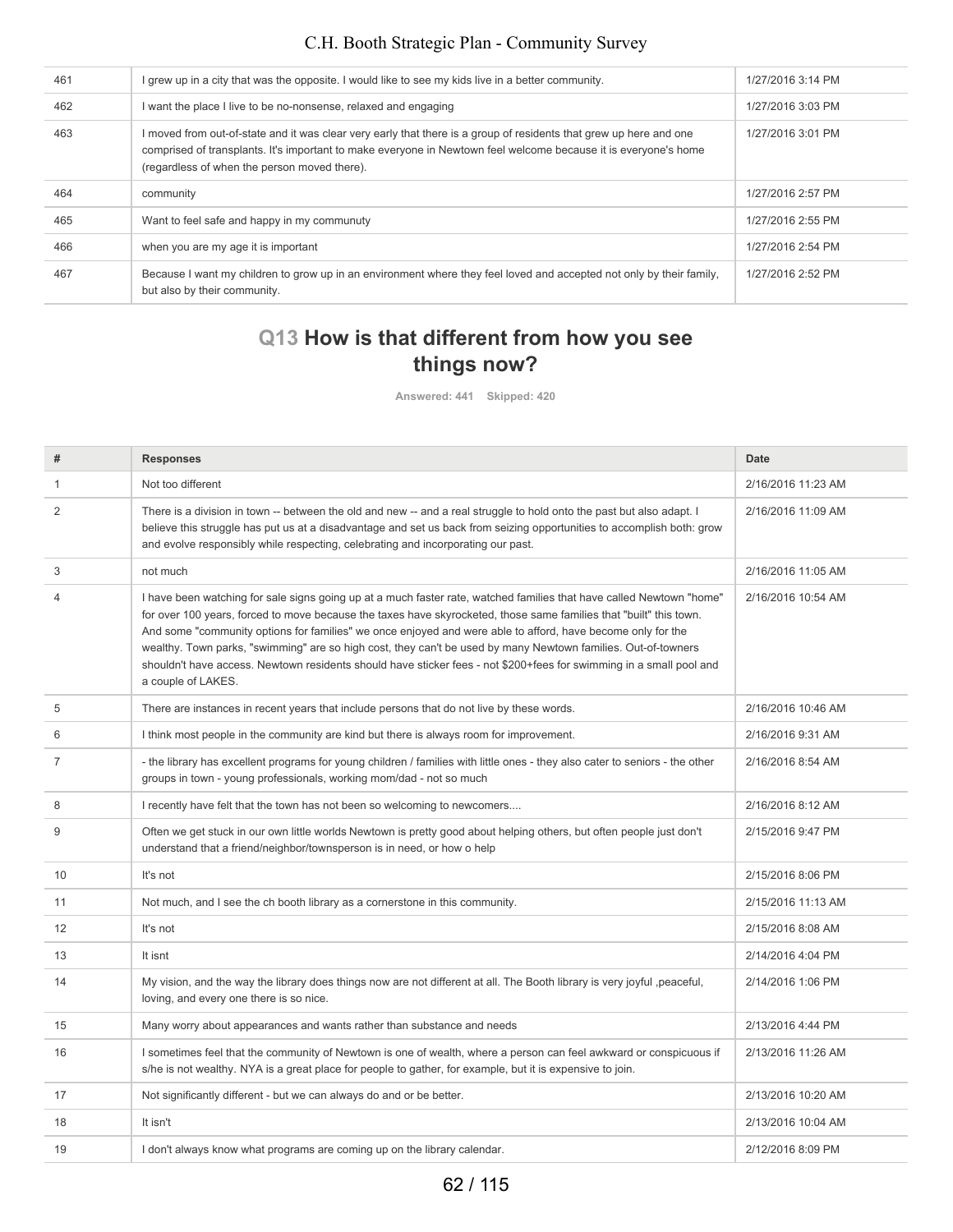| | | |
|---|---|---|
| 461 | I grew up in a city that was the opposite. I would like to see my kids live in a better community. | 1/27/2016 3:14 PM |
| 462 | I want the place I live to be no-nonsense, relaxed and engaging | 1/27/2016 3:03 PM |
| 463 | I moved from out-of-state and it was clear very early that there is a group of residents that grew up here and one comprised of transplants. It's important to make everyone in Newtown feel welcome because it is everyone's home (regardless of when the person moved there). | 1/27/2016 3:01 PM |
| 464 | community | 1/27/2016 2:57 PM |
| 465 | Want to feel safe and happy in my communuty | 1/27/2016 2:55 PM |
| 466 | when you are my age it is important | 1/27/2016 2:54 PM |
| 467 | Because I want my children to grow up in an environment where they feel loved and accepted not only by their family, but also by their community. | 1/27/2016 2:52 PM |

## Q13 How is that different from how you see things now?

**Answered: 441 Skipped: 420**

| # | Responses | Date |
|---|---|---|
| 1 | Not too different | 2/16/2016 11:23 AM |
| 2 | There is a division in town -- between the old and new -- and a real struggle to hold onto the past but also adapt. I believe this struggle has put us at a disadvantage and set us back from seizing opportunities to accomplish both: grow and evolve responsibly while respecting, celebrating and incorporating our past. | 2/16/2016 11:09 AM |
| 3 | not much | 2/16/2016 11:05 AM |
| 4 | I have been watching for sale signs going up at a much faster rate, watched families that have called Newtown "home" for over 100 years, forced to move because the taxes have skyrocketed, those same families that "built" this town. And some "community options for families" we once enjoyed and were able to afford, have become only for the wealthy. Town parks, "swimming" are so high cost, they can't be used by many Newtown families. Out-of-towners shouldn't have access. Newtown residents should have sticker fees - not $200+fees for swimming in a small pool and a couple of LAKES. | 2/16/2016 10:54 AM |
| 5 | There are instances in recent years that include persons that do not live by these words. | 2/16/2016 10:46 AM |
| 6 | I think most people in the community are kind but there is always room for improvement. | 2/16/2016 9:31 AM |
| 7 | - the library has excellent programs for young children / families with little ones - they also cater to seniors - the other groups in town - young professionals, working mom/dad - not so much | 2/16/2016 8:54 AM |
| 8 | I recently have felt that the town has not been so welcoming to newcomers.... | 2/16/2016 8:12 AM |
| 9 | Often we get stuck in our own little worlds Newtown is pretty good about helping others, but often people just don't understand that a friend/neighbor/townsperson is in need, or how o help | 2/15/2016 9:47 PM |
| 10 | It's not | 2/15/2016 8:06 PM |
| 11 | Not much, and I see the ch booth library as a cornerstone in this community. | 2/15/2016 11:13 AM |
| 12 | It's not | 2/15/2016 8:08 AM |
| 13 | It isnt | 2/14/2016 4:04 PM |
| 14 | My vision, and the way the library does things now are not different at all. The Booth library is very joyful ,peaceful, loving, and every one there is so nice. | 2/14/2016 1:06 PM |
| 15 | Many worry about appearances and wants rather than substance and needs | 2/13/2016 4:44 PM |
| 16 | I sometimes feel that the community of Newtown is one of wealth, where a person can feel awkward or conspicuous if s/he is not wealthy. NYA is a great place for people to gather, for example, but it is expensive to join. | 2/13/2016 11:26 AM |
| 17 | Not significantly different - but we can always do and or be better. | 2/13/2016 10:20 AM |
| 18 | It isn't | 2/13/2016 10:04 AM |
| 19 | I don't always know what programs are coming up on the library calendar. | 2/12/2016 8:09 PM |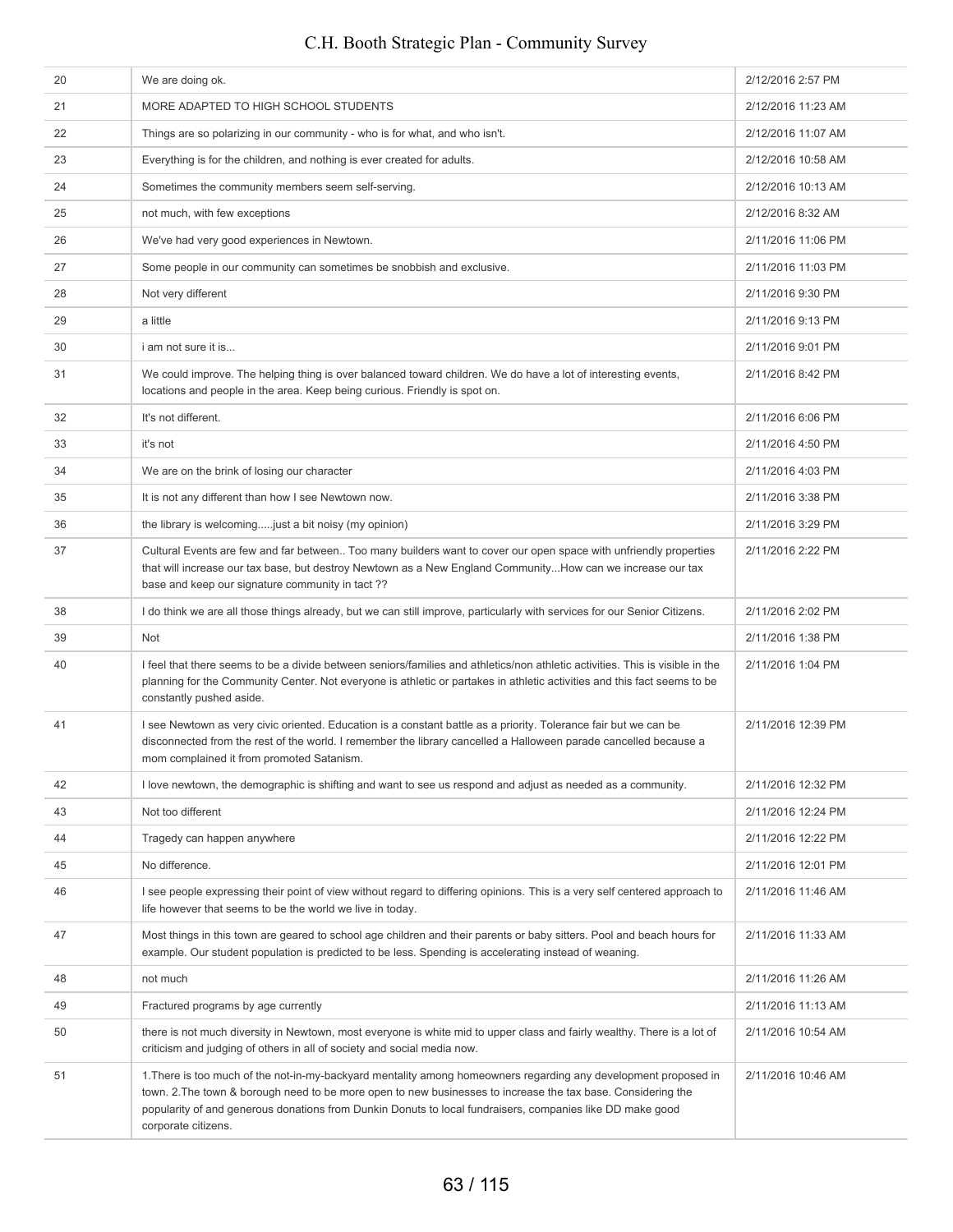| | | |
|---|---|---|
| 20 | We are doing ok. | 2/12/2016 2:57 PM |
| 21 | MORE ADAPTED TO HIGH SCHOOL STUDENTS | 2/12/2016 11:23 AM |
| 22 | Things are so polarizing in our community - who is for what, and who isn't. | 2/12/2016 11:07 AM |
| 23 | Everything is for the children, and nothing is ever created for adults. | 2/12/2016 10:58 AM |
| 24 | Sometimes the community members seem self-serving. | 2/12/2016 10:13 AM |
| 25 | not much, with few exceptions | 2/12/2016 8:32 AM |
| 26 | We've had very good experiences in Newtown. | 2/11/2016 11:06 PM |
| 27 | Some people in our community can sometimes be snobbish and exclusive. | 2/11/2016 11:03 PM |
| 28 | Not very different | 2/11/2016 9:30 PM |
| 29 | a little | 2/11/2016 9:13 PM |
| 30 | i am not sure it is... | 2/11/2016 9:01 PM |
| 31 | We could improve. The helping thing is over balanced toward children. We do have a lot of interesting events, locations and people in the area. Keep being curious. Friendly is spot on. | 2/11/2016 8:42 PM |
| 32 | It's not different. | 2/11/2016 6:06 PM |
| 33 | it's not | 2/11/2016 4:50 PM |
| 34 | We are on the brink of losing our character | 2/11/2016 4:03 PM |
| 35 | It is not any different than how I see Newtown now. | 2/11/2016 3:38 PM |
| 36 | the library is welcoming.....just a bit noisy (my opinion) | 2/11/2016 3:29 PM |
| 37 | Cultural Events are few and far between.. Too many builders want to cover our open space with unfriendly properties that will increase our tax base, but destroy Newtown as a New England Community...How can we increase our tax base and keep our signature community in tact ?? | 2/11/2016 2:22 PM |
| 38 | I do think we are all those things already, but we can still improve, particularly with services for our Senior Citizens. | 2/11/2016 2:02 PM |
| 39 | Not | 2/11/2016 1:38 PM |
| 40 | I feel that there seems to be a divide between seniors/families and athletics/non athletic activities. This is visible in the planning for the Community Center. Not everyone is athletic or partakes in athletic activities and this fact seems to be constantly pushed aside. | 2/11/2016 1:04 PM |
| 41 | I see Newtown as very civic oriented. Education is a constant battle as a priority. Tolerance fair but we can be disconnected from the rest of the world. I remember the library cancelled a Halloween parade cancelled because a mom complained it from promoted Satanism. | 2/11/2016 12:39 PM |
| 42 | I love newtown, the demographic is shifting and want to see us respond and adjust as needed as a community. | 2/11/2016 12:32 PM |
| 43 | Not too different | 2/11/2016 12:24 PM |
| 44 | Tragedy can happen anywhere | 2/11/2016 12:22 PM |
| 45 | No difference. | 2/11/2016 12:01 PM |
| 46 | I see people expressing their point of view without regard to differing opinions. This is a very self centered approach to life however that seems to be the world we live in today. | 2/11/2016 11:46 AM |
| 47 | Most things in this town are geared to school age children and their parents or baby sitters. Pool and beach hours for example. Our student population is predicted to be less. Spending is accelerating instead of weaning. | 2/11/2016 11:33 AM |
| 48 | not much | 2/11/2016 11:26 AM |
| 49 | Fractured programs by age currently | 2/11/2016 11:13 AM |
| 50 | there is not much diversity in Newtown, most everyone is white mid to upper class and fairly wealthy. There is a lot of criticism and judging of others in all of society and social media now. | 2/11/2016 10:54 AM |
| 51 | 1.There is too much of the not-in-my-backyard mentality among homeowners regarding any development proposed in town. 2.The town & borough need to be more open to new businesses to increase the tax base. Considering the popularity of and generous donations from Dunkin Donuts to local fundraisers, companies like DD make good corporate citizens. | 2/11/2016 10:46 AM |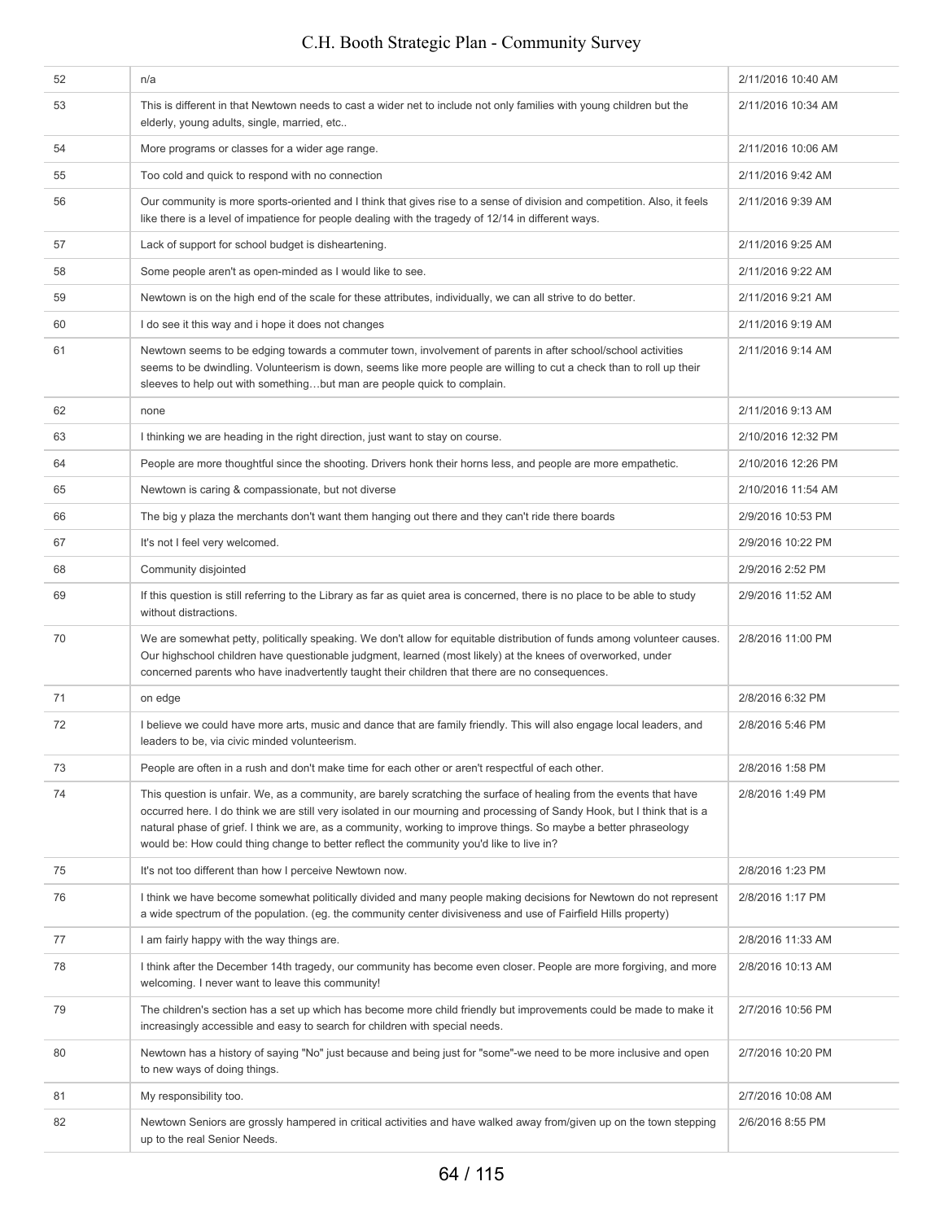| | | |
|---|---|---|
| 52 | n/a | 2/11/2016 10:40 AM |
| 53 | This is different in that Newtown needs to cast a wider net to include not only families with young children but the elderly, young adults, single, married, etc.. | 2/11/2016 10:34 AM |
| 54 | More programs or classes for a wider age range. | 2/11/2016 10:06 AM |
| 55 | Too cold and quick to respond with no connection | 2/11/2016 9:42 AM |
| 56 | Our community is more sports-oriented and I think that gives rise to a sense of division and competition. Also, it feels like there is a level of impatience for people dealing with the tragedy of 12/14 in different ways. | 2/11/2016 9:39 AM |
| 57 | Lack of support for school budget is disheartening. | 2/11/2016 9:25 AM |
| 58 | Some people aren't as open-minded as I would like to see. | 2/11/2016 9:22 AM |
| 59 | Newtown is on the high end of the scale for these attributes, individually, we can all strive to do better. | 2/11/2016 9:21 AM |
| 60 | I do see it this way and i hope it does not changes | 2/11/2016 9:19 AM |
| 61 | Newtown seems to be edging towards a commuter town, involvement of parents in after school/school activities seems to be dwindling. Volunteerism is down, seems like more people are willing to cut a check than to roll up their sleeves to help out with something…but man are people quick to complain. | 2/11/2016 9:14 AM |
| 62 | none | 2/11/2016 9:13 AM |
| 63 | I thinking we are heading in the right direction, just want to stay on course. | 2/10/2016 12:32 PM |
| 64 | People are more thoughtful since the shooting. Drivers honk their horns less, and people are more empathetic. | 2/10/2016 12:26 PM |
| 65 | Newtown is caring & compassionate, but not diverse | 2/10/2016 11:54 AM |
| 66 | The big y plaza the merchants don't want them hanging out there and they can't ride there boards | 2/9/2016 10:53 PM |
| 67 | It's not I feel very welcomed. | 2/9/2016 10:22 PM |
| 68 | Community disjointed | 2/9/2016 2:52 PM |
| 69 | If this question is still referring to the Library as far as quiet area is concerned, there is no place to be able to study without distractions. | 2/9/2016 11:52 AM |
| 70 | We are somewhat petty, politically speaking. We don't allow for equitable distribution of funds among volunteer causes. Our highschool children have questionable judgment, learned (most likely) at the knees of overworked, under concerned parents who have inadvertently taught their children that there are no consequences. | 2/8/2016 11:00 PM |
| 71 | on edge | 2/8/2016 6:32 PM |
| 72 | I believe we could have more arts, music and dance that are family friendly. This will also engage local leaders, and leaders to be, via civic minded volunteerism. | 2/8/2016 5:46 PM |
| 73 | People are often in a rush and don't make time for each other or aren't respectful of each other. | 2/8/2016 1:58 PM |
| 74 | This question is unfair. We, as a community, are barely scratching the surface of healing from the events that have occurred here. I do think we are still very isolated in our mourning and processing of Sandy Hook, but I think that is a natural phase of grief. I think we are, as a community, working to improve things. So maybe a better phraseology would be: How could thing change to better reflect the community you'd like to live in? | 2/8/2016 1:49 PM |
| 75 | It's not too different than how I perceive Newtown now. | 2/8/2016 1:23 PM |
| 76 | I think we have become somewhat politically divided and many people making decisions for Newtown do not represent a wide spectrum of the population. (eg. the community center divisiveness and use of Fairfield Hills property) | 2/8/2016 1:17 PM |
| 77 | I am fairly happy with the way things are. | 2/8/2016 11:33 AM |
| 78 | I think after the December 14th tragedy, our community has become even closer. People are more forgiving, and more welcoming. I never want to leave this community! | 2/8/2016 10:13 AM |
| 79 | The children's section has a set up which has become more child friendly but improvements could be made to make it increasingly accessible and easy to search for children with special needs. | 2/7/2016 10:56 PM |
| 80 | Newtown has a history of saying "No" just because and being just for "some"-we need to be more inclusive and open to new ways of doing things. | 2/7/2016 10:20 PM |
| 81 | My responsibility too. | 2/7/2016 10:08 AM |
| 82 | Newtown Seniors are grossly hampered in critical activities and have walked away from/given up on the town stepping up to the real Senior Needs. | 2/6/2016 8:55 PM |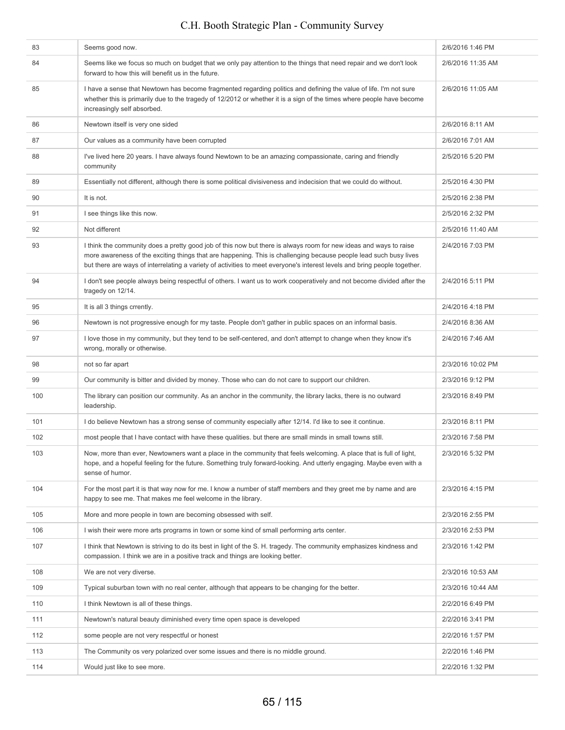| | | |
|---|---|---|
| 83 | Seems good now. | 2/6/2016 1:46 PM |
| 84 | Seems like we focus so much on budget that we only pay attention to the things that need repair and we don't look forward to how this will benefit us in the future. | 2/6/2016 11:35 AM |
| 85 | I have a sense that Newtown has become fragmented regarding politics and defining the value of life. I'm not sure whether this is primarily due to the tragedy of 12/2012 or whether it is a sign of the times where people have become increasingly self absorbed. | 2/6/2016 11:05 AM |
| 86 | Newtown itself is very one sided | 2/6/2016 8:11 AM |
| 87 | Our values as a community have been corrupted | 2/6/2016 7:01 AM |
| 88 | I've lived here 20 years. I have always found Newtown to be an amazing compassionate, caring and friendly community | 2/5/2016 5:20 PM |
| 89 | Essentially not different, although there is some political divisiveness and indecision that we could do without. | 2/5/2016 4:30 PM |
| 90 | It is not. | 2/5/2016 2:38 PM |
| 91 | I see things like this now. | 2/5/2016 2:32 PM |
| 92 | Not different | 2/5/2016 11:40 AM |
| 93 | I think the community does a pretty good job of this now but there is always room for new ideas and ways to raise more awareness of the exciting things that are happening. This is challenging because people lead such busy lives but there are ways of interrelating a variety of activities to meet everyone's interest levels and bring people together. | 2/4/2016 7:03 PM |
| 94 | I don't see people always being respectful of others. I want us to work cooperatively and not become divided after the tragedy on 12/14. | 2/4/2016 5:11 PM |
| 95 | It is all 3 things crrently. | 2/4/2016 4:18 PM |
| 96 | Newtown is not progressive enough for my taste. People don't gather in public spaces on an informal basis. | 2/4/2016 8:36 AM |
| 97 | I love those in my community, but they tend to be self-centered, and don't attempt to change when they know it's wrong, morally or otherwise. | 2/4/2016 7:46 AM |
| 98 | not so far apart | 2/3/2016 10:02 PM |
| 99 | Our community is bitter and divided by money. Those who can do not care to support our children. | 2/3/2016 9:12 PM |
| 100 | The library can position our community. As an anchor in the community, the library lacks, there is no outward leadership. | 2/3/2016 8:49 PM |
| 101 | I do believe Newtown has a strong sense of community especially after 12/14. I'd like to see it continue. | 2/3/2016 8:11 PM |
| 102 | most people that I have contact with have these qualities. but there are small minds in small towns still. | 2/3/2016 7:58 PM |
| 103 | Now, more than ever, Newtowners want a place in the community that feels welcoming. A place that is full of light, hope, and a hopeful feeling for the future. Something truly forward-looking. And utterly engaging. Maybe even with a sense of humor. | 2/3/2016 5:32 PM |
| 104 | For the most part it is that way now for me. I know a number of staff members and they greet me by name and are happy to see me. That makes me feel welcome in the library. | 2/3/2016 4:15 PM |
| 105 | More and more people in town are becoming obsessed with self. | 2/3/2016 2:55 PM |
| 106 | I wish their were more arts programs in town or some kind of small performing arts center. | 2/3/2016 2:53 PM |
| 107 | I think that Newtown is striving to do its best in light of the S. H. tragedy. The community emphasizes kindness and compassion. I think we are in a positive track and things are looking better. | 2/3/2016 1:42 PM |
| 108 | We are not very diverse. | 2/3/2016 10:53 AM |
| 109 | Typical suburban town with no real center, although that appears to be changing for the better. | 2/3/2016 10:44 AM |
| 110 | I think Newtown is all of these things. | 2/2/2016 6:49 PM |
| 111 | Newtown's natural beauty diminished every time open space is developed | 2/2/2016 3:41 PM |
| 112 | some people are not very respectful or honest | 2/2/2016 1:57 PM |
| 113 | The Community os very polarized over some issues and there is no middle ground. | 2/2/2016 1:46 PM |
| 114 | Would just like to see more. | 2/2/2016 1:32 PM |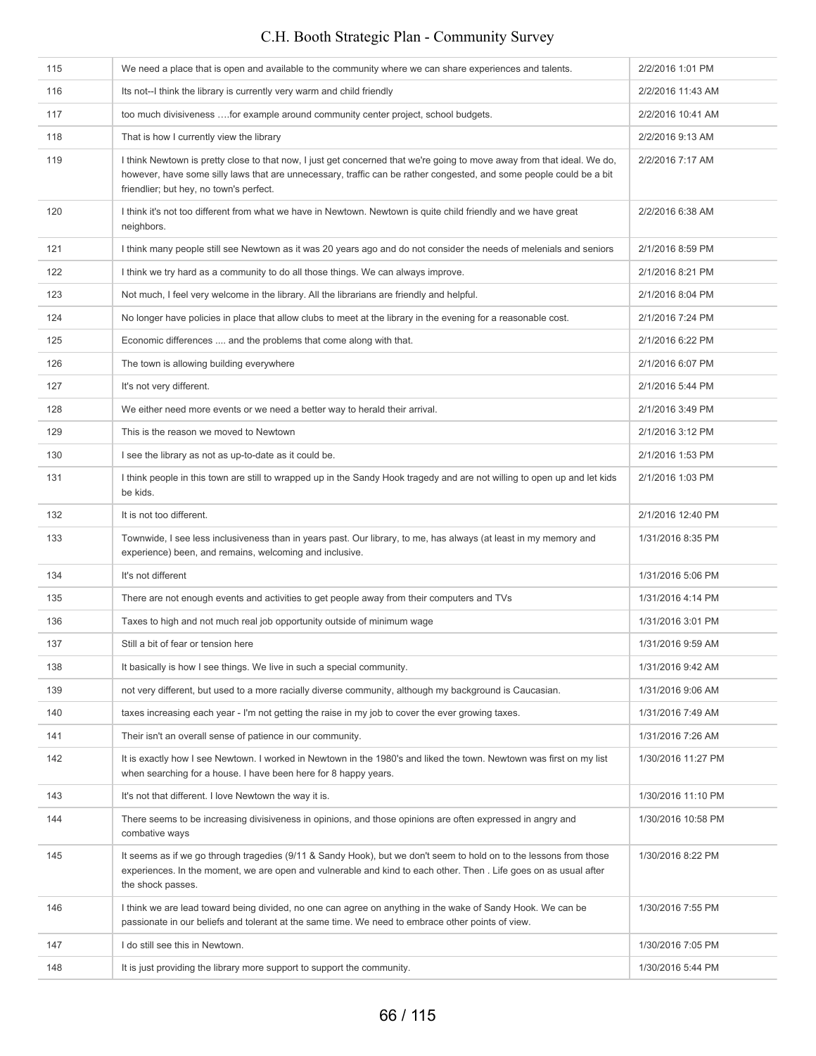| | | |
|---|---|---|
| 115 | We need a place that is open and available to the community where we can share experiences and talents. | 2/2/2016 1:01 PM |
| 116 | Its not--I think the library is currently very warm and child friendly | 2/2/2016 11:43 AM |
| 117 | too much divisiveness ….for example around community center project, school budgets. | 2/2/2016 10:41 AM |
| 118 | That is how I currently view the library | 2/2/2016 9:13 AM |
| 119 | I think Newtown is pretty close to that now, I just get concerned that we're going to move away from that ideal. We do, however, have some silly laws that are unnecessary, traffic can be rather congested, and some people could be a bit friendlier; but hey, no town's perfect. | 2/2/2016 7:17 AM |
| 120 | I think it's not too different from what we have in Newtown. Newtown is quite child friendly and we have great neighbors. | 2/2/2016 6:38 AM |
| 121 | I think many people still see Newtown as it was 20 years ago and do not consider the needs of melenials and seniors | 2/1/2016 8:59 PM |
| 122 | I think we try hard as a community to do all those things. We can always improve. | 2/1/2016 8:21 PM |
| 123 | Not much, I feel very welcome in the library. All the librarians are friendly and helpful. | 2/1/2016 8:04 PM |
| 124 | No longer have policies in place that allow clubs to meet at the library in the evening for a reasonable cost. | 2/1/2016 7:24 PM |
| 125 | Economic differences .... and the problems that come along with that. | 2/1/2016 6:22 PM |
| 126 | The town is allowing building everywhere | 2/1/2016 6:07 PM |
| 127 | It's not very different. | 2/1/2016 5:44 PM |
| 128 | We either need more events or we need a better way to herald their arrival. | 2/1/2016 3:49 PM |
| 129 | This is the reason we moved to Newtown | 2/1/2016 3:12 PM |
| 130 | I see the library as not as up-to-date as it could be. | 2/1/2016 1:53 PM |
| 131 | I think people in this town are still to wrapped up in the Sandy Hook tragedy and are not willing to open up and let kids be kids. | 2/1/2016 1:03 PM |
| 132 | It is not too different. | 2/1/2016 12:40 PM |
| 133 | Townwide, I see less inclusiveness than in years past. Our library, to me, has always (at least in my memory and experience) been, and remains, welcoming and inclusive. | 1/31/2016 8:35 PM |
| 134 | It's not different | 1/31/2016 5:06 PM |
| 135 | There are not enough events and activities to get people away from their computers and TVs | 1/31/2016 4:14 PM |
| 136 | Taxes to high and not much real job opportunity outside of minimum wage | 1/31/2016 3:01 PM |
| 137 | Still a bit of fear or tension here | 1/31/2016 9:59 AM |
| 138 | It basically is how I see things. We live in such a special community. | 1/31/2016 9:42 AM |
| 139 | not very different, but used to a more racially diverse community, although my background is Caucasian. | 1/31/2016 9:06 AM |
| 140 | taxes increasing each year - I'm not getting the raise in my job to cover the ever growing taxes. | 1/31/2016 7:49 AM |
| 141 | Their isn't an overall sense of patience in our community. | 1/31/2016 7:26 AM |
| 142 | It is exactly how I see Newtown. I worked in Newtown in the 1980's and liked the town. Newtown was first on my list when searching for a house. I have been here for 8 happy years. | 1/30/2016 11:27 PM |
| 143 | It's not that different. I love Newtown the way it is. | 1/30/2016 11:10 PM |
| 144 | There seems to be increasing divisiveness in opinions, and those opinions are often expressed in angry and combative ways | 1/30/2016 10:58 PM |
| 145 | It seems as if we go through tragedies (9/11 & Sandy Hook), but we don't seem to hold on to the lessons from those experiences. In the moment, we are open and vulnerable and kind to each other. Then . Life goes on as usual after the shock passes. | 1/30/2016 8:22 PM |
| 146 | I think we are lead toward being divided, no one can agree on anything in the wake of Sandy Hook. We can be passionate in our beliefs and tolerant at the same time. We need to embrace other points of view. | 1/30/2016 7:55 PM |
| 147 | I do still see this in Newtown. | 1/30/2016 7:05 PM |
| 148 | It is just providing the library more support to support the community. | 1/30/2016 5:44 PM |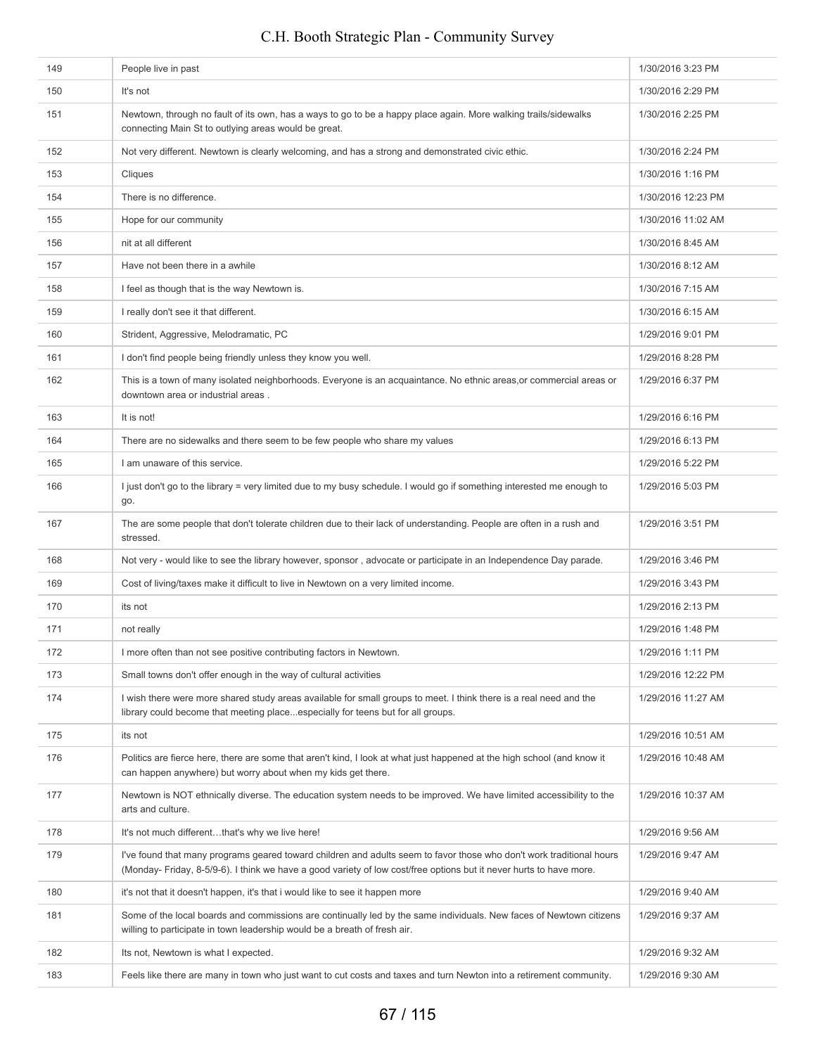| | | |
|---|---|---|
| 149 | People live in past | 1/30/2016 3:23 PM |
| 150 | It's not | 1/30/2016 2:29 PM |
| 151 | Newtown, through no fault of its own, has a ways to go to be a happy place again. More walking trails/sidewalks connecting Main St to outlying areas would be great. | 1/30/2016 2:25 PM |
| 152 | Not very different. Newtown is clearly welcoming, and has a strong and demonstrated civic ethic. | 1/30/2016 2:24 PM |
| 153 | Cliques | 1/30/2016 1:16 PM |
| 154 | There is no difference. | 1/30/2016 12:23 PM |
| 155 | Hope for our community | 1/30/2016 11:02 AM |
| 156 | nit at all different | 1/30/2016 8:45 AM |
| 157 | Have not been there in a awhile | 1/30/2016 8:12 AM |
| 158 | I feel as though that is the way Newtown is. | 1/30/2016 7:15 AM |
| 159 | I really don't see it that different. | 1/30/2016 6:15 AM |
| 160 | Strident, Aggressive, Melodramatic, PC | 1/29/2016 9:01 PM |
| 161 | I don't find people being friendly unless they know you well. | 1/29/2016 8:28 PM |
| 162 | This is a town of many isolated neighborhoods. Everyone is an acquaintance. No ethnic areas,or commercial areas or downtown area or industrial areas . | 1/29/2016 6:37 PM |
| 163 | It is not! | 1/29/2016 6:16 PM |
| 164 | There are no sidewalks and there seem to be few people who share my values | 1/29/2016 6:13 PM |
| 165 | I am unaware of this service. | 1/29/2016 5:22 PM |
| 166 | I just don't go to the library = very limited due to my busy schedule. I would go if something interested me enough to go. | 1/29/2016 5:03 PM |
| 167 | The are some people that don't tolerate children due to their lack of understanding. People are often in a rush and stressed. | 1/29/2016 3:51 PM |
| 168 | Not very - would like to see the library however, sponsor , advocate or participate in an Independence Day parade. | 1/29/2016 3:46 PM |
| 169 | Cost of living/taxes make it difficult to live in Newtown on a very limited income. | 1/29/2016 3:43 PM |
| 170 | its not | 1/29/2016 2:13 PM |
| 171 | not really | 1/29/2016 1:48 PM |
| 172 | I more often than not see positive contributing factors in Newtown. | 1/29/2016 1:11 PM |
| 173 | Small towns don't offer enough in the way of cultural activities | 1/29/2016 12:22 PM |
| 174 | I wish there were more shared study areas available for small groups to meet. I think there is a real need and the library could become that meeting place...especially for teens but for all groups. | 1/29/2016 11:27 AM |
| 175 | its not | 1/29/2016 10:51 AM |
| 176 | Politics are fierce here, there are some that aren't kind, I look at what just happened at the high school (and know it can happen anywhere) but worry about when my kids get there. | 1/29/2016 10:48 AM |
| 177 | Newtown is NOT ethnically diverse. The education system needs to be improved. We have limited accessibility to the arts and culture. | 1/29/2016 10:37 AM |
| 178 | It's not much different…that's why we live here! | 1/29/2016 9:56 AM |
| 179 | I've found that many programs geared toward children and adults seem to favor those who don't work traditional hours (Monday- Friday, 8-5/9-6). I think we have a good variety of low cost/free options but it never hurts to have more. | 1/29/2016 9:47 AM |
| 180 | it's not that it doesn't happen, it's that i would like to see it happen more | 1/29/2016 9:40 AM |
| 181 | Some of the local boards and commissions are continually led by the same individuals. New faces of Newtown citizens willing to participate in town leadership would be a breath of fresh air. | 1/29/2016 9:37 AM |
| 182 | Its not, Newtown is what I expected. | 1/29/2016 9:32 AM |
| 183 | Feels like there are many in town who just want to cut costs and taxes and turn Newton into a retirement community. | 1/29/2016 9:30 AM |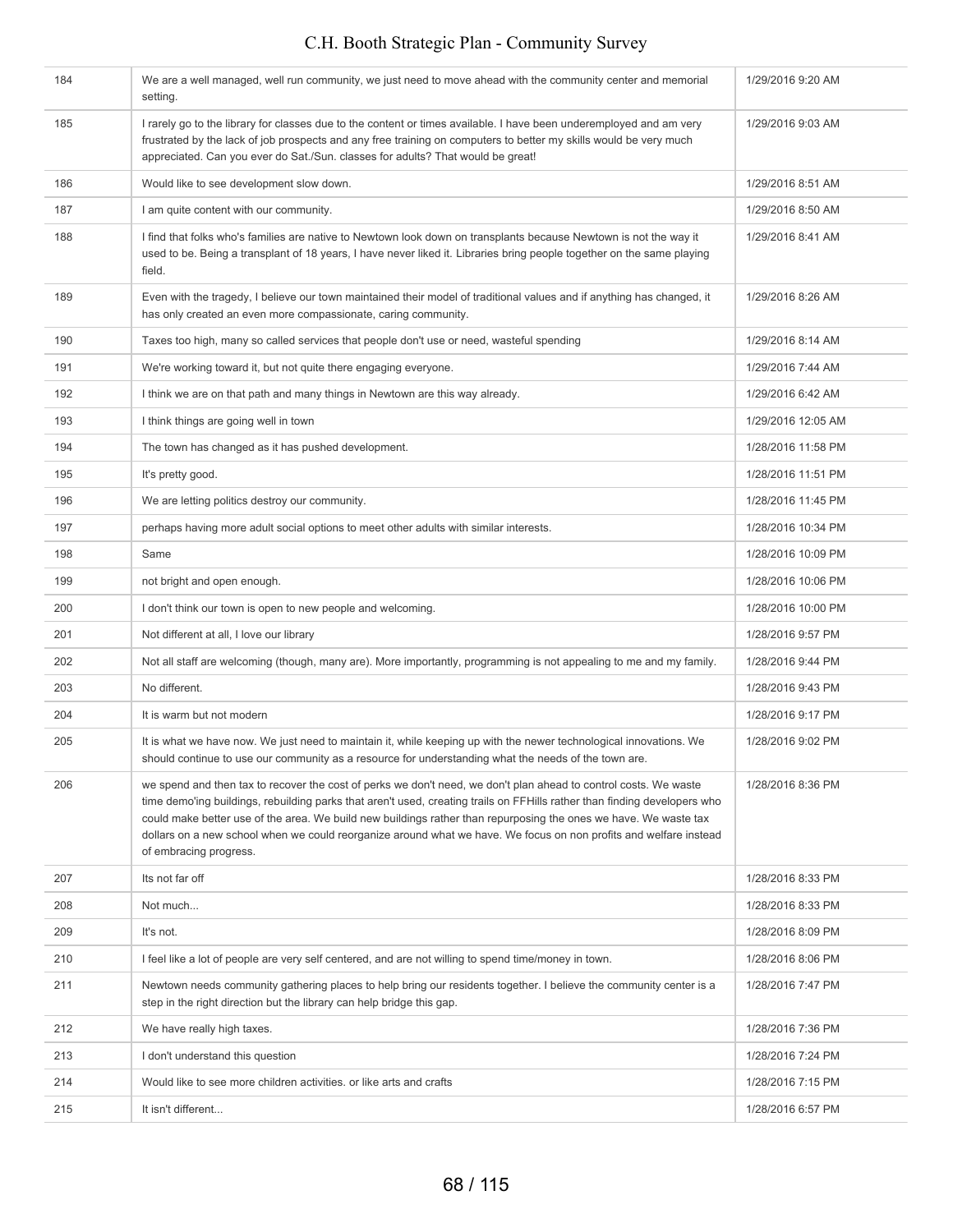| | | |
|---|---|---|
| 184 | We are a well managed, well run community, we just need to move ahead with the community center and memorial setting. | 1/29/2016 9:20 AM |
| 185 | I rarely go to the library for classes due to the content or times available. I have been underemployed and am very frustrated by the lack of job prospects and any free training on computers to better my skills would be very much appreciated. Can you ever do Sat./Sun. classes for adults? That would be great! | 1/29/2016 9:03 AM |
| 186 | Would like to see development slow down. | 1/29/2016 8:51 AM |
| 187 | I am quite content with our community. | 1/29/2016 8:50 AM |
| 188 | I find that folks who's families are native to Newtown look down on transplants because Newtown is not the way it used to be. Being a transplant of 18 years, I have never liked it. Libraries bring people together on the same playing field. | 1/29/2016 8:41 AM |
| 189 | Even with the tragedy, I believe our town maintained their model of traditional values and if anything has changed, it has only created an even more compassionate, caring community. | 1/29/2016 8:26 AM |
| 190 | Taxes too high, many so called services that people don't use or need, wasteful spending | 1/29/2016 8:14 AM |
| 191 | We're working toward it, but not quite there engaging everyone. | 1/29/2016 7:44 AM |
| 192 | I think we are on that path and many things in Newtown are this way already. | 1/29/2016 6:42 AM |
| 193 | I think things are going well in town | 1/29/2016 12:05 AM |
| 194 | The town has changed as it has pushed development. | 1/28/2016 11:58 PM |
| 195 | It's pretty good. | 1/28/2016 11:51 PM |
| 196 | We are letting politics destroy our community. | 1/28/2016 11:45 PM |
| 197 | perhaps having more adult social options to meet other adults with similar interests. | 1/28/2016 10:34 PM |
| 198 | Same | 1/28/2016 10:09 PM |
| 199 | not bright and open enough. | 1/28/2016 10:06 PM |
| 200 | I don't think our town is open to new people and welcoming. | 1/28/2016 10:00 PM |
| 201 | Not different at all, I love our library | 1/28/2016 9:57 PM |
| 202 | Not all staff are welcoming (though, many are). More importantly, programming is not appealing to me and my family. | 1/28/2016 9:44 PM |
| 203 | No different. | 1/28/2016 9:43 PM |
| 204 | It is warm but not modern | 1/28/2016 9:17 PM |
| 205 | It is what we have now. We just need to maintain it, while keeping up with the newer technological innovations. We should continue to use our community as a resource for understanding what the needs of the town are. | 1/28/2016 9:02 PM |
| 206 | we spend and then tax to recover the cost of perks we don't need, we don't plan ahead to control costs. We waste time demo'ing buildings, rebuilding parks that aren't used, creating trails on FFHills rather than finding developers who could make better use of the area. We build new buildings rather than repurposing the ones we have. We waste tax dollars on a new school when we could reorganize around what we have. We focus on non profits and welfare instead of embracing progress. | 1/28/2016 8:36 PM |
| 207 | Its not far off | 1/28/2016 8:33 PM |
| 208 | Not much... | 1/28/2016 8:33 PM |
| 209 | It's not. | 1/28/2016 8:09 PM |
| 210 | I feel like a lot of people are very self centered, and are not willing to spend time/money in town. | 1/28/2016 8:06 PM |
| 211 | Newtown needs community gathering places to help bring our residents together. I believe the community center is a step in the right direction but the library can help bridge this gap. | 1/28/2016 7:47 PM |
| 212 | We have really high taxes. | 1/28/2016 7:36 PM |
| 213 | I don't understand this question | 1/28/2016 7:24 PM |
| 214 | Would like to see more children activities. or like arts and crafts | 1/28/2016 7:15 PM |
| 215 | It isn't different... | 1/28/2016 6:57 PM |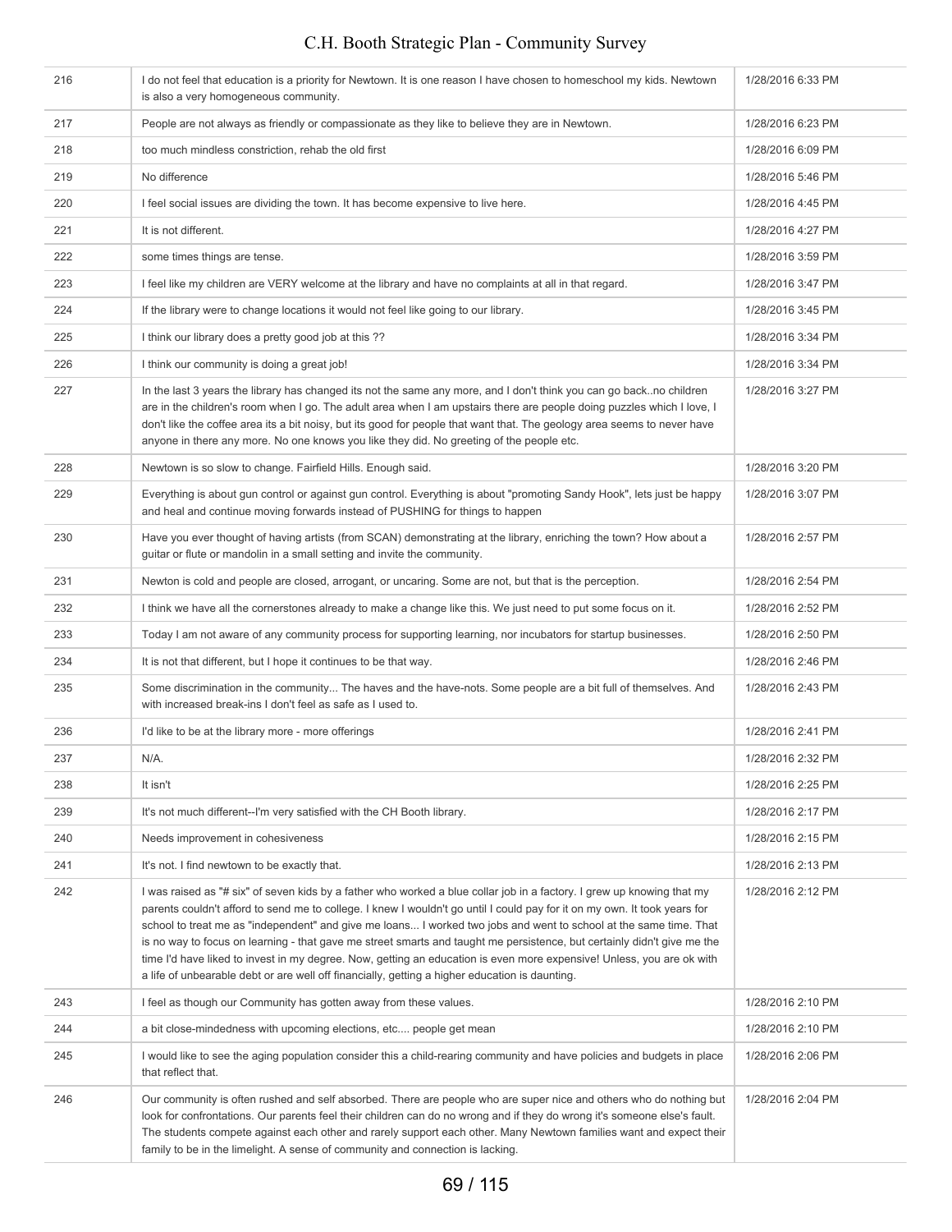| | | |
|---|---|---|
| 216 | I do not feel that education is a priority for Newtown. It is one reason I have chosen to homeschool my kids. Newtown is also a very homogeneous community. | 1/28/2016 6:33 PM |
| 217 | People are not always as friendly or compassionate as they like to believe they are in Newtown. | 1/28/2016 6:23 PM |
| 218 | too much mindless constriction, rehab the old first | 1/28/2016 6:09 PM |
| 219 | No difference | 1/28/2016 5:46 PM |
| 220 | I feel social issues are dividing the town. It has become expensive to live here. | 1/28/2016 4:45 PM |
| 221 | It is not different. | 1/28/2016 4:27 PM |
| 222 | some times things are tense. | 1/28/2016 3:59 PM |
| 223 | I feel like my children are VERY welcome at the library and have no complaints at all in that regard. | 1/28/2016 3:47 PM |
| 224 | If the library were to change locations it would not feel like going to our library. | 1/28/2016 3:45 PM |
| 225 | I think our library does a pretty good job at this ?? | 1/28/2016 3:34 PM |
| 226 | I think our community is doing a great job! | 1/28/2016 3:34 PM |
| 227 | In the last 3 years the library has changed its not the same any more, and I don't think you can go back..no children are in the children's room when I go. The adult area when I am upstairs there are people doing puzzles which I love, I don't like the coffee area its a bit noisy, but its good for people that want that. The geology area seems to never have anyone in there any more. No one knows you like they did. No greeting of the people etc. | 1/28/2016 3:27 PM |
| 228 | Newtown is so slow to change. Fairfield Hills. Enough said. | 1/28/2016 3:20 PM |
| 229 | Everything is about gun control or against gun control. Everything is about "promoting Sandy Hook", lets just be happy and heal and continue moving forwards instead of PUSHING for things to happen | 1/28/2016 3:07 PM |
| 230 | Have you ever thought of having artists (from SCAN) demonstrating at the library, enriching the town? How about a guitar or flute or mandolin in a small setting and invite the community. | 1/28/2016 2:57 PM |
| 231 | Newton is cold and people are closed, arrogant, or uncaring. Some are not, but that is the perception. | 1/28/2016 2:54 PM |
| 232 | I think we have all the cornerstones already to make a change like this. We just need to put some focus on it. | 1/28/2016 2:52 PM |
| 233 | Today I am not aware of any community process for supporting learning, nor incubators for startup businesses. | 1/28/2016 2:50 PM |
| 234 | It is not that different, but I hope it continues to be that way. | 1/28/2016 2:46 PM |
| 235 | Some discrimination in the community... The haves and the have-nots. Some people are a bit full of themselves. And with increased break-ins I don't feel as safe as I used to. | 1/28/2016 2:43 PM |
| 236 | I'd like to be at the library more - more offerings | 1/28/2016 2:41 PM |
| 237 | N/A. | 1/28/2016 2:32 PM |
| 238 | It isn't | 1/28/2016 2:25 PM |
| 239 | It's not much different--I'm very satisfied with the CH Booth library. | 1/28/2016 2:17 PM |
| 240 | Needs improvement in cohesiveness | 1/28/2016 2:15 PM |
| 241 | It's not. I find newtown to be exactly that. | 1/28/2016 2:13 PM |
| 242 | I was raised as "# six" of seven kids by a father who worked a blue collar job in a factory. I grew up knowing that my parents couldn't afford to send me to college. I knew I wouldn't go until I could pay for it on my own. It took years for school to treat me as "independent" and give me loans... I worked two jobs and went to school at the same time. That is no way to focus on learning - that gave me street smarts and taught me persistence, but certainly didn't give me the time I'd have liked to invest in my degree. Now, getting an education is even more expensive! Unless, you are ok with a life of unbearable debt or are well off financially, getting a higher education is daunting. | 1/28/2016 2:12 PM |
| 243 | I feel as though our Community has gotten away from these values. | 1/28/2016 2:10 PM |
| 244 | a bit close-mindedness with upcoming elections, etc.... people get mean | 1/28/2016 2:10 PM |
| 245 | I would like to see the aging population consider this a child-rearing community and have policies and budgets in place that reflect that. | 1/28/2016 2:06 PM |
| 246 | Our community is often rushed and self absorbed. There are people who are super nice and others who do nothing but look for confrontations. Our parents feel their children can do no wrong and if they do wrong it's someone else's fault. The students compete against each other and rarely support each other. Many Newtown families want and expect their family to be in the limelight. A sense of community and connection is lacking. | 1/28/2016 2:04 PM |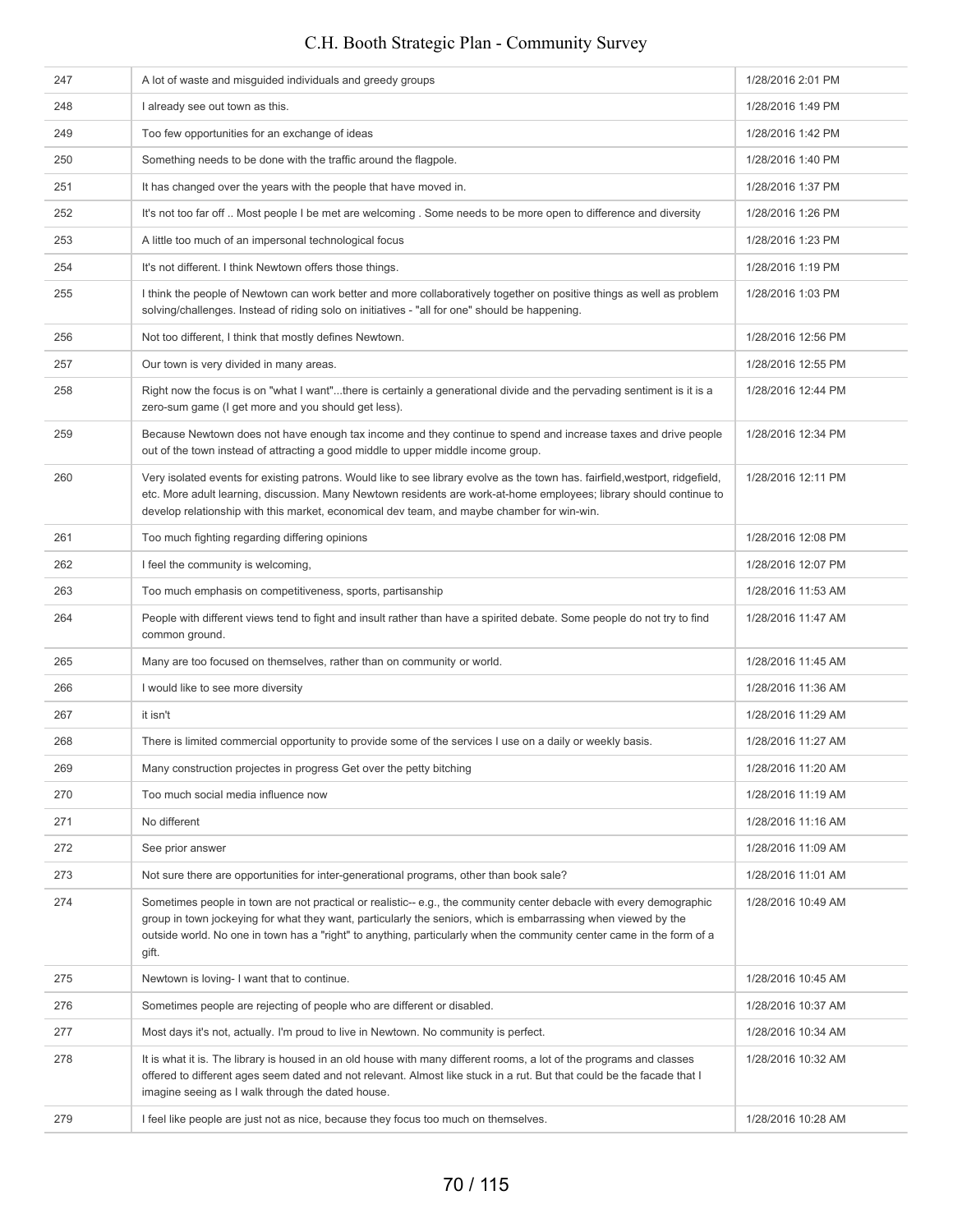| 247 | A lot of waste and misguided individuals and greedy groups | 1/28/2016 2:01 PM |
|---|---|---|
| 248 | I already see out town as this. | 1/28/2016 1:49 PM |
| 249 | Too few opportunities for an exchange of ideas | 1/28/2016 1:42 PM |
| 250 | Something needs to be done with the traffic around the flagpole. | 1/28/2016 1:40 PM |
| 251 | It has changed over the years with the people that have moved in. | 1/28/2016 1:37 PM |
| 252 | It's not too far off .. Most people I be met are welcoming . Some needs to be more open to difference and diversity | 1/28/2016 1:26 PM |
| 253 | A little too much of an impersonal technological focus | 1/28/2016 1:23 PM |
| 254 | It's not different. I think Newtown offers those things. | 1/28/2016 1:19 PM |
| 255 | I think the people of Newtown can work better and more collaboratively together on positive things as well as problem solving/challenges. Instead of riding solo on initiatives - "all for one" should be happening. | 1/28/2016 1:03 PM |
| 256 | Not too different, I think that mostly defines Newtown. | 1/28/2016 12:56 PM |
| 257 | Our town is very divided in many areas. | 1/28/2016 12:55 PM |
| 258 | Right now the focus is on "what I want"...there is certainly a generational divide and the pervading sentiment is it is a zero-sum game (I get more and you should get less). | 1/28/2016 12:44 PM |
| 259 | Because Newtown does not have enough tax income and they continue to spend and increase taxes and drive people out of the town instead of attracting a good middle to upper middle income group. | 1/28/2016 12:34 PM |
| 260 | Very isolated events for existing patrons. Would like to see library evolve as the town has. fairfield,westport, ridgefield, etc. More adult learning, discussion. Many Newtown residents are work-at-home employees; library should continue to develop relationship with this market, economical dev team, and maybe chamber for win-win. | 1/28/2016 12:11 PM |
| 261 | Too much fighting regarding differing opinions | 1/28/2016 12:08 PM |
| 262 | I feel the community is welcoming, | 1/28/2016 12:07 PM |
| 263 | Too much emphasis on competitiveness, sports, partisanship | 1/28/2016 11:53 AM |
| 264 | People with different views tend to fight and insult rather than have a spirited debate. Some people do not try to find common ground. | 1/28/2016 11:47 AM |
| 265 | Many are too focused on themselves, rather than on community or world. | 1/28/2016 11:45 AM |
| 266 | I would like to see more diversity | 1/28/2016 11:36 AM |
| 267 | it isn't | 1/28/2016 11:29 AM |
| 268 | There is limited commercial opportunity to provide some of the services I use on a daily or weekly basis. | 1/28/2016 11:27 AM |
| 269 | Many construction projectes in progress Get over the petty bitching | 1/28/2016 11:20 AM |
| 270 | Too much social media influence now | 1/28/2016 11:19 AM |
| 271 | No different | 1/28/2016 11:16 AM |
| 272 | See prior answer | 1/28/2016 11:09 AM |
| 273 | Not sure there are opportunities for inter-generational programs, other than book sale? | 1/28/2016 11:01 AM |
| 274 | Sometimes people in town are not practical or realistic-- e.g., the community center debacle with every demographic group in town jockeying for what they want, particularly the seniors, which is embarrassing when viewed by the outside world. No one in town has a "right" to anything, particularly when the community center came in the form of a gift. | 1/28/2016 10:49 AM |
| 275 | Newtown is loving- I want that to continue. | 1/28/2016 10:45 AM |
| 276 | Sometimes people are rejecting of people who are different or disabled. | 1/28/2016 10:37 AM |
| 277 | Most days it's not, actually. I'm proud to live in Newtown. No community is perfect. | 1/28/2016 10:34 AM |
| 278 | It is what it is. The library is housed in an old house with many different rooms, a lot of the programs and classes offered to different ages seem dated and not relevant. Almost like stuck in a rut. But that could be the facade that I imagine seeing as I walk through the dated house. | 1/28/2016 10:32 AM |
| 279 | I feel like people are just not as nice, because they focus too much on themselves. | 1/28/2016 10:28 AM |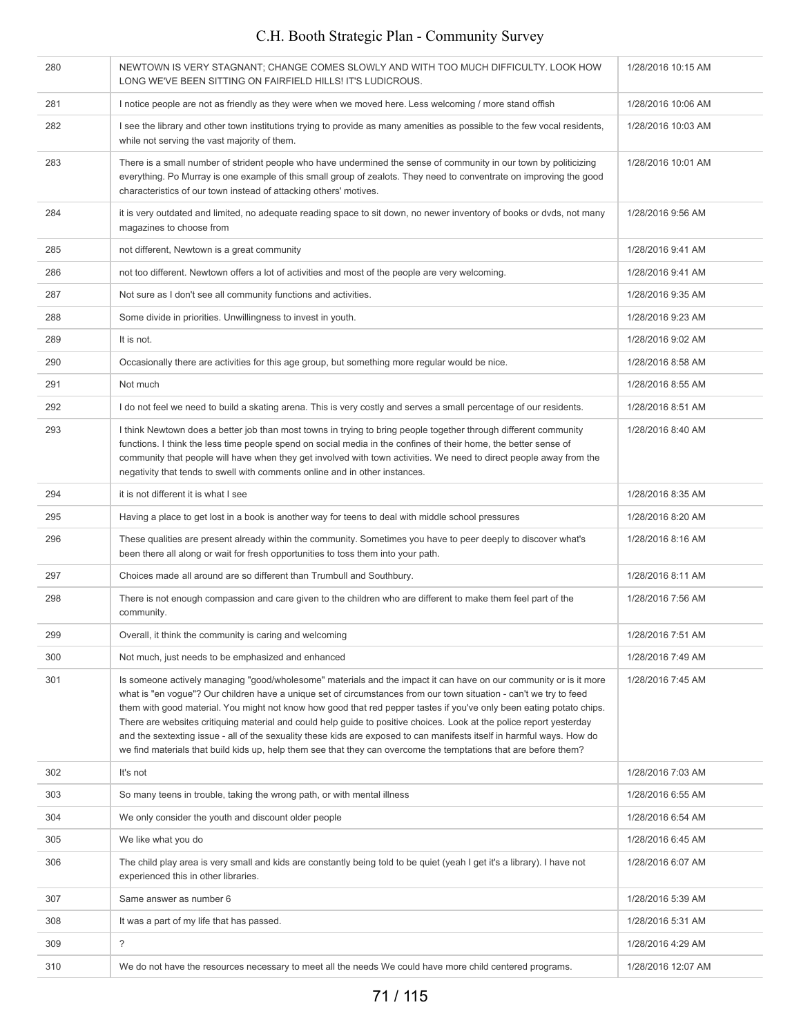| | | |
|---|---|---|
| 280 | NEWTOWN IS VERY STAGNANT; CHANGE COMES SLOWLY AND WITH TOO MUCH DIFFICULTY. LOOK HOW LONG WE'VE BEEN SITTING ON FAIRFIELD HILLS! IT'S LUDICROUS. | 1/28/2016 10:15 AM |
| 281 | I notice people are not as friendly as they were when we moved here. Less welcoming / more stand offish | 1/28/2016 10:06 AM |
| 282 | I see the library and other town institutions trying to provide as many amenities as possible to the few vocal residents, while not serving the vast majority of them. | 1/28/2016 10:03 AM |
| 283 | There is a small number of strident people who have undermined the sense of community in our town by politicizing everything. Po Murray is one example of this small group of zealots. They need to conventrate on improving the good characteristics of our town instead of attacking others' motives. | 1/28/2016 10:01 AM |
| 284 | it is very outdated and limited, no adequate reading space to sit down, no newer inventory of books or dvds, not many magazines to choose from | 1/28/2016 9:56 AM |
| 285 | not different, Newtown is a great community | 1/28/2016 9:41 AM |
| 286 | not too different. Newtown offers a lot of activities and most of the people are very welcoming. | 1/28/2016 9:41 AM |
| 287 | Not sure as I don't see all community functions and activities. | 1/28/2016 9:35 AM |
| 288 | Some divide in priorities. Unwillingness to invest in youth. | 1/28/2016 9:23 AM |
| 289 | It is not. | 1/28/2016 9:02 AM |
| 290 | Occasionally there are activities for this age group, but something more regular would be nice. | 1/28/2016 8:58 AM |
| 291 | Not much | 1/28/2016 8:55 AM |
| 292 | I do not feel we need to build a skating arena. This is very costly and serves a small percentage of our residents. | 1/28/2016 8:51 AM |
| 293 | I think Newtown does a better job than most towns in trying to bring people together through different community functions. I think the less time people spend on social media in the confines of their home, the better sense of community that people will have when they get involved with town activities. We need to direct people away from the negativity that tends to swell with comments online and in other instances. | 1/28/2016 8:40 AM |
| 294 | it is not different it is what I see | 1/28/2016 8:35 AM |
| 295 | Having a place to get lost in a book is another way for teens to deal with middle school pressures | 1/28/2016 8:20 AM |
| 296 | These qualities are present already within the community. Sometimes you have to peer deeply to discover what's been there all along or wait for fresh opportunities to toss them into your path. | 1/28/2016 8:16 AM |
| 297 | Choices made all around are so different than Trumbull and Southbury. | 1/28/2016 8:11 AM |
| 298 | There is not enough compassion and care given to the children who are different to make them feel part of the community. | 1/28/2016 7:56 AM |
| 299 | Overall, it think the community is caring and welcoming | 1/28/2016 7:51 AM |
| 300 | Not much, just needs to be emphasized and enhanced | 1/28/2016 7:49 AM |
| 301 | Is someone actively managing "good/wholesome" materials and the impact it can have on our community or is it more what is "en vogue"? Our children have a unique set of circumstances from our town situation - can't we try to feed them with good material. You might not know how good that red pepper tastes if you've only been eating potato chips. There are websites critiquing material and could help guide to positive choices. Look at the police report yesterday and the sextexting issue - all of the sexuality these kids are exposed to can manifests itself in harmful ways. How do we find materials that build kids up, help them see that they can overcome the temptations that are before them? | 1/28/2016 7:45 AM |
| 302 | It's not | 1/28/2016 7:03 AM |
| 303 | So many teens in trouble, taking the wrong path, or with mental illness | 1/28/2016 6:55 AM |
| 304 | We only consider the youth and discount older people | 1/28/2016 6:54 AM |
| 305 | We like what you do | 1/28/2016 6:45 AM |
| 306 | The child play area is very small and kids are constantly being told to be quiet (yeah I get it's a library). I have not experienced this in other libraries. | 1/28/2016 6:07 AM |
| 307 | Same answer as number 6 | 1/28/2016 5:39 AM |
| 308 | It was a part of my life that has passed. | 1/28/2016 5:31 AM |
| 309 | ? | 1/28/2016 4:29 AM |
| 310 | We do not have the resources necessary to meet all the needs We could have more child centered programs. | 1/28/2016 12:07 AM |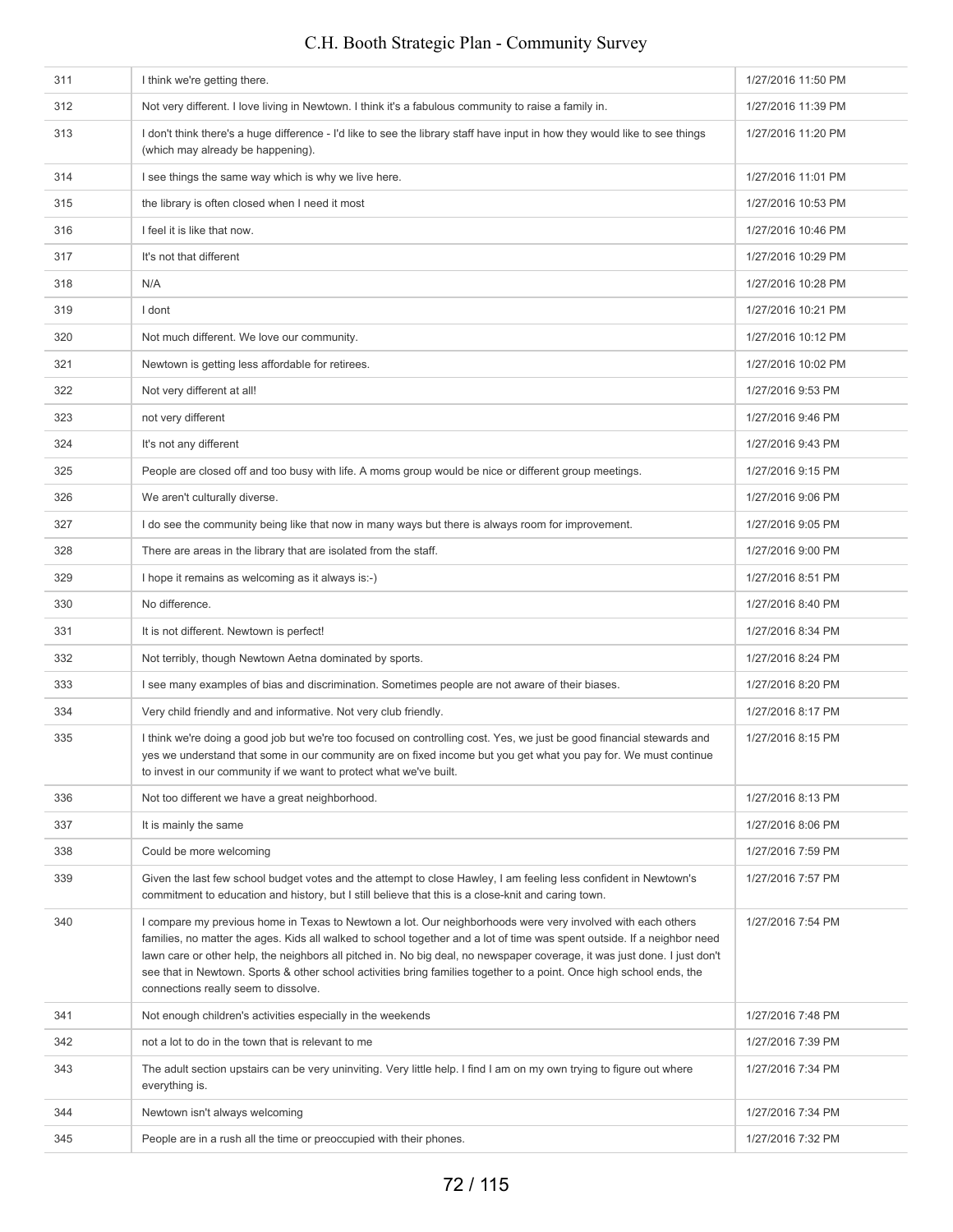| 311 | I think we're getting there. | 1/27/2016 11:50 PM |
|---|---|---|
| 312 | Not very different. I love living in Newtown. I think it's a fabulous community to raise a family in. | 1/27/2016 11:39 PM |
| 313 | I don't think there's a huge difference - I'd like to see the library staff have input in how they would like to see things (which may already be happening). | 1/27/2016 11:20 PM |
| 314 | I see things the same way which is why we live here. | 1/27/2016 11:01 PM |
| 315 | the library is often closed when I need it most | 1/27/2016 10:53 PM |
| 316 | I feel it is like that now. | 1/27/2016 10:46 PM |
| 317 | It's not that different | 1/27/2016 10:29 PM |
| 318 | N/A | 1/27/2016 10:28 PM |
| 319 | I dont | 1/27/2016 10:21 PM |
| 320 | Not much different. We love our community. | 1/27/2016 10:12 PM |
| 321 | Newtown is getting less affordable for retirees. | 1/27/2016 10:02 PM |
| 322 | Not very different at all! | 1/27/2016 9:53 PM |
| 323 | not very different | 1/27/2016 9:46 PM |
| 324 | It's not any different | 1/27/2016 9:43 PM |
| 325 | People are closed off and too busy with life. A moms group would be nice or different group meetings. | 1/27/2016 9:15 PM |
| 326 | We aren't culturally diverse. | 1/27/2016 9:06 PM |
| 327 | I do see the community being like that now in many ways but there is always room for improvement. | 1/27/2016 9:05 PM |
| 328 | There are areas in the library that are isolated from the staff. | 1/27/2016 9:00 PM |
| 329 | I hope it remains as welcoming as it always is:-) | 1/27/2016 8:51 PM |
| 330 | No difference. | 1/27/2016 8:40 PM |
| 331 | It is not different. Newtown is perfect! | 1/27/2016 8:34 PM |
| 332 | Not terribly, though Newtown Aetna dominated by sports. | 1/27/2016 8:24 PM |
| 333 | I see many examples of bias and discrimination. Sometimes people are not aware of their biases. | 1/27/2016 8:20 PM |
| 334 | Very child friendly and and informative. Not very club friendly. | 1/27/2016 8:17 PM |
| 335 | I think we're doing a good job but we're too focused on controlling cost. Yes, we just be good financial stewards and yes we understand that some in our community are on fixed income but you get what you pay for. We must continue to invest in our community if we want to protect what we've built. | 1/27/2016 8:15 PM |
| 336 | Not too different we have a great neighborhood. | 1/27/2016 8:13 PM |
| 337 | It is mainly the same | 1/27/2016 8:06 PM |
| 338 | Could be more welcoming | 1/27/2016 7:59 PM |
| 339 | Given the last few school budget votes and the attempt to close Hawley, I am feeling less confident in Newtown's commitment to education and history, but I still believe that this is a close-knit and caring town. | 1/27/2016 7:57 PM |
| 340 | I compare my previous home in Texas to Newtown a lot. Our neighborhoods were very involved with each others families, no matter the ages. Kids all walked to school together and a lot of time was spent outside. If a neighbor need lawn care or other help, the neighbors all pitched in. No big deal, no newspaper coverage, it was just done. I just don't see that in Newtown. Sports & other school activities bring families together to a point. Once high school ends, the connections really seem to dissolve. | 1/27/2016 7:54 PM |
| 341 | Not enough children's activities especially in the weekends | 1/27/2016 7:48 PM |
| 342 | not a lot to do in the town that is relevant to me | 1/27/2016 7:39 PM |
| 343 | The adult section upstairs can be very uninviting. Very little help. I find I am on my own trying to figure out where everything is. | 1/27/2016 7:34 PM |
| 344 | Newtown isn't always welcoming | 1/27/2016 7:34 PM |
| 345 | People are in a rush all the time or preoccupied with their phones. | 1/27/2016 7:32 PM |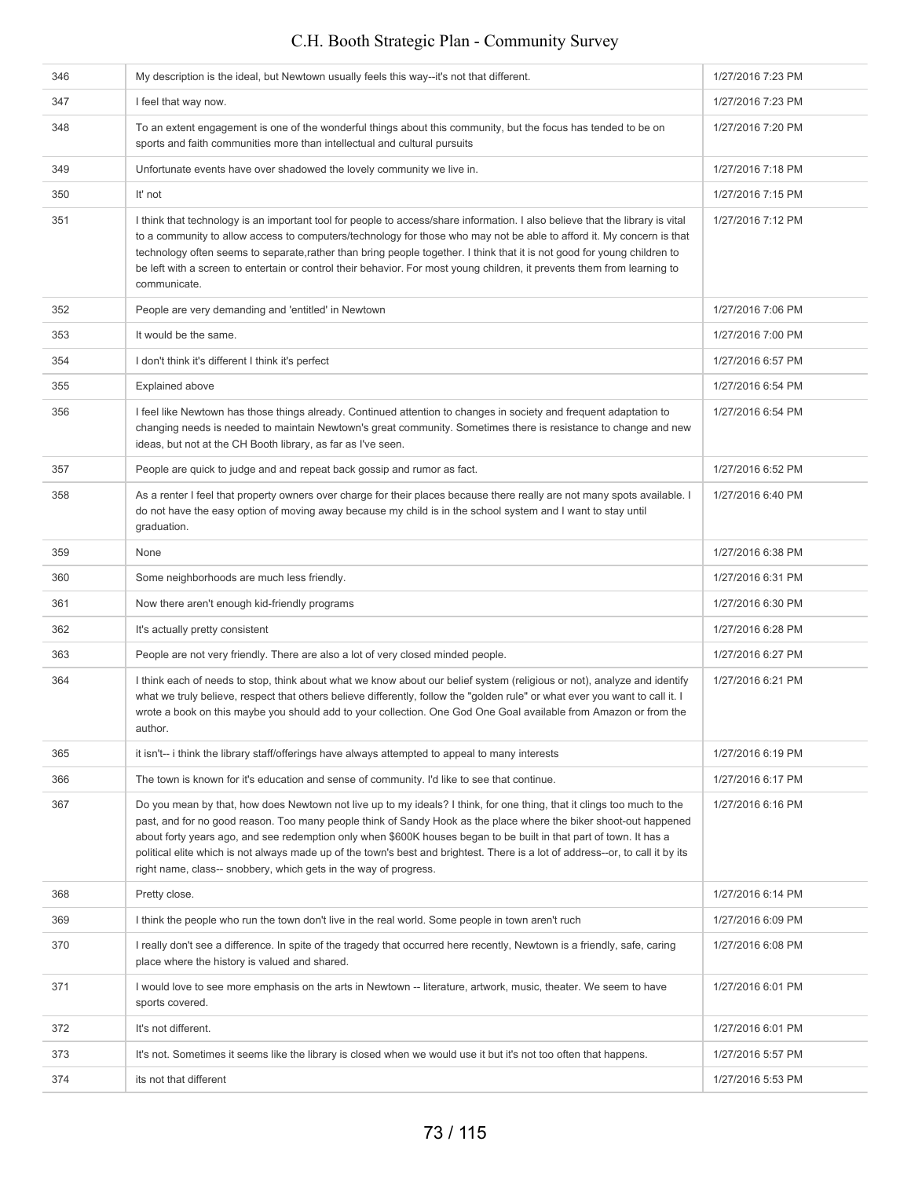| | | |
|---|---|---|
| 346 | My description is the ideal, but Newtown usually feels this way--it's not that different. | 1/27/2016 7:23 PM |
| 347 | I feel that way now. | 1/27/2016 7:23 PM |
| 348 | To an extent engagement is one of the wonderful things about this community, but the focus has tended to be on sports and faith communities more than intellectual and cultural pursuits | 1/27/2016 7:20 PM |
| 349 | Unfortunate events have over shadowed the lovely community we live in. | 1/27/2016 7:18 PM |
| 350 | It' not | 1/27/2016 7:15 PM |
| 351 | I think that technology is an important tool for people to access/share information. I also believe that the library is vital to a community to allow access to computers/technology for those who may not be able to afford it. My concern is that technology often seems to separate,rather than bring people together. I think that it is not good for young children to be left with a screen to entertain or control their behavior. For most young children, it prevents them from learning to communicate. | 1/27/2016 7:12 PM |
| 352 | People are very demanding and 'entitled' in Newtown | 1/27/2016 7:06 PM |
| 353 | It would be the same. | 1/27/2016 7:00 PM |
| 354 | I don't think it's different I think it's perfect | 1/27/2016 6:57 PM |
| 355 | Explained above | 1/27/2016 6:54 PM |
| 356 | I feel like Newtown has those things already. Continued attention to changes in society and frequent adaptation to changing needs is needed to maintain Newtown's great community. Sometimes there is resistance to change and new ideas, but not at the CH Booth library, as far as I've seen. | 1/27/2016 6:54 PM |
| 357 | People are quick to judge and and repeat back gossip and rumor as fact. | 1/27/2016 6:52 PM |
| 358 | As a renter I feel that property owners over charge for their places because there really are not many spots available. I do not have the easy option of moving away because my child is in the school system and I want to stay until graduation. | 1/27/2016 6:40 PM |
| 359 | None | 1/27/2016 6:38 PM |
| 360 | Some neighborhoods are much less friendly. | 1/27/2016 6:31 PM |
| 361 | Now there aren't enough kid-friendly programs | 1/27/2016 6:30 PM |
| 362 | It's actually pretty consistent | 1/27/2016 6:28 PM |
| 363 | People are not very friendly. There are also a lot of very closed minded people. | 1/27/2016 6:27 PM |
| 364 | I think each of needs to stop, think about what we know about our belief system (religious or not), analyze and identify what we truly believe, respect that others believe differently, follow the "golden rule" or what ever you want to call it. I wrote a book on this maybe you should add to your collection. One God One Goal available from Amazon or from the author. | 1/27/2016 6:21 PM |
| 365 | it isn't-- i think the library staff/offerings have always attempted to appeal to many interests | 1/27/2016 6:19 PM |
| 366 | The town is known for it's education and sense of community. I'd like to see that continue. | 1/27/2016 6:17 PM |
| 367 | Do you mean by that, how does Newtown not live up to my ideals? I think, for one thing, that it clings too much to the past, and for no good reason. Too many people think of Sandy Hook as the place where the biker shoot-out happened about forty years ago, and see redemption only when $600K houses began to be built in that part of town. It has a political elite which is not always made up of the town's best and brightest. There is a lot of address--or, to call it by its right name, class-- snobbery, which gets in the way of progress. | 1/27/2016 6:16 PM |
| 368 | Pretty close. | 1/27/2016 6:14 PM |
| 369 | I think the people who run the town don't live in the real world. Some people in town aren't ruch | 1/27/2016 6:09 PM |
| 370 | I really don't see a difference. In spite of the tragedy that occurred here recently, Newtown is a friendly, safe, caring place where the history is valued and shared. | 1/27/2016 6:08 PM |
| 371 | I would love to see more emphasis on the arts in Newtown -- literature, artwork, music, theater. We seem to have sports covered. | 1/27/2016 6:01 PM |
| 372 | It's not different. | 1/27/2016 6:01 PM |
| 373 | It's not. Sometimes it seems like the library is closed when we would use it but it's not too often that happens. | 1/27/2016 5:57 PM |
| 374 | its not that different | 1/27/2016 5:53 PM |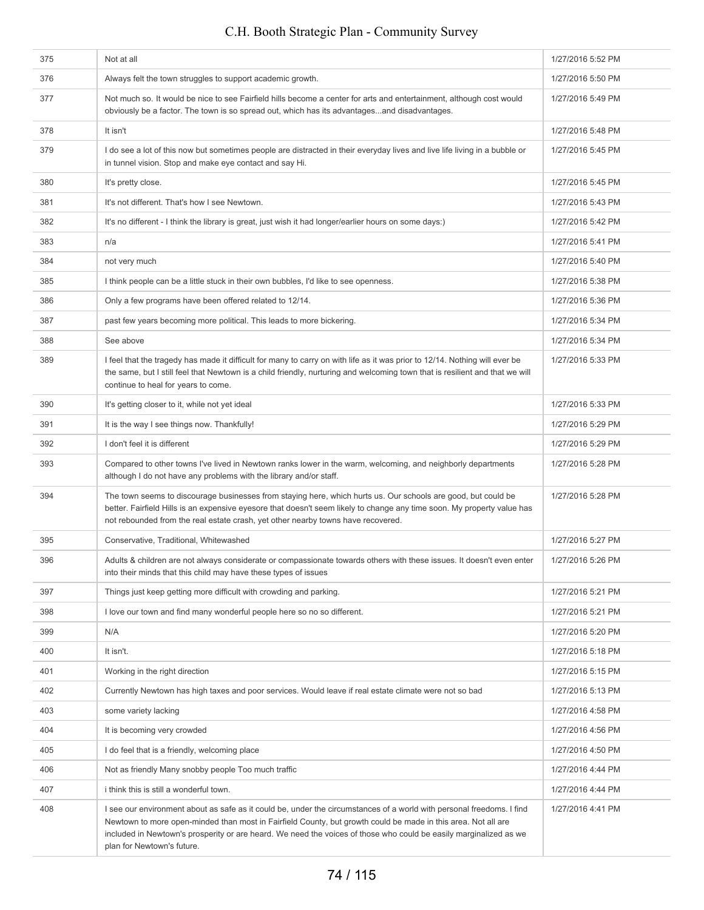| | | |
|---|---|---|
| 375 | Not at all | 1/27/2016 5:52 PM |
| 376 | Always felt the town struggles to support academic growth. | 1/27/2016 5:50 PM |
| 377 | Not much so. It would be nice to see Fairfield hills become a center for arts and entertainment, although cost would obviously be a factor. The town is so spread out, which has its advantages...and disadvantages. | 1/27/2016 5:49 PM |
| 378 | It isn't | 1/27/2016 5:48 PM |
| 379 | I do see a lot of this now but sometimes people are distracted in their everyday lives and live life living in a bubble or in tunnel vision. Stop and make eye contact and say Hi. | 1/27/2016 5:45 PM |
| 380 | It's pretty close. | 1/27/2016 5:45 PM |
| 381 | It's not different. That's how I see Newtown. | 1/27/2016 5:43 PM |
| 382 | It's no different - I think the library is great, just wish it had longer/earlier hours on some days:) | 1/27/2016 5:42 PM |
| 383 | n/a | 1/27/2016 5:41 PM |
| 384 | not very much | 1/27/2016 5:40 PM |
| 385 | I think people can be a little stuck in their own bubbles, I'd like to see openness. | 1/27/2016 5:38 PM |
| 386 | Only a few programs have been offered related to 12/14. | 1/27/2016 5:36 PM |
| 387 | past few years becoming more political. This leads to more bickering. | 1/27/2016 5:34 PM |
| 388 | See above | 1/27/2016 5:34 PM |
| 389 | I feel that the tragedy has made it difficult for many to carry on with life as it was prior to 12/14. Nothing will ever be the same, but I still feel that Newtown is a child friendly, nurturing and welcoming town that is resilient and that we will continue to heal for years to come. | 1/27/2016 5:33 PM |
| 390 | It's getting closer to it, while not yet ideal | 1/27/2016 5:33 PM |
| 391 | It is the way I see things now. Thankfully! | 1/27/2016 5:29 PM |
| 392 | I don't feel it is different | 1/27/2016 5:29 PM |
| 393 | Compared to other towns I've lived in Newtown ranks lower in the warm, welcoming, and neighborly departments although I do not have any problems with the library and/or staff. | 1/27/2016 5:28 PM |
| 394 | The town seems to discourage businesses from staying here, which hurts us. Our schools are good, but could be better. Fairfield Hills is an expensive eyesore that doesn't seem likely to change any time soon. My property value has not rebounded from the real estate crash, yet other nearby towns have recovered. | 1/27/2016 5:28 PM |
| 395 | Conservative, Traditional, Whitewashed | 1/27/2016 5:27 PM |
| 396 | Adults & children are not always considerate or compassionate towards others with these issues. It doesn't even enter into their minds that this child may have these types of issues | 1/27/2016 5:26 PM |
| 397 | Things just keep getting more difficult with crowding and parking. | 1/27/2016 5:21 PM |
| 398 | I love our town and find many wonderful people here so no so different. | 1/27/2016 5:21 PM |
| 399 | N/A | 1/27/2016 5:20 PM |
| 400 | It isn't. | 1/27/2016 5:18 PM |
| 401 | Working in the right direction | 1/27/2016 5:15 PM |
| 402 | Currently Newtown has high taxes and poor services. Would leave if real estate climate were not so bad | 1/27/2016 5:13 PM |
| 403 | some variety lacking | 1/27/2016 4:58 PM |
| 404 | It is becoming very crowded | 1/27/2016 4:56 PM |
| 405 | I do feel that is a friendly, welcoming place | 1/27/2016 4:50 PM |
| 406 | Not as friendly Many snobby people Too much traffic | 1/27/2016 4:44 PM |
| 407 | i think this is still a wonderful town. | 1/27/2016 4:44 PM |
| 408 | I see our environment about as safe as it could be, under the circumstances of a world with personal freedoms. I find Newtown to more open-minded than most in Fairfield County, but growth could be made in this area. Not all are included in Newtown's prosperity or are heard. We need the voices of those who could be easily marginalized as we plan for Newtown's future. | 1/27/2016 4:41 PM |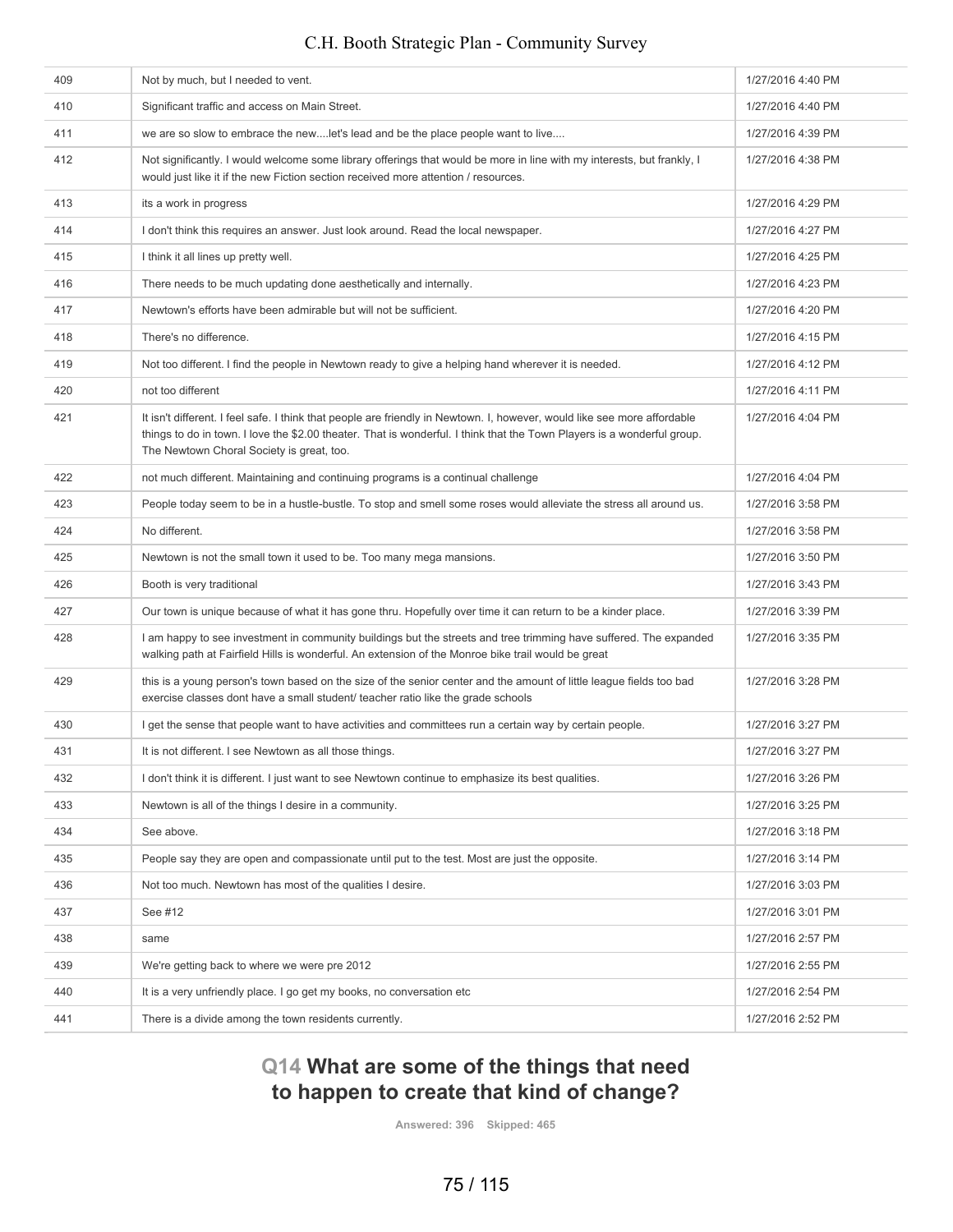| | | |
|---|---|---|
| 409 | Not by much, but I needed to vent. | 1/27/2016 4:40 PM |
| 410 | Significant traffic and access on Main Street. | 1/27/2016 4:40 PM |
| 411 | we are so slow to embrace the new....let's lead and be the place people want to live.... | 1/27/2016 4:39 PM |
| 412 | Not significantly. I would welcome some library offerings that would be more in line with my interests, but frankly, I would just like it if the new Fiction section received more attention / resources. | 1/27/2016 4:38 PM |
| 413 | its a work in progress | 1/27/2016 4:29 PM |
| 414 | I don't think this requires an answer. Just look around. Read the local newspaper. | 1/27/2016 4:27 PM |
| 415 | I think it all lines up pretty well. | 1/27/2016 4:25 PM |
| 416 | There needs to be much updating done aesthetically and internally. | 1/27/2016 4:23 PM |
| 417 | Newtown's efforts have been admirable but will not be sufficient. | 1/27/2016 4:20 PM |
| 418 | There's no difference. | 1/27/2016 4:15 PM |
| 419 | Not too different. I find the people in Newtown ready to give a helping hand wherever it is needed. | 1/27/2016 4:12 PM |
| 420 | not too different | 1/27/2016 4:11 PM |
| 421 | It isn't different. I feel safe. I think that people are friendly in Newtown. I, however, would like see more affordable things to do in town. I love the $2.00 theater. That is wonderful. I think that the Town Players is a wonderful group. The Newtown Choral Society is great, too. | 1/27/2016 4:04 PM |
| 422 | not much different. Maintaining and continuing programs is a continual challenge | 1/27/2016 4:04 PM |
| 423 | People today seem to be in a hustle-bustle. To stop and smell some roses would alleviate the stress all around us. | 1/27/2016 3:58 PM |
| 424 | No different. | 1/27/2016 3:58 PM |
| 425 | Newtown is not the small town it used to be. Too many mega mansions. | 1/27/2016 3:50 PM |
| 426 | Booth is very traditional | 1/27/2016 3:43 PM |
| 427 | Our town is unique because of what it has gone thru. Hopefully over time it can return to be a kinder place. | 1/27/2016 3:39 PM |
| 428 | I am happy to see investment in community buildings but the streets and tree trimming have suffered. The expanded walking path at Fairfield Hills is wonderful. An extension of the Monroe bike trail would be great | 1/27/2016 3:35 PM |
| 429 | this is a young person's town based on the size of the senior center and the amount of little league fields too bad exercise classes dont have a small student/ teacher ratio like the grade schools | 1/27/2016 3:28 PM |
| 430 | I get the sense that people want to have activities and committees run a certain way by certain people. | 1/27/2016 3:27 PM |
| 431 | It is not different. I see Newtown as all those things. | 1/27/2016 3:27 PM |
| 432 | I don't think it is different. I just want to see Newtown continue to emphasize its best qualities. | 1/27/2016 3:26 PM |
| 433 | Newtown is all of the things I desire in a community. | 1/27/2016 3:25 PM |
| 434 | See above. | 1/27/2016 3:18 PM |
| 435 | People say they are open and compassionate until put to the test. Most are just the opposite. | 1/27/2016 3:14 PM |
| 436 | Not too much. Newtown has most of the qualities I desire. | 1/27/2016 3:03 PM |
| 437 | See #12 | 1/27/2016 3:01 PM |
| 438 | same | 1/27/2016 2:57 PM |
| 439 | We're getting back to where we were pre 2012 | 1/27/2016 2:55 PM |
| 440 | It is a very unfriendly place. I go get my books, no conversation etc | 1/27/2016 2:54 PM |
| 441 | There is a divide among the town residents currently. | 1/27/2016 2:52 PM |

## Q14 What are some of the things that need to happen to create that kind of change?

**Answered: 396 Skipped: 465**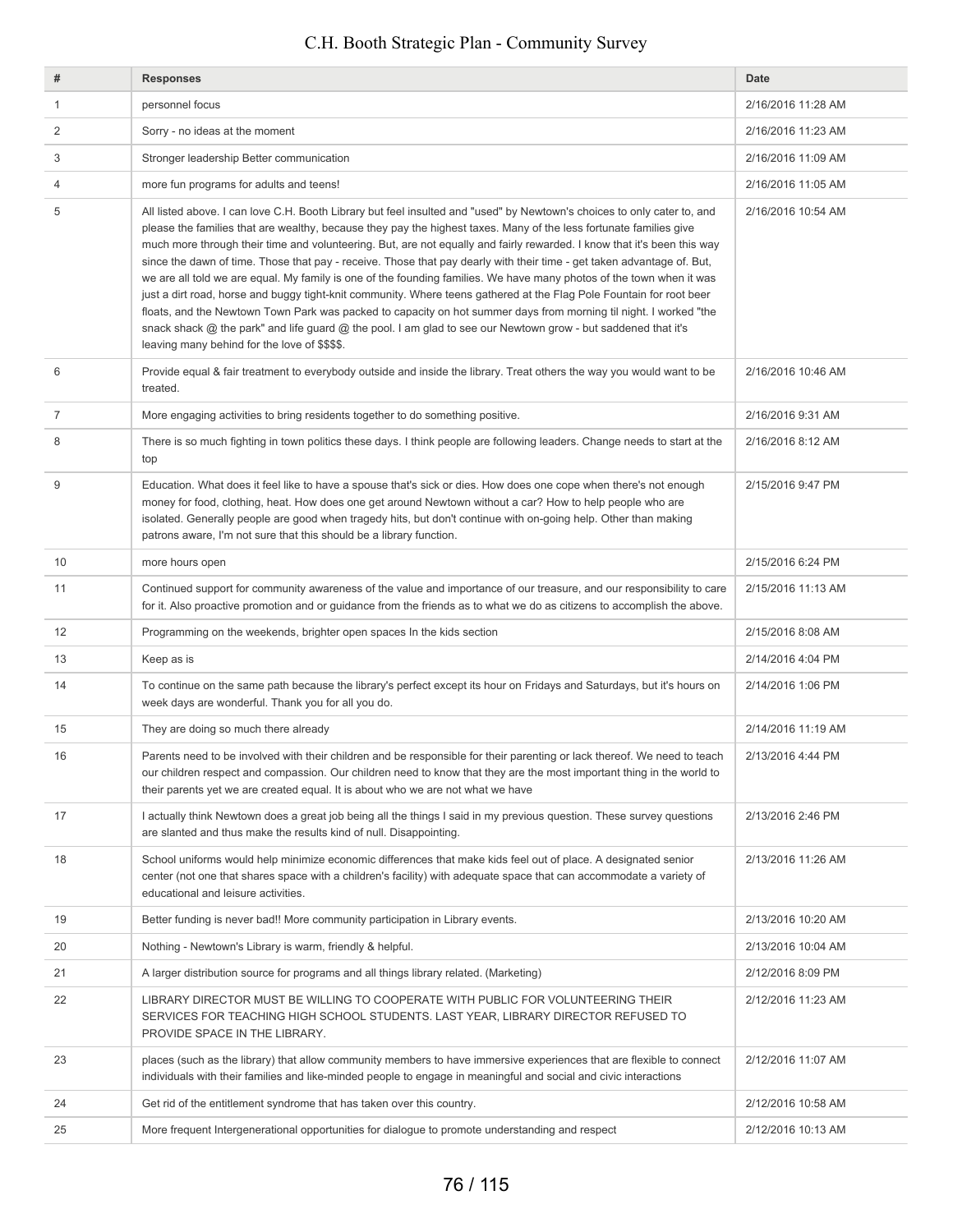| # | Responses | Date |
|---|---|---|
| 1 | personnel focus | 2/16/2016 11:28 AM |
| 2 | Sorry - no ideas at the moment | 2/16/2016 11:23 AM |
| 3 | Stronger leadership Better communication | 2/16/2016 11:09 AM |
| 4 | more fun programs for adults and teens! | 2/16/2016 11:05 AM |
| 5 | All listed above. I can love C.H. Booth Library but feel insulted and "used" by Newtown's choices to only cater to, and please the families that are wealthy, because they pay the highest taxes. Many of the less fortunate families give much more through their time and volunteering. But, are not equally and fairly rewarded. I know that it's been this way since the dawn of time. Those that pay - receive. Those that pay dearly with their time - get taken advantage of. But, we are all told we are equal. My family is one of the founding families. We have many photos of the town when it was just a dirt road, horse and buggy tight-knit community. Where teens gathered at the Flag Pole Fountain for root beer floats, and the Newtown Town Park was packed to capacity on hot summer days from morning til night. I worked "the snack shack @ the park" and life guard @ the pool. I am glad to see our Newtown grow - but saddened that it's leaving many behind for the love of $$$$. | 2/16/2016 10:54 AM |
| 6 | Provide equal & fair treatment to everybody outside and inside the library. Treat others the way you would want to be treated. | 2/16/2016 10:46 AM |
| 7 | More engaging activities to bring residents together to do something positive. | 2/16/2016 9:31 AM |
| 8 | There is so much fighting in town politics these days. I think people are following leaders. Change needs to start at the top | 2/16/2016 8:12 AM |
| 9 | Education. What does it feel like to have a spouse that's sick or dies. How does one cope when there's not enough money for food, clothing, heat. How does one get around Newtown without a car? How to help people who are isolated. Generally people are good when tragedy hits, but don't continue with on-going help. Other than making patrons aware, I'm not sure that this should be a library function. | 2/15/2016 9:47 PM |
| 10 | more hours open | 2/15/2016 6:24 PM |
| 11 | Continued support for community awareness of the value and importance of our treasure, and our responsibility to care for it. Also proactive promotion and or guidance from the friends as to what we do as citizens to accomplish the above. | 2/15/2016 11:13 AM |
| 12 | Programming on the weekends, brighter open spaces In the kids section | 2/15/2016 8:08 AM |
| 13 | Keep as is | 2/14/2016 4:04 PM |
| 14 | To continue on the same path because the library's perfect except its hour on Fridays and Saturdays, but it's hours on week days are wonderful. Thank you for all you do. | 2/14/2016 1:06 PM |
| 15 | They are doing so much there already | 2/14/2016 11:19 AM |
| 16 | Parents need to be involved with their children and be responsible for their parenting or lack thereof. We need to teach our children respect and compassion. Our children need to know that they are the most important thing in the world to their parents yet we are created equal. It is about who we are not what we have | 2/13/2016 4:44 PM |
| 17 | I actually think Newtown does a great job being all the things I said in my previous question. These survey questions are slanted and thus make the results kind of null. Disappointing. | 2/13/2016 2:46 PM |
| 18 | School uniforms would help minimize economic differences that make kids feel out of place. A designated senior center (not one that shares space with a children's facility) with adequate space that can accommodate a variety of educational and leisure activities. | 2/13/2016 11:26 AM |
| 19 | Better funding is never bad!! More community participation in Library events. | 2/13/2016 10:20 AM |
| 20 | Nothing - Newtown's Library is warm, friendly & helpful. | 2/13/2016 10:04 AM |
| 21 | A larger distribution source for programs and all things library related. (Marketing) | 2/12/2016 8:09 PM |
| 22 | LIBRARY DIRECTOR MUST BE WILLING TO COOPERATE WITH PUBLIC FOR VOLUNTEERING THEIR SERVICES FOR TEACHING HIGH SCHOOL STUDENTS. LAST YEAR, LIBRARY DIRECTOR REFUSED TO PROVIDE SPACE IN THE LIBRARY. | 2/12/2016 11:23 AM |
| 23 | places (such as the library) that allow community members to have immersive experiences that are flexible to connect individuals with their families and like-minded people to engage in meaningful and social and civic interactions | 2/12/2016 11:07 AM |
| 24 | Get rid of the entitlement syndrome that has taken over this country. | 2/12/2016 10:58 AM |
| 25 | More frequent Intergenerational opportunities for dialogue to promote understanding and respect | 2/12/2016 10:13 AM |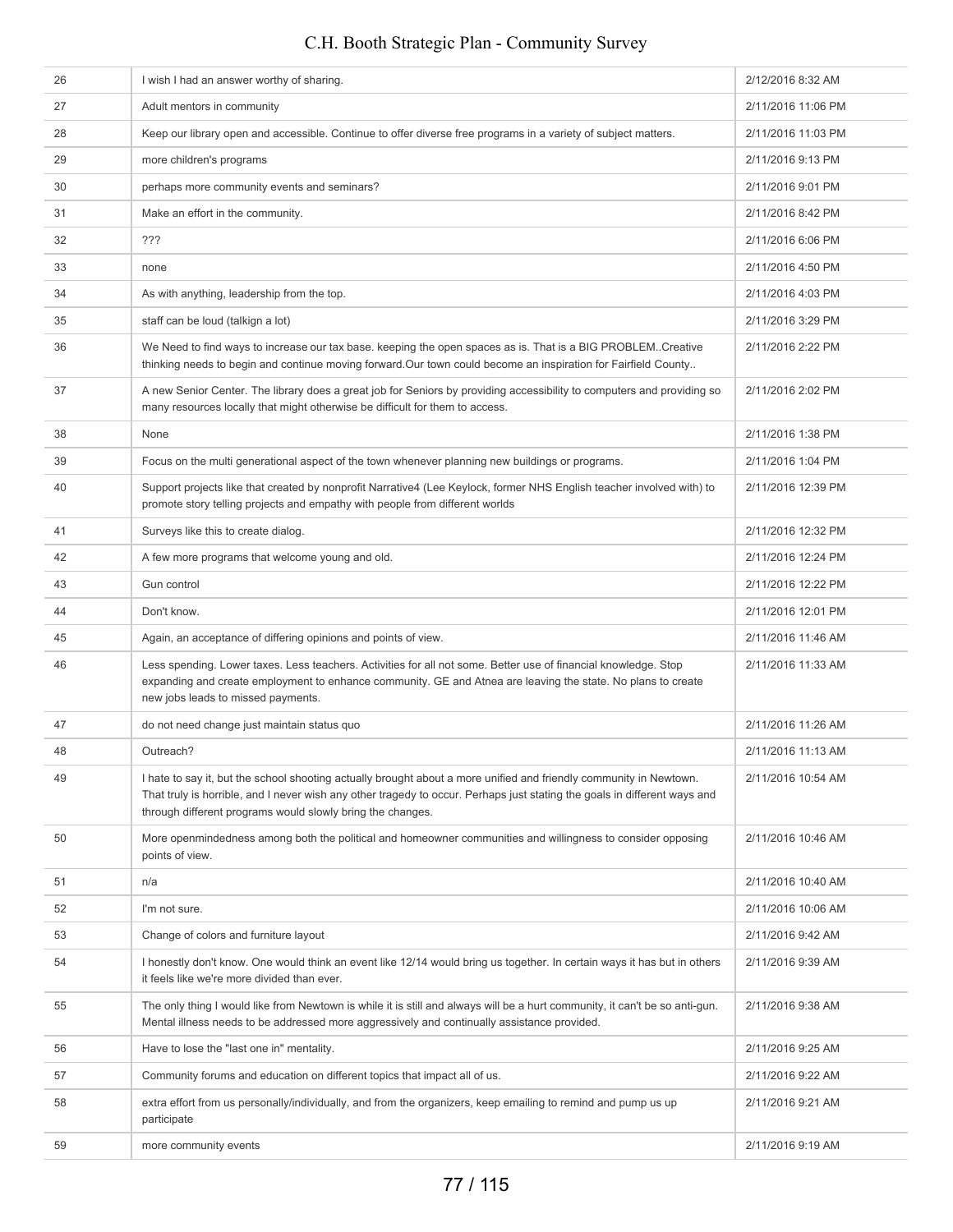| | | |
|---|---|---|
| 26 | I wish I had an answer worthy of sharing. | 2/12/2016 8:32 AM |
| 27 | Adult mentors in community | 2/11/2016 11:06 PM |
| 28 | Keep our library open and accessible. Continue to offer diverse free programs in a variety of subject matters. | 2/11/2016 11:03 PM |
| 29 | more children's programs | 2/11/2016 9:13 PM |
| 30 | perhaps more community events and seminars? | 2/11/2016 9:01 PM |
| 31 | Make an effort in the community. | 2/11/2016 8:42 PM |
| 32 | ??? | 2/11/2016 6:06 PM |
| 33 | none | 2/11/2016 4:50 PM |
| 34 | As with anything, leadership from the top. | 2/11/2016 4:03 PM |
| 35 | staff can be loud (talkign a lot) | 2/11/2016 3:29 PM |
| 36 | We Need to find ways to increase our tax base. keeping the open spaces as is. That is a BIG PROBLEM..Creative thinking needs to begin and continue moving forward.Our town could become an inspiration for Fairfield County.. | 2/11/2016 2:22 PM |
| 37 | A new Senior Center. The library does a great job for Seniors by providing accessibility to computers and providing so many resources locally that might otherwise be difficult for them to access. | 2/11/2016 2:02 PM |
| 38 | None | 2/11/2016 1:38 PM |
| 39 | Focus on the multi generational aspect of the town whenever planning new buildings or programs. | 2/11/2016 1:04 PM |
| 40 | Support projects like that created by nonprofit Narrative4 (Lee Keylock, former NHS English teacher involved with) to promote story telling projects and empathy with people from different worlds | 2/11/2016 12:39 PM |
| 41 | Surveys like this to create dialog. | 2/11/2016 12:32 PM |
| 42 | A few more programs that welcome young and old. | 2/11/2016 12:24 PM |
| 43 | Gun control | 2/11/2016 12:22 PM |
| 44 | Don't know. | 2/11/2016 12:01 PM |
| 45 | Again, an acceptance of differing opinions and points of view. | 2/11/2016 11:46 AM |
| 46 | Less spending. Lower taxes. Less teachers. Activities for all not some. Better use of financial knowledge. Stop expanding and create employment to enhance community. GE and Atnea are leaving the state. No plans to create new jobs leads to missed payments. | 2/11/2016 11:33 AM |
| 47 | do not need change just maintain status quo | 2/11/2016 11:26 AM |
| 48 | Outreach? | 2/11/2016 11:13 AM |
| 49 | I hate to say it, but the school shooting actually brought about a more unified and friendly community in Newtown. That truly is horrible, and I never wish any other tragedy to occur. Perhaps just stating the goals in different ways and through different programs would slowly bring the changes. | 2/11/2016 10:54 AM |
| 50 | More openmindedness among both the political and homeowner communities and willingness to consider opposing points of view. | 2/11/2016 10:46 AM |
| 51 | n/a | 2/11/2016 10:40 AM |
| 52 | I'm not sure. | 2/11/2016 10:06 AM |
| 53 | Change of colors and furniture layout | 2/11/2016 9:42 AM |
| 54 | I honestly don't know. One would think an event like 12/14 would bring us together. In certain ways it has but in others it feels like we're more divided than ever. | 2/11/2016 9:39 AM |
| 55 | The only thing I would like from Newtown is while it is still and always will be a hurt community, it can't be so anti-gun. Mental illness needs to be addressed more aggressively and continually assistance provided. | 2/11/2016 9:38 AM |
| 56 | Have to lose the "last one in" mentality. | 2/11/2016 9:25 AM |
| 57 | Community forums and education on different topics that impact all of us. | 2/11/2016 9:22 AM |
| 58 | extra effort from us personally/individually, and from the organizers, keep emailing to remind and pump us up participate | 2/11/2016 9:21 AM |
| 59 | more community events | 2/11/2016 9:19 AM |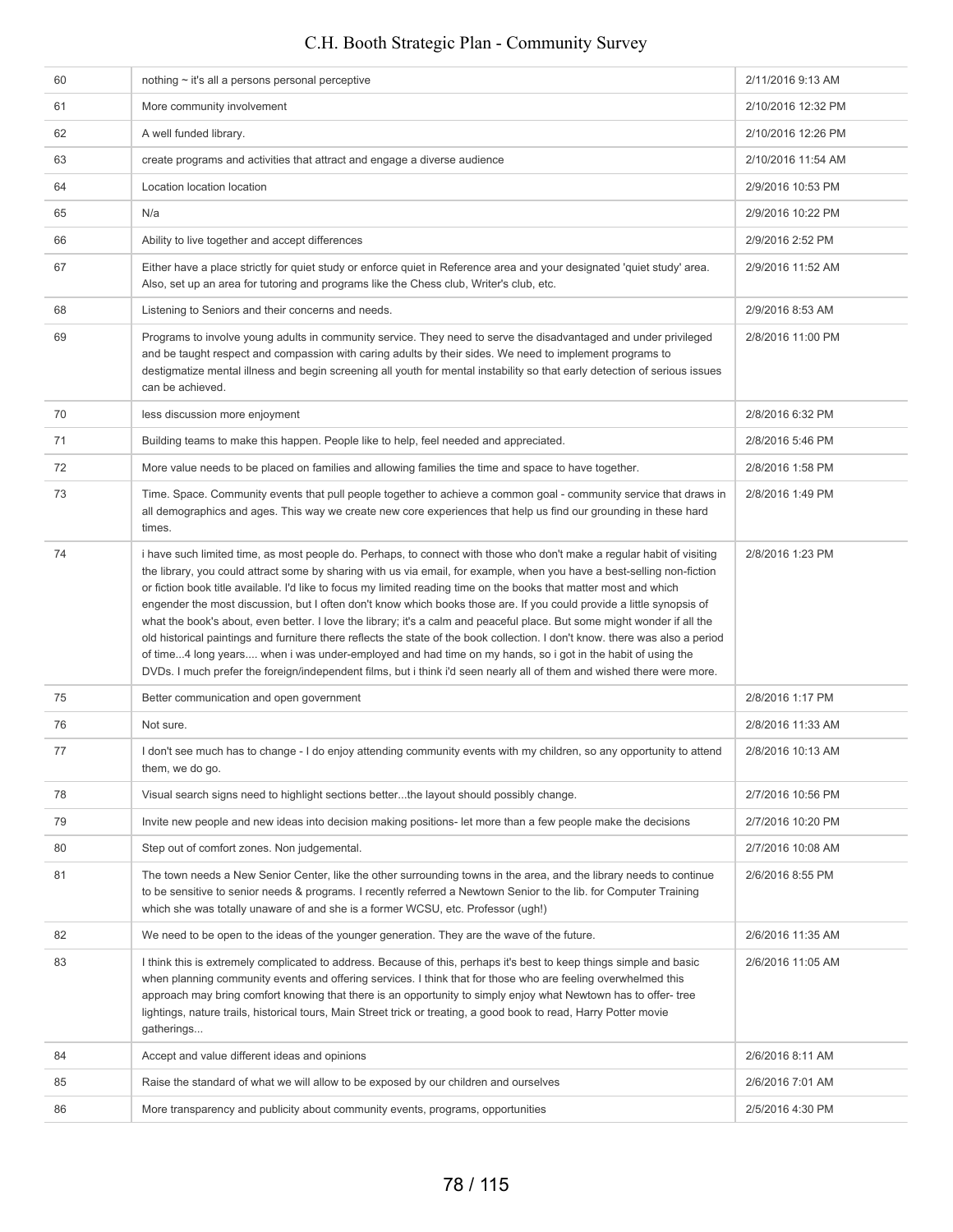| | | |
|---|---|---|
| 60 | nothing ~ it's all a persons personal perceptive | 2/11/2016 9:13 AM |
| 61 | More community involvement | 2/10/2016 12:32 PM |
| 62 | A well funded library. | 2/10/2016 12:26 PM |
| 63 | create programs and activities that attract and engage a diverse audience | 2/10/2016 11:54 AM |
| 64 | Location location location | 2/9/2016 10:53 PM |
| 65 | N/a | 2/9/2016 10:22 PM |
| 66 | Ability to live together and accept differences | 2/9/2016 2:52 PM |
| 67 | Either have a place strictly for quiet study or enforce quiet in Reference area and your designated 'quiet study' area. Also, set up an area for tutoring and programs like the Chess club, Writer's club, etc. | 2/9/2016 11:52 AM |
| 68 | Listening to Seniors and their concerns and needs. | 2/9/2016 8:53 AM |
| 69 | Programs to involve young adults in community service. They need to serve the disadvantaged and under privileged and be taught respect and compassion with caring adults by their sides. We need to implement programs to destigmatize mental illness and begin screening all youth for mental instability so that early detection of serious issues can be achieved. | 2/8/2016 11:00 PM |
| 70 | less discussion more enjoyment | 2/8/2016 6:32 PM |
| 71 | Building teams to make this happen. People like to help, feel needed and appreciated. | 2/8/2016 5:46 PM |
| 72 | More value needs to be placed on families and allowing families the time and space to have together. | 2/8/2016 1:58 PM |
| 73 | Time. Space. Community events that pull people together to achieve a common goal - community service that draws in all demographics and ages. This way we create new core experiences that help us find our grounding in these hard times. | 2/8/2016 1:49 PM |
| 74 | i have such limited time, as most people do. Perhaps, to connect with those who don't make a regular habit of visiting the library, you could attract some by sharing with us via email, for example, when you have a best-selling non-fiction or fiction book title available. I'd like to focus my limited reading time on the books that matter most and which engender the most discussion, but I often don't know which books those are. If you could provide a little synopsis of what the book's about, even better. I love the library; it's a calm and peaceful place. But some might wonder if all the old historical paintings and furniture there reflects the state of the book collection. I don't know. there was also a period of time...4 long years.... when i was under-employed and had time on my hands, so i got in the habit of using the DVDs. I much prefer the foreign/independent films, but i think i'd seen nearly all of them and wished there were more. | 2/8/2016 1:23 PM |
| 75 | Better communication and open government | 2/8/2016 1:17 PM |
| 76 | Not sure. | 2/8/2016 11:33 AM |
| 77 | I don't see much has to change - I do enjoy attending community events with my children, so any opportunity to attend them, we do go. | 2/8/2016 10:13 AM |
| 78 | Visual search signs need to highlight sections better...the layout should possibly change. | 2/7/2016 10:56 PM |
| 79 | Invite new people and new ideas into decision making positions- let more than a few people make the decisions | 2/7/2016 10:20 PM |
| 80 | Step out of comfort zones. Non judgemental. | 2/7/2016 10:08 AM |
| 81 | The town needs a New Senior Center, like the other surrounding towns in the area, and the library needs to continue to be sensitive to senior needs & programs. I recently referred a Newtown Senior to the lib. for Computer Training which she was totally unaware of and she is a former WCSU, etc. Professor (ugh!) | 2/6/2016 8:55 PM |
| 82 | We need to be open to the ideas of the younger generation. They are the wave of the future. | 2/6/2016 11:35 AM |
| 83 | I think this is extremely complicated to address. Because of this, perhaps it's best to keep things simple and basic when planning community events and offering services. I think that for those who are feeling overwhelmed this approach may bring comfort knowing that there is an opportunity to simply enjoy what Newtown has to offer- tree lightings, nature trails, historical tours, Main Street trick or treating, a good book to read, Harry Potter movie gatherings... | 2/6/2016 11:05 AM |
| 84 | Accept and value different ideas and opinions | 2/6/2016 8:11 AM |
| 85 | Raise the standard of what we will allow to be exposed by our children and ourselves | 2/6/2016 7:01 AM |
| 86 | More transparency and publicity about community events, programs, opportunities | 2/5/2016 4:30 PM |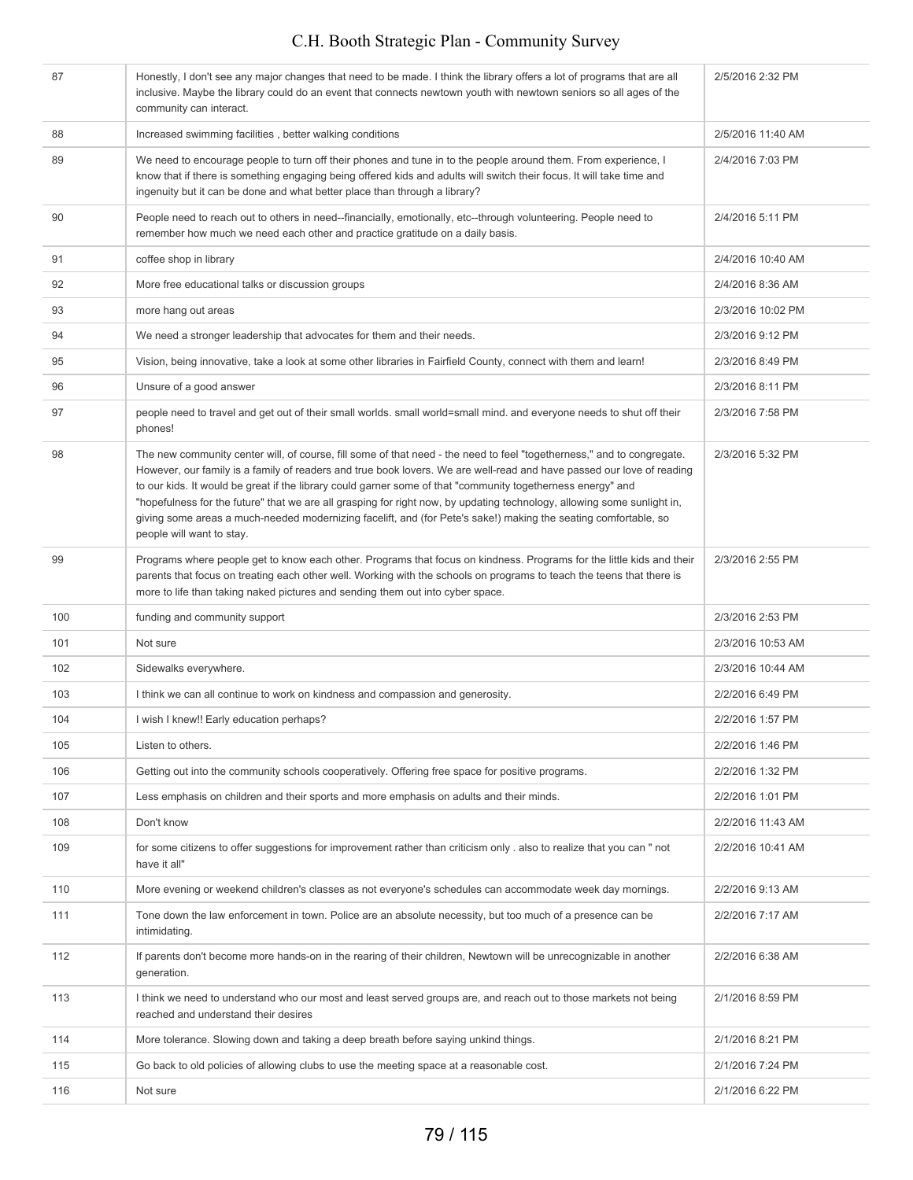| | | |
|---|---|---|
| 87 | Honestly, I don't see any major changes that need to be made. I think the library offers a lot of programs that are all inclusive. Maybe the library could do an event that connects newtown youth with newtown seniors so all ages of the community can interact. | 2/5/2016 2:32 PM |
| 88 | Increased swimming facilities , better walking conditions | 2/5/2016 11:40 AM |
| 89 | We need to encourage people to turn off their phones and tune in to the people around them. From experience, I know that if there is something engaging being offered kids and adults will switch their focus. It will take time and ingenuity but it can be done and what better place than through a library? | 2/4/2016 7:03 PM |
| 90 | People need to reach out to others in need--financially, emotionally, etc--through volunteering. People need to remember how much we need each other and practice gratitude on a daily basis. | 2/4/2016 5:11 PM |
| 91 | coffee shop in library | 2/4/2016 10:40 AM |
| 92 | More free educational talks or discussion groups | 2/4/2016 8:36 AM |
| 93 | more hang out areas | 2/3/2016 10:02 PM |
| 94 | We need a stronger leadership that advocates for them and their needs. | 2/3/2016 9:12 PM |
| 95 | Vision, being innovative, take a look at some other libraries in Fairfield County, connect with them and learn! | 2/3/2016 8:49 PM |
| 96 | Unsure of a good answer | 2/3/2016 8:11 PM |
| 97 | people need to travel and get out of their small worlds. small world=small mind. and everyone needs to shut off their phones! | 2/3/2016 7:58 PM |
| 98 | The new community center will, of course, fill some of that need - the need to feel "togetherness," and to congregate. However, our family is a family of readers and true book lovers. We are well-read and have passed our love of reading to our kids. It would be great if the library could garner some of that "community togetherness energy" and "hopefulness for the future" that we are all grasping for right now, by updating technology, allowing some sunlight in, giving some areas a much-needed modernizing facelift, and (for Pete's sake!) making the seating comfortable, so people will want to stay. | 2/3/2016 5:32 PM |
| 99 | Programs where people get to know each other. Programs that focus on kindness. Programs for the little kids and their parents that focus on treating each other well. Working with the schools on programs to teach the teens that there is more to life than taking naked pictures and sending them out into cyber space. | 2/3/2016 2:55 PM |
| 100 | funding and community support | 2/3/2016 2:53 PM |
| 101 | Not sure | 2/3/2016 10:53 AM |
| 102 | Sidewalks everywhere. | 2/3/2016 10:44 AM |
| 103 | I think we can all continue to work on kindness and compassion and generosity. | 2/2/2016 6:49 PM |
| 104 | I wish I knew!! Early education perhaps? | 2/2/2016 1:57 PM |
| 105 | Listen to others. | 2/2/2016 1:46 PM |
| 106 | Getting out into the community schools cooperatively. Offering free space for positive programs. | 2/2/2016 1:32 PM |
| 107 | Less emphasis on children and their sports and more emphasis on adults and their minds. | 2/2/2016 1:01 PM |
| 108 | Don't know | 2/2/2016 11:43 AM |
| 109 | for some citizens to offer suggestions for improvement rather than criticism only . also to realize that you can " not have it all" | 2/2/2016 10:41 AM |
| 110 | More evening or weekend children's classes as not everyone's schedules can accommodate week day mornings. | 2/2/2016 9:13 AM |
| 111 | Tone down the law enforcement in town. Police are an absolute necessity, but too much of a presence can be intimidating. | 2/2/2016 7:17 AM |
| 112 | If parents don't become more hands-on in the rearing of their children, Newtown will be unrecognizable in another generation. | 2/2/2016 6:38 AM |
| 113 | I think we need to understand who our most and least served groups are, and reach out to those markets not being reached and understand their desires | 2/1/2016 8:59 PM |
| 114 | More tolerance. Slowing down and taking a deep breath before saying unkind things. | 2/1/2016 8:21 PM |
| 115 | Go back to old policies of allowing clubs to use the meeting space at a reasonable cost. | 2/1/2016 7:24 PM |
| 116 | Not sure | 2/1/2016 6:22 PM |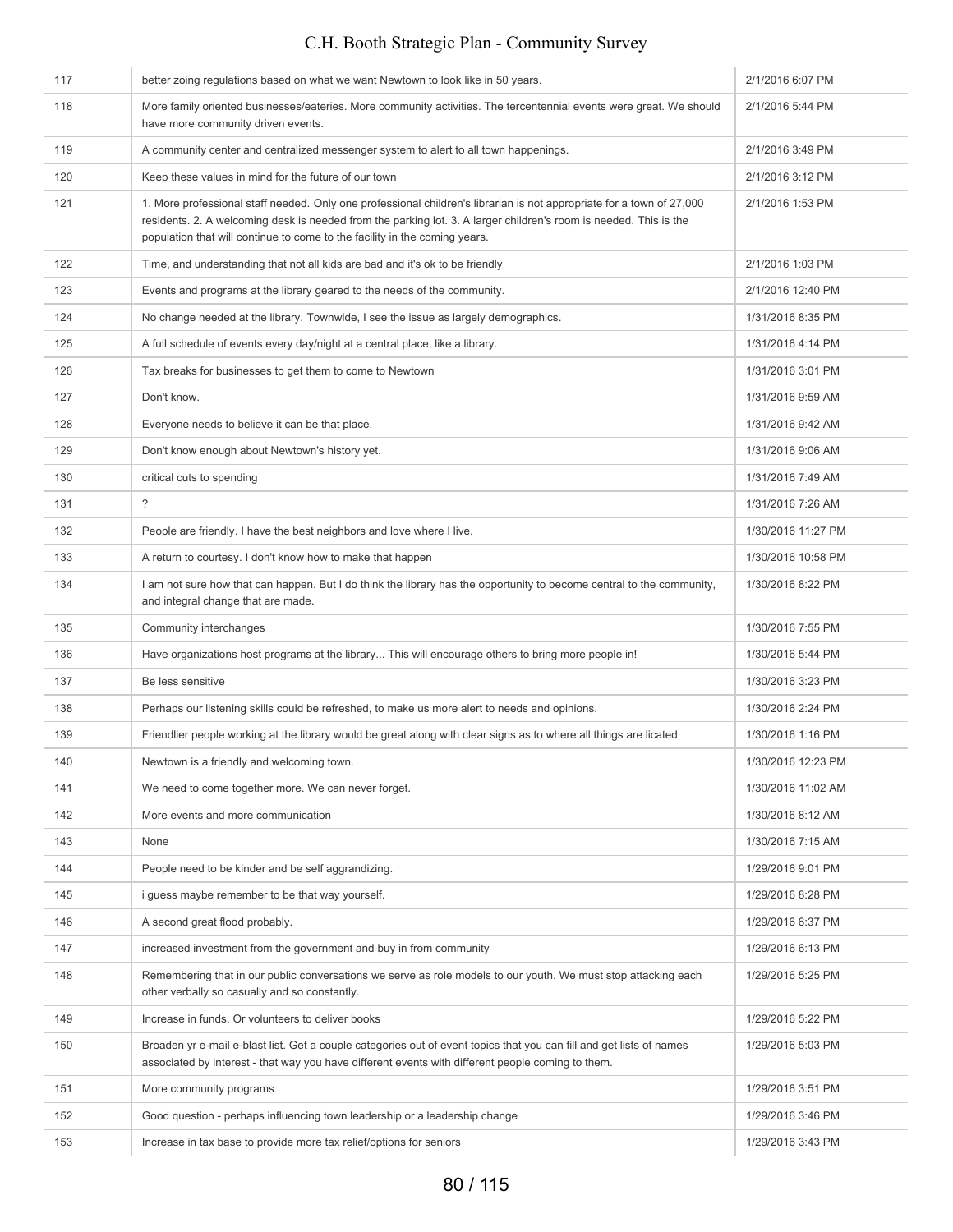| | | |
|---|---|---|
| 117 | better zoing regulations based on what we want Newtown to look like in 50 years. | 2/1/2016 6:07 PM |
| 118 | More family oriented businesses/eateries. More community activities. The tercentennial events were great. We should have more community driven events. | 2/1/2016 5:44 PM |
| 119 | A community center and centralized messenger system to alert to all town happenings. | 2/1/2016 3:49 PM |
| 120 | Keep these values in mind for the future of our town | 2/1/2016 3:12 PM |
| 121 | 1. More professional staff needed. Only one professional children's librarian is not appropriate for a town of 27,000 residents. 2. A welcoming desk is needed from the parking lot. 3. A larger children's room is needed. This is the population that will continue to come to the facility in the coming years. | 2/1/2016 1:53 PM |
| 122 | Time, and understanding that not all kids are bad and it's ok to be friendly | 2/1/2016 1:03 PM |
| 123 | Events and programs at the library geared to the needs of the community. | 2/1/2016 12:40 PM |
| 124 | No change needed at the library. Townwide, I see the issue as largely demographics. | 1/31/2016 8:35 PM |
| 125 | A full schedule of events every day/night at a central place, like a library. | 1/31/2016 4:14 PM |
| 126 | Tax breaks for businesses to get them to come to Newtown | 1/31/2016 3:01 PM |
| 127 | Don't know. | 1/31/2016 9:59 AM |
| 128 | Everyone needs to believe it can be that place. | 1/31/2016 9:42 AM |
| 129 | Don't know enough about Newtown's history yet. | 1/31/2016 9:06 AM |
| 130 | critical cuts to spending | 1/31/2016 7:49 AM |
| 131 | ? | 1/31/2016 7:26 AM |
| 132 | People are friendly. I have the best neighbors and love where I live. | 1/30/2016 11:27 PM |
| 133 | A return to courtesy. I don't know how to make that happen | 1/30/2016 10:58 PM |
| 134 | I am not sure how that can happen. But I do think the library has the opportunity to become central to the community, and integral change that are made. | 1/30/2016 8:22 PM |
| 135 | Community interchanges | 1/30/2016 7:55 PM |
| 136 | Have organizations host programs at the library... This will encourage others to bring more people in! | 1/30/2016 5:44 PM |
| 137 | Be less sensitive | 1/30/2016 3:23 PM |
| 138 | Perhaps our listening skills could be refreshed, to make us more alert to needs and opinions. | 1/30/2016 2:24 PM |
| 139 | Friendlier people working at the library would be great along with clear signs as to where all things are licated | 1/30/2016 1:16 PM |
| 140 | Newtown is a friendly and welcoming town. | 1/30/2016 12:23 PM |
| 141 | We need to come together more. We can never forget. | 1/30/2016 11:02 AM |
| 142 | More events and more communication | 1/30/2016 8:12 AM |
| 143 | None | 1/30/2016 7:15 AM |
| 144 | People need to be kinder and be self aggrandizing. | 1/29/2016 9:01 PM |
| 145 | i guess maybe remember to be that way yourself. | 1/29/2016 8:28 PM |
| 146 | A second great flood probably. | 1/29/2016 6:37 PM |
| 147 | increased investment from the government and buy in from community | 1/29/2016 6:13 PM |
| 148 | Remembering that in our public conversations we serve as role models to our youth. We must stop attacking each other verbally so casually and so constantly. | 1/29/2016 5:25 PM |
| 149 | Increase in funds. Or volunteers to deliver books | 1/29/2016 5:22 PM |
| 150 | Broaden yr e-mail e-blast list. Get a couple categories out of event topics that you can fill and get lists of names associated by interest - that way you have different events with different people coming to them. | 1/29/2016 5:03 PM |
| 151 | More community programs | 1/29/2016 3:51 PM |
| 152 | Good question - perhaps influencing town leadership or a leadership change | 1/29/2016 3:46 PM |
| 153 | Increase in tax base to provide more tax relief/options for seniors | 1/29/2016 3:43 PM |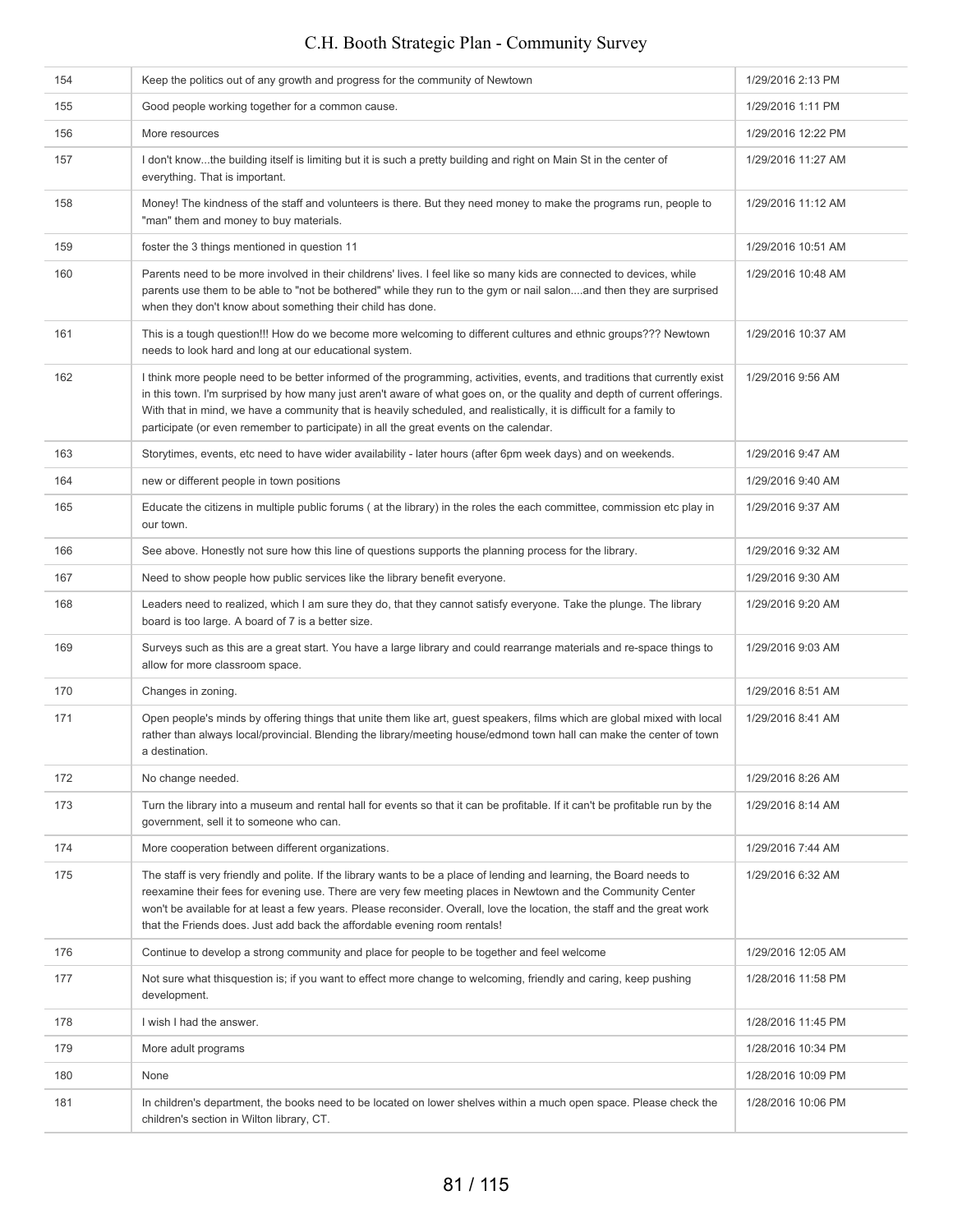| | | |
|---|---|---|
| 154 | Keep the politics out of any growth and progress for the community of Newtown | 1/29/2016 2:13 PM |
| 155 | Good people working together for a common cause. | 1/29/2016 1:11 PM |
| 156 | More resources | 1/29/2016 12:22 PM |
| 157 | I don't know...the building itself is limiting but it is such a pretty building and right on Main St in the center of everything. That is important. | 1/29/2016 11:27 AM |
| 158 | Money! The kindness of the staff and volunteers is there. But they need money to make the programs run, people to "man" them and money to buy materials. | 1/29/2016 11:12 AM |
| 159 | foster the 3 things mentioned in question 11 | 1/29/2016 10:51 AM |
| 160 | Parents need to be more involved in their childrens' lives. I feel like so many kids are connected to devices, while parents use them to be able to "not be bothered" while they run to the gym or nail salon....and then they are surprised when they don't know about something their child has done. | 1/29/2016 10:48 AM |
| 161 | This is a tough question!!! How do we become more welcoming to different cultures and ethnic groups??? Newtown needs to look hard and long at our educational system. | 1/29/2016 10:37 AM |
| 162 | I think more people need to be better informed of the programming, activities, events, and traditions that currently exist in this town. I'm surprised by how many just aren't aware of what goes on, or the quality and depth of current offerings. With that in mind, we have a community that is heavily scheduled, and realistically, it is difficult for a family to participate (or even remember to participate) in all the great events on the calendar. | 1/29/2016 9:56 AM |
| 163 | Storytimes, events, etc need to have wider availability - later hours (after 6pm week days) and on weekends. | 1/29/2016 9:47 AM |
| 164 | new or different people in town positions | 1/29/2016 9:40 AM |
| 165 | Educate the citizens in multiple public forums ( at the library) in the roles the each committee, commission etc play in our town. | 1/29/2016 9:37 AM |
| 166 | See above. Honestly not sure how this line of questions supports the planning process for the library. | 1/29/2016 9:32 AM |
| 167 | Need to show people how public services like the library benefit everyone. | 1/29/2016 9:30 AM |
| 168 | Leaders need to realized, which I am sure they do, that they cannot satisfy everyone. Take the plunge. The library board is too large. A board of 7 is a better size. | 1/29/2016 9:20 AM |
| 169 | Surveys such as this are a great start. You have a large library and could rearrange materials and re-space things to allow for more classroom space. | 1/29/2016 9:03 AM |
| 170 | Changes in zoning. | 1/29/2016 8:51 AM |
| 171 | Open people's minds by offering things that unite them like art, guest speakers, films which are global mixed with local rather than always local/provincial. Blending the library/meeting house/edmond town hall can make the center of town a destination. | 1/29/2016 8:41 AM |
| 172 | No change needed. | 1/29/2016 8:26 AM |
| 173 | Turn the library into a museum and rental hall for events so that it can be profitable. If it can't be profitable run by the government, sell it to someone who can. | 1/29/2016 8:14 AM |
| 174 | More cooperation between different organizations. | 1/29/2016 7:44 AM |
| 175 | The staff is very friendly and polite. If the library wants to be a place of lending and learning, the Board needs to reexamine their fees for evening use. There are very few meeting places in Newtown and the Community Center won't be available for at least a few years. Please reconsider. Overall, love the location, the staff and the great work that the Friends does. Just add back the affordable evening room rentals! | 1/29/2016 6:32 AM |
| 176 | Continue to develop a strong community and place for people to be together and feel welcome | 1/29/2016 12:05 AM |
| 177 | Not sure what thisquestion is; if you want to effect more change to welcoming, friendly and caring, keep pushing development. | 1/28/2016 11:58 PM |
| 178 | I wish I had the answer. | 1/28/2016 11:45 PM |
| 179 | More adult programs | 1/28/2016 10:34 PM |
| 180 | None | 1/28/2016 10:09 PM |
| 181 | In children's department, the books need to be located on lower shelves within a much open space. Please check the children's section in Wilton library, CT. | 1/28/2016 10:06 PM |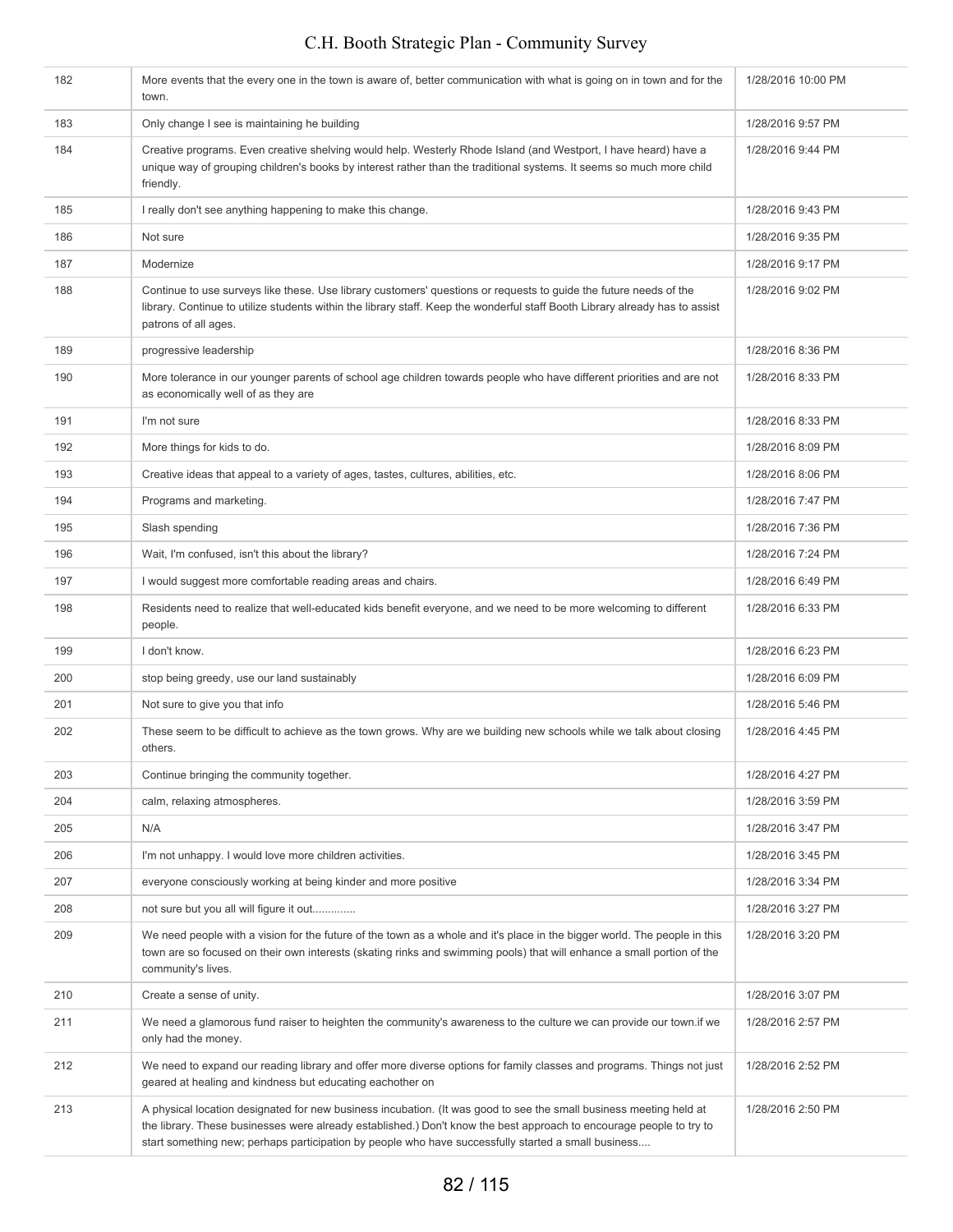| | | |
|---|---|---|
| 182 | More events that the every one in the town is aware of, better communication with what is going on in town and for the town. | 1/28/2016 10:00 PM |
| 183 | Only change I see is maintaining he building | 1/28/2016 9:57 PM |
| 184 | Creative programs. Even creative shelving would help. Westerly Rhode Island (and Westport, I have heard) have a unique way of grouping children's books by interest rather than the traditional systems. It seems so much more child friendly. | 1/28/2016 9:44 PM |
| 185 | I really don't see anything happening to make this change. | 1/28/2016 9:43 PM |
| 186 | Not sure | 1/28/2016 9:35 PM |
| 187 | Modernize | 1/28/2016 9:17 PM |
| 188 | Continue to use surveys like these. Use library customers' questions or requests to guide the future needs of the library. Continue to utilize students within the library staff. Keep the wonderful staff Booth Library already has to assist patrons of all ages. | 1/28/2016 9:02 PM |
| 189 | progressive leadership | 1/28/2016 8:36 PM |
| 190 | More tolerance in our younger parents of school age children towards people who have different priorities and are not as economically well of as they are | 1/28/2016 8:33 PM |
| 191 | I'm not sure | 1/28/2016 8:33 PM |
| 192 | More things for kids to do. | 1/28/2016 8:09 PM |
| 193 | Creative ideas that appeal to a variety of ages, tastes, cultures, abilities, etc. | 1/28/2016 8:06 PM |
| 194 | Programs and marketing. | 1/28/2016 7:47 PM |
| 195 | Slash spending | 1/28/2016 7:36 PM |
| 196 | Wait, I'm confused, isn't this about the library? | 1/28/2016 7:24 PM |
| 197 | I would suggest more comfortable reading areas and chairs. | 1/28/2016 6:49 PM |
| 198 | Residents need to realize that well-educated kids benefit everyone, and we need to be more welcoming to different people. | 1/28/2016 6:33 PM |
| 199 | I don't know. | 1/28/2016 6:23 PM |
| 200 | stop being greedy, use our land sustainably | 1/28/2016 6:09 PM |
| 201 | Not sure to give you that info | 1/28/2016 5:46 PM |
| 202 | These seem to be difficult to achieve as the town grows. Why are we building new schools while we talk about closing others. | 1/28/2016 4:45 PM |
| 203 | Continue bringing the community together. | 1/28/2016 4:27 PM |
| 204 | calm, relaxing atmospheres. | 1/28/2016 3:59 PM |
| 205 | N/A | 1/28/2016 3:47 PM |
| 206 | I'm not unhappy. I would love more children activities. | 1/28/2016 3:45 PM |
| 207 | everyone consciously working at being kinder and more positive | 1/28/2016 3:34 PM |
| 208 | not sure but you all will figure it out............. | 1/28/2016 3:27 PM |
| 209 | We need people with a vision for the future of the town as a whole and it's place in the bigger world. The people in this town are so focused on their own interests (skating rinks and swimming pools) that will enhance a small portion of the community's lives. | 1/28/2016 3:20 PM |
| 210 | Create a sense of unity. | 1/28/2016 3:07 PM |
| 211 | We need a glamorous fund raiser to heighten the community's awareness to the culture we can provide our town.if we only had the money. | 1/28/2016 2:57 PM |
| 212 | We need to expand our reading library and offer more diverse options for family classes and programs. Things not just geared at healing and kindness but educating eachother on | 1/28/2016 2:52 PM |
| 213 | A physical location designated for new business incubation. (It was good to see the small business meeting held at the library. These businesses were already established.) Don't know the best approach to encourage people to try to start something new; perhaps participation by people who have successfully started a small business.... | 1/28/2016 2:50 PM |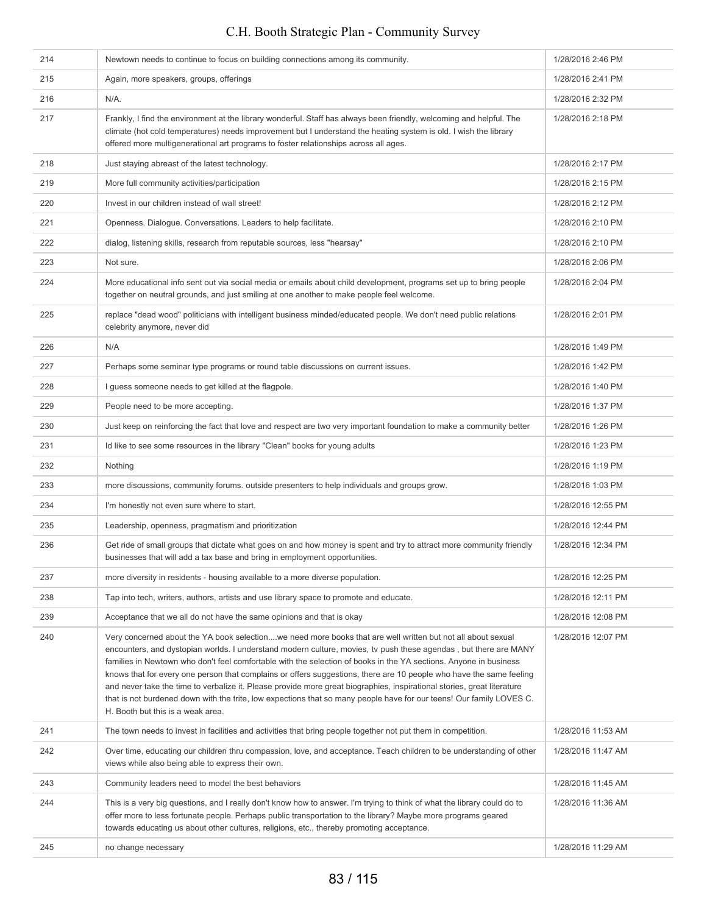| | | |
|---|---|---|
| 214 | Newtown needs to continue to focus on building connections among its community. | 1/28/2016 2:46 PM |
| 215 | Again, more speakers, groups, offerings | 1/28/2016 2:41 PM |
| 216 | N/A. | 1/28/2016 2:32 PM |
| 217 | Frankly, I find the environment at the library wonderful. Staff has always been friendly, welcoming and helpful. The climate (hot cold temperatures) needs improvement but I understand the heating system is old. I wish the library offered more multigenerational art programs to foster relationships across all ages. | 1/28/2016 2:18 PM |
| 218 | Just staying abreast of the latest technology. | 1/28/2016 2:17 PM |
| 219 | More full community activities/participation | 1/28/2016 2:15 PM |
| 220 | Invest in our children instead of wall street! | 1/28/2016 2:12 PM |
| 221 | Openness. Dialogue. Conversations. Leaders to help facilitate. | 1/28/2016 2:10 PM |
| 222 | dialog, listening skills, research from reputable sources, less "hearsay" | 1/28/2016 2:10 PM |
| 223 | Not sure. | 1/28/2016 2:06 PM |
| 224 | More educational info sent out via social media or emails about child development, programs set up to bring people together on neutral grounds, and just smiling at one another to make people feel welcome. | 1/28/2016 2:04 PM |
| 225 | replace "dead wood" politicians with intelligent business minded/educated people. We don't need public relations celebrity anymore, never did | 1/28/2016 2:01 PM |
| 226 | N/A | 1/28/2016 1:49 PM |
| 227 | Perhaps some seminar type programs or round table discussions on current issues. | 1/28/2016 1:42 PM |
| 228 | I guess someone needs to get killed at the flagpole. | 1/28/2016 1:40 PM |
| 229 | People need to be more accepting. | 1/28/2016 1:37 PM |
| 230 | Just keep on reinforcing the fact that love and respect are two very important foundation to make a community better | 1/28/2016 1:26 PM |
| 231 | Id like to see some resources in the library "Clean" books for young adults | 1/28/2016 1:23 PM |
| 232 | Nothing | 1/28/2016 1:19 PM |
| 233 | more discussions, community forums. outside presenters to help individuals and groups grow. | 1/28/2016 1:03 PM |
| 234 | I'm honestly not even sure where to start. | 1/28/2016 12:55 PM |
| 235 | Leadership, openness, pragmatism and prioritization | 1/28/2016 12:44 PM |
| 236 | Get ride of small groups that dictate what goes on and how money is spent and try to attract more community friendly businesses that will add a tax base and bring in employment opportunities. | 1/28/2016 12:34 PM |
| 237 | more diversity in residents - housing available to a more diverse population. | 1/28/2016 12:25 PM |
| 238 | Tap into tech, writers, authors, artists and use library space to promote and educate. | 1/28/2016 12:11 PM |
| 239 | Acceptance that we all do not have the same opinions and that is okay | 1/28/2016 12:08 PM |
| 240 | Very concerned about the YA book selection....we need more books that are well written but not all about sexual encounters, and dystopian worlds. I understand modern culture, movies, tv push these agendas , but there are MANY families in Newtown who don't feel comfortable with the selection of books in the YA sections. Anyone in business knows that for every one person that complains or offers suggestions, there are 10 people who have the same feeling and never take the time to verbalize it. Please provide more great biographies, inspirational stories, great literature that is not burdened down with the trite, low expectations that so many people have for our teens! Our family LOVES C. H. Booth but this is a weak area. | 1/28/2016 12:07 PM |
| 241 | The town needs to invest in facilities and activities that bring people together not put them in competition. | 1/28/2016 11:53 AM |
| 242 | Over time, educating our children thru compassion, love, and acceptance. Teach children to be understanding of other views while also being able to express their own. | 1/28/2016 11:47 AM |
| 243 | Community leaders need to model the best behaviors | 1/28/2016 11:45 AM |
| 244 | This is a very big questions, and I really don't know how to answer. I'm trying to think of what the library could do to offer more to less fortunate people. Perhaps public transportation to the library? Maybe more programs geared towards educating us about other cultures, religions, etc., thereby promoting acceptance. | 1/28/2016 11:36 AM |
| 245 | no change necessary | 1/28/2016 11:29 AM |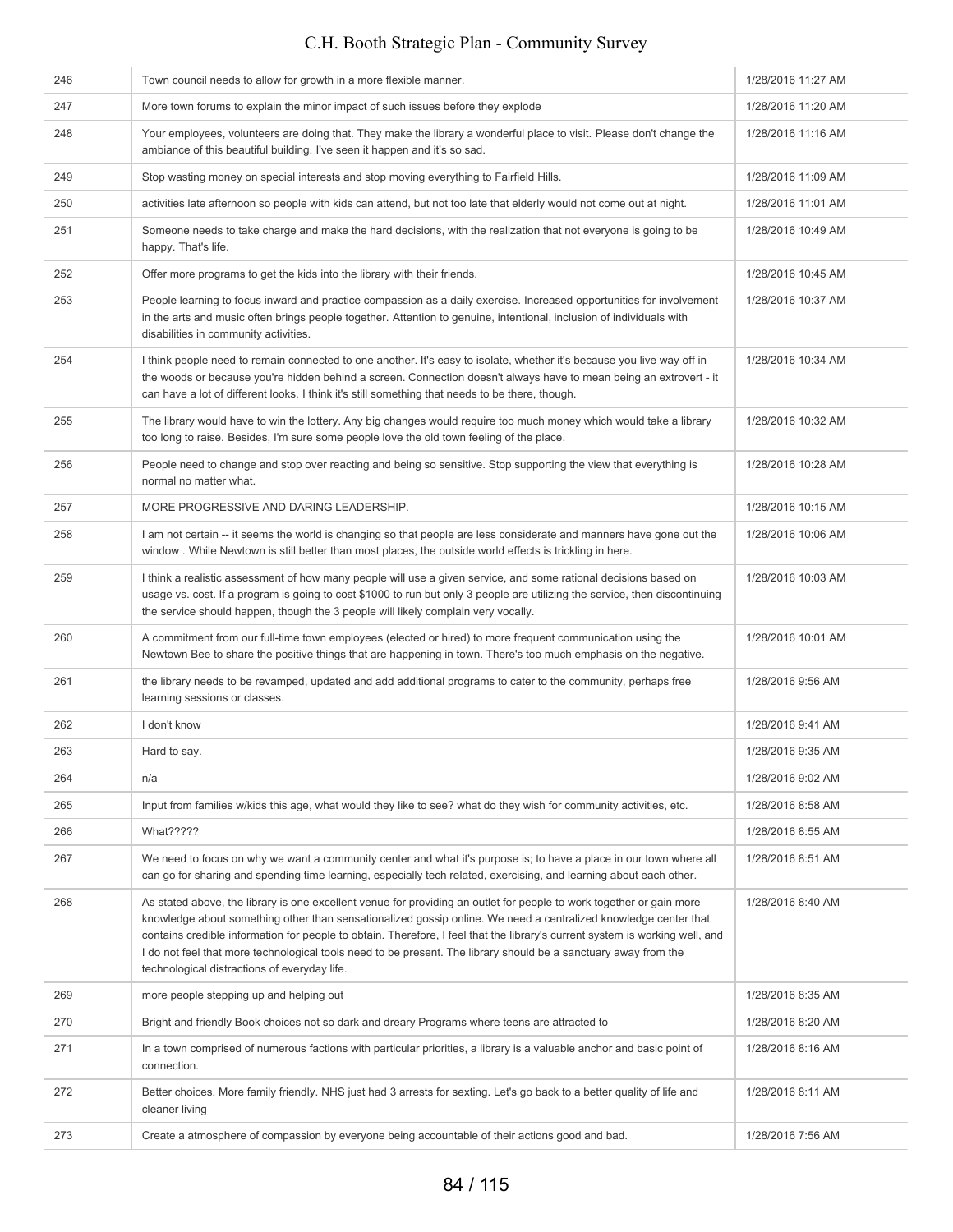| | | |
|---|---|---|
| 246 | Town council needs to allow for growth in a more flexible manner. | 1/28/2016 11:27 AM |
| 247 | More town forums to explain the minor impact of such issues before they explode | 1/28/2016 11:20 AM |
| 248 | Your employees, volunteers are doing that. They make the library a wonderful place to visit. Please don't change the ambiance of this beautiful building. I've seen it happen and it's so sad. | 1/28/2016 11:16 AM |
| 249 | Stop wasting money on special interests and stop moving everything to Fairfield Hills. | 1/28/2016 11:09 AM |
| 250 | activities late afternoon so people with kids can attend, but not too late that elderly would not come out at night. | 1/28/2016 11:01 AM |
| 251 | Someone needs to take charge and make the hard decisions, with the realization that not everyone is going to be happy. That's life. | 1/28/2016 10:49 AM |
| 252 | Offer more programs to get the kids into the library with their friends. | 1/28/2016 10:45 AM |
| 253 | People learning to focus inward and practice compassion as a daily exercise. Increased opportunities for involvement in the arts and music often brings people together. Attention to genuine, intentional, inclusion of individuals with disabilities in community activities. | 1/28/2016 10:37 AM |
| 254 | I think people need to remain connected to one another. It's easy to isolate, whether it's because you live way off in the woods or because you're hidden behind a screen. Connection doesn't always have to mean being an extrovert - it can have a lot of different looks. I think it's still something that needs to be there, though. | 1/28/2016 10:34 AM |
| 255 | The library would have to win the lottery. Any big changes would require too much money which would take a library too long to raise. Besides, I'm sure some people love the old town feeling of the place. | 1/28/2016 10:32 AM |
| 256 | People need to change and stop over reacting and being so sensitive. Stop supporting the view that everything is normal no matter what. | 1/28/2016 10:28 AM |
| 257 | MORE PROGRESSIVE AND DARING LEADERSHIP. | 1/28/2016 10:15 AM |
| 258 | I am not certain -- it seems the world is changing so that people are less considerate and manners have gone out the window . While Newtown is still better than most places, the outside world effects is trickling in here. | 1/28/2016 10:06 AM |
| 259 | I think a realistic assessment of how many people will use a given service, and some rational decisions based on usage vs. cost. If a program is going to cost $1000 to run but only 3 people are utilizing the service, then discontinuing the service should happen, though the 3 people will likely complain very vocally. | 1/28/2016 10:03 AM |
| 260 | A commitment from our full-time town employees (elected or hired) to more frequent communication using the Newtown Bee to share the positive things that are happening in town. There's too much emphasis on the negative. | 1/28/2016 10:01 AM |
| 261 | the library needs to be revamped, updated and add additional programs to cater to the community, perhaps free learning sessions or classes. | 1/28/2016 9:56 AM |
| 262 | I don't know | 1/28/2016 9:41 AM |
| 263 | Hard to say. | 1/28/2016 9:35 AM |
| 264 | n/a | 1/28/2016 9:02 AM |
| 265 | Input from families w/kids this age, what would they like to see? what do they wish for community activities, etc. | 1/28/2016 8:58 AM |
| 266 | What????? | 1/28/2016 8:55 AM |
| 267 | We need to focus on why we want a community center and what it's purpose is; to have a place in our town where all can go for sharing and spending time learning, especially tech related, exercising, and learning about each other. | 1/28/2016 8:51 AM |
| 268 | As stated above, the library is one excellent venue for providing an outlet for people to work together or gain more knowledge about something other than sensationalized gossip online. We need a centralized knowledge center that contains credible information for people to obtain. Therefore, I feel that the library's current system is working well, and I do not feel that more technological tools need to be present. The library should be a sanctuary away from the technological distractions of everyday life. | 1/28/2016 8:40 AM |
| 269 | more people stepping up and helping out | 1/28/2016 8:35 AM |
| 270 | Bright and friendly Book choices not so dark and dreary Programs where teens are attracted to | 1/28/2016 8:20 AM |
| 271 | In a town comprised of numerous factions with particular priorities, a library is a valuable anchor and basic point of connection. | 1/28/2016 8:16 AM |
| 272 | Better choices. More family friendly. NHS just had 3 arrests for sexting. Let's go back to a better quality of life and cleaner living | 1/28/2016 8:11 AM |
| 273 | Create a atmosphere of compassion by everyone being accountable of their actions good and bad. | 1/28/2016 7:56 AM |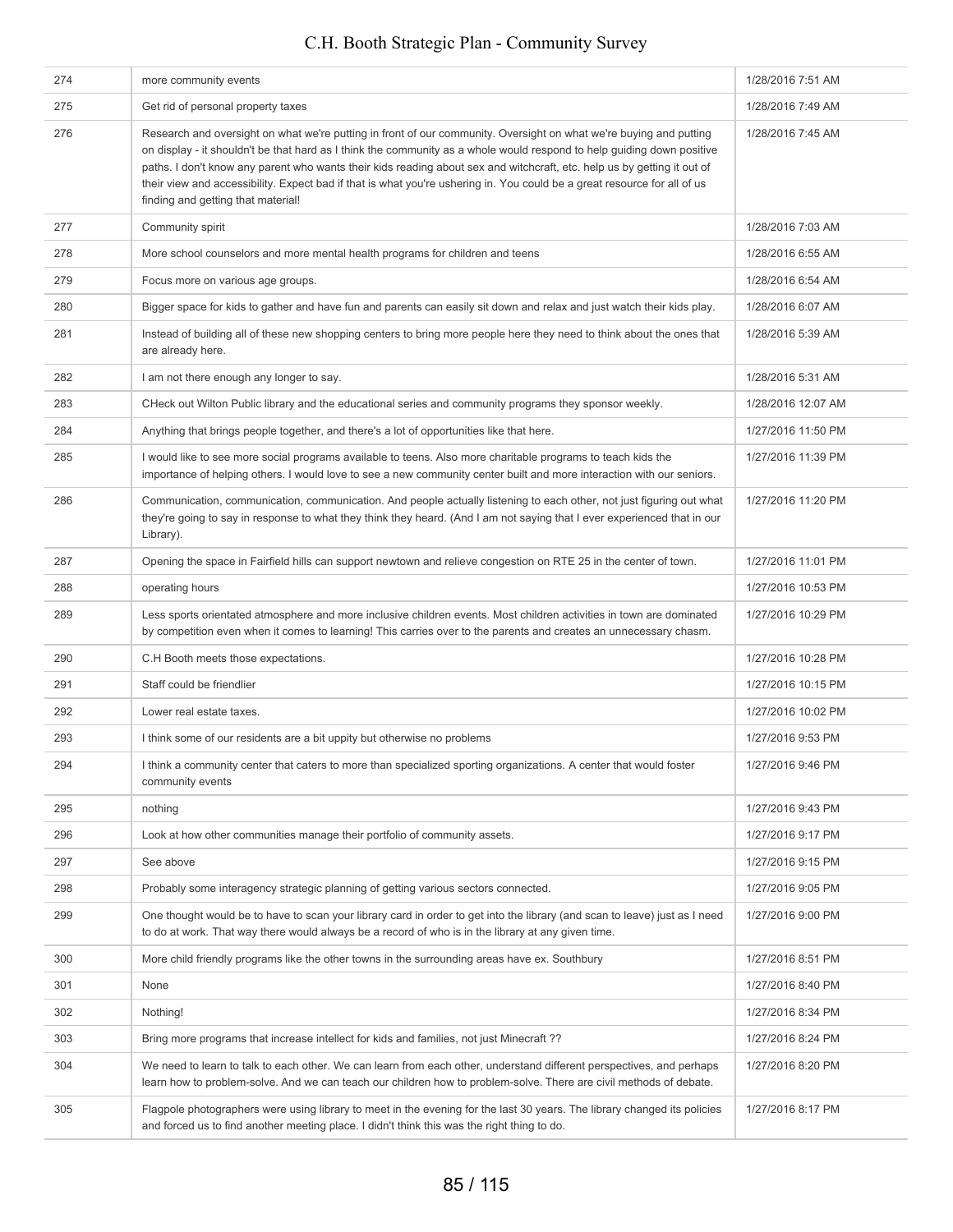| | | |
|---|---|---|
| 274 | more community events | 1/28/2016 7:51 AM |
| 275 | Get rid of personal property taxes | 1/28/2016 7:49 AM |
| 276 | Research and oversight on what we're putting in front of our community. Oversight on what we're buying and putting on display - it shouldn't be that hard as I think the community as a whole would respond to help guiding down positive paths. I don't know any parent who wants their kids reading about sex and witchcraft, etc. help us by getting it out of their view and accessibility. Expect bad if that is what you're ushering in. You could be a great resource for all of us finding and getting that material! | 1/28/2016 7:45 AM |
| 277 | Community spirit | 1/28/2016 7:03 AM |
| 278 | More school counselors and more mental health programs for children and teens | 1/28/2016 6:55 AM |
| 279 | Focus more on various age groups. | 1/28/2016 6:54 AM |
| 280 | Bigger space for kids to gather and have fun and parents can easily sit down and relax and just watch their kids play. | 1/28/2016 6:07 AM |
| 281 | Instead of building all of these new shopping centers to bring more people here they need to think about the ones that are already here. | 1/28/2016 5:39 AM |
| 282 | I am not there enough any longer to say. | 1/28/2016 5:31 AM |
| 283 | CHeck out Wilton Public library and the educational series and community programs they sponsor weekly. | 1/28/2016 12:07 AM |
| 284 | Anything that brings people together, and there's a lot of opportunities like that here. | 1/27/2016 11:50 PM |
| 285 | I would like to see more social programs available to teens. Also more charitable programs to teach kids the importance of helping others. I would love to see a new community center built and more interaction with our seniors. | 1/27/2016 11:39 PM |
| 286 | Communication, communication, communication. And people actually listening to each other, not just figuring out what they're going to say in response to what they think they heard. (And I am not saying that I ever experienced that in our Library). | 1/27/2016 11:20 PM |
| 287 | Opening the space in Fairfield hills can support newtown and relieve congestion on RTE 25 in the center of town. | 1/27/2016 11:01 PM |
| 288 | operating hours | 1/27/2016 10:53 PM |
| 289 | Less sports orientated atmosphere and more inclusive children events. Most children activities in town are dominated by competition even when it comes to learning! This carries over to the parents and creates an unnecessary chasm. | 1/27/2016 10:29 PM |
| 290 | C.H Booth meets those expectations. | 1/27/2016 10:28 PM |
| 291 | Staff could be friendlier | 1/27/2016 10:15 PM |
| 292 | Lower real estate taxes. | 1/27/2016 10:02 PM |
| 293 | I think some of our residents are a bit uppity but otherwise no problems | 1/27/2016 9:53 PM |
| 294 | I think a community center that caters to more than specialized sporting organizations. A center that would foster community events | 1/27/2016 9:46 PM |
| 295 | nothing | 1/27/2016 9:43 PM |
| 296 | Look at how other communities manage their portfolio of community assets. | 1/27/2016 9:17 PM |
| 297 | See above | 1/27/2016 9:15 PM |
| 298 | Probably some interagency strategic planning of getting various sectors connected. | 1/27/2016 9:05 PM |
| 299 | One thought would be to have to scan your library card in order to get into the library (and scan to leave) just as I need to do at work. That way there would always be a record of who is in the library at any given time. | 1/27/2016 9:00 PM |
| 300 | More child friendly programs like the other towns in the surrounding areas have ex. Southbury | 1/27/2016 8:51 PM |
| 301 | None | 1/27/2016 8:40 PM |
| 302 | Nothing! | 1/27/2016 8:34 PM |
| 303 | Bring more programs that increase intellect for kids and families, not just Minecraft ?? | 1/27/2016 8:24 PM |
| 304 | We need to learn to talk to each other. We can learn from each other, understand different perspectives, and perhaps learn how to problem-solve. And we can teach our children how to problem-solve. There are civil methods of debate. | 1/27/2016 8:20 PM |
| 305 | Flagpole photographers were using library to meet in the evening for the last 30 years. The library changed its policies and forced us to find another meeting place. I didn't think this was the right thing to do. | 1/27/2016 8:17 PM |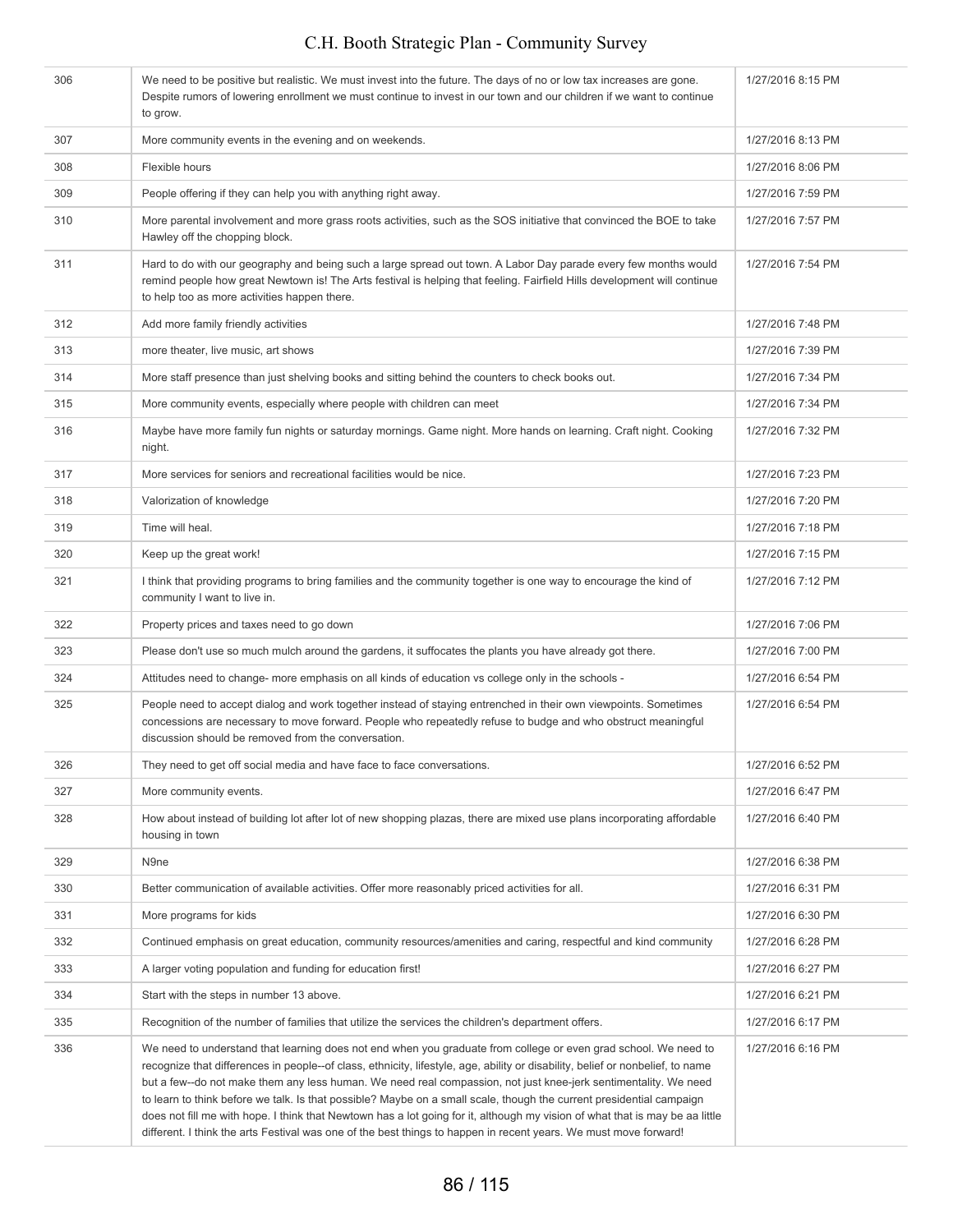| | | |
|---|---|---|
| 306 | We need to be positive but realistic. We must invest into the future. The days of no or low tax increases are gone. Despite rumors of lowering enrollment we must continue to invest in our town and our children if we want to continue to grow. | 1/27/2016 8:15 PM |
| 307 | More community events in the evening and on weekends. | 1/27/2016 8:13 PM |
| 308 | Flexible hours | 1/27/2016 8:06 PM |
| 309 | People offering if they can help you with anything right away. | 1/27/2016 7:59 PM |
| 310 | More parental involvement and more grass roots activities, such as the SOS initiative that convinced the BOE to take Hawley off the chopping block. | 1/27/2016 7:57 PM |
| 311 | Hard to do with our geography and being such a large spread out town. A Labor Day parade every few months would remind people how great Newtown is! The Arts festival is helping that feeling. Fairfield Hills development will continue to help too as more activities happen there. | 1/27/2016 7:54 PM |
| 312 | Add more family friendly activities | 1/27/2016 7:48 PM |
| 313 | more theater, live music, art shows | 1/27/2016 7:39 PM |
| 314 | More staff presence than just shelving books and sitting behind the counters to check books out. | 1/27/2016 7:34 PM |
| 315 | More community events, especially where people with children can meet | 1/27/2016 7:34 PM |
| 316 | Maybe have more family fun nights or saturday mornings. Game night. More hands on learning. Craft night. Cooking night. | 1/27/2016 7:32 PM |
| 317 | More services for seniors and recreational facilities would be nice. | 1/27/2016 7:23 PM |
| 318 | Valorization of knowledge | 1/27/2016 7:20 PM |
| 319 | Time will heal. | 1/27/2016 7:18 PM |
| 320 | Keep up the great work! | 1/27/2016 7:15 PM |
| 321 | I think that providing programs to bring families and the community together is one way to encourage the kind of community I want to live in. | 1/27/2016 7:12 PM |
| 322 | Property prices and taxes need to go down | 1/27/2016 7:06 PM |
| 323 | Please don't use so much mulch around the gardens, it suffocates the plants you have already got there. | 1/27/2016 7:00 PM |
| 324 | Attitudes need to change- more emphasis on all kinds of education vs college only in the schools - | 1/27/2016 6:54 PM |
| 325 | People need to accept dialog and work together instead of staying entrenched in their own viewpoints. Sometimes concessions are necessary to move forward. People who repeatedly refuse to budge and who obstruct meaningful discussion should be removed from the conversation. | 1/27/2016 6:54 PM |
| 326 | They need to get off social media and have face to face conversations. | 1/27/2016 6:52 PM |
| 327 | More community events. | 1/27/2016 6:47 PM |
| 328 | How about instead of building lot after lot of new shopping plazas, there are mixed use plans incorporating affordable housing in town | 1/27/2016 6:40 PM |
| 329 | N9ne | 1/27/2016 6:38 PM |
| 330 | Better communication of available activities. Offer more reasonably priced activities for all. | 1/27/2016 6:31 PM |
| 331 | More programs for kids | 1/27/2016 6:30 PM |
| 332 | Continued emphasis on great education, community resources/amenities and caring, respectful and kind community | 1/27/2016 6:28 PM |
| 333 | A larger voting population and funding for education first! | 1/27/2016 6:27 PM |
| 334 | Start with the steps in number 13 above. | 1/27/2016 6:21 PM |
| 335 | Recognition of the number of families that utilize the services the children's department offers. | 1/27/2016 6:17 PM |
| 336 | We need to understand that learning does not end when you graduate from college or even grad school. We need to recognize that differences in people--of class, ethnicity, lifestyle, age, ability or disability, belief or nonbelief, to name but a few--do not make them any less human. We need real compassion, not just knee-jerk sentimentality. We need to learn to think before we talk. Is that possible? Maybe on a small scale, though the current presidential campaign does not fill me with hope. I think that Newtown has a lot going for it, although my vision of what that is may be aa little different. I think the arts Festival was one of the best things to happen in recent years. We must move forward! | 1/27/2016 6:16 PM |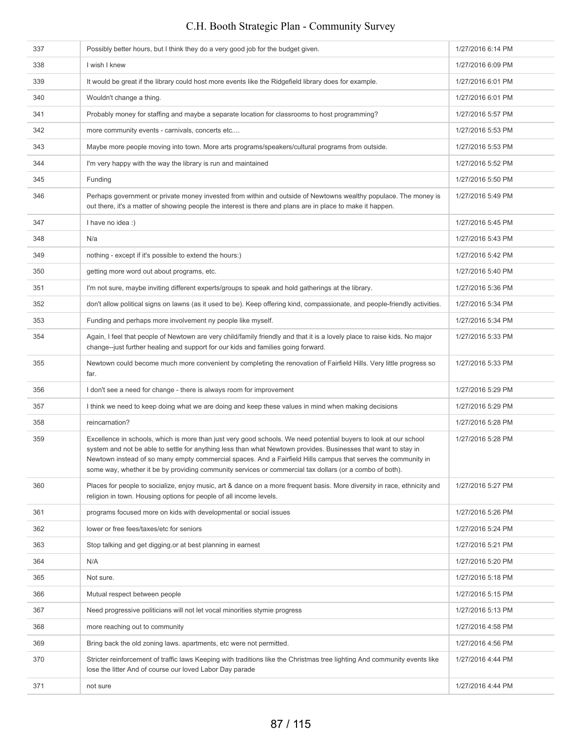| | | |
|---|---|---|
| 337 | Possibly better hours, but I think they do a very good job for the budget given. | 1/27/2016 6:14 PM |
| 338 | I wish I knew | 1/27/2016 6:09 PM |
| 339 | It would be great if the library could host more events like the Ridgefield library does for example. | 1/27/2016 6:01 PM |
| 340 | Wouldn't change a thing. | 1/27/2016 6:01 PM |
| 341 | Probably money for staffing and maybe a separate location for classrooms to host programming? | 1/27/2016 5:57 PM |
| 342 | more community events - carnivals, concerts etc.... | 1/27/2016 5:53 PM |
| 343 | Maybe more people moving into town. More arts programs/speakers/cultural programs from outside. | 1/27/2016 5:53 PM |
| 344 | I'm very happy with the way the library is run and maintained | 1/27/2016 5:52 PM |
| 345 | Funding | 1/27/2016 5:50 PM |
| 346 | Perhaps government or private money invested from within and outside of Newtowns wealthy populace. The money is out there, it's a matter of showing people the interest is there and plans are in place to make it happen. | 1/27/2016 5:49 PM |
| 347 | I have no idea :) | 1/27/2016 5:45 PM |
| 348 | N/a | 1/27/2016 5:43 PM |
| 349 | nothing - except if it's possible to extend the hours:) | 1/27/2016 5:42 PM |
| 350 | getting more word out about programs, etc. | 1/27/2016 5:40 PM |
| 351 | I'm not sure, maybe inviting different experts/groups to speak and hold gatherings at the library. | 1/27/2016 5:36 PM |
| 352 | don't allow political signs on lawns (as it used to be). Keep offering kind, compassionate, and people-friendly activities. | 1/27/2016 5:34 PM |
| 353 | Funding and perhaps more involvement ny people like myself. | 1/27/2016 5:34 PM |
| 354 | Again, I feel that people of Newtown are very child/family friendly and that it is a lovely place to raise kids. No major change--just further healing and support for our kids and families going forward. | 1/27/2016 5:33 PM |
| 355 | Newtown could become much more convenient by completing the renovation of Fairfield Hills. Very little progress so far. | 1/27/2016 5:33 PM |
| 356 | I don't see a need for change - there is always room for improvement | 1/27/2016 5:29 PM |
| 357 | I think we need to keep doing what we are doing and keep these values in mind when making decisions | 1/27/2016 5:29 PM |
| 358 | reincarnation? | 1/27/2016 5:28 PM |
| 359 | Excellence in schools, which is more than just very good schools. We need potential buyers to look at our school system and not be able to settle for anything less than what Newtown provides. Businesses that want to stay in Newtown instead of so many empty commercial spaces. And a Fairfield Hills campus that serves the community in some way, whether it be by providing community services or commercial tax dollars (or a combo of both). | 1/27/2016 5:28 PM |
| 360 | Places for people to socialize, enjoy music, art & dance on a more frequent basis. More diversity in race, ethnicity and religion in town. Housing options for people of all income levels. | 1/27/2016 5:27 PM |
| 361 | programs focused more on kids with developmental or social issues | 1/27/2016 5:26 PM |
| 362 | lower or free fees/taxes/etc for seniors | 1/27/2016 5:24 PM |
| 363 | Stop talking and get digging.or at best planning in earnest | 1/27/2016 5:21 PM |
| 364 | N/A | 1/27/2016 5:20 PM |
| 365 | Not sure. | 1/27/2016 5:18 PM |
| 366 | Mutual respect between people | 1/27/2016 5:15 PM |
| 367 | Need progressive politicians will not let vocal minorities stymie progress | 1/27/2016 5:13 PM |
| 368 | more reaching out to community | 1/27/2016 4:58 PM |
| 369 | Bring back the old zoning laws. apartments, etc were not permitted. | 1/27/2016 4:56 PM |
| 370 | Stricter reinforcement of traffic laws Keeping with traditions like the Christmas tree lighting And community events like lose the litter And of course our loved Labor Day parade | 1/27/2016 4:44 PM |
| 371 | not sure | 1/27/2016 4:44 PM |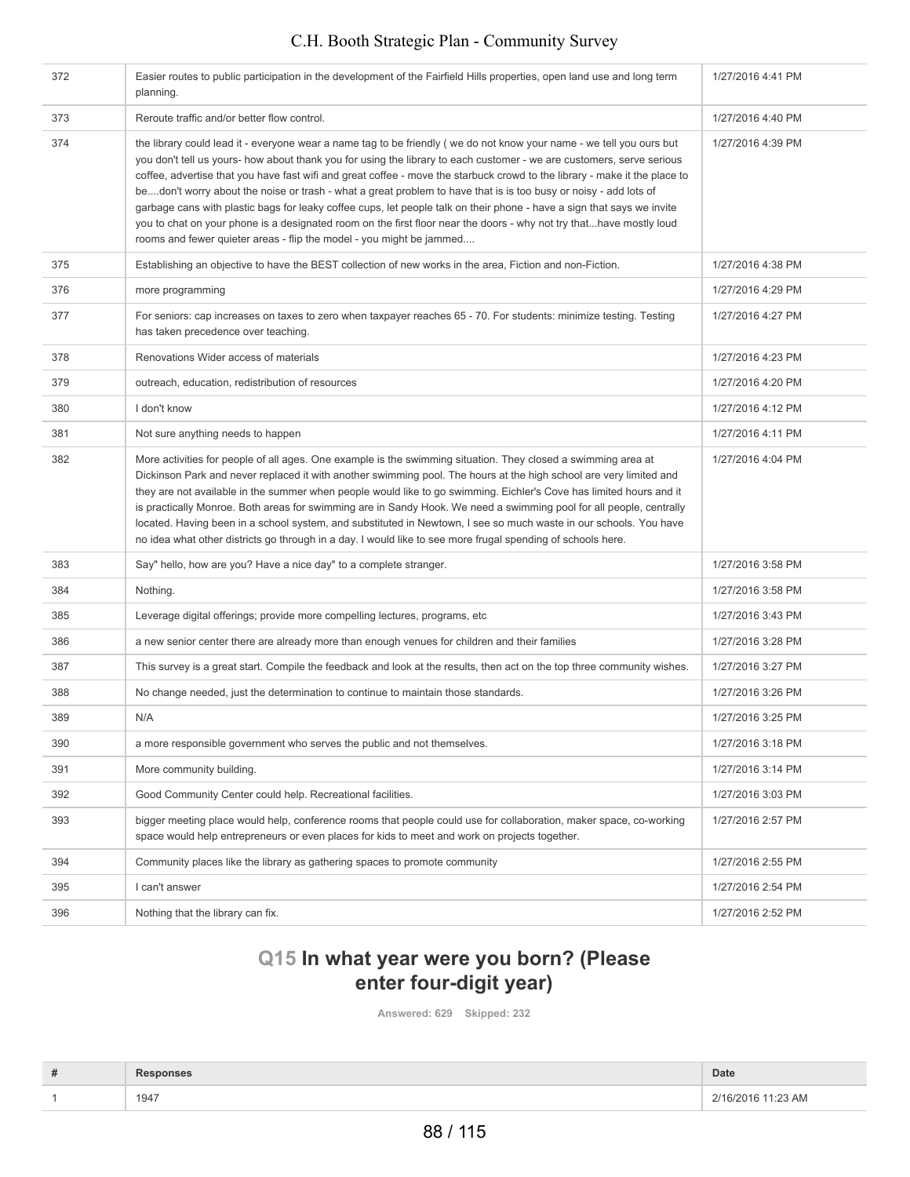| | | |
|---|---|---|
| 372 | Easier routes to public participation in the development of the Fairfield Hills properties, open land use and long term planning. | 1/27/2016 4:41 PM |
| 373 | Reroute traffic and/or better flow control. | 1/27/2016 4:40 PM |
| 374 | the library could lead it - everyone wear a name tag to be friendly ( we do not know your name - we tell you ours but you don't tell us yours- how about thank you for using the library to each customer - we are customers, serve serious coffee, advertise that you have fast wifi and great coffee - move the starbuck crowd to the library - make it the place to be....don't worry about the noise or trash - what a great problem to have that is is too busy or noisy - add lots of garbage cans with plastic bags for leaky coffee cups, let people talk on their phone - have a sign that says we invite you to chat on your phone is a designated room on the first floor near the doors - why not try that...have mostly loud rooms and fewer quieter areas - flip the model - you might be jammed.... | 1/27/2016 4:39 PM |
| 375 | Establishing an objective to have the BEST collection of new works in the area, Fiction and non-Fiction. | 1/27/2016 4:38 PM |
| 376 | more programming | 1/27/2016 4:29 PM |
| 377 | For seniors: cap increases on taxes to zero when taxpayer reaches 65 - 70. For students: minimize testing. Testing has taken precedence over teaching. | 1/27/2016 4:27 PM |
| 378 | Renovations Wider access of materials | 1/27/2016 4:23 PM |
| 379 | outreach, education, redistribution of resources | 1/27/2016 4:20 PM |
| 380 | I don't know | 1/27/2016 4:12 PM |
| 381 | Not sure anything needs to happen | 1/27/2016 4:11 PM |
| 382 | More activities for people of all ages. One example is the swimming situation. They closed a swimming area at Dickinson Park and never replaced it with another swimming pool. The hours at the high school are very limited and they are not available in the summer when people would like to go swimming. Eichler's Cove has limited hours and it is practically Monroe. Both areas for swimming are in Sandy Hook. We need a swimming pool for all people, centrally located. Having been in a school system, and substituted in Newtown, I see so much waste in our schools. You have no idea what other districts go through in a day. I would like to see more frugal spending of schools here. | 1/27/2016 4:04 PM |
| 383 | Say" hello, how are you? Have a nice day" to a complete stranger. | 1/27/2016 3:58 PM |
| 384 | Nothing. | 1/27/2016 3:58 PM |
| 385 | Leverage digital offerings; provide more compelling lectures, programs, etc | 1/27/2016 3:43 PM |
| 386 | a new senior center there are already more than enough venues for children and their families | 1/27/2016 3:28 PM |
| 387 | This survey is a great start. Compile the feedback and look at the results, then act on the top three community wishes. | 1/27/2016 3:27 PM |
| 388 | No change needed, just the determination to continue to maintain those standards. | 1/27/2016 3:26 PM |
| 389 | N/A | 1/27/2016 3:25 PM |
| 390 | a more responsible government who serves the public and not themselves. | 1/27/2016 3:18 PM |
| 391 | More community building. | 1/27/2016 3:14 PM |
| 392 | Good Community Center could help. Recreational facilities. | 1/27/2016 3:03 PM |
| 393 | bigger meeting place would help, conference rooms that people could use for collaboration, maker space, co-working space would help entrepreneurs or even places for kids to meet and work on projects together. | 1/27/2016 2:57 PM |
| 394 | Community places like the library as gathering spaces to promote community | 1/27/2016 2:55 PM |
| 395 | I can't answer | 1/27/2016 2:54 PM |
| 396 | Nothing that the library can fix. | 1/27/2016 2:52 PM |

## Q15 In what year were you born? (Please enter four-digit year)

**Answered: 629 Skipped: 232**

| # | Responses | Date |
|---|---|---|
| 1 | 1947 | 2/16/2016 11:23 AM |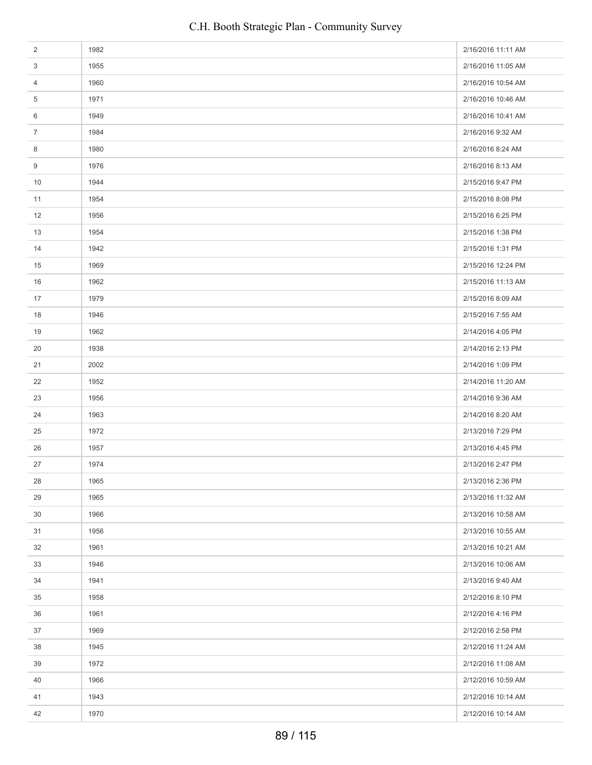| | | |
|---|---|---|
| 2 | 1982 | 2/16/2016 11:11 AM |
| 3 | 1955 | 2/16/2016 11:05 AM |
| 4 | 1960 | 2/16/2016 10:54 AM |
| 5 | 1971 | 2/16/2016 10:46 AM |
| 6 | 1949 | 2/16/2016 10:41 AM |
| 7 | 1984 | 2/16/2016 9:32 AM |
| 8 | 1980 | 2/16/2016 8:24 AM |
| 9 | 1976 | 2/16/2016 8:13 AM |
| 10 | 1944 | 2/15/2016 9:47 PM |
| 11 | 1954 | 2/15/2016 8:08 PM |
| 12 | 1956 | 2/15/2016 6:25 PM |
| 13 | 1954 | 2/15/2016 1:38 PM |
| 14 | 1942 | 2/15/2016 1:31 PM |
| 15 | 1969 | 2/15/2016 12:24 PM |
| 16 | 1962 | 2/15/2016 11:13 AM |
| 17 | 1979 | 2/15/2016 8:09 AM |
| 18 | 1946 | 2/15/2016 7:55 AM |
| 19 | 1962 | 2/14/2016 4:05 PM |
| 20 | 1938 | 2/14/2016 2:13 PM |
| 21 | 2002 | 2/14/2016 1:09 PM |
| 22 | 1952 | 2/14/2016 11:20 AM |
| 23 | 1956 | 2/14/2016 9:36 AM |
| 24 | 1963 | 2/14/2016 8:20 AM |
| 25 | 1972 | 2/13/2016 7:29 PM |
| 26 | 1957 | 2/13/2016 4:45 PM |
| 27 | 1974 | 2/13/2016 2:47 PM |
| 28 | 1965 | 2/13/2016 2:36 PM |
| 29 | 1965 | 2/13/2016 11:32 AM |
| 30 | 1966 | 2/13/2016 10:58 AM |
| 31 | 1956 | 2/13/2016 10:55 AM |
| 32 | 1961 | 2/13/2016 10:21 AM |
| 33 | 1946 | 2/13/2016 10:06 AM |
| 34 | 1941 | 2/13/2016 9:40 AM |
| 35 | 1958 | 2/12/2016 8:10 PM |
| 36 | 1961 | 2/12/2016 4:16 PM |
| 37 | 1969 | 2/12/2016 2:58 PM |
| 38 | 1945 | 2/12/2016 11:24 AM |
| 39 | 1972 | 2/12/2016 11:08 AM |
| 40 | 1966 | 2/12/2016 10:59 AM |
| 41 | 1943 | 2/12/2016 10:14 AM |
| 42 | 1970 | 2/12/2016 10:14 AM |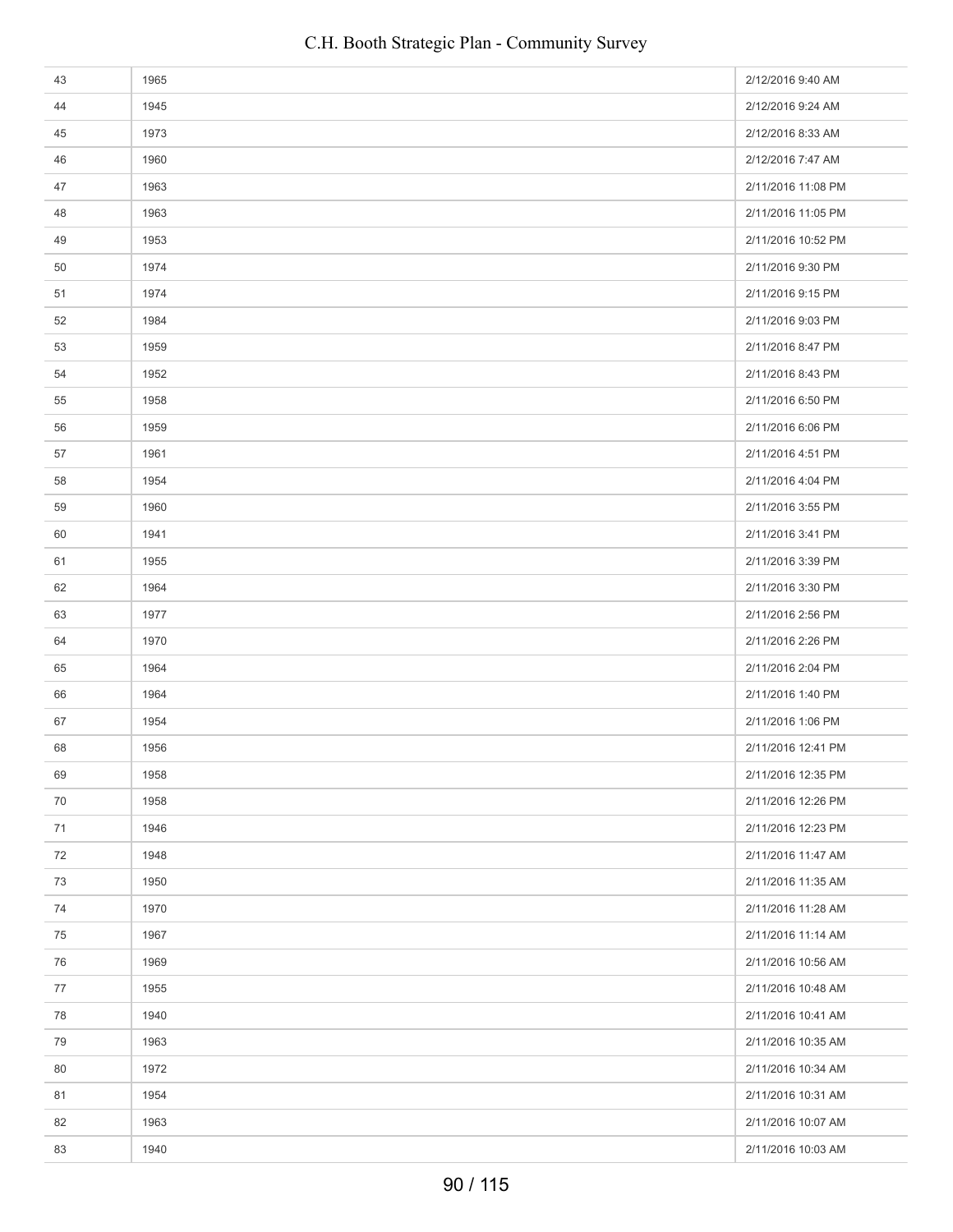| | | |
|---|---|---|
| 43 | 1965 | 2/12/2016 9:40 AM |
| 44 | 1945 | 2/12/2016 9:24 AM |
| 45 | 1973 | 2/12/2016 8:33 AM |
| 46 | 1960 | 2/12/2016 7:47 AM |
| 47 | 1963 | 2/11/2016 11:08 PM |
| 48 | 1963 | 2/11/2016 11:05 PM |
| 49 | 1953 | 2/11/2016 10:52 PM |
| 50 | 1974 | 2/11/2016 9:30 PM |
| 51 | 1974 | 2/11/2016 9:15 PM |
| 52 | 1984 | 2/11/2016 9:03 PM |
| 53 | 1959 | 2/11/2016 8:47 PM |
| 54 | 1952 | 2/11/2016 8:43 PM |
| 55 | 1958 | 2/11/2016 6:50 PM |
| 56 | 1959 | 2/11/2016 6:06 PM |
| 57 | 1961 | 2/11/2016 4:51 PM |
| 58 | 1954 | 2/11/2016 4:04 PM |
| 59 | 1960 | 2/11/2016 3:55 PM |
| 60 | 1941 | 2/11/2016 3:41 PM |
| 61 | 1955 | 2/11/2016 3:39 PM |
| 62 | 1964 | 2/11/2016 3:30 PM |
| 63 | 1977 | 2/11/2016 2:56 PM |
| 64 | 1970 | 2/11/2016 2:26 PM |
| 65 | 1964 | 2/11/2016 2:04 PM |
| 66 | 1964 | 2/11/2016 1:40 PM |
| 67 | 1954 | 2/11/2016 1:06 PM |
| 68 | 1956 | 2/11/2016 12:41 PM |
| 69 | 1958 | 2/11/2016 12:35 PM |
| 70 | 1958 | 2/11/2016 12:26 PM |
| 71 | 1946 | 2/11/2016 12:23 PM |
| 72 | 1948 | 2/11/2016 11:47 AM |
| 73 | 1950 | 2/11/2016 11:35 AM |
| 74 | 1970 | 2/11/2016 11:28 AM |
| 75 | 1967 | 2/11/2016 11:14 AM |
| 76 | 1969 | 2/11/2016 10:56 AM |
| 77 | 1955 | 2/11/2016 10:48 AM |
| 78 | 1940 | 2/11/2016 10:41 AM |
| 79 | 1963 | 2/11/2016 10:35 AM |
| 80 | 1972 | 2/11/2016 10:34 AM |
| 81 | 1954 | 2/11/2016 10:31 AM |
| 82 | 1963 | 2/11/2016 10:07 AM |
| 83 | 1940 | 2/11/2016 10:03 AM |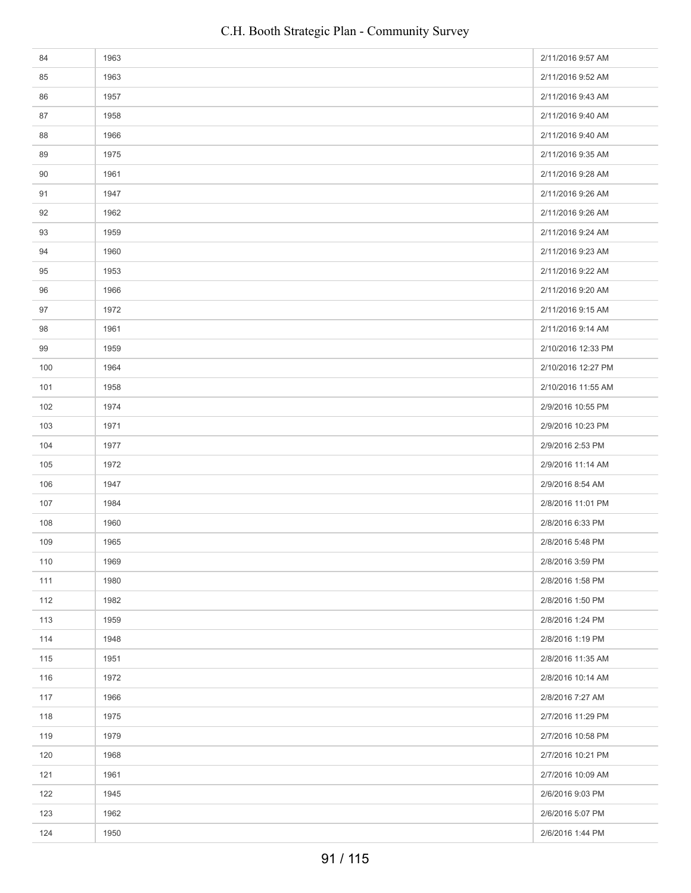| | | |
|---|---|---|
| 84 | 1963 | 2/11/2016 9:57 AM |
| 85 | 1963 | 2/11/2016 9:52 AM |
| 86 | 1957 | 2/11/2016 9:43 AM |
| 87 | 1958 | 2/11/2016 9:40 AM |
| 88 | 1966 | 2/11/2016 9:40 AM |
| 89 | 1975 | 2/11/2016 9:35 AM |
| 90 | 1961 | 2/11/2016 9:28 AM |
| 91 | 1947 | 2/11/2016 9:26 AM |
| 92 | 1962 | 2/11/2016 9:26 AM |
| 93 | 1959 | 2/11/2016 9:24 AM |
| 94 | 1960 | 2/11/2016 9:23 AM |
| 95 | 1953 | 2/11/2016 9:22 AM |
| 96 | 1966 | 2/11/2016 9:20 AM |
| 97 | 1972 | 2/11/2016 9:15 AM |
| 98 | 1961 | 2/11/2016 9:14 AM |
| 99 | 1959 | 2/10/2016 12:33 PM |
| 100 | 1964 | 2/10/2016 12:27 PM |
| 101 | 1958 | 2/10/2016 11:55 AM |
| 102 | 1974 | 2/9/2016 10:55 PM |
| 103 | 1971 | 2/9/2016 10:23 PM |
| 104 | 1977 | 2/9/2016 2:53 PM |
| 105 | 1972 | 2/9/2016 11:14 AM |
| 106 | 1947 | 2/9/2016 8:54 AM |
| 107 | 1984 | 2/8/2016 11:01 PM |
| 108 | 1960 | 2/8/2016 6:33 PM |
| 109 | 1965 | 2/8/2016 5:48 PM |
| 110 | 1969 | 2/8/2016 3:59 PM |
| 111 | 1980 | 2/8/2016 1:58 PM |
| 112 | 1982 | 2/8/2016 1:50 PM |
| 113 | 1959 | 2/8/2016 1:24 PM |
| 114 | 1948 | 2/8/2016 1:19 PM |
| 115 | 1951 | 2/8/2016 11:35 AM |
| 116 | 1972 | 2/8/2016 10:14 AM |
| 117 | 1966 | 2/8/2016 7:27 AM |
| 118 | 1975 | 2/7/2016 11:29 PM |
| 119 | 1979 | 2/7/2016 10:58 PM |
| 120 | 1968 | 2/7/2016 10:21 PM |
| 121 | 1961 | 2/7/2016 10:09 AM |
| 122 | 1945 | 2/6/2016 9:03 PM |
| 123 | 1962 | 2/6/2016 5:07 PM |
| 124 | 1950 | 2/6/2016 1:44 PM |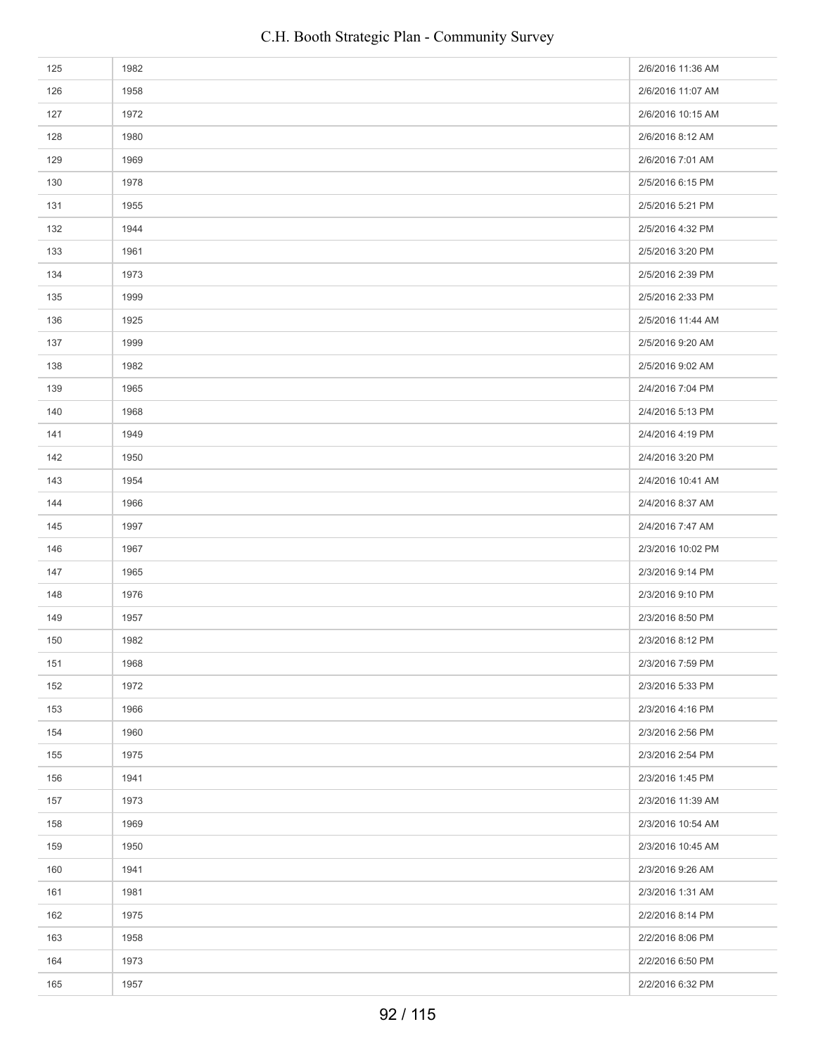| | | |
|---|---|---|
| 125 | 1982 | 2/6/2016 11:36 AM |
| 126 | 1958 | 2/6/2016 11:07 AM |
| 127 | 1972 | 2/6/2016 10:15 AM |
| 128 | 1980 | 2/6/2016 8:12 AM |
| 129 | 1969 | 2/6/2016 7:01 AM |
| 130 | 1978 | 2/5/2016 6:15 PM |
| 131 | 1955 | 2/5/2016 5:21 PM |
| 132 | 1944 | 2/5/2016 4:32 PM |
| 133 | 1961 | 2/5/2016 3:20 PM |
| 134 | 1973 | 2/5/2016 2:39 PM |
| 135 | 1999 | 2/5/2016 2:33 PM |
| 136 | 1925 | 2/5/2016 11:44 AM |
| 137 | 1999 | 2/5/2016 9:20 AM |
| 138 | 1982 | 2/5/2016 9:02 AM |
| 139 | 1965 | 2/4/2016 7:04 PM |
| 140 | 1968 | 2/4/2016 5:13 PM |
| 141 | 1949 | 2/4/2016 4:19 PM |
| 142 | 1950 | 2/4/2016 3:20 PM |
| 143 | 1954 | 2/4/2016 10:41 AM |
| 144 | 1966 | 2/4/2016 8:37 AM |
| 145 | 1997 | 2/4/2016 7:47 AM |
| 146 | 1967 | 2/3/2016 10:02 PM |
| 147 | 1965 | 2/3/2016 9:14 PM |
| 148 | 1976 | 2/3/2016 9:10 PM |
| 149 | 1957 | 2/3/2016 8:50 PM |
| 150 | 1982 | 2/3/2016 8:12 PM |
| 151 | 1968 | 2/3/2016 7:59 PM |
| 152 | 1972 | 2/3/2016 5:33 PM |
| 153 | 1966 | 2/3/2016 4:16 PM |
| 154 | 1960 | 2/3/2016 2:56 PM |
| 155 | 1975 | 2/3/2016 2:54 PM |
| 156 | 1941 | 2/3/2016 1:45 PM |
| 157 | 1973 | 2/3/2016 11:39 AM |
| 158 | 1969 | 2/3/2016 10:54 AM |
| 159 | 1950 | 2/3/2016 10:45 AM |
| 160 | 1941 | 2/3/2016 9:26 AM |
| 161 | 1981 | 2/3/2016 1:31 AM |
| 162 | 1975 | 2/2/2016 8:14 PM |
| 163 | 1958 | 2/2/2016 8:06 PM |
| 164 | 1973 | 2/2/2016 6:50 PM |
| 165 | 1957 | 2/2/2016 6:32 PM |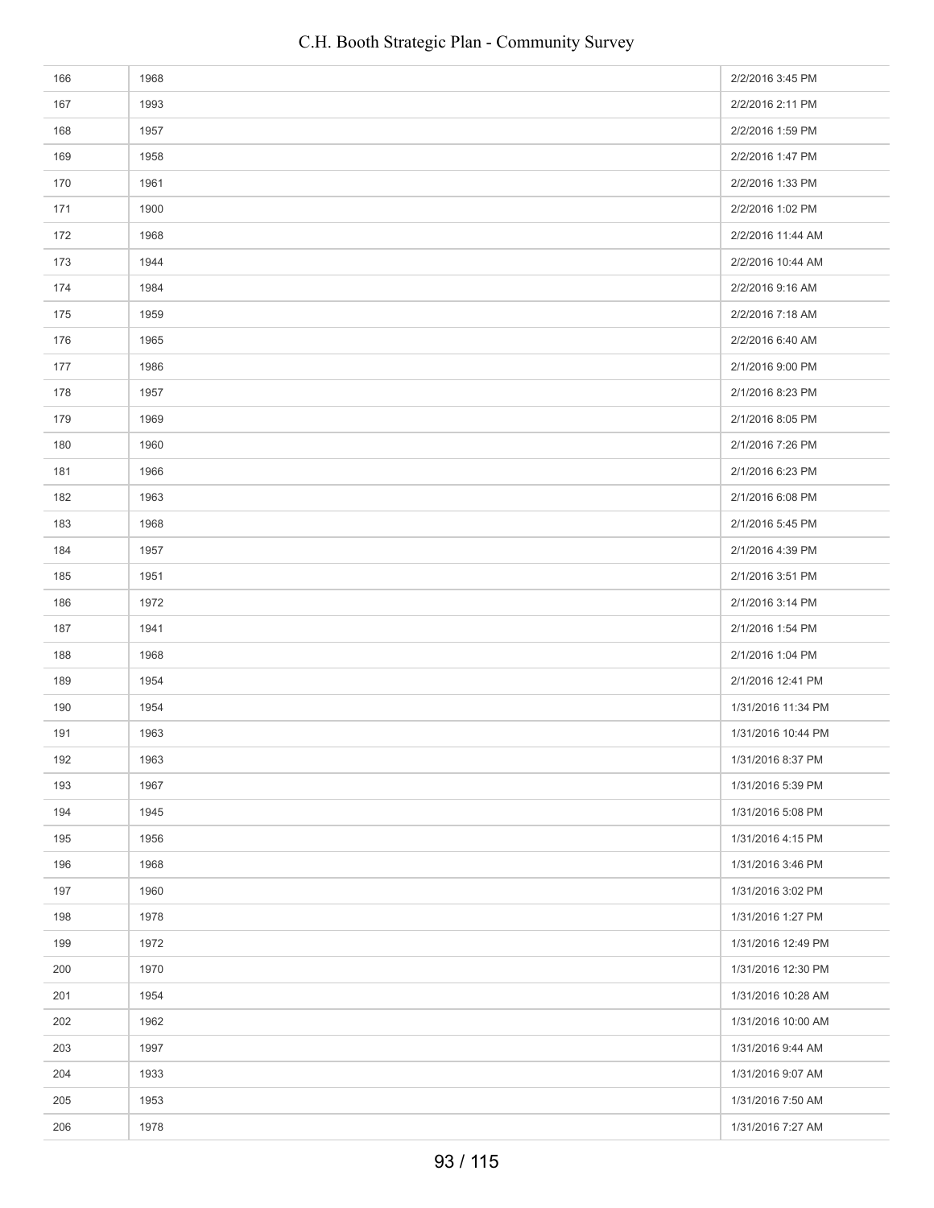| | | |
|---|---|---|
| 166 | 1968 | 2/2/2016 3:45 PM |
| 167 | 1993 | 2/2/2016 2:11 PM |
| 168 | 1957 | 2/2/2016 1:59 PM |
| 169 | 1958 | 2/2/2016 1:47 PM |
| 170 | 1961 | 2/2/2016 1:33 PM |
| 171 | 1900 | 2/2/2016 1:02 PM |
| 172 | 1968 | 2/2/2016 11:44 AM |
| 173 | 1944 | 2/2/2016 10:44 AM |
| 174 | 1984 | 2/2/2016 9:16 AM |
| 175 | 1959 | 2/2/2016 7:18 AM |
| 176 | 1965 | 2/2/2016 6:40 AM |
| 177 | 1986 | 2/1/2016 9:00 PM |
| 178 | 1957 | 2/1/2016 8:23 PM |
| 179 | 1969 | 2/1/2016 8:05 PM |
| 180 | 1960 | 2/1/2016 7:26 PM |
| 181 | 1966 | 2/1/2016 6:23 PM |
| 182 | 1963 | 2/1/2016 6:08 PM |
| 183 | 1968 | 2/1/2016 5:45 PM |
| 184 | 1957 | 2/1/2016 4:39 PM |
| 185 | 1951 | 2/1/2016 3:51 PM |
| 186 | 1972 | 2/1/2016 3:14 PM |
| 187 | 1941 | 2/1/2016 1:54 PM |
| 188 | 1968 | 2/1/2016 1:04 PM |
| 189 | 1954 | 2/1/2016 12:41 PM |
| 190 | 1954 | 1/31/2016 11:34 PM |
| 191 | 1963 | 1/31/2016 10:44 PM |
| 192 | 1963 | 1/31/2016 8:37 PM |
| 193 | 1967 | 1/31/2016 5:39 PM |
| 194 | 1945 | 1/31/2016 5:08 PM |
| 195 | 1956 | 1/31/2016 4:15 PM |
| 196 | 1968 | 1/31/2016 3:46 PM |
| 197 | 1960 | 1/31/2016 3:02 PM |
| 198 | 1978 | 1/31/2016 1:27 PM |
| 199 | 1972 | 1/31/2016 12:49 PM |
| 200 | 1970 | 1/31/2016 12:30 PM |
| 201 | 1954 | 1/31/2016 10:28 AM |
| 202 | 1962 | 1/31/2016 10:00 AM |
| 203 | 1997 | 1/31/2016 9:44 AM |
| 204 | 1933 | 1/31/2016 9:07 AM |
| 205 | 1953 | 1/31/2016 7:50 AM |
| 206 | 1978 | 1/31/2016 7:27 AM |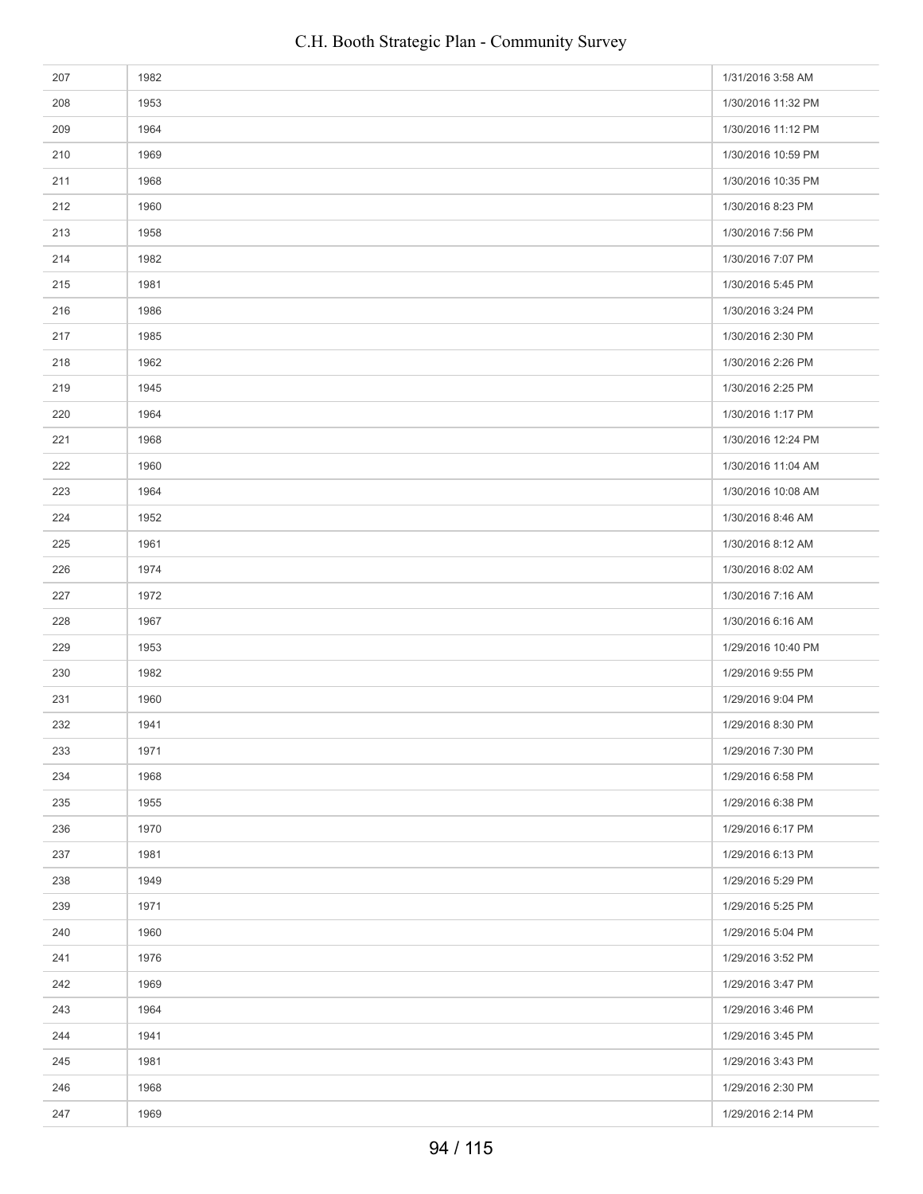| | | |
|---|---|---|
| 207 | 1982 | 1/31/2016 3:58 AM |
| 208 | 1953 | 1/30/2016 11:32 PM |
| 209 | 1964 | 1/30/2016 11:12 PM |
| 210 | 1969 | 1/30/2016 10:59 PM |
| 211 | 1968 | 1/30/2016 10:35 PM |
| 212 | 1960 | 1/30/2016 8:23 PM |
| 213 | 1958 | 1/30/2016 7:56 PM |
| 214 | 1982 | 1/30/2016 7:07 PM |
| 215 | 1981 | 1/30/2016 5:45 PM |
| 216 | 1986 | 1/30/2016 3:24 PM |
| 217 | 1985 | 1/30/2016 2:30 PM |
| 218 | 1962 | 1/30/2016 2:26 PM |
| 219 | 1945 | 1/30/2016 2:25 PM |
| 220 | 1964 | 1/30/2016 1:17 PM |
| 221 | 1968 | 1/30/2016 12:24 PM |
| 222 | 1960 | 1/30/2016 11:04 AM |
| 223 | 1964 | 1/30/2016 10:08 AM |
| 224 | 1952 | 1/30/2016 8:46 AM |
| 225 | 1961 | 1/30/2016 8:12 AM |
| 226 | 1974 | 1/30/2016 8:02 AM |
| 227 | 1972 | 1/30/2016 7:16 AM |
| 228 | 1967 | 1/30/2016 6:16 AM |
| 229 | 1953 | 1/29/2016 10:40 PM |
| 230 | 1982 | 1/29/2016 9:55 PM |
| 231 | 1960 | 1/29/2016 9:04 PM |
| 232 | 1941 | 1/29/2016 8:30 PM |
| 233 | 1971 | 1/29/2016 7:30 PM |
| 234 | 1968 | 1/29/2016 6:58 PM |
| 235 | 1955 | 1/29/2016 6:38 PM |
| 236 | 1970 | 1/29/2016 6:17 PM |
| 237 | 1981 | 1/29/2016 6:13 PM |
| 238 | 1949 | 1/29/2016 5:29 PM |
| 239 | 1971 | 1/29/2016 5:25 PM |
| 240 | 1960 | 1/29/2016 5:04 PM |
| 241 | 1976 | 1/29/2016 3:52 PM |
| 242 | 1969 | 1/29/2016 3:47 PM |
| 243 | 1964 | 1/29/2016 3:46 PM |
| 244 | 1941 | 1/29/2016 3:45 PM |
| 245 | 1981 | 1/29/2016 3:43 PM |
| 246 | 1968 | 1/29/2016 2:30 PM |
| 247 | 1969 | 1/29/2016 2:14 PM |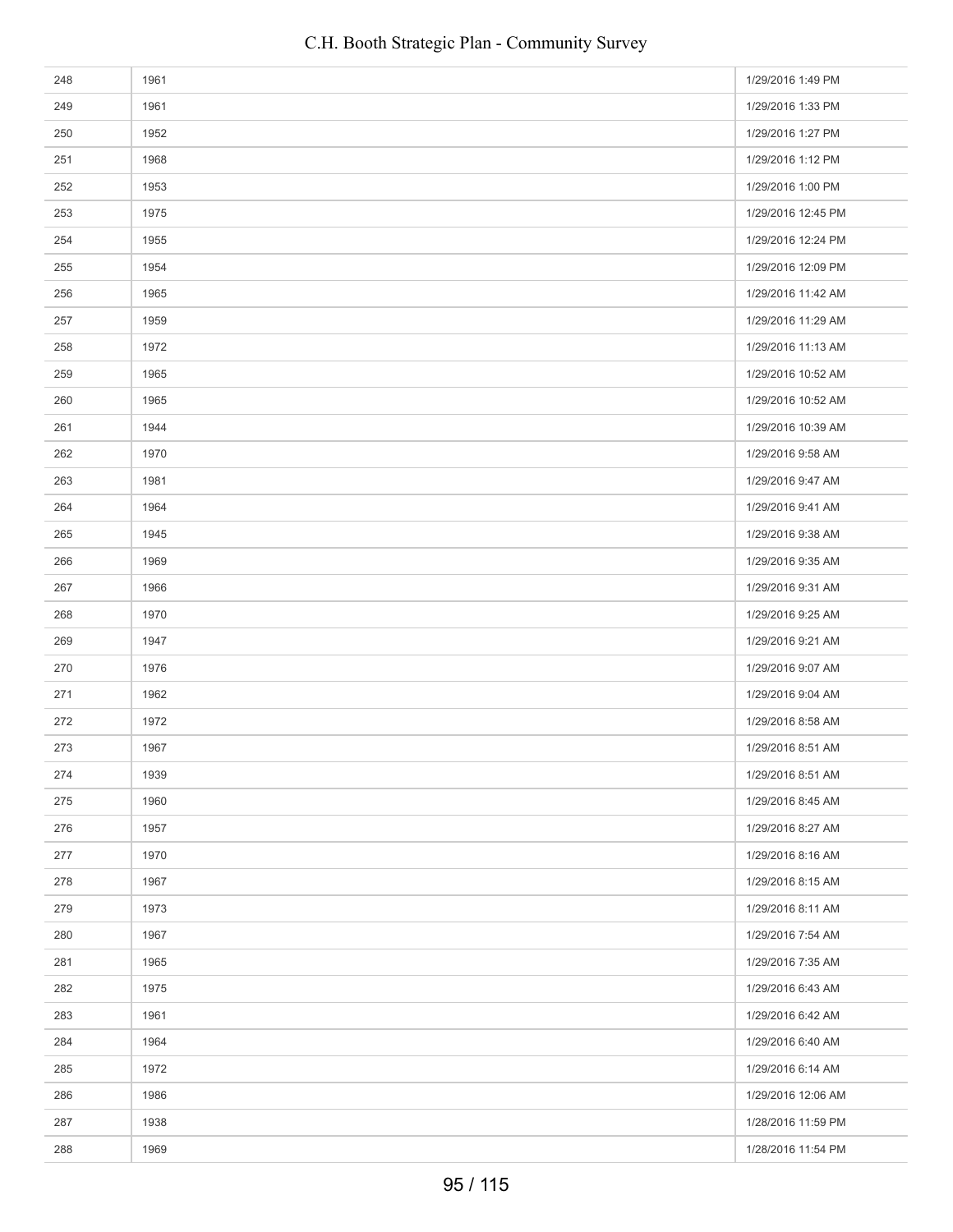| | | |
|---|---|---|
| 248 | 1961 | 1/29/2016 1:49 PM |
| 249 | 1961 | 1/29/2016 1:33 PM |
| 250 | 1952 | 1/29/2016 1:27 PM |
| 251 | 1968 | 1/29/2016 1:12 PM |
| 252 | 1953 | 1/29/2016 1:00 PM |
| 253 | 1975 | 1/29/2016 12:45 PM |
| 254 | 1955 | 1/29/2016 12:24 PM |
| 255 | 1954 | 1/29/2016 12:09 PM |
| 256 | 1965 | 1/29/2016 11:42 AM |
| 257 | 1959 | 1/29/2016 11:29 AM |
| 258 | 1972 | 1/29/2016 11:13 AM |
| 259 | 1965 | 1/29/2016 10:52 AM |
| 260 | 1965 | 1/29/2016 10:52 AM |
| 261 | 1944 | 1/29/2016 10:39 AM |
| 262 | 1970 | 1/29/2016 9:58 AM |
| 263 | 1981 | 1/29/2016 9:47 AM |
| 264 | 1964 | 1/29/2016 9:41 AM |
| 265 | 1945 | 1/29/2016 9:38 AM |
| 266 | 1969 | 1/29/2016 9:35 AM |
| 267 | 1966 | 1/29/2016 9:31 AM |
| 268 | 1970 | 1/29/2016 9:25 AM |
| 269 | 1947 | 1/29/2016 9:21 AM |
| 270 | 1976 | 1/29/2016 9:07 AM |
| 271 | 1962 | 1/29/2016 9:04 AM |
| 272 | 1972 | 1/29/2016 8:58 AM |
| 273 | 1967 | 1/29/2016 8:51 AM |
| 274 | 1939 | 1/29/2016 8:51 AM |
| 275 | 1960 | 1/29/2016 8:45 AM |
| 276 | 1957 | 1/29/2016 8:27 AM |
| 277 | 1970 | 1/29/2016 8:16 AM |
| 278 | 1967 | 1/29/2016 8:15 AM |
| 279 | 1973 | 1/29/2016 8:11 AM |
| 280 | 1967 | 1/29/2016 7:54 AM |
| 281 | 1965 | 1/29/2016 7:35 AM |
| 282 | 1975 | 1/29/2016 6:43 AM |
| 283 | 1961 | 1/29/2016 6:42 AM |
| 284 | 1964 | 1/29/2016 6:40 AM |
| 285 | 1972 | 1/29/2016 6:14 AM |
| 286 | 1986 | 1/29/2016 12:06 AM |
| 287 | 1938 | 1/28/2016 11:59 PM |
| 288 | 1969 | 1/28/2016 11:54 PM |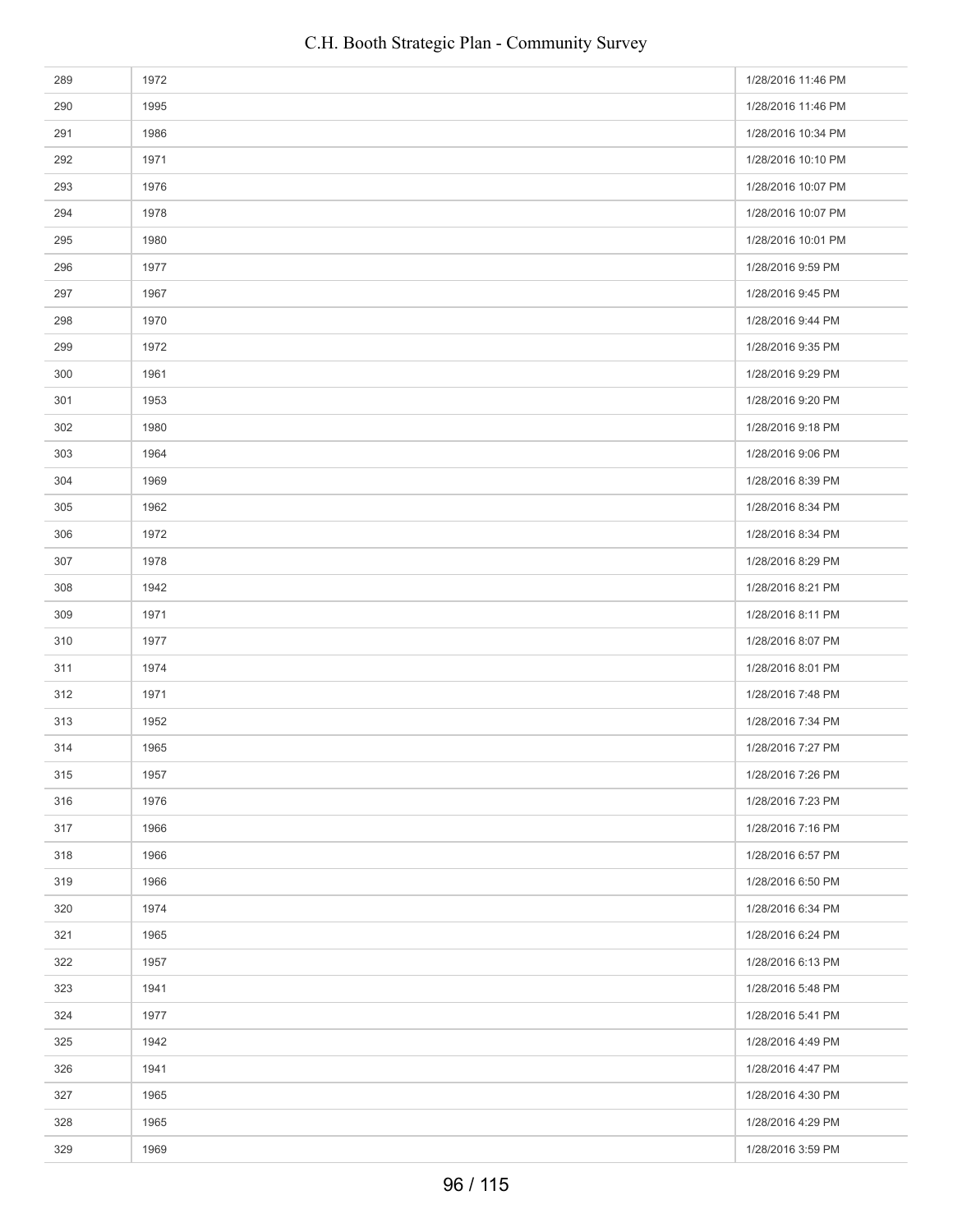| | | |
|---|---|---|
| 289 | 1972 | 1/28/2016 11:46 PM |
| 290 | 1995 | 1/28/2016 11:46 PM |
| 291 | 1986 | 1/28/2016 10:34 PM |
| 292 | 1971 | 1/28/2016 10:10 PM |
| 293 | 1976 | 1/28/2016 10:07 PM |
| 294 | 1978 | 1/28/2016 10:07 PM |
| 295 | 1980 | 1/28/2016 10:01 PM |
| 296 | 1977 | 1/28/2016 9:59 PM |
| 297 | 1967 | 1/28/2016 9:45 PM |
| 298 | 1970 | 1/28/2016 9:44 PM |
| 299 | 1972 | 1/28/2016 9:35 PM |
| 300 | 1961 | 1/28/2016 9:29 PM |
| 301 | 1953 | 1/28/2016 9:20 PM |
| 302 | 1980 | 1/28/2016 9:18 PM |
| 303 | 1964 | 1/28/2016 9:06 PM |
| 304 | 1969 | 1/28/2016 8:39 PM |
| 305 | 1962 | 1/28/2016 8:34 PM |
| 306 | 1972 | 1/28/2016 8:34 PM |
| 307 | 1978 | 1/28/2016 8:29 PM |
| 308 | 1942 | 1/28/2016 8:21 PM |
| 309 | 1971 | 1/28/2016 8:11 PM |
| 310 | 1977 | 1/28/2016 8:07 PM |
| 311 | 1974 | 1/28/2016 8:01 PM |
| 312 | 1971 | 1/28/2016 7:48 PM |
| 313 | 1952 | 1/28/2016 7:34 PM |
| 314 | 1965 | 1/28/2016 7:27 PM |
| 315 | 1957 | 1/28/2016 7:26 PM |
| 316 | 1976 | 1/28/2016 7:23 PM |
| 317 | 1966 | 1/28/2016 7:16 PM |
| 318 | 1966 | 1/28/2016 6:57 PM |
| 319 | 1966 | 1/28/2016 6:50 PM |
| 320 | 1974 | 1/28/2016 6:34 PM |
| 321 | 1965 | 1/28/2016 6:24 PM |
| 322 | 1957 | 1/28/2016 6:13 PM |
| 323 | 1941 | 1/28/2016 5:48 PM |
| 324 | 1977 | 1/28/2016 5:41 PM |
| 325 | 1942 | 1/28/2016 4:49 PM |
| 326 | 1941 | 1/28/2016 4:47 PM |
| 327 | 1965 | 1/28/2016 4:30 PM |
| 328 | 1965 | 1/28/2016 4:29 PM |
| 329 | 1969 | 1/28/2016 3:59 PM |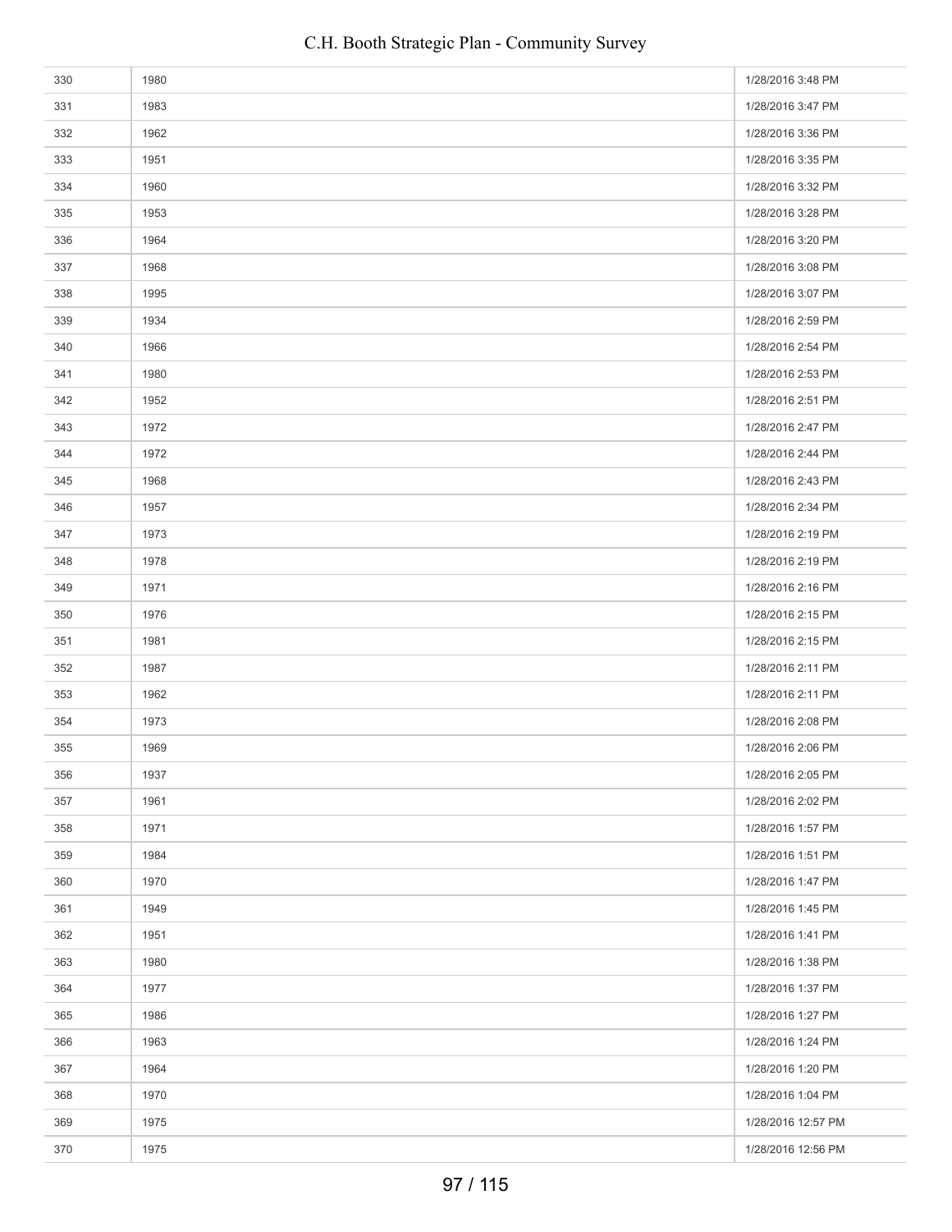| | | |
|---|---|---|
| 330 | 1980 | 1/28/2016 3:48 PM |
| 331 | 1983 | 1/28/2016 3:47 PM |
| 332 | 1962 | 1/28/2016 3:36 PM |
| 333 | 1951 | 1/28/2016 3:35 PM |
| 334 | 1960 | 1/28/2016 3:32 PM |
| 335 | 1953 | 1/28/2016 3:28 PM |
| 336 | 1964 | 1/28/2016 3:20 PM |
| 337 | 1968 | 1/28/2016 3:08 PM |
| 338 | 1995 | 1/28/2016 3:07 PM |
| 339 | 1934 | 1/28/2016 2:59 PM |
| 340 | 1966 | 1/28/2016 2:54 PM |
| 341 | 1980 | 1/28/2016 2:53 PM |
| 342 | 1952 | 1/28/2016 2:51 PM |
| 343 | 1972 | 1/28/2016 2:47 PM |
| 344 | 1972 | 1/28/2016 2:44 PM |
| 345 | 1968 | 1/28/2016 2:43 PM |
| 346 | 1957 | 1/28/2016 2:34 PM |
| 347 | 1973 | 1/28/2016 2:19 PM |
| 348 | 1978 | 1/28/2016 2:19 PM |
| 349 | 1971 | 1/28/2016 2:16 PM |
| 350 | 1976 | 1/28/2016 2:15 PM |
| 351 | 1981 | 1/28/2016 2:15 PM |
| 352 | 1987 | 1/28/2016 2:11 PM |
| 353 | 1962 | 1/28/2016 2:11 PM |
| 354 | 1973 | 1/28/2016 2:08 PM |
| 355 | 1969 | 1/28/2016 2:06 PM |
| 356 | 1937 | 1/28/2016 2:05 PM |
| 357 | 1961 | 1/28/2016 2:02 PM |
| 358 | 1971 | 1/28/2016 1:57 PM |
| 359 | 1984 | 1/28/2016 1:51 PM |
| 360 | 1970 | 1/28/2016 1:47 PM |
| 361 | 1949 | 1/28/2016 1:45 PM |
| 362 | 1951 | 1/28/2016 1:41 PM |
| 363 | 1980 | 1/28/2016 1:38 PM |
| 364 | 1977 | 1/28/2016 1:37 PM |
| 365 | 1986 | 1/28/2016 1:27 PM |
| 366 | 1963 | 1/28/2016 1:24 PM |
| 367 | 1964 | 1/28/2016 1:20 PM |
| 368 | 1970 | 1/28/2016 1:04 PM |
| 369 | 1975 | 1/28/2016 12:57 PM |
| 370 | 1975 | 1/28/2016 12:56 PM |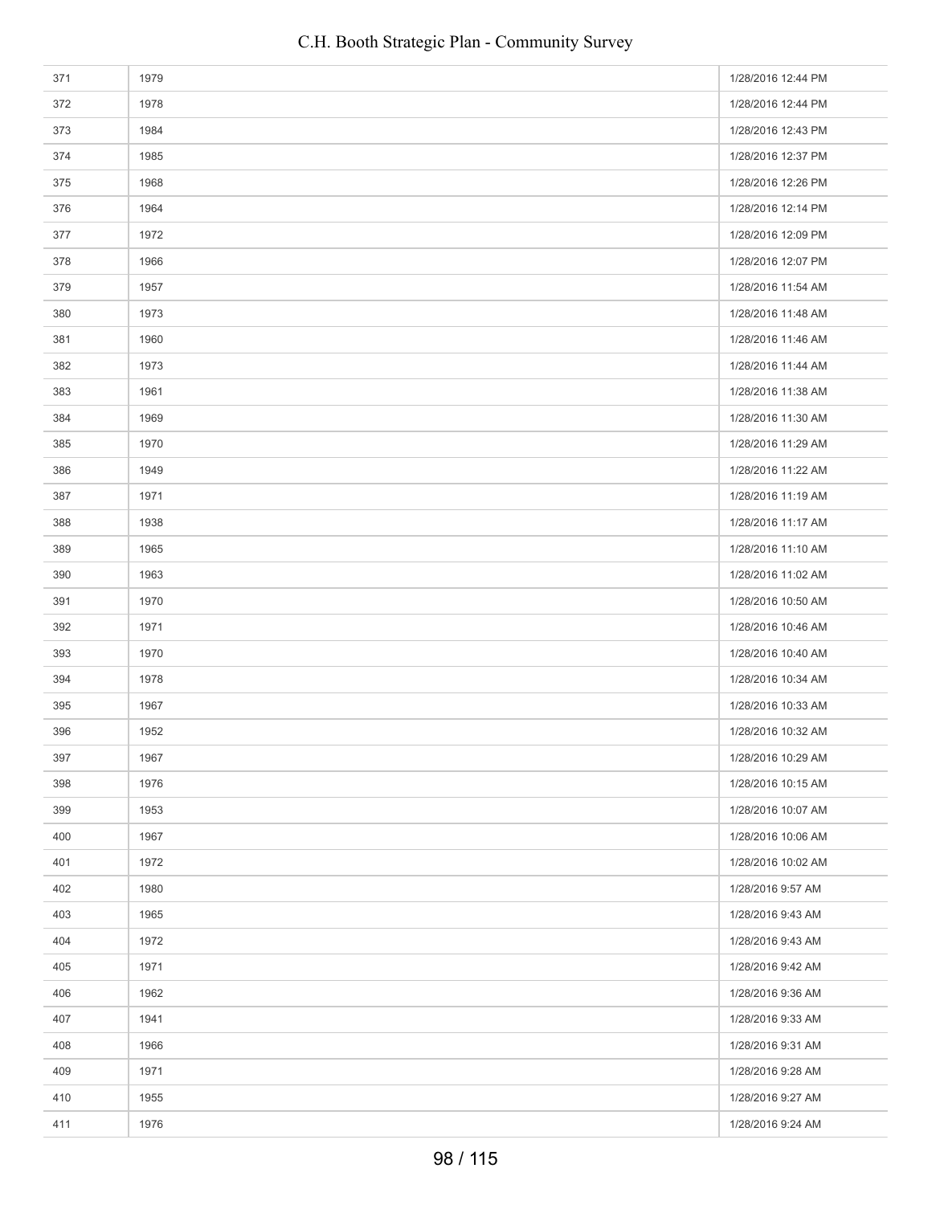| | | |
|---|---|---|
| 371 | 1979 | 1/28/2016 12:44 PM |
| 372 | 1978 | 1/28/2016 12:44 PM |
| 373 | 1984 | 1/28/2016 12:43 PM |
| 374 | 1985 | 1/28/2016 12:37 PM |
| 375 | 1968 | 1/28/2016 12:26 PM |
| 376 | 1964 | 1/28/2016 12:14 PM |
| 377 | 1972 | 1/28/2016 12:09 PM |
| 378 | 1966 | 1/28/2016 12:07 PM |
| 379 | 1957 | 1/28/2016 11:54 AM |
| 380 | 1973 | 1/28/2016 11:48 AM |
| 381 | 1960 | 1/28/2016 11:46 AM |
| 382 | 1973 | 1/28/2016 11:44 AM |
| 383 | 1961 | 1/28/2016 11:38 AM |
| 384 | 1969 | 1/28/2016 11:30 AM |
| 385 | 1970 | 1/28/2016 11:29 AM |
| 386 | 1949 | 1/28/2016 11:22 AM |
| 387 | 1971 | 1/28/2016 11:19 AM |
| 388 | 1938 | 1/28/2016 11:17 AM |
| 389 | 1965 | 1/28/2016 11:10 AM |
| 390 | 1963 | 1/28/2016 11:02 AM |
| 391 | 1970 | 1/28/2016 10:50 AM |
| 392 | 1971 | 1/28/2016 10:46 AM |
| 393 | 1970 | 1/28/2016 10:40 AM |
| 394 | 1978 | 1/28/2016 10:34 AM |
| 395 | 1967 | 1/28/2016 10:33 AM |
| 396 | 1952 | 1/28/2016 10:32 AM |
| 397 | 1967 | 1/28/2016 10:29 AM |
| 398 | 1976 | 1/28/2016 10:15 AM |
| 399 | 1953 | 1/28/2016 10:07 AM |
| 400 | 1967 | 1/28/2016 10:06 AM |
| 401 | 1972 | 1/28/2016 10:02 AM |
| 402 | 1980 | 1/28/2016 9:57 AM |
| 403 | 1965 | 1/28/2016 9:43 AM |
| 404 | 1972 | 1/28/2016 9:43 AM |
| 405 | 1971 | 1/28/2016 9:42 AM |
| 406 | 1962 | 1/28/2016 9:36 AM |
| 407 | 1941 | 1/28/2016 9:33 AM |
| 408 | 1966 | 1/28/2016 9:31 AM |
| 409 | 1971 | 1/28/2016 9:28 AM |
| 410 | 1955 | 1/28/2016 9:27 AM |
| 411 | 1976 | 1/28/2016 9:24 AM |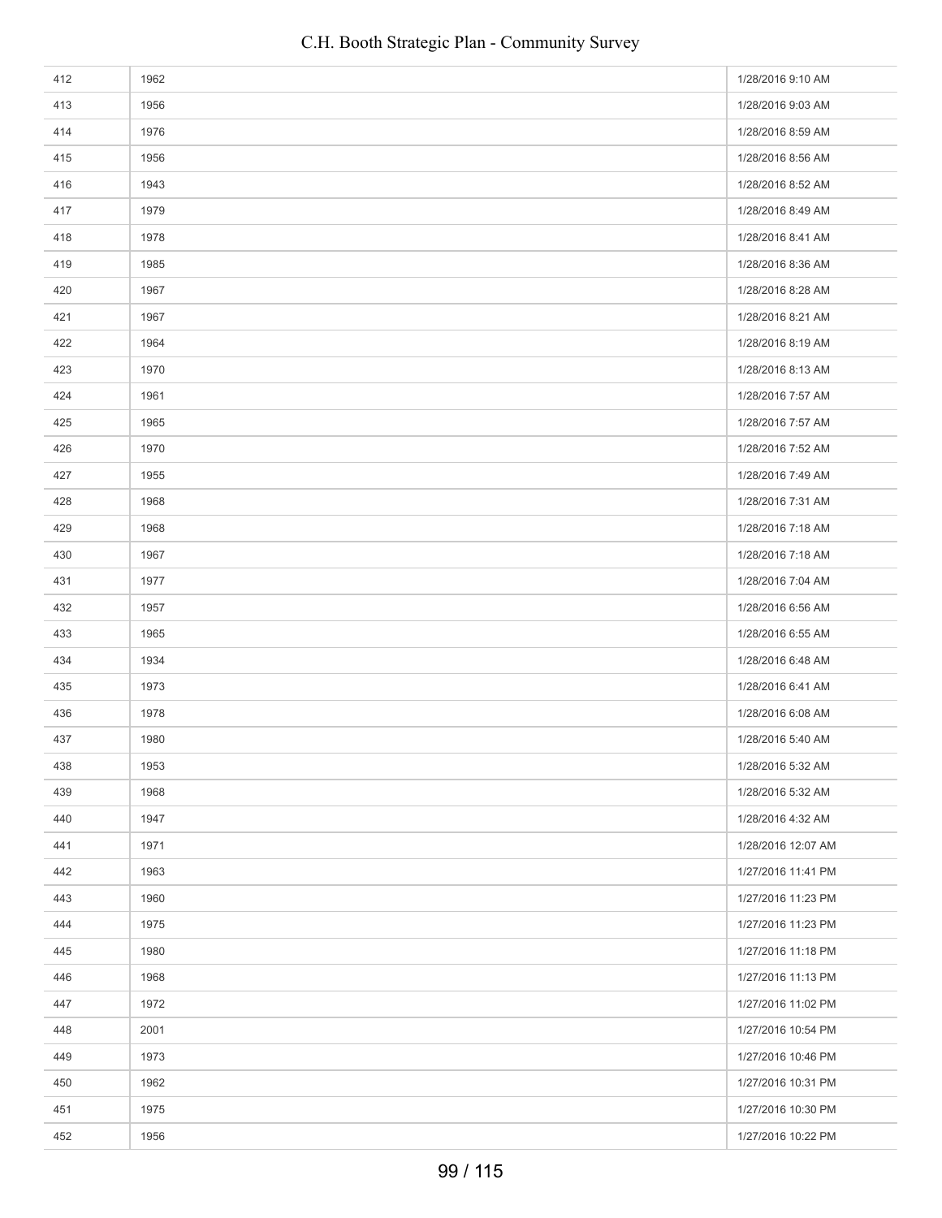| | | |
|---|---|---|
| 412 | 1962 | 1/28/2016 9:10 AM |
| 413 | 1956 | 1/28/2016 9:03 AM |
| 414 | 1976 | 1/28/2016 8:59 AM |
| 415 | 1956 | 1/28/2016 8:56 AM |
| 416 | 1943 | 1/28/2016 8:52 AM |
| 417 | 1979 | 1/28/2016 8:49 AM |
| 418 | 1978 | 1/28/2016 8:41 AM |
| 419 | 1985 | 1/28/2016 8:36 AM |
| 420 | 1967 | 1/28/2016 8:28 AM |
| 421 | 1967 | 1/28/2016 8:21 AM |
| 422 | 1964 | 1/28/2016 8:19 AM |
| 423 | 1970 | 1/28/2016 8:13 AM |
| 424 | 1961 | 1/28/2016 7:57 AM |
| 425 | 1965 | 1/28/2016 7:57 AM |
| 426 | 1970 | 1/28/2016 7:52 AM |
| 427 | 1955 | 1/28/2016 7:49 AM |
| 428 | 1968 | 1/28/2016 7:31 AM |
| 429 | 1968 | 1/28/2016 7:18 AM |
| 430 | 1967 | 1/28/2016 7:18 AM |
| 431 | 1977 | 1/28/2016 7:04 AM |
| 432 | 1957 | 1/28/2016 6:56 AM |
| 433 | 1965 | 1/28/2016 6:55 AM |
| 434 | 1934 | 1/28/2016 6:48 AM |
| 435 | 1973 | 1/28/2016 6:41 AM |
| 436 | 1978 | 1/28/2016 6:08 AM |
| 437 | 1980 | 1/28/2016 5:40 AM |
| 438 | 1953 | 1/28/2016 5:32 AM |
| 439 | 1968 | 1/28/2016 5:32 AM |
| 440 | 1947 | 1/28/2016 4:32 AM |
| 441 | 1971 | 1/28/2016 12:07 AM |
| 442 | 1963 | 1/27/2016 11:41 PM |
| 443 | 1960 | 1/27/2016 11:23 PM |
| 444 | 1975 | 1/27/2016 11:23 PM |
| 445 | 1980 | 1/27/2016 11:18 PM |
| 446 | 1968 | 1/27/2016 11:13 PM |
| 447 | 1972 | 1/27/2016 11:02 PM |
| 448 | 2001 | 1/27/2016 10:54 PM |
| 449 | 1973 | 1/27/2016 10:46 PM |
| 450 | 1962 | 1/27/2016 10:31 PM |
| 451 | 1975 | 1/27/2016 10:30 PM |
| 452 | 1956 | 1/27/2016 10:22 PM |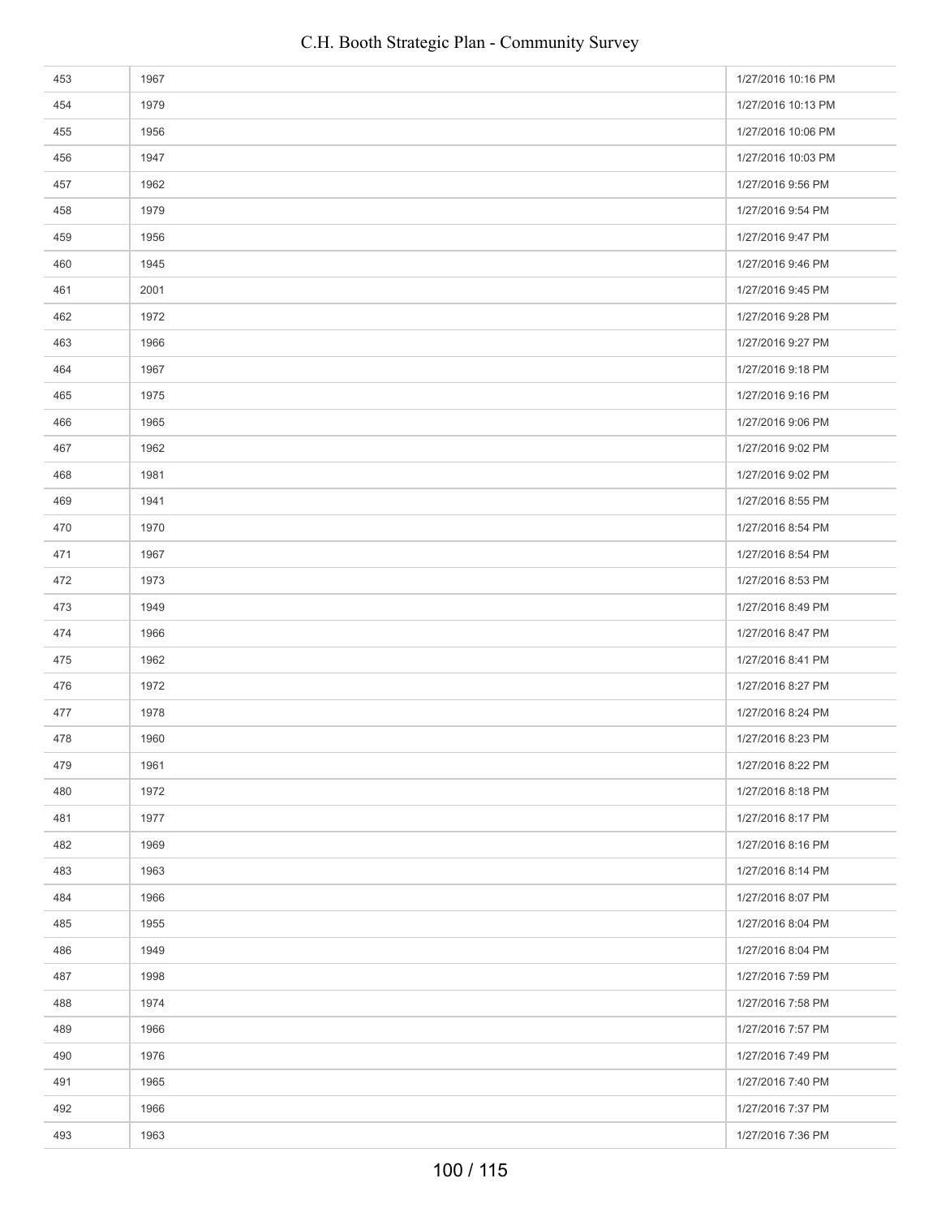| | | |
|---|---|---|
| 453 | 1967 | 1/27/2016 10:16 PM |
| 454 | 1979 | 1/27/2016 10:13 PM |
| 455 | 1956 | 1/27/2016 10:06 PM |
| 456 | 1947 | 1/27/2016 10:03 PM |
| 457 | 1962 | 1/27/2016 9:56 PM |
| 458 | 1979 | 1/27/2016 9:54 PM |
| 459 | 1956 | 1/27/2016 9:47 PM |
| 460 | 1945 | 1/27/2016 9:46 PM |
| 461 | 2001 | 1/27/2016 9:45 PM |
| 462 | 1972 | 1/27/2016 9:28 PM |
| 463 | 1966 | 1/27/2016 9:27 PM |
| 464 | 1967 | 1/27/2016 9:18 PM |
| 465 | 1975 | 1/27/2016 9:16 PM |
| 466 | 1965 | 1/27/2016 9:06 PM |
| 467 | 1962 | 1/27/2016 9:02 PM |
| 468 | 1981 | 1/27/2016 9:02 PM |
| 469 | 1941 | 1/27/2016 8:55 PM |
| 470 | 1970 | 1/27/2016 8:54 PM |
| 471 | 1967 | 1/27/2016 8:54 PM |
| 472 | 1973 | 1/27/2016 8:53 PM |
| 473 | 1949 | 1/27/2016 8:49 PM |
| 474 | 1966 | 1/27/2016 8:47 PM |
| 475 | 1962 | 1/27/2016 8:41 PM |
| 476 | 1972 | 1/27/2016 8:27 PM |
| 477 | 1978 | 1/27/2016 8:24 PM |
| 478 | 1960 | 1/27/2016 8:23 PM |
| 479 | 1961 | 1/27/2016 8:22 PM |
| 480 | 1972 | 1/27/2016 8:18 PM |
| 481 | 1977 | 1/27/2016 8:17 PM |
| 482 | 1969 | 1/27/2016 8:16 PM |
| 483 | 1963 | 1/27/2016 8:14 PM |
| 484 | 1966 | 1/27/2016 8:07 PM |
| 485 | 1955 | 1/27/2016 8:04 PM |
| 486 | 1949 | 1/27/2016 8:04 PM |
| 487 | 1998 | 1/27/2016 7:59 PM |
| 488 | 1974 | 1/27/2016 7:58 PM |
| 489 | 1966 | 1/27/2016 7:57 PM |
| 490 | 1976 | 1/27/2016 7:49 PM |
| 491 | 1965 | 1/27/2016 7:40 PM |
| 492 | 1966 | 1/27/2016 7:37 PM |
| 493 | 1963 | 1/27/2016 7:36 PM |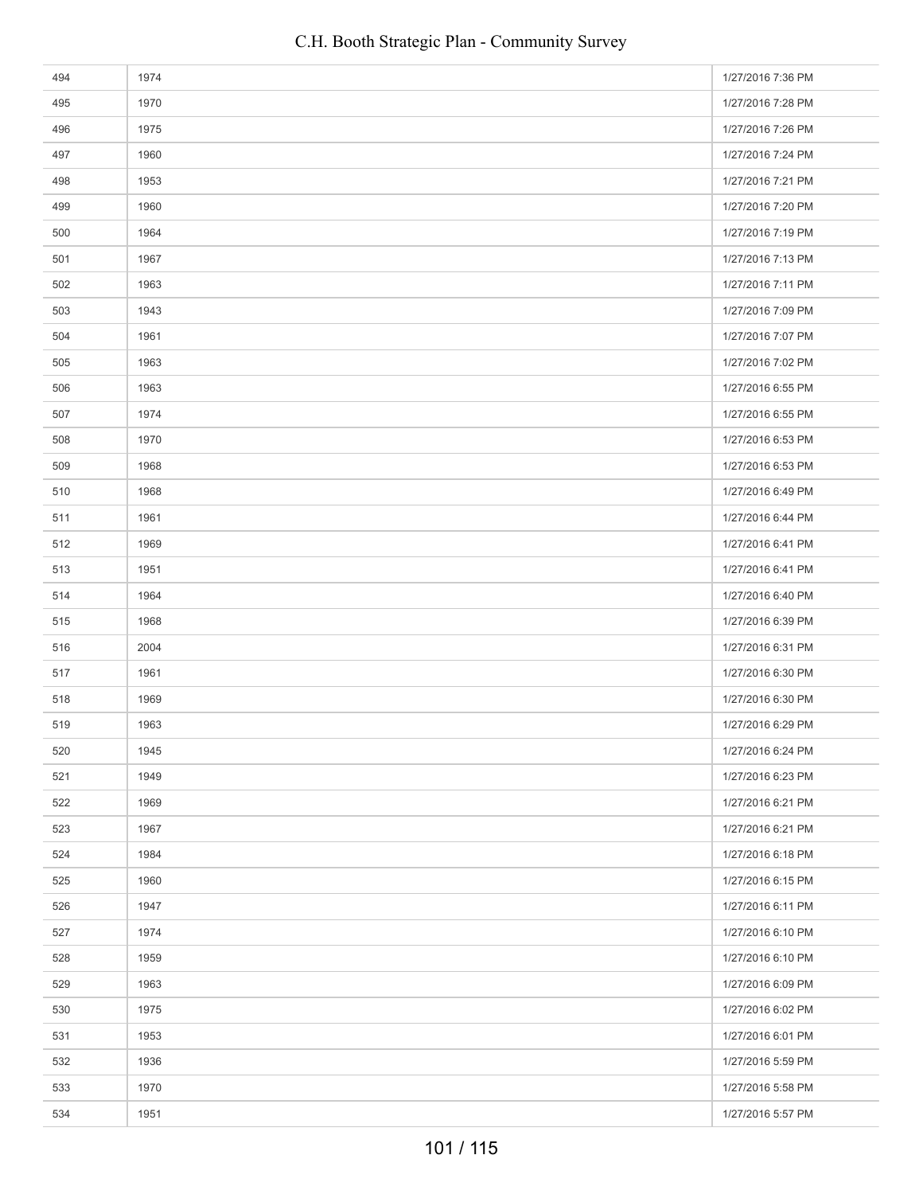| | | |
|---|---|---|
| 494 | 1974 | 1/27/2016 7:36 PM |
| 495 | 1970 | 1/27/2016 7:28 PM |
| 496 | 1975 | 1/27/2016 7:26 PM |
| 497 | 1960 | 1/27/2016 7:24 PM |
| 498 | 1953 | 1/27/2016 7:21 PM |
| 499 | 1960 | 1/27/2016 7:20 PM |
| 500 | 1964 | 1/27/2016 7:19 PM |
| 501 | 1967 | 1/27/2016 7:13 PM |
| 502 | 1963 | 1/27/2016 7:11 PM |
| 503 | 1943 | 1/27/2016 7:09 PM |
| 504 | 1961 | 1/27/2016 7:07 PM |
| 505 | 1963 | 1/27/2016 7:02 PM |
| 506 | 1963 | 1/27/2016 6:55 PM |
| 507 | 1974 | 1/27/2016 6:55 PM |
| 508 | 1970 | 1/27/2016 6:53 PM |
| 509 | 1968 | 1/27/2016 6:53 PM |
| 510 | 1968 | 1/27/2016 6:49 PM |
| 511 | 1961 | 1/27/2016 6:44 PM |
| 512 | 1969 | 1/27/2016 6:41 PM |
| 513 | 1951 | 1/27/2016 6:41 PM |
| 514 | 1964 | 1/27/2016 6:40 PM |
| 515 | 1968 | 1/27/2016 6:39 PM |
| 516 | 2004 | 1/27/2016 6:31 PM |
| 517 | 1961 | 1/27/2016 6:30 PM |
| 518 | 1969 | 1/27/2016 6:30 PM |
| 519 | 1963 | 1/27/2016 6:29 PM |
| 520 | 1945 | 1/27/2016 6:24 PM |
| 521 | 1949 | 1/27/2016 6:23 PM |
| 522 | 1969 | 1/27/2016 6:21 PM |
| 523 | 1967 | 1/27/2016 6:21 PM |
| 524 | 1984 | 1/27/2016 6:18 PM |
| 525 | 1960 | 1/27/2016 6:15 PM |
| 526 | 1947 | 1/27/2016 6:11 PM |
| 527 | 1974 | 1/27/2016 6:10 PM |
| 528 | 1959 | 1/27/2016 6:10 PM |
| 529 | 1963 | 1/27/2016 6:09 PM |
| 530 | 1975 | 1/27/2016 6:02 PM |
| 531 | 1953 | 1/27/2016 6:01 PM |
| 532 | 1936 | 1/27/2016 5:59 PM |
| 533 | 1970 | 1/27/2016 5:58 PM |
| 534 | 1951 | 1/27/2016 5:57 PM |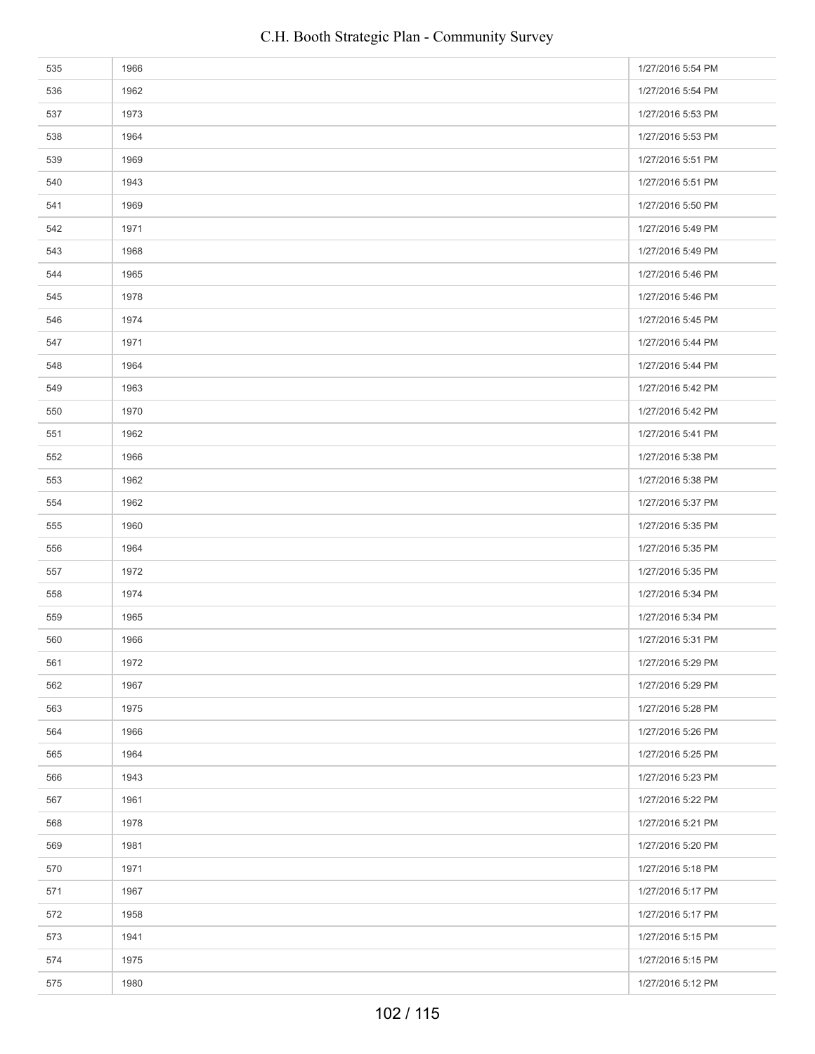| | | |
|---|---|---|
| 535 | 1966 | 1/27/2016 5:54 PM |
| 536 | 1962 | 1/27/2016 5:54 PM |
| 537 | 1973 | 1/27/2016 5:53 PM |
| 538 | 1964 | 1/27/2016 5:53 PM |
| 539 | 1969 | 1/27/2016 5:51 PM |
| 540 | 1943 | 1/27/2016 5:51 PM |
| 541 | 1969 | 1/27/2016 5:50 PM |
| 542 | 1971 | 1/27/2016 5:49 PM |
| 543 | 1968 | 1/27/2016 5:49 PM |
| 544 | 1965 | 1/27/2016 5:46 PM |
| 545 | 1978 | 1/27/2016 5:46 PM |
| 546 | 1974 | 1/27/2016 5:45 PM |
| 547 | 1971 | 1/27/2016 5:44 PM |
| 548 | 1964 | 1/27/2016 5:44 PM |
| 549 | 1963 | 1/27/2016 5:42 PM |
| 550 | 1970 | 1/27/2016 5:42 PM |
| 551 | 1962 | 1/27/2016 5:41 PM |
| 552 | 1966 | 1/27/2016 5:38 PM |
| 553 | 1962 | 1/27/2016 5:38 PM |
| 554 | 1962 | 1/27/2016 5:37 PM |
| 555 | 1960 | 1/27/2016 5:35 PM |
| 556 | 1964 | 1/27/2016 5:35 PM |
| 557 | 1972 | 1/27/2016 5:35 PM |
| 558 | 1974 | 1/27/2016 5:34 PM |
| 559 | 1965 | 1/27/2016 5:34 PM |
| 560 | 1966 | 1/27/2016 5:31 PM |
| 561 | 1972 | 1/27/2016 5:29 PM |
| 562 | 1967 | 1/27/2016 5:29 PM |
| 563 | 1975 | 1/27/2016 5:28 PM |
| 564 | 1966 | 1/27/2016 5:26 PM |
| 565 | 1964 | 1/27/2016 5:25 PM |
| 566 | 1943 | 1/27/2016 5:23 PM |
| 567 | 1961 | 1/27/2016 5:22 PM |
| 568 | 1978 | 1/27/2016 5:21 PM |
| 569 | 1981 | 1/27/2016 5:20 PM |
| 570 | 1971 | 1/27/2016 5:18 PM |
| 571 | 1967 | 1/27/2016 5:17 PM |
| 572 | 1958 | 1/27/2016 5:17 PM |
| 573 | 1941 | 1/27/2016 5:15 PM |
| 574 | 1975 | 1/27/2016 5:15 PM |
| 575 | 1980 | 1/27/2016 5:12 PM |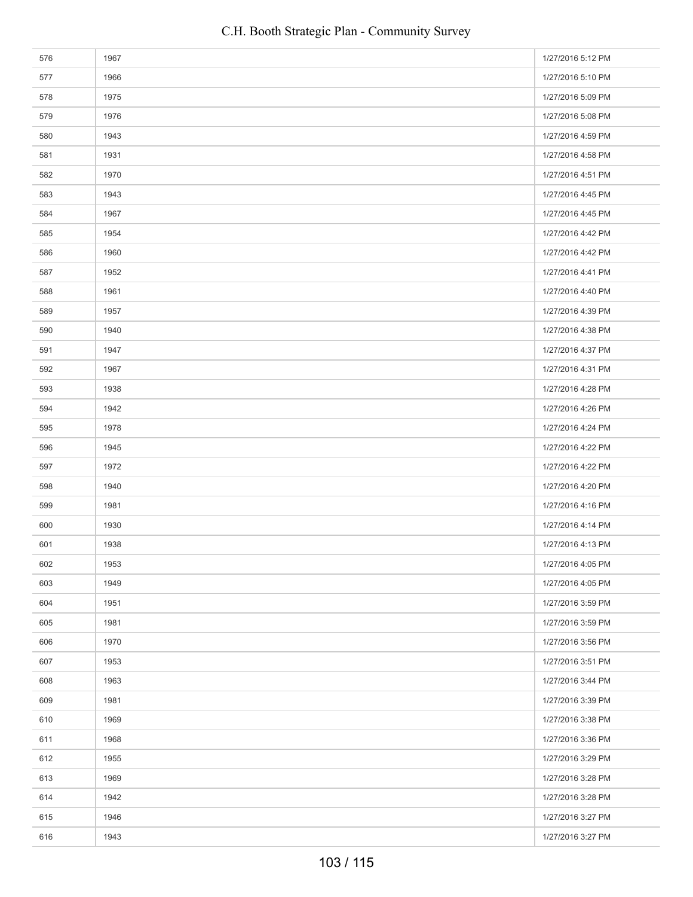| | | |
|---|---|---|
| 576 | 1967 | 1/27/2016 5:12 PM |
| 577 | 1966 | 1/27/2016 5:10 PM |
| 578 | 1975 | 1/27/2016 5:09 PM |
| 579 | 1976 | 1/27/2016 5:08 PM |
| 580 | 1943 | 1/27/2016 4:59 PM |
| 581 | 1931 | 1/27/2016 4:58 PM |
| 582 | 1970 | 1/27/2016 4:51 PM |
| 583 | 1943 | 1/27/2016 4:45 PM |
| 584 | 1967 | 1/27/2016 4:45 PM |
| 585 | 1954 | 1/27/2016 4:42 PM |
| 586 | 1960 | 1/27/2016 4:42 PM |
| 587 | 1952 | 1/27/2016 4:41 PM |
| 588 | 1961 | 1/27/2016 4:40 PM |
| 589 | 1957 | 1/27/2016 4:39 PM |
| 590 | 1940 | 1/27/2016 4:38 PM |
| 591 | 1947 | 1/27/2016 4:37 PM |
| 592 | 1967 | 1/27/2016 4:31 PM |
| 593 | 1938 | 1/27/2016 4:28 PM |
| 594 | 1942 | 1/27/2016 4:26 PM |
| 595 | 1978 | 1/27/2016 4:24 PM |
| 596 | 1945 | 1/27/2016 4:22 PM |
| 597 | 1972 | 1/27/2016 4:22 PM |
| 598 | 1940 | 1/27/2016 4:20 PM |
| 599 | 1981 | 1/27/2016 4:16 PM |
| 600 | 1930 | 1/27/2016 4:14 PM |
| 601 | 1938 | 1/27/2016 4:13 PM |
| 602 | 1953 | 1/27/2016 4:05 PM |
| 603 | 1949 | 1/27/2016 4:05 PM |
| 604 | 1951 | 1/27/2016 3:59 PM |
| 605 | 1981 | 1/27/2016 3:59 PM |
| 606 | 1970 | 1/27/2016 3:56 PM |
| 607 | 1953 | 1/27/2016 3:51 PM |
| 608 | 1963 | 1/27/2016 3:44 PM |
| 609 | 1981 | 1/27/2016 3:39 PM |
| 610 | 1969 | 1/27/2016 3:38 PM |
| 611 | 1968 | 1/27/2016 3:36 PM |
| 612 | 1955 | 1/27/2016 3:29 PM |
| 613 | 1969 | 1/27/2016 3:28 PM |
| 614 | 1942 | 1/27/2016 3:28 PM |
| 615 | 1946 | 1/27/2016 3:27 PM |
| 616 | 1943 | 1/27/2016 3:27 PM |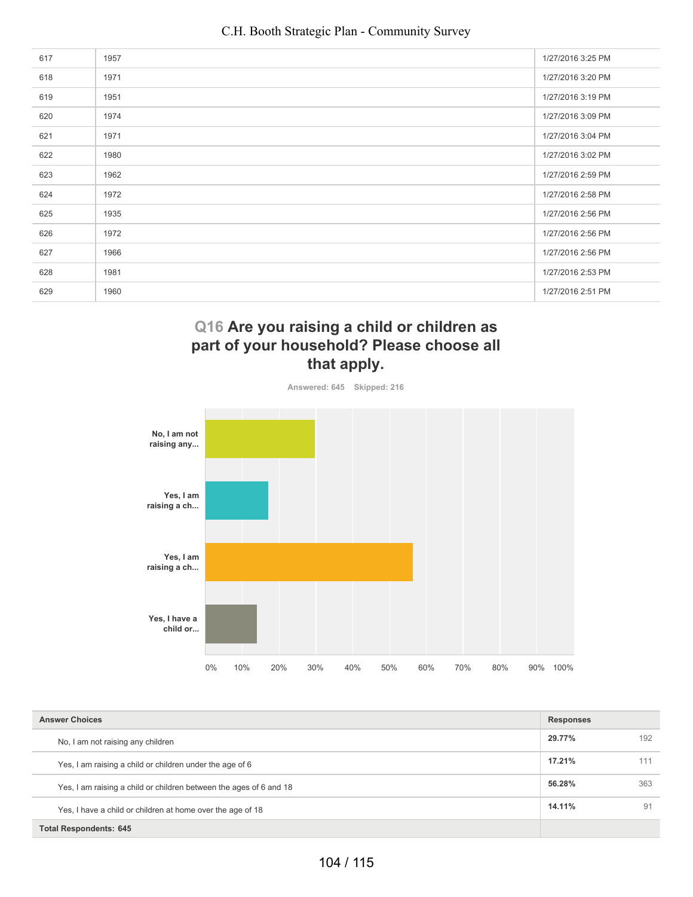| | | |
|---|---|---|
| 617 | 1957 | 1/27/2016 3:25 PM |
| 618 | 1971 | 1/27/2016 3:20 PM |
| 619 | 1951 | 1/27/2016 3:19 PM |
| 620 | 1974 | 1/27/2016 3:09 PM |
| 621 | 1971 | 1/27/2016 3:04 PM |
| 622 | 1980 | 1/27/2016 3:02 PM |
| 623 | 1962 | 1/27/2016 2:59 PM |
| 624 | 1972 | 1/27/2016 2:58 PM |
| 625 | 1935 | 1/27/2016 2:56 PM |
| 626 | 1972 | 1/27/2016 2:56 PM |
| 627 | 1966 | 1/27/2016 2:56 PM |
| 628 | 1981 | 1/27/2016 2:53 PM |
| 629 | 1960 | 1/27/2016 2:51 PM |

## Q16 Are you raising a child or children as part of your household? Please choose all that apply.

Answered: 645 Skipped: 216

No, I am not raising any...

Yes, I am raising a ch...

Yes, I am raising a ch...

Yes, I have a child or...

0% 10% 20% 30% 40% 50% 60% 70% 80% 90% 100%

| Answer Choices | Responses | |
|---|---|---|
| No, I am not raising any children | **29.77%** | 192 |
| Yes, I am raising a child or children under the age of 6 | **17.21%** | 111 |
| Yes, I am raising a child or children between the ages of 6 and 18 | **56.28%** | 363 |
| Yes, I have a child or children at home over the age of 18 | **14.11%** | 91 |
| **Total Respondents: 645** | | |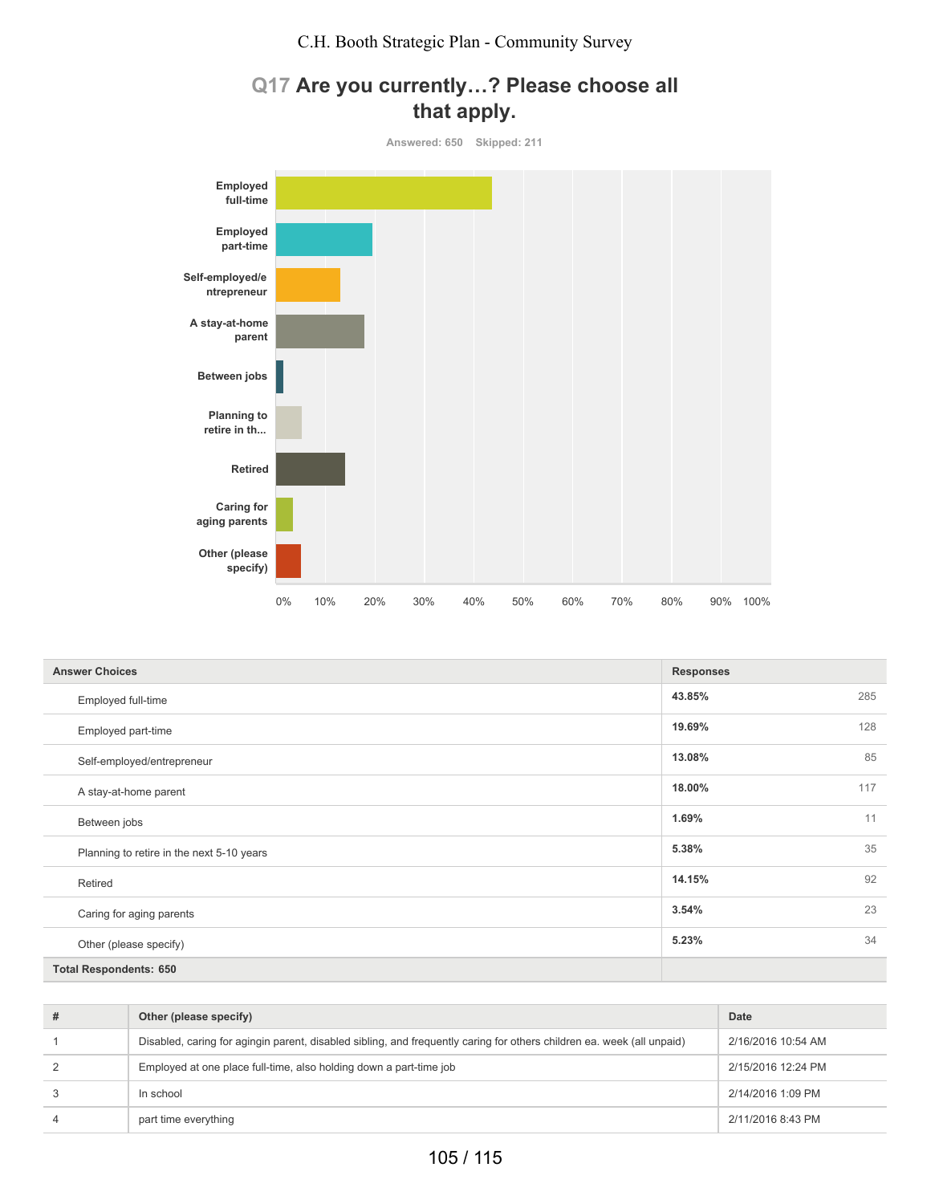C.H. Booth Strategic Plan - Community Survey

## Q17 Are you currently…? Please choose all that apply.

Answered: 650 Skipped: 211

| Answer Choices | Responses | |
|---|---|---|
| Employed full-time | 43.85% | 285 |
| Employed part-time | 19.69% | 128 |
| Self-employed/entrepreneur | 13.08% | 85 |
| A stay-at-home parent | 18.00% | 117 |
| Between jobs | 1.69% | 11 |
| Planning to retire in the next 5-10 years | 5.38% | 35 |
| Retired | 14.15% | 92 |
| Caring for aging parents | 3.54% | 23 |
| Other (please specify) | 5.23% | 34 |
| **Total Respondents: 650** | | |

| # | Other (please specify) | Date |
|---|---|---|
| 1 | Disabled, caring for agingin parent, disabled sibling, and frequently caring for others children ea. week (all unpaid) | 2/16/2016 10:54 AM |
| 2 | Employed at one place full-time, also holding down a part-time job | 2/15/2016 12:24 PM |
| 3 | In school | 2/14/2016 1:09 PM |
| 4 | part time everything | 2/11/2016 8:43 PM |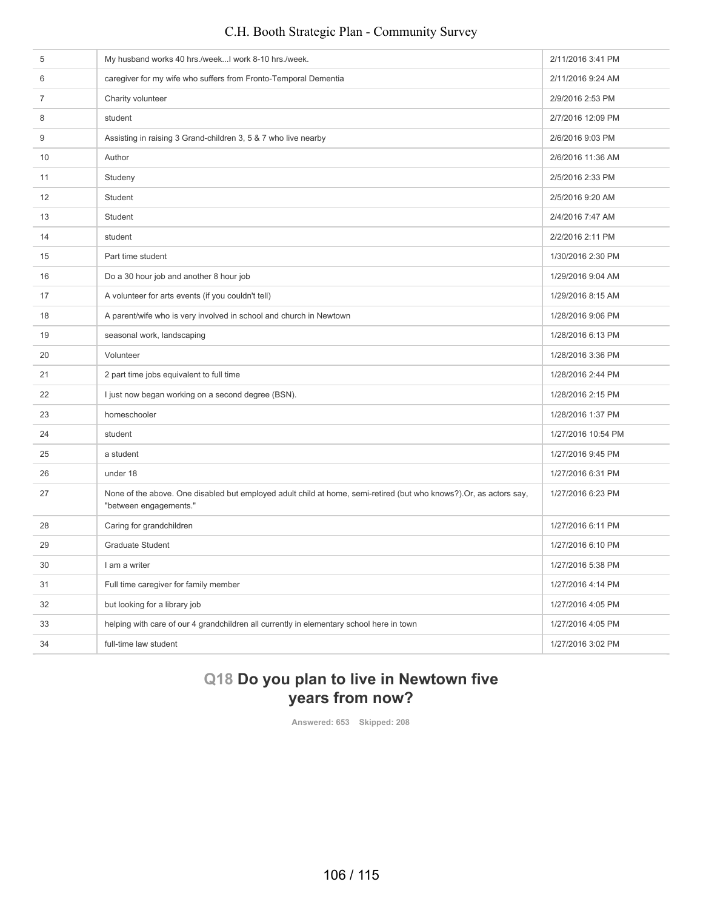| | | |
|---|---|---|
| 5 | My husband works 40 hrs./week...I work 8-10 hrs./week. | 2/11/2016 3:41 PM |
| 6 | caregiver for my wife who suffers from Fronto-Temporal Dementia | 2/11/2016 9:24 AM |
| 7 | Charity volunteer | 2/9/2016 2:53 PM |
| 8 | student | 2/7/2016 12:09 PM |
| 9 | Assisting in raising 3 Grand-children 3, 5 & 7 who live nearby | 2/6/2016 9:03 PM |
| 10 | Author | 2/6/2016 11:36 AM |
| 11 | Studeny | 2/5/2016 2:33 PM |
| 12 | Student | 2/5/2016 9:20 AM |
| 13 | Student | 2/4/2016 7:47 AM |
| 14 | student | 2/2/2016 2:11 PM |
| 15 | Part time student | 1/30/2016 2:30 PM |
| 16 | Do a 30 hour job and another 8 hour job | 1/29/2016 9:04 AM |
| 17 | A volunteer for arts events (if you couldn't tell) | 1/29/2016 8:15 AM |
| 18 | A parent/wife who is very involved in school and church in Newtown | 1/28/2016 9:06 PM |
| 19 | seasonal work, landscaping | 1/28/2016 6:13 PM |
| 20 | Volunteer | 1/28/2016 3:36 PM |
| 21 | 2 part time jobs equivalent to full time | 1/28/2016 2:44 PM |
| 22 | I just now began working on a second degree (BSN). | 1/28/2016 2:15 PM |
| 23 | homeschooler | 1/28/2016 1:37 PM |
| 24 | student | 1/27/2016 10:54 PM |
| 25 | a student | 1/27/2016 9:45 PM |
| 26 | under 18 | 1/27/2016 6:31 PM |
| 27 | None of the above. One disabled but employed adult child at home, semi-retired (but who knows?).Or, as actors say, "between engagements." | 1/27/2016 6:23 PM |
| 28 | Caring for grandchildren | 1/27/2016 6:11 PM |
| 29 | Graduate Student | 1/27/2016 6:10 PM |
| 30 | I am a writer | 1/27/2016 5:38 PM |
| 31 | Full time caregiver for family member | 1/27/2016 4:14 PM |
| 32 | but looking for a library job | 1/27/2016 4:05 PM |
| 33 | helping with care of our 4 grandchildren all currently in elementary school here in town | 1/27/2016 4:05 PM |
| 34 | full-time law student | 1/27/2016 3:02 PM |

## Q18 Do you plan to live in Newtown five years from now?

Answered: 653 Skipped: 208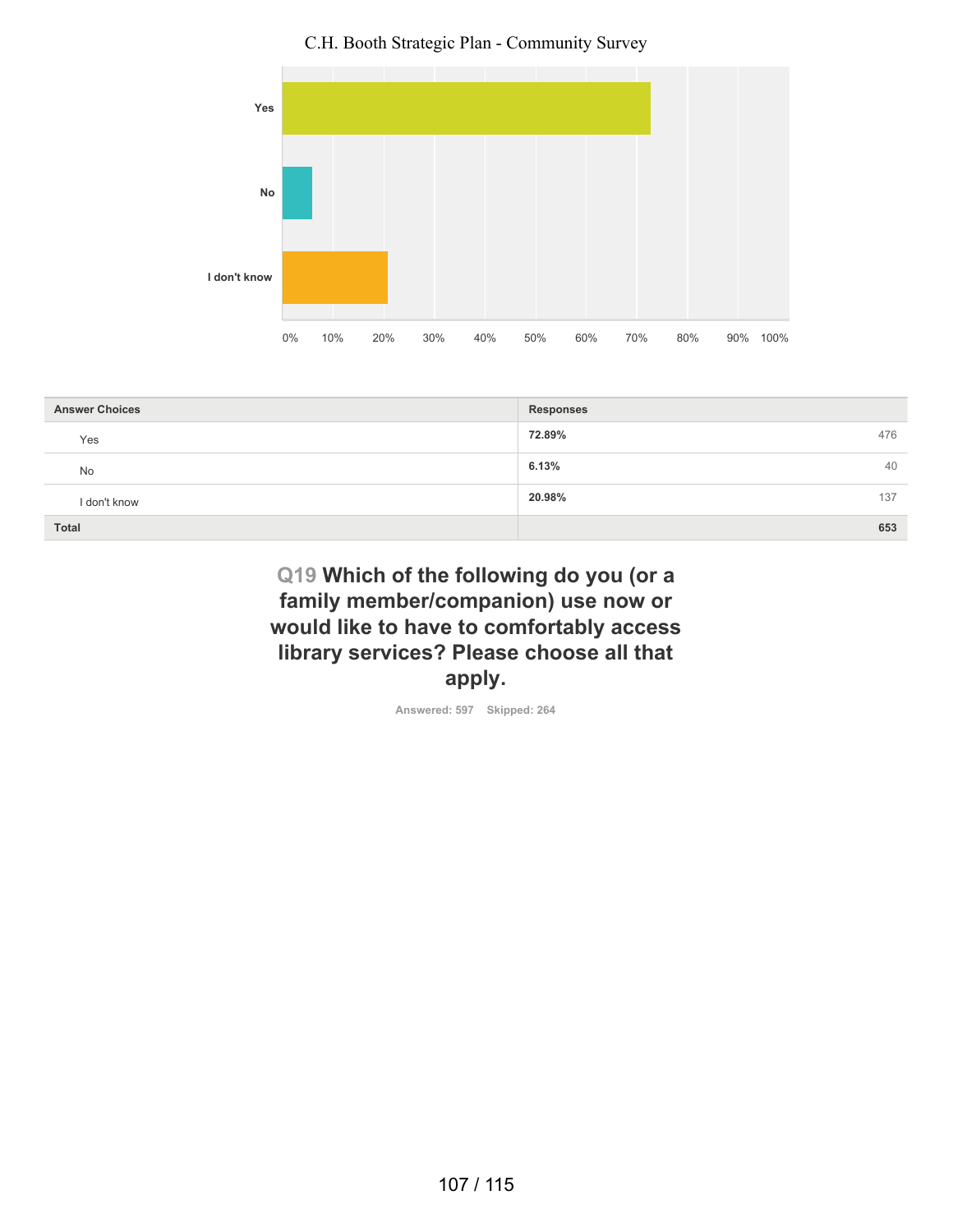| Answer Choices | Responses | |
|---|---|---|
| Yes | 72.89% | 476 |
| No | 6.13% | 40 |
| I don't know | 20.98% | 137 |
| **Total** | | **653** |

## Q19 Which of the following do you (or a family member/companion) use now or would like to have to comfortably access library services? Please choose all that apply.

Answered: 597 Skipped: 264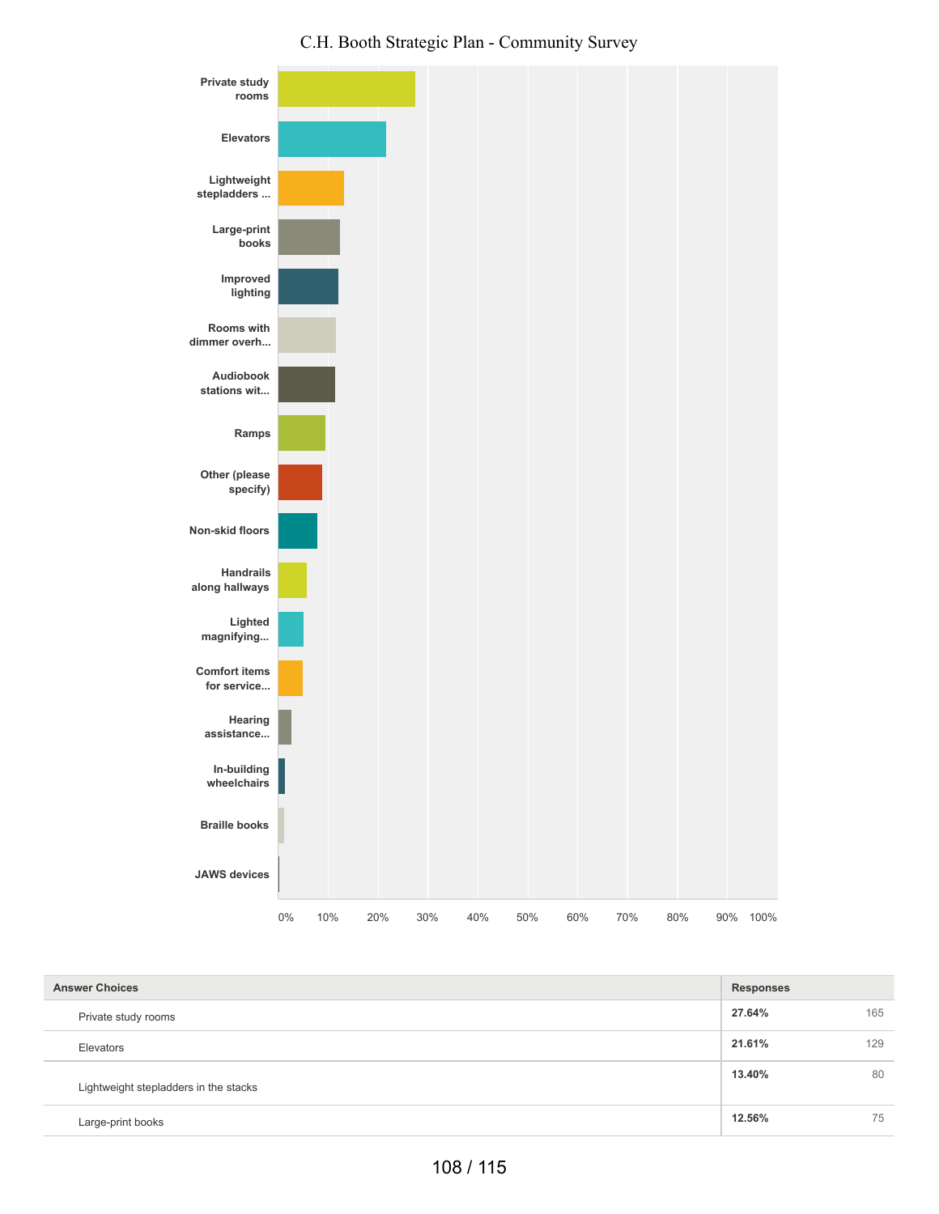C.H. Booth Strategic Plan - Community Survey

| Answer Choices | Responses | |
|---|---|---|
| Private study rooms | 27.64% | 165 |
| Elevators | 21.61% | 129 |
| Lightweight stepladders in the stacks | 13.40% | 80 |
| Large-print books | 12.56% | 75 |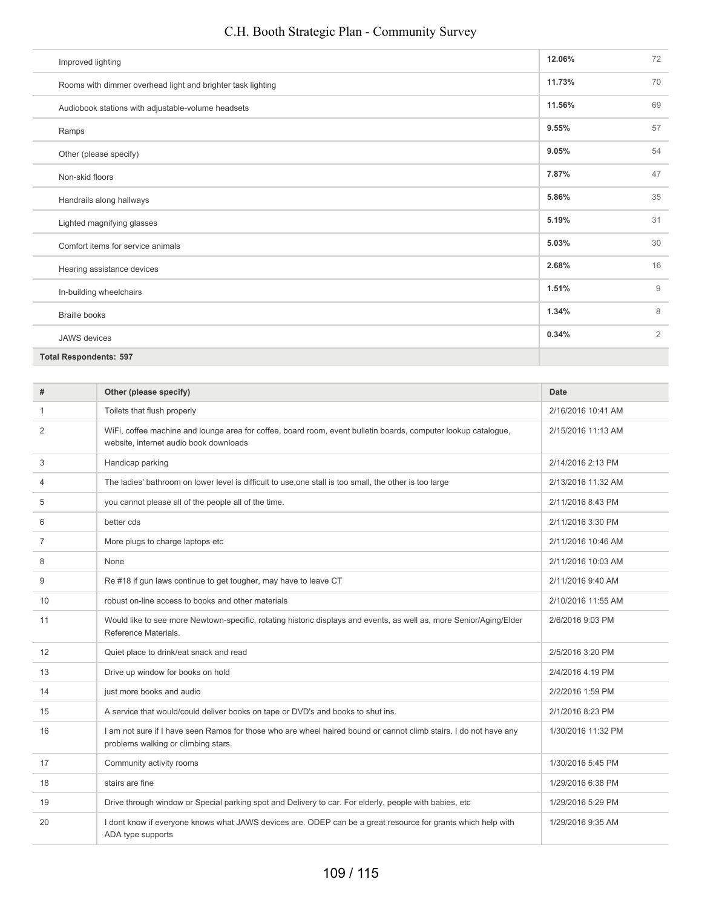| | | |
|---|---|---|
| Improved lighting | 12.06% | 72 |
| Rooms with dimmer overhead light and brighter task lighting | 11.73% | 70 |
| Audiobook stations with adjustable-volume headsets | 11.56% | 69 |
| Ramps | 9.55% | 57 |
| Other (please specify) | 9.05% | 54 |
| Non-skid floors | 7.87% | 47 |
| Handrails along hallways | 5.86% | 35 |
| Lighted magnifying glasses | 5.19% | 31 |
| Comfort items for service animals | 5.03% | 30 |
| Hearing assistance devices | 2.68% | 16 |
| In-building wheelchairs | 1.51% | 9 |
| Braille books | 1.34% | 8 |
| JAWS devices | 0.34% | 2 |
| **Total Respondents: 597** | | |

| # | Other (please specify) | Date |
|---|---|---|
| 1 | Toilets that flush properly | 2/16/2016 10:41 AM |
| 2 | WiFi, coffee machine and lounge area for coffee, board room, event bulletin boards, computer lookup catalogue, website, internet audio book downloads | 2/15/2016 11:13 AM |
| 3 | Handicap parking | 2/14/2016 2:13 PM |
| 4 | The ladies' bathroom on lower level is difficult to use,one stall is too small, the other is too large | 2/13/2016 11:32 AM |
| 5 | you cannot please all of the people all of the time. | 2/11/2016 8:43 PM |
| 6 | better cds | 2/11/2016 3:30 PM |
| 7 | More plugs to charge laptops etc | 2/11/2016 10:46 AM |
| 8 | None | 2/11/2016 10:03 AM |
| 9 | Re #18 if gun laws continue to get tougher, may have to leave CT | 2/11/2016 9:40 AM |
| 10 | robust on-line access to books and other materials | 2/10/2016 11:55 AM |
| 11 | Would like to see more Newtown-specific, rotating historic displays and events, as well as, more Senior/Aging/Elder Reference Materials. | 2/6/2016 9:03 PM |
| 12 | Quiet place to drink/eat snack and read | 2/5/2016 3:20 PM |
| 13 | Drive up window for books on hold | 2/4/2016 4:19 PM |
| 14 | just more books and audio | 2/2/2016 1:59 PM |
| 15 | A service that would/could deliver books on tape or DVD's and books to shut ins. | 2/1/2016 8:23 PM |
| 16 | I am not sure if I have seen Ramos for those who are wheel haired bound or cannot climb stairs. I do not have any problems walking or climbing stars. | 1/30/2016 11:32 PM |
| 17 | Community activity rooms | 1/30/2016 5:45 PM |
| 18 | stairs are fine | 1/29/2016 6:38 PM |
| 19 | Drive through window or Special parking spot and Delivery to car. For elderly, people with babies, etc | 1/29/2016 5:29 PM |
| 20 | I dont know if everyone knows what JAWS devices are. ODEP can be a great resource for grants which help with ADA type supports | 1/29/2016 9:35 AM |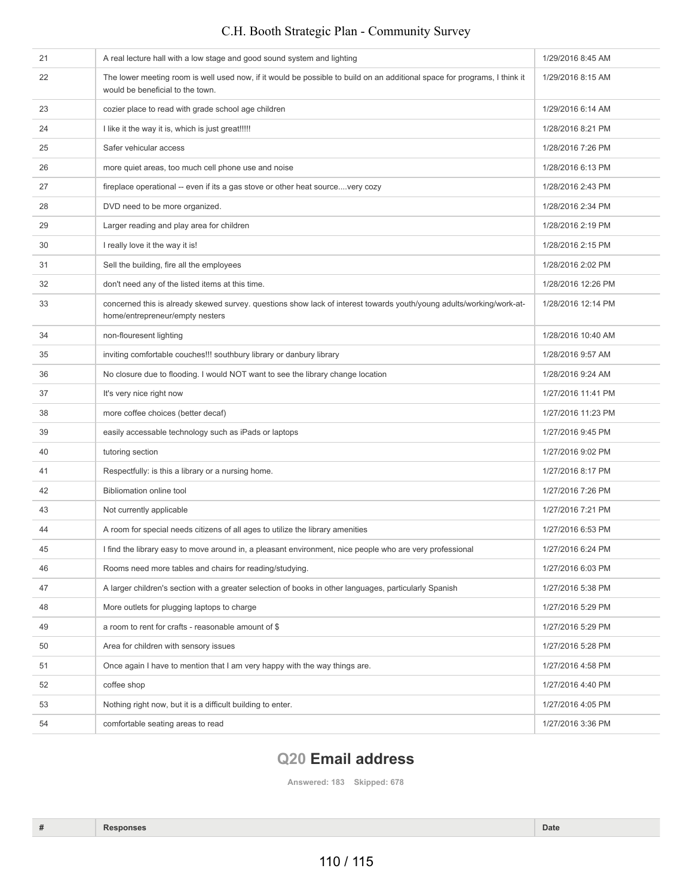| | | |
|---|---|---|
| 21 | A real lecture hall with a low stage and good sound system and lighting | 1/29/2016 8:45 AM |
| 22 | The lower meeting room is well used now, if it would be possible to build on an additional space for programs, I think it would be beneficial to the town. | 1/29/2016 8:15 AM |
| 23 | cozier place to read with grade school age children | 1/29/2016 6:14 AM |
| 24 | I like it the way it is, which is just great!!!!! | 1/28/2016 8:21 PM |
| 25 | Safer vehicular access | 1/28/2016 7:26 PM |
| 26 | more quiet areas, too much cell phone use and noise | 1/28/2016 6:13 PM |
| 27 | fireplace operational -- even if its a gas stove or other heat source....very cozy | 1/28/2016 2:43 PM |
| 28 | DVD need to be more organized. | 1/28/2016 2:34 PM |
| 29 | Larger reading and play area for children | 1/28/2016 2:19 PM |
| 30 | I really love it the way it is! | 1/28/2016 2:15 PM |
| 31 | Sell the building, fire all the employees | 1/28/2016 2:02 PM |
| 32 | don't need any of the listed items at this time. | 1/28/2016 12:26 PM |
| 33 | concerned this is already skewed survey. questions show lack of interest towards youth/young adults/working/work-at-home/entrepreneur/empty nesters | 1/28/2016 12:14 PM |
| 34 | non-flouresent lighting | 1/28/2016 10:40 AM |
| 35 | inviting comfortable couches!!! southbury library or danbury library | 1/28/2016 9:57 AM |
| 36 | No closure due to flooding. I would NOT want to see the library change location | 1/28/2016 9:24 AM |
| 37 | It's very nice right now | 1/27/2016 11:41 PM |
| 38 | more coffee choices (better decaf) | 1/27/2016 11:23 PM |
| 39 | easily accessable technology such as iPads or laptops | 1/27/2016 9:45 PM |
| 40 | tutoring section | 1/27/2016 9:02 PM |
| 41 | Respectfully: is this a library or a nursing home. | 1/27/2016 8:17 PM |
| 42 | Bibliomation online tool | 1/27/2016 7:26 PM |
| 43 | Not currently applicable | 1/27/2016 7:21 PM |
| 44 | A room for special needs citizens of all ages to utilize the library amenities | 1/27/2016 6:53 PM |
| 45 | I find the library easy to move around in, a pleasant environment, nice people who are very professional | 1/27/2016 6:24 PM |
| 46 | Rooms need more tables and chairs for reading/studying. | 1/27/2016 6:03 PM |
| 47 | A larger children's section with a greater selection of books in other languages, particularly Spanish | 1/27/2016 5:38 PM |
| 48 | More outlets for plugging laptops to charge | 1/27/2016 5:29 PM |
| 49 | a room to rent for crafts - reasonable amount of $ | 1/27/2016 5:29 PM |
| 50 | Area for children with sensory issues | 1/27/2016 5:28 PM |
| 51 | Once again I have to mention that I am very happy with the way things are. | 1/27/2016 4:58 PM |
| 52 | coffee shop | 1/27/2016 4:40 PM |
| 53 | Nothing right now, but it is a difficult building to enter. | 1/27/2016 4:05 PM |
| 54 | comfortable seating areas to read | 1/27/2016 3:36 PM |

## Q20 Email address

Answered: 183 Skipped: 678

| # | Responses | Date |
|---|---|---|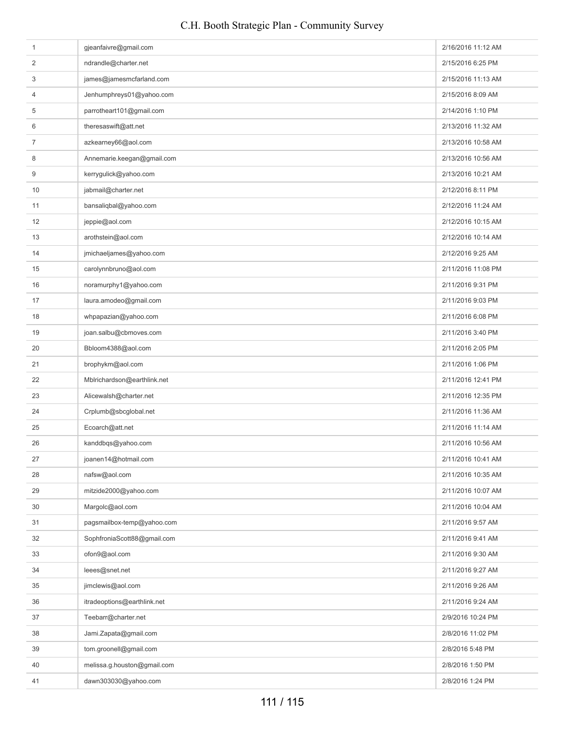| | | |
|---|---|---|
| 1 | gjeanfaivre@gmail.com | 2/16/2016 11:12 AM |
| 2 | ndrandle@charter.net | 2/15/2016 6:25 PM |
| 3 | james@jamesmcfarland.com | 2/15/2016 11:13 AM |
| 4 | Jenhumphreys01@yahoo.com | 2/15/2016 8:09 AM |
| 5 | parrotheart101@gmail.com | 2/14/2016 1:10 PM |
| 6 | theresaswift@att.net | 2/13/2016 11:32 AM |
| 7 | azkearney66@aol.com | 2/13/2016 10:58 AM |
| 8 | Annemarie.keegan@gmail.com | 2/13/2016 10:56 AM |
| 9 | kerrygulick@yahoo.com | 2/13/2016 10:21 AM |
| 10 | jabmail@charter.net | 2/12/2016 8:11 PM |
| 11 | bansaliqbal@yahoo.com | 2/12/2016 11:24 AM |
| 12 | jeppie@aol.com | 2/12/2016 10:15 AM |
| 13 | arothstein@aol.com | 2/12/2016 10:14 AM |
| 14 | jmichaeljames@yahoo.com | 2/12/2016 9:25 AM |
| 15 | carolynnbruno@aol.com | 2/11/2016 11:08 PM |
| 16 | noramurphy1@yahoo.com | 2/11/2016 9:31 PM |
| 17 | laura.amodeo@gmail.com | 2/11/2016 9:03 PM |
| 18 | whpapazian@yahoo.com | 2/11/2016 6:08 PM |
| 19 | joan.salbu@cbmoves.com | 2/11/2016 3:40 PM |
| 20 | Bbloom4388@aol.com | 2/11/2016 2:05 PM |
| 21 | brophykm@aol.com | 2/11/2016 1:06 PM |
| 22 | Mblrichardson@earthlink.net | 2/11/2016 12:41 PM |
| 23 | Alicewalsh@charter.net | 2/11/2016 12:35 PM |
| 24 | Crplumb@sbcglobal.net | 2/11/2016 11:36 AM |
| 25 | Ecoarch@att.net | 2/11/2016 11:14 AM |
| 26 | kanddbqs@yahoo.com | 2/11/2016 10:56 AM |
| 27 | joanen14@hotmail.com | 2/11/2016 10:41 AM |
| 28 | nafsw@aol.com | 2/11/2016 10:35 AM |
| 29 | mitzide2000@yahoo.com | 2/11/2016 10:07 AM |
| 30 | Margolc@aol.com | 2/11/2016 10:04 AM |
| 31 | pagsmailbox-temp@yahoo.com | 2/11/2016 9:57 AM |
| 32 | SophfroniaScott88@gmail.com | 2/11/2016 9:41 AM |
| 33 | ofon9@aol.com | 2/11/2016 9:30 AM |
| 34 | leees@snet.net | 2/11/2016 9:27 AM |
| 35 | jimclewis@aol.com | 2/11/2016 9:26 AM |
| 36 | itradeoptions@earthlink.net | 2/11/2016 9:24 AM |
| 37 | Teebarr@charter.net | 2/9/2016 10:24 PM |
| 38 | Jami.Zapata@gmail.com | 2/8/2016 11:02 PM |
| 39 | tom.groonell@gmail.com | 2/8/2016 5:48 PM |
| 40 | melissa.g.houston@gmail.com | 2/8/2016 1:50 PM |
| 41 | dawn303030@yahoo.com | 2/8/2016 1:24 PM |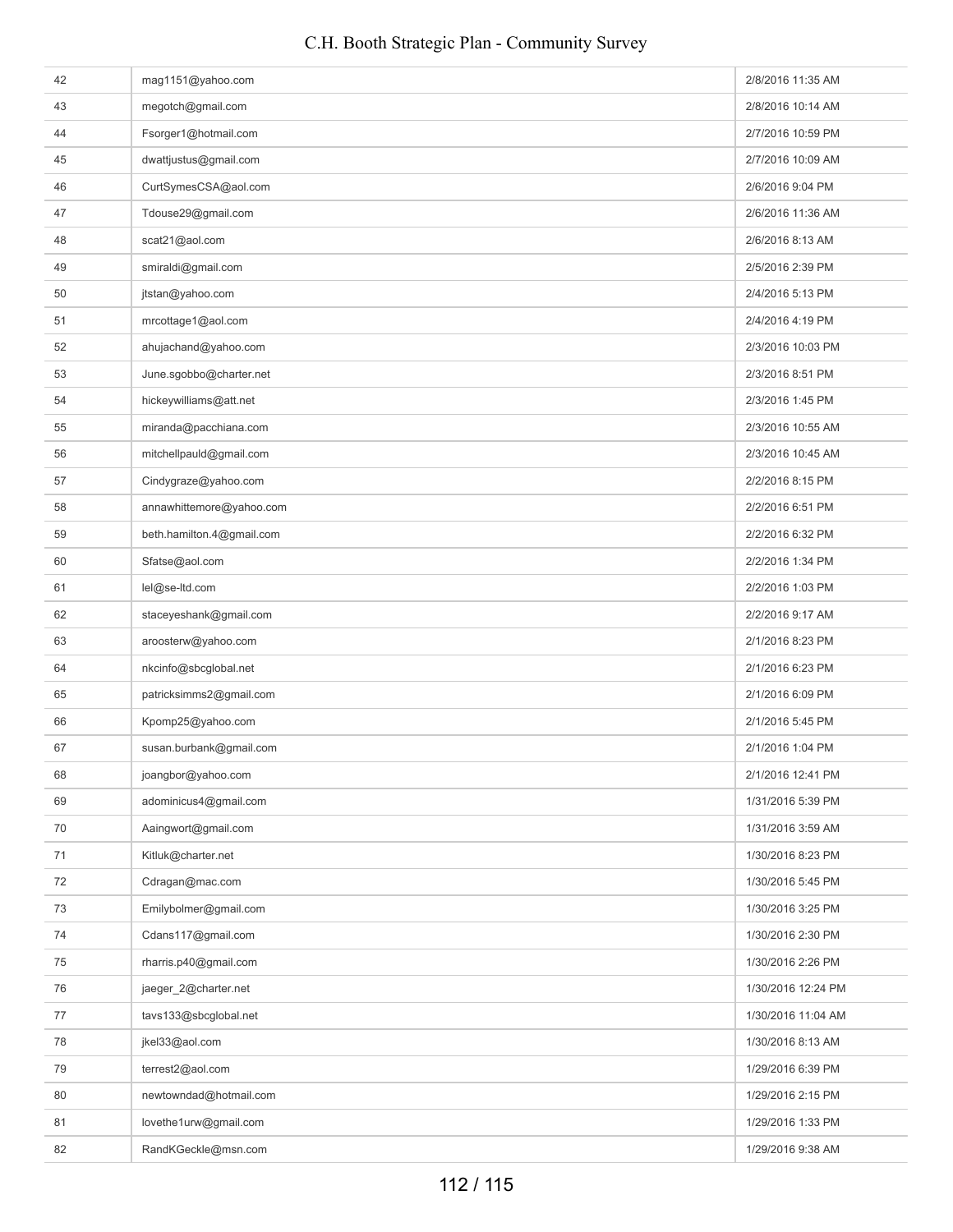| 42 | mag1151@yahoo.com | 2/8/2016 11:35 AM |
|---|---|---|
| 43 | megotch@gmail.com | 2/8/2016 10:14 AM |
| 44 | Fsorger1@hotmail.com | 2/7/2016 10:59 PM |
| 45 | dwattjustus@gmail.com | 2/7/2016 10:09 AM |
| 46 | CurtSymesCSA@aol.com | 2/6/2016 9:04 PM |
| 47 | Tdouse29@gmail.com | 2/6/2016 11:36 AM |
| 48 | scat21@aol.com | 2/6/2016 8:13 AM |
| 49 | smiraldi@gmail.com | 2/5/2016 2:39 PM |
| 50 | jtstan@yahoo.com | 2/4/2016 5:13 PM |
| 51 | mrcottage1@aol.com | 2/4/2016 4:19 PM |
| 52 | ahujachand@yahoo.com | 2/3/2016 10:03 PM |
| 53 | June.sgobbo@charter.net | 2/3/2016 8:51 PM |
| 54 | hickeywilliams@att.net | 2/3/2016 1:45 PM |
| 55 | miranda@pacchiana.com | 2/3/2016 10:55 AM |
| 56 | mitchellpauld@gmail.com | 2/3/2016 10:45 AM |
| 57 | Cindygraze@yahoo.com | 2/2/2016 8:15 PM |
| 58 | annawhittemore@yahoo.com | 2/2/2016 6:51 PM |
| 59 | beth.hamilton.4@gmail.com | 2/2/2016 6:32 PM |
| 60 | Sfatse@aol.com | 2/2/2016 1:34 PM |
| 61 | lel@se-ltd.com | 2/2/2016 1:03 PM |
| 62 | staceyeshank@gmail.com | 2/2/2016 9:17 AM |
| 63 | aroosterw@yahoo.com | 2/1/2016 8:23 PM |
| 64 | nkcinfo@sbcglobal.net | 2/1/2016 6:23 PM |
| 65 | patricksimms2@gmail.com | 2/1/2016 6:09 PM |
| 66 | Kpomp25@yahoo.com | 2/1/2016 5:45 PM |
| 67 | susan.burbank@gmail.com | 2/1/2016 1:04 PM |
| 68 | joangbor@yahoo.com | 2/1/2016 12:41 PM |
| 69 | adominicus4@gmail.com | 1/31/2016 5:39 PM |
| 70 | Aaingwort@gmail.com | 1/31/2016 3:59 AM |
| 71 | Kitluk@charter.net | 1/30/2016 8:23 PM |
| 72 | Cdragan@mac.com | 1/30/2016 5:45 PM |
| 73 | Emilybolmer@gmail.com | 1/30/2016 3:25 PM |
| 74 | Cdans117@gmail.com | 1/30/2016 2:30 PM |
| 75 | rharris.p40@gmail.com | 1/30/2016 2:26 PM |
| 76 | jaeger_2@charter.net | 1/30/2016 12:24 PM |
| 77 | tavs133@sbcglobal.net | 1/30/2016 11:04 AM |
| 78 | jkel33@aol.com | 1/30/2016 8:13 AM |
| 79 | terrest2@aol.com | 1/29/2016 6:39 PM |
| 80 | newtowndad@hotmail.com | 1/29/2016 2:15 PM |
| 81 | lovethe1urw@gmail.com | 1/29/2016 1:33 PM |
| 82 | RandKGeckle@msn.com | 1/29/2016 9:38 AM |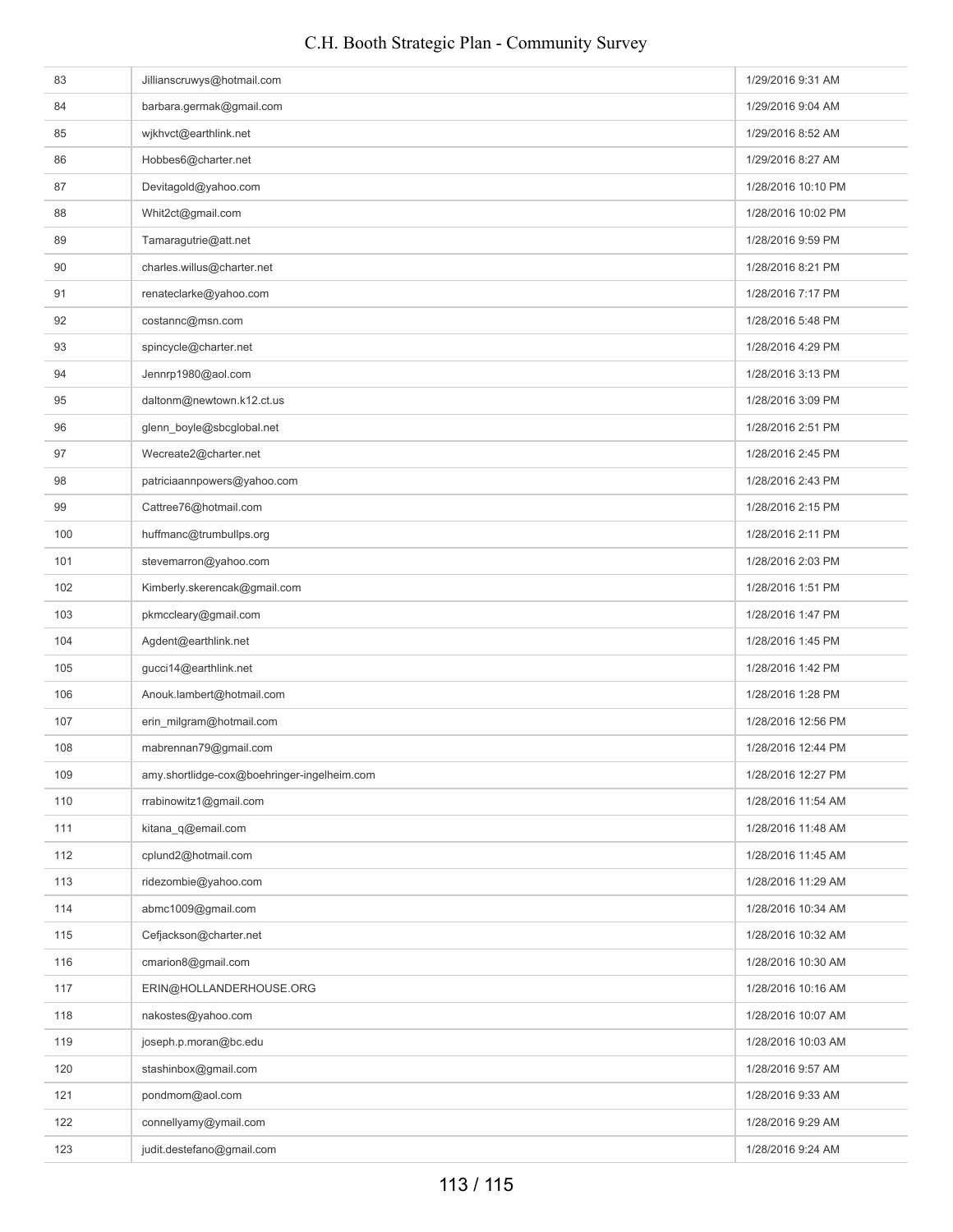| | | |
|---|---|---|
| 83 | Jillianscruwys@hotmail.com | 1/29/2016 9:31 AM |
| 84 | barbara.germak@gmail.com | 1/29/2016 9:04 AM |
| 85 | wjkhvct@earthlink.net | 1/29/2016 8:52 AM |
| 86 | Hobbes6@charter.net | 1/29/2016 8:27 AM |
| 87 | Devitagold@yahoo.com | 1/28/2016 10:10 PM |
| 88 | Whit2ct@gmail.com | 1/28/2016 10:02 PM |
| 89 | Tamaragutrie@att.net | 1/28/2016 9:59 PM |
| 90 | charles.willus@charter.net | 1/28/2016 8:21 PM |
| 91 | renateclarke@yahoo.com | 1/28/2016 7:17 PM |
| 92 | costannc@msn.com | 1/28/2016 5:48 PM |
| 93 | spincycle@charter.net | 1/28/2016 4:29 PM |
| 94 | Jennrp1980@aol.com | 1/28/2016 3:13 PM |
| 95 | daltonm@newtown.k12.ct.us | 1/28/2016 3:09 PM |
| 96 | glenn_boyle@sbcglobal.net | 1/28/2016 2:51 PM |
| 97 | Wecreate2@charter.net | 1/28/2016 2:45 PM |
| 98 | patriciaannpowers@yahoo.com | 1/28/2016 2:43 PM |
| 99 | Cattree76@hotmail.com | 1/28/2016 2:15 PM |
| 100 | huffmanc@trumbullps.org | 1/28/2016 2:11 PM |
| 101 | stevemarron@yahoo.com | 1/28/2016 2:03 PM |
| 102 | Kimberly.skerencak@gmail.com | 1/28/2016 1:51 PM |
| 103 | pkmccleary@gmail.com | 1/28/2016 1:47 PM |
| 104 | Agdent@earthlink.net | 1/28/2016 1:45 PM |
| 105 | gucci14@earthlink.net | 1/28/2016 1:42 PM |
| 106 | Anouk.lambert@hotmail.com | 1/28/2016 1:28 PM |
| 107 | erin_milgram@hotmail.com | 1/28/2016 12:56 PM |
| 108 | mabrennan79@gmail.com | 1/28/2016 12:44 PM |
| 109 | amy.shortlidge-cox@boehringer-ingelheim.com | 1/28/2016 12:27 PM |
| 110 | rrabinowitz1@gmail.com | 1/28/2016 11:54 AM |
| 111 | kitana_q@email.com | 1/28/2016 11:48 AM |
| 112 | cplund2@hotmail.com | 1/28/2016 11:45 AM |
| 113 | ridezombie@yahoo.com | 1/28/2016 11:29 AM |
| 114 | abmc1009@gmail.com | 1/28/2016 10:34 AM |
| 115 | Cefjackson@charter.net | 1/28/2016 10:32 AM |
| 116 | cmarion8@gmail.com | 1/28/2016 10:30 AM |
| 117 | ERIN@HOLLANDERHOUSE.ORG | 1/28/2016 10:16 AM |
| 118 | nakostes@yahoo.com | 1/28/2016 10:07 AM |
| 119 | joseph.p.moran@bc.edu | 1/28/2016 10:03 AM |
| 120 | stashinbox@gmail.com | 1/28/2016 9:57 AM |
| 121 | pondmom@aol.com | 1/28/2016 9:33 AM |
| 122 | connellyamy@ymail.com | 1/28/2016 9:29 AM |
| 123 | judit.destefano@gmail.com | 1/28/2016 9:24 AM |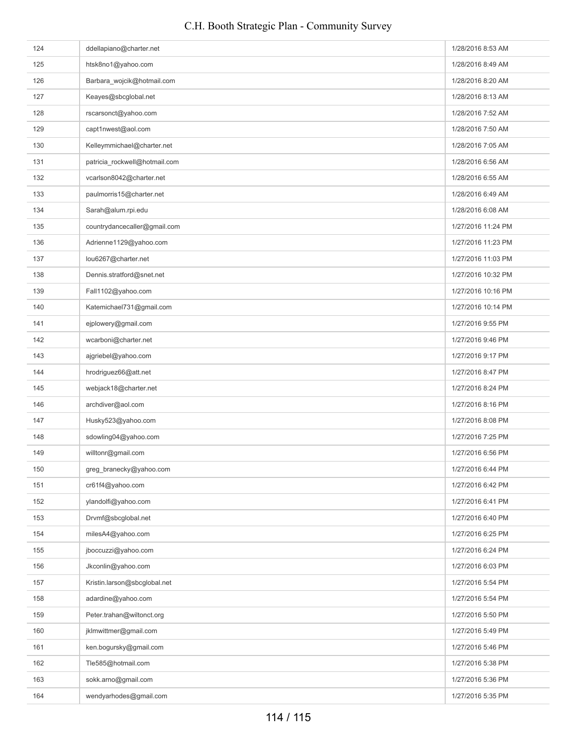| | | |
|---|---|---|
| 124 | ddellapiano@charter.net | 1/28/2016 8:53 AM |
| 125 | htsk8no1@yahoo.com | 1/28/2016 8:49 AM |
| 126 | Barbara_wojcik@hotmail.com | 1/28/2016 8:20 AM |
| 127 | Keayes@sbcglobal.net | 1/28/2016 8:13 AM |
| 128 | rscarsonct@yahoo.com | 1/28/2016 7:52 AM |
| 129 | capt1nwest@aol.com | 1/28/2016 7:50 AM |
| 130 | Kelleymmichael@charter.net | 1/28/2016 7:05 AM |
| 131 | patricia_rockwell@hotmail.com | 1/28/2016 6:56 AM |
| 132 | vcarlson8042@charter.net | 1/28/2016 6:55 AM |
| 133 | paulmorris15@charter.net | 1/28/2016 6:49 AM |
| 134 | Sarah@alum.rpi.edu | 1/28/2016 6:08 AM |
| 135 | countrydancecaller@gmail.com | 1/27/2016 11:24 PM |
| 136 | Adrienne1129@yahoo.com | 1/27/2016 11:23 PM |
| 137 | lou6267@charter.net | 1/27/2016 11:03 PM |
| 138 | Dennis.stratford@snet.net | 1/27/2016 10:32 PM |
| 139 | Fall1102@yahoo.com | 1/27/2016 10:16 PM |
| 140 | Katemichael731@gmail.com | 1/27/2016 10:14 PM |
| 141 | ejplowery@gmail.com | 1/27/2016 9:55 PM |
| 142 | wcarboni@charter.net | 1/27/2016 9:46 PM |
| 143 | ajgriebel@yahoo.com | 1/27/2016 9:17 PM |
| 144 | hrodriguez66@att.net | 1/27/2016 8:47 PM |
| 145 | webjack18@charter.net | 1/27/2016 8:24 PM |
| 146 | archdiver@aol.com | 1/27/2016 8:16 PM |
| 147 | Husky523@yahoo.com | 1/27/2016 8:08 PM |
| 148 | sdowling04@yahoo.com | 1/27/2016 7:25 PM |
| 149 | willtonr@gmail.com | 1/27/2016 6:56 PM |
| 150 | greg_branecky@yahoo.com | 1/27/2016 6:44 PM |
| 151 | cr61f4@yahoo.com | 1/27/2016 6:42 PM |
| 152 | ylandolfi@yahoo.com | 1/27/2016 6:41 PM |
| 153 | Drvmf@sbcglobal.net | 1/27/2016 6:40 PM |
| 154 | milesA4@yahoo.com | 1/27/2016 6:25 PM |
| 155 | jboccuzzi@yahoo.com | 1/27/2016 6:24 PM |
| 156 | Jkconlin@yahoo.com | 1/27/2016 6:03 PM |
| 157 | Kristin.larson@sbcglobal.net | 1/27/2016 5:54 PM |
| 158 | adardine@yahoo.com | 1/27/2016 5:54 PM |
| 159 | Peter.trahan@wiltonct.org | 1/27/2016 5:50 PM |
| 160 | jklmwittmer@gmail.com | 1/27/2016 5:49 PM |
| 161 | ken.bogursky@gmail.com | 1/27/2016 5:46 PM |
| 162 | Tle585@hotmail.com | 1/27/2016 5:38 PM |
| 163 | sokk.arno@gmail.com | 1/27/2016 5:36 PM |
| 164 | wendyarhodes@gmail.com | 1/27/2016 5:35 PM |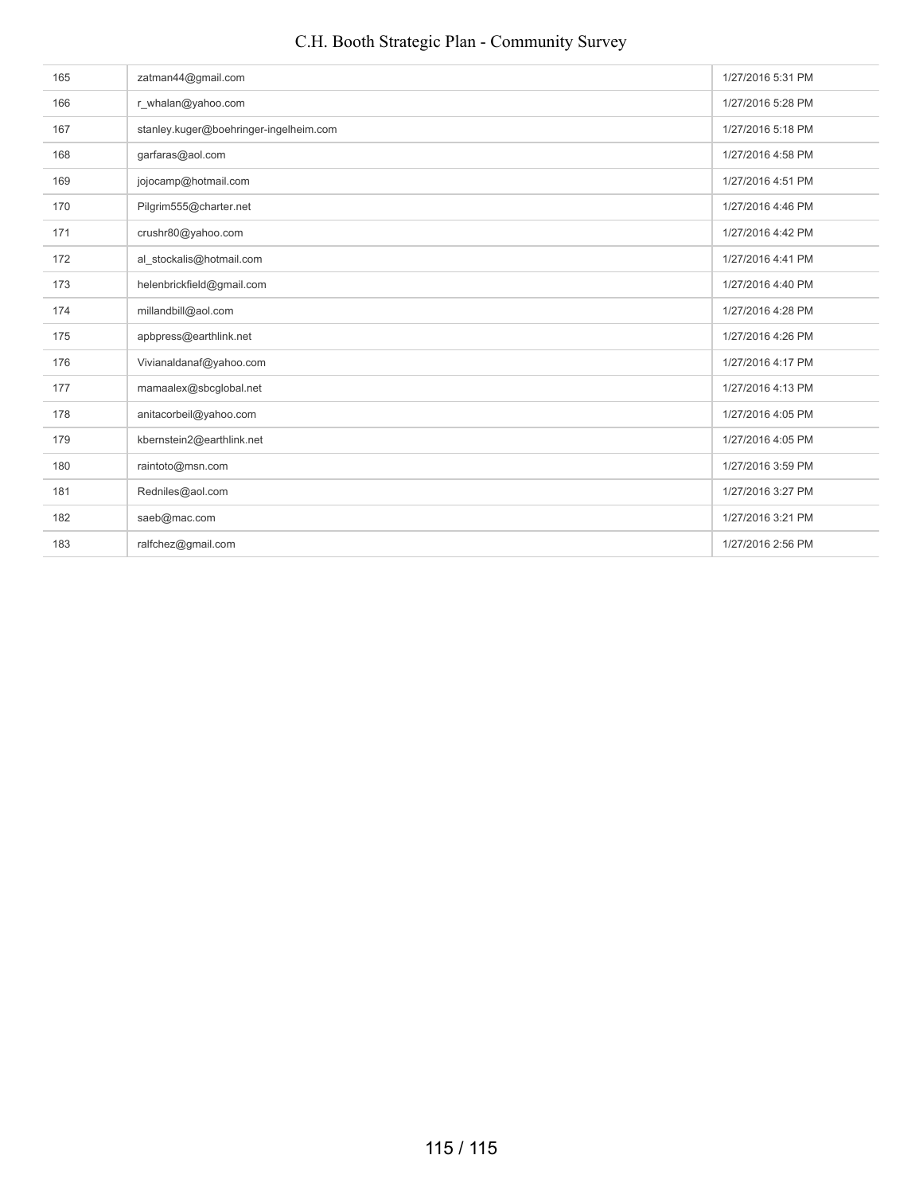| | | |
|---|---|---|
| 165 | zatman44@gmail.com | 1/27/2016 5:31 PM |
| 166 | r_whalan@yahoo.com | 1/27/2016 5:28 PM |
| 167 | stanley.kuger@boehringer-ingelheim.com | 1/27/2016 5:18 PM |
| 168 | garfaras@aol.com | 1/27/2016 4:58 PM |
| 169 | jojocamp@hotmail.com | 1/27/2016 4:51 PM |
| 170 | Pilgrim555@charter.net | 1/27/2016 4:46 PM |
| 171 | crushr80@yahoo.com | 1/27/2016 4:42 PM |
| 172 | al_stockalis@hotmail.com | 1/27/2016 4:41 PM |
| 173 | helenbrickfield@gmail.com | 1/27/2016 4:40 PM |
| 174 | millandbill@aol.com | 1/27/2016 4:28 PM |
| 175 | apbpress@earthlink.net | 1/27/2016 4:26 PM |
| 176 | Vivianaldanaf@yahoo.com | 1/27/2016 4:17 PM |
| 177 | mamaalex@sbcglobal.net | 1/27/2016 4:13 PM |
| 178 | anitacorbeil@yahoo.com | 1/27/2016 4:05 PM |
| 179 | kbernstein2@earthlink.net | 1/27/2016 4:05 PM |
| 180 | raintoto@msn.com | 1/27/2016 3:59 PM |
| 181 | Redniles@aol.com | 1/27/2016 3:27 PM |
| 182 | saeb@mac.com | 1/27/2016 3:21 PM |
| 183 | ralfchez@gmail.com | 1/27/2016 2:56 PM |